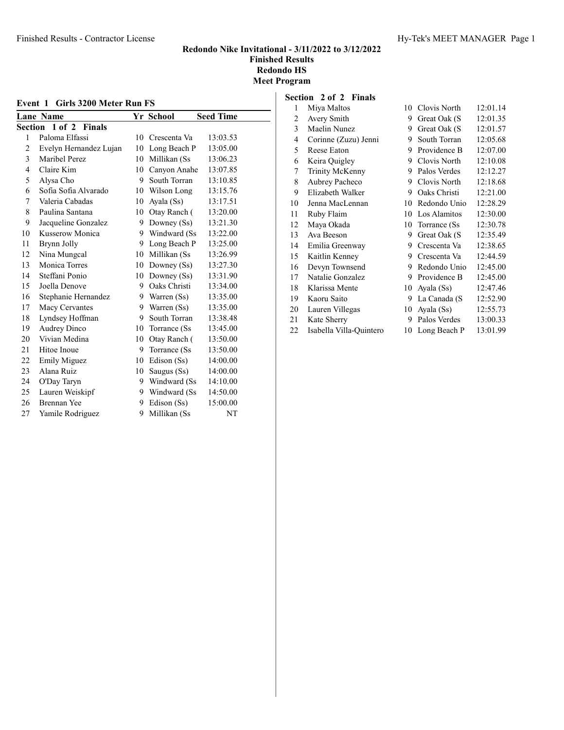# Redondo Nike Invitational - 3/11/2022 to 3/12/2022

**Finished Results**

**Redondo HS**

**Meet Program**

## Event 1 Girls 3200 Meter Run FS

| Lane | Name | Yr | School | Seed Time |
|---|---|---|---|---|
| **Section 1 of 2 Finals** | | | | |
| 1 | Paloma Elfassi | 10 | Crescenta Va | 13:03.53 |
| 2 | Evelyn Hernandez Lujan | 10 | Long Beach P | 13:05.00 |
| 3 | Maribel Perez | 10 | Millikan (Ss | 13:06.23 |
| 4 | Claire Kim | 10 | Canyon Anahe | 13:07.85 |
| 5 | Alysa Cho | 9 | South Torran | 13:10.85 |
| 6 | Sofia Sofia Alvarado | 10 | Wilson Long | 13:15.76 |
| 7 | Valeria Cabadas | 10 | Ayala (Ss) | 13:17.51 |
| 8 | Paulina Santana | 10 | Otay Ranch ( | 13:20.00 |
| 9 | Jacqueline Gonzalez | 9 | Downey (Ss) | 13:21.30 |
| 10 | Kusserow Monica | 9 | Windward (Ss | 13:22.00 |
| 11 | Brynn Jolly | 9 | Long Beach P | 13:25.00 |
| 12 | Nina Mungcal | 10 | Millikan (Ss | 13:26.99 |
| 13 | Monica Torres | 10 | Downey (Ss) | 13:27.30 |
| 14 | Steffani Ponio | 10 | Downey (Ss) | 13:31.90 |
| 15 | Joella Denove | 9 | Oaks Christi | 13:34.00 |
| 16 | Stephanie Hernandez | 9 | Warren (Ss) | 13:35.00 |
| 17 | Macy Cervantes | 9 | Warren (Ss) | 13:35.00 |
| 18 | Lyndsey Hoffman | 9 | South Torran | 13:38.48 |
| 19 | Audrey Dinco | 10 | Torrance (Ss | 13:45.00 |
| 20 | Vivian Medina | 10 | Otay Ranch ( | 13:50.00 |
| 21 | Hitoe Inoue | 9 | Torrance (Ss | 13:50.00 |
| 22 | Emily Miguez | 10 | Edison (Ss) | 14:00.00 |
| 23 | Alana Ruiz | 10 | Saugus (Ss) | 14:00.00 |
| 24 | O'Day Taryn | 9 | Windward (Ss | 14:10.00 |
| 25 | Lauren Weiskipf | 9 | Windward (Ss | 14:50.00 |
| 26 | Brennan Yee | 9 | Edison (Ss) | 15:00.00 |
| 27 | Yamile Rodriguez | 9 | Millikan (Ss | NT |
| **Section 2 of 2 Finals** | | | | |
| 1 | Miya Maltos | 10 | Clovis North | 12:01.14 |
| 2 | Avery Smith | 9 | Great Oak (S | 12:01.35 |
| 3 | Maelin Nunez | 9 | Great Oak (S | 12:01.57 |
| 4 | Corinne (Zuzu) Jenni | 9 | South Torran | 12:05.68 |
| 5 | Reese Eaton | 9 | Providence B | 12:07.00 |
| 6 | Keira Quigley | 9 | Clovis North | 12:10.08 |
| 7 | Trinity McKenny | 9 | Palos Verdes | 12:12.27 |
| 8 | Aubrey Pacheco | 9 | Clovis North | 12:18.68 |
| 9 | Elizabeth Walker | 9 | Oaks Christi | 12:21.00 |
| 10 | Jenna MacLennan | 10 | Redondo Unio | 12:28.29 |
| 11 | Ruby Flaim | 10 | Los Alamitos | 12:30.00 |
| 12 | Maya Okada | 10 | Torrance (Ss | 12:30.78 |
| 13 | Ava Beeson | 9 | Great Oak (S | 12:35.49 |
| 14 | Emilia Greenway | 9 | Crescenta Va | 12:38.65 |
| 15 | Kaitlin Kenney | 9 | Crescenta Va | 12:44.59 |
| 16 | Devyn Townsend | 9 | Redondo Unio | 12:45.00 |
| 17 | Natalie Gonzalez | 9 | Providence B | 12:45.00 |
| 18 | Klarissa Mente | 10 | Ayala (Ss) | 12:47.46 |
| 19 | Kaoru Saito | 9 | La Canada (S | 12:52.90 |
| 20 | Lauren Villegas | 10 | Ayala (Ss) | 12:55.73 |
| 21 | Kate Sherry | 9 | Palos Verdes | 13:00.33 |
| 22 | Isabella Villa-Quintero | 10 | Long Beach P | 13:01.99 |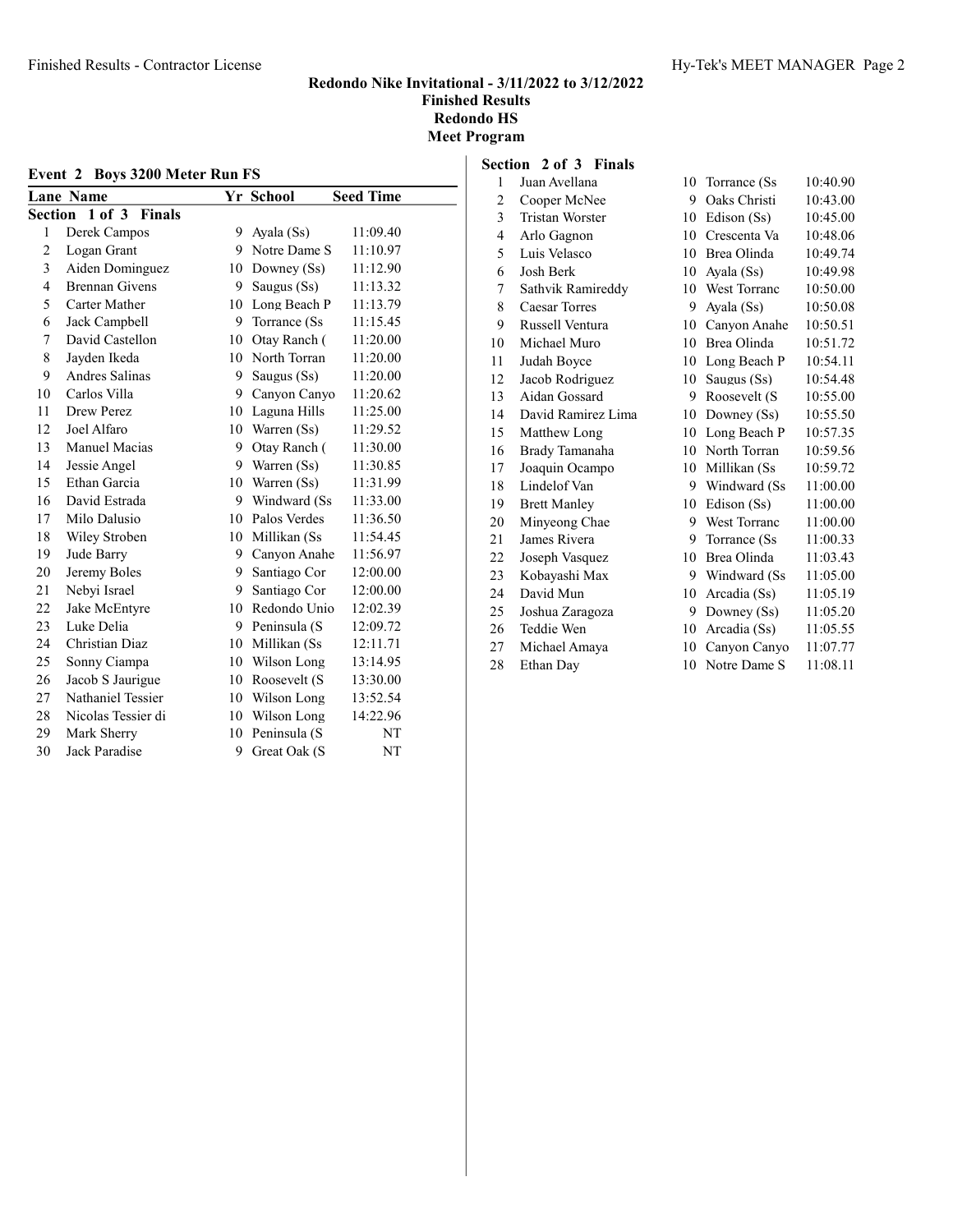## Redondo Nike Invitational - 3/11/2022 to 3/12/2022

**Finished Results**
**Redondo HS**
**Meet Program**

### Event 2 Boys 3200 Meter Run FS

| Lane | Name | Yr | School | Seed Time |
|---|---|---|---|---|
| **Section 1 of 3 Finals** | | | | |
| 1 | Derek Campos | 9 | Ayala (Ss) | 11:09.40 |
| 2 | Logan Grant | 9 | Notre Dame S | 11:10.97 |
| 3 | Aiden Dominguez | 10 | Downey (Ss) | 11:12.90 |
| 4 | Brennan Givens | 9 | Saugus (Ss) | 11:13.32 |
| 5 | Carter Mather | 10 | Long Beach P | 11:13.79 |
| 6 | Jack Campbell | 9 | Torrance (Ss | 11:15.45 |
| 7 | David Castellon | 10 | Otay Ranch ( | 11:20.00 |
| 8 | Jayden Ikeda | 10 | North Torran | 11:20.00 |
| 9 | Andres Salinas | 9 | Saugus (Ss) | 11:20.00 |
| 10 | Carlos Villa | 9 | Canyon Canyo | 11:20.62 |
| 11 | Drew Perez | 10 | Laguna Hills | 11:25.00 |
| 12 | Joel Alfaro | 10 | Warren (Ss) | 11:29.52 |
| 13 | Manuel Macias | 9 | Otay Ranch ( | 11:30.00 |
| 14 | Jessie Angel | 9 | Warren (Ss) | 11:30.85 |
| 15 | Ethan Garcia | 10 | Warren (Ss) | 11:31.99 |
| 16 | David Estrada | 9 | Windward (Ss | 11:33.00 |
| 17 | Milo Dalusio | 10 | Palos Verdes | 11:36.50 |
| 18 | Wiley Stroben | 10 | Millikan (Ss | 11:54.45 |
| 19 | Jude Barry | 9 | Canyon Anahe | 11:56.97 |
| 20 | Jeremy Boles | 9 | Santiago Cor | 12:00.00 |
| 21 | Nebyi Israel | 9 | Santiago Cor | 12:00.00 |
| 22 | Jake McEntyre | 10 | Redondo Unio | 12:02.39 |
| 23 | Luke Delia | 9 | Peninsula (S | 12:09.72 |
| 24 | Christian Diaz | 10 | Millikan (Ss | 12:11.71 |
| 25 | Sonny Ciampa | 10 | Wilson Long | 13:14.95 |
| 26 | Jacob S Jaurigue | 10 | Roosevelt (S | 13:30.00 |
| 27 | Nathaniel Tessier | 10 | Wilson Long | 13:52.54 |
| 28 | Nicolas Tessier di | 10 | Wilson Long | 14:22.96 |
| 29 | Mark Sherry | 10 | Peninsula (S | NT |
| 30 | Jack Paradise | 9 | Great Oak (S | NT |
| **Section 2 of 3 Finals** | | | | |
| 1 | Juan Avellana | 10 | Torrance (Ss | 10:40.90 |
| 2 | Cooper McNee | 9 | Oaks Christi | 10:43.00 |
| 3 | Tristan Worster | 10 | Edison (Ss) | 10:45.00 |
| 4 | Arlo Gagnon | 10 | Crescenta Va | 10:48.06 |
| 5 | Luis Velasco | 10 | Brea Olinda | 10:49.74 |
| 6 | Josh Berk | 10 | Ayala (Ss) | 10:49.98 |
| 7 | Sathvik Ramireddy | 10 | West Torranc | 10:50.00 |
| 8 | Caesar Torres | 9 | Ayala (Ss) | 10:50.08 |
| 9 | Russell Ventura | 10 | Canyon Anahe | 10:50.51 |
| 10 | Michael Muro | 10 | Brea Olinda | 10:51.72 |
| 11 | Judah Boyce | 10 | Long Beach P | 10:54.11 |
| 12 | Jacob Rodriguez | 10 | Saugus (Ss) | 10:54.48 |
| 13 | Aidan Gossard | 9 | Roosevelt (S | 10:55.00 |
| 14 | David Ramirez Lima | 10 | Downey (Ss) | 10:55.50 |
| 15 | Matthew Long | 10 | Long Beach P | 10:57.35 |
| 16 | Brady Tamanaha | 10 | North Torran | 10:59.56 |
| 17 | Joaquin Ocampo | 10 | Millikan (Ss | 10:59.72 |
| 18 | Lindelof Van | 9 | Windward (Ss | 11:00.00 |
| 19 | Brett Manley | 10 | Edison (Ss) | 11:00.00 |
| 20 | Minyeong Chae | 9 | West Torranc | 11:00.00 |
| 21 | James Rivera | 9 | Torrance (Ss | 11:00.33 |
| 22 | Joseph Vasquez | 10 | Brea Olinda | 11:03.43 |
| 23 | Kobayashi Max | 9 | Windward (Ss | 11:05.00 |
| 24 | David Mun | 10 | Arcadia (Ss) | 11:05.19 |
| 25 | Joshua Zaragoza | 9 | Downey (Ss) | 11:05.20 |
| 26 | Teddie Wen | 10 | Arcadia (Ss) | 11:05.55 |
| 27 | Michael Amaya | 10 | Canyon Canyo | 11:07.77 |
| 28 | Ethan Day | 10 | Notre Dame S | 11:08.11 |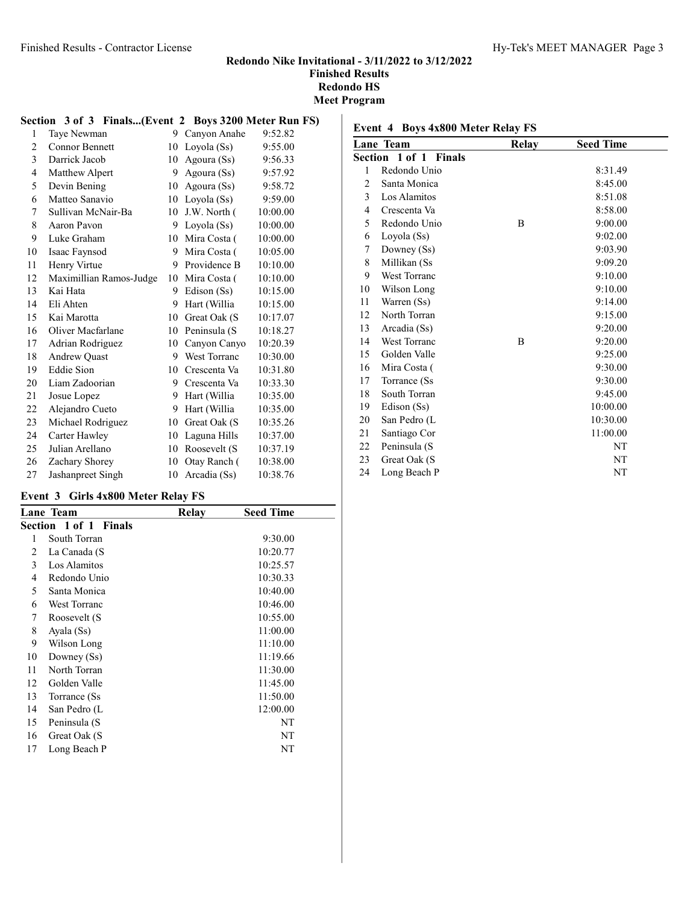## Redondo Nike Invitational - 3/11/2022 to 3/12/2022
**Finished Results**
**Redondo HS**
**Meet Program**

### Section 3 of 3 Finals...(Event 2 Boys 3200 Meter Run FS)

| | Name | Yr | School | Seed Time |
|---|---|---|---|---|
| 1 | Taye Newman | 9 | Canyon Anahe | 9:52.82 |
| 2 | Connor Bennett | 10 | Loyola (Ss) | 9:55.00 |
| 3 | Darrick Jacob | 10 | Agoura (Ss) | 9:56.33 |
| 4 | Matthew Alpert | 9 | Agoura (Ss) | 9:57.92 |
| 5 | Devin Bening | 10 | Agoura (Ss) | 9:58.72 |
| 6 | Matteo Sanavio | 10 | Loyola (Ss) | 9:59.00 |
| 7 | Sullivan McNair-Ba | 10 | J.W. North ( | 10:00.00 |
| 8 | Aaron Pavon | 9 | Loyola (Ss) | 10:00.00 |
| 9 | Luke Graham | 10 | Mira Costa ( | 10:00.00 |
| 10 | Isaac Faynsod | 9 | Mira Costa ( | 10:05.00 |
| 11 | Henry Virtue | 9 | Providence B | 10:10.00 |
| 12 | Maximillian Ramos-Judge | 10 | Mira Costa ( | 10:10.00 |
| 13 | Kai Hata | 9 | Edison (Ss) | 10:15.00 |
| 14 | Eli Ahten | 9 | Hart (Willia | 10:15.00 |
| 15 | Kai Marotta | 10 | Great Oak (S | 10:17.07 |
| 16 | Oliver Macfarlane | 10 | Peninsula (S | 10:18.27 |
| 17 | Adrian Rodriguez | 10 | Canyon Canyo | 10:20.39 |
| 18 | Andrew Quast | 9 | West Torranc | 10:30.00 |
| 19 | Eddie Sion | 10 | Crescenta Va | 10:31.80 |
| 20 | Liam Zadoorian | 9 | Crescenta Va | 10:33.30 |
| 21 | Josue Lopez | 9 | Hart (Willia | 10:35.00 |
| 22 | Alejandro Cueto | 9 | Hart (Willia | 10:35.00 |
| 23 | Michael Rodriguez | 10 | Great Oak (S | 10:35.26 |
| 24 | Carter Hawley | 10 | Laguna Hills | 10:37.00 |
| 25 | Julian Arellano | 10 | Roosevelt (S | 10:37.19 |
| 26 | Zachary Shorey | 10 | Otay Ranch ( | 10:38.00 |
| 27 | Jashanpreet Singh | 10 | Arcadia (Ss) | 10:38.76 |

### Event 3 Girls 4x800 Meter Relay FS

| Lane | Team | Relay | Seed Time |
|---|---|---|---|
| **Section 1 of 1 Finals** | | | |
| 1 | South Torran | | 9:30.00 |
| 2 | La Canada (S | | 10:20.77 |
| 3 | Los Alamitos | | 10:25.57 |
| 4 | Redondo Unio | | 10:30.33 |
| 5 | Santa Monica | | 10:40.00 |
| 6 | West Torranc | | 10:46.00 |
| 7 | Roosevelt (S | | 10:55.00 |
| 8 | Ayala (Ss) | | 11:00.00 |
| 9 | Wilson Long | | 11:10.00 |
| 10 | Downey (Ss) | | 11:19.66 |
| 11 | North Torran | | 11:30.00 |
| 12 | Golden Valle | | 11:45.00 |
| 13 | Torrance (Ss | | 11:50.00 |
| 14 | San Pedro (L | | 12:00.00 |
| 15 | Peninsula (S | | NT |
| 16 | Great Oak (S | | NT |
| 17 | Long Beach P | | NT |

### Event 4 Boys 4x800 Meter Relay FS

| Lane | Team | Relay | Seed Time |
|---|---|---|---|
| **Section 1 of 1 Finals** | | | |
| 1 | Redondo Unio | | 8:31.49 |
| 2 | Santa Monica | | 8:45.00 |
| 3 | Los Alamitos | | 8:51.08 |
| 4 | Crescenta Va | | 8:58.00 |
| 5 | Redondo Unio | B | 9:00.00 |
| 6 | Loyola (Ss) | | 9:02.00 |
| 7 | Downey (Ss) | | 9:03.90 |
| 8 | Millikan (Ss | | 9:09.20 |
| 9 | West Torranc | | 9:10.00 |
| 10 | Wilson Long | | 9:10.00 |
| 11 | Warren (Ss) | | 9:14.00 |
| 12 | North Torran | | 9:15.00 |
| 13 | Arcadia (Ss) | | 9:20.00 |
| 14 | West Torranc | B | 9:20.00 |
| 15 | Golden Valle | | 9:25.00 |
| 16 | Mira Costa ( | | 9:30.00 |
| 17 | Torrance (Ss | | 9:30.00 |
| 18 | South Torran | | 9:45.00 |
| 19 | Edison (Ss) | | 10:00.00 |
| 20 | San Pedro (L | | 10:30.00 |
| 21 | Santiago Cor | | 11:00.00 |
| 22 | Peninsula (S | | NT |
| 23 | Great Oak (S | | NT |
| 24 | Long Beach P | | NT |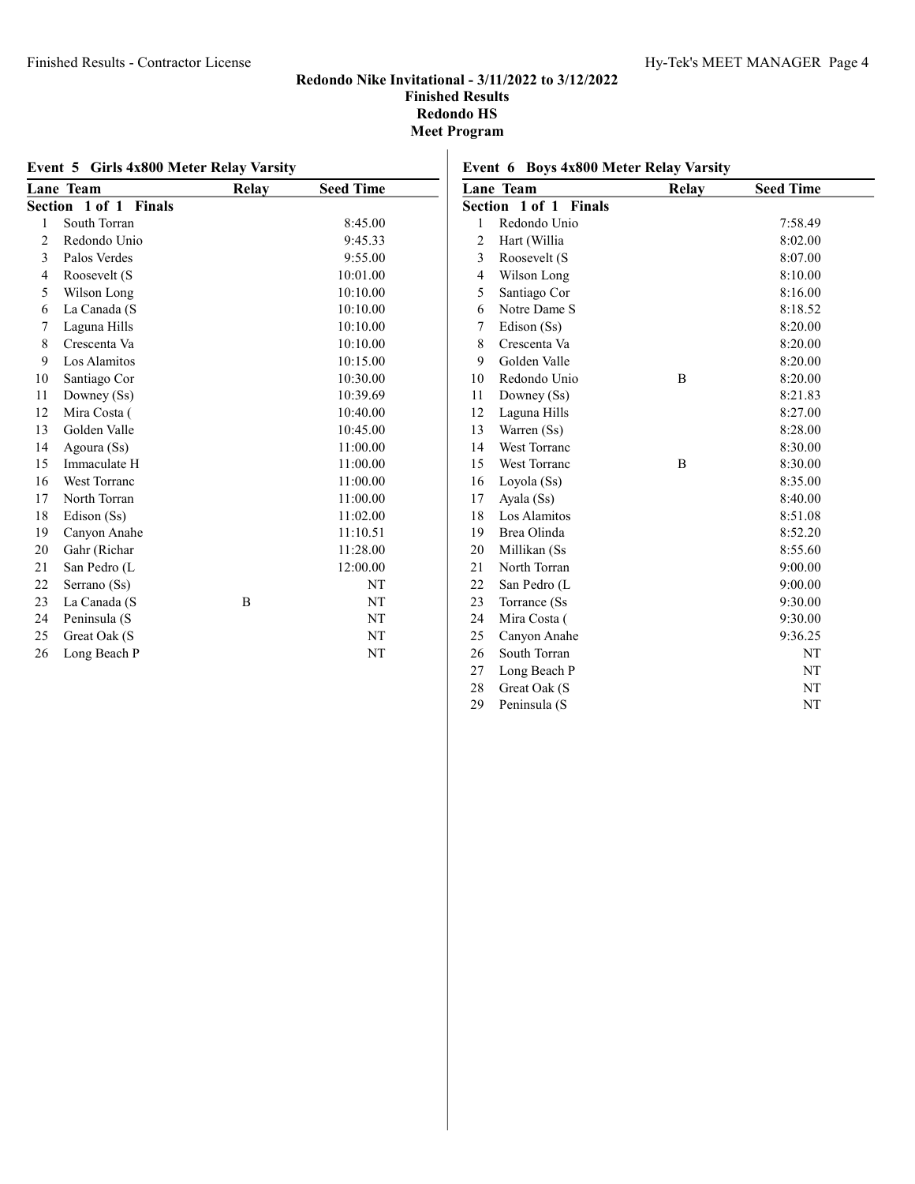# Redondo Nike Invitational - 3/11/2022 to 3/12/2022

**Finished Results**

**Redondo HS**

**Meet Program**

## Event 5 Girls 4x800 Meter Relay Varsity

| Lane | Team | Relay | Seed Time |
|---|---|---|---|
| **Section 1 of 1 Finals** | | | |
| 1 | South Torran | | 8:45.00 |
| 2 | Redondo Unio | | 9:45.33 |
| 3 | Palos Verdes | | 9:55.00 |
| 4 | Roosevelt (S | | 10:01.00 |
| 5 | Wilson Long | | 10:10.00 |
| 6 | La Canada (S | | 10:10.00 |
| 7 | Laguna Hills | | 10:10.00 |
| 8 | Crescenta Va | | 10:10.00 |
| 9 | Los Alamitos | | 10:15.00 |
| 10 | Santiago Cor | | 10:30.00 |
| 11 | Downey (Ss) | | 10:39.69 |
| 12 | Mira Costa ( | | 10:40.00 |
| 13 | Golden Valle | | 10:45.00 |
| 14 | Agoura (Ss) | | 11:00.00 |
| 15 | Immaculate H | | 11:00.00 |
| 16 | West Torranc | | 11:00.00 |
| 17 | North Torran | | 11:00.00 |
| 18 | Edison (Ss) | | 11:02.00 |
| 19 | Canyon Anahe | | 11:10.51 |
| 20 | Gahr (Richar | | 11:28.00 |
| 21 | San Pedro (L | | 12:00.00 |
| 22 | Serrano (Ss) | | NT |
| 23 | La Canada (S | B | NT |
| 24 | Peninsula (S | | NT |
| 25 | Great Oak (S | | NT |
| 26 | Long Beach P | | NT |

## Event 6 Boys 4x800 Meter Relay Varsity

| Lane | Team | Relay | Seed Time |
|---|---|---|---|
| **Section 1 of 1 Finals** | | | |
| 1 | Redondo Unio | | 7:58.49 |
| 2 | Hart (Willia | | 8:02.00 |
| 3 | Roosevelt (S | | 8:07.00 |
| 4 | Wilson Long | | 8:10.00 |
| 5 | Santiago Cor | | 8:16.00 |
| 6 | Notre Dame S | | 8:18.52 |
| 7 | Edison (Ss) | | 8:20.00 |
| 8 | Crescenta Va | | 8:20.00 |
| 9 | Golden Valle | | 8:20.00 |
| 10 | Redondo Unio | B | 8:20.00 |
| 11 | Downey (Ss) | | 8:21.83 |
| 12 | Laguna Hills | | 8:27.00 |
| 13 | Warren (Ss) | | 8:28.00 |
| 14 | West Torranc | | 8:30.00 |
| 15 | West Torranc | B | 8:30.00 |
| 16 | Loyola (Ss) | | 8:35.00 |
| 17 | Ayala (Ss) | | 8:40.00 |
| 18 | Los Alamitos | | 8:51.08 |
| 19 | Brea Olinda | | 8:52.20 |
| 20 | Millikan (Ss | | 8:55.60 |
| 21 | North Torran | | 9:00.00 |
| 22 | San Pedro (L | | 9:00.00 |
| 23 | Torrance (Ss | | 9:30.00 |
| 24 | Mira Costa ( | | 9:30.00 |
| 25 | Canyon Anahe | | 9:36.25 |
| 26 | South Torran | | NT |
| 27 | Long Beach P | | NT |
| 28 | Great Oak (S | | NT |
| 29 | Peninsula (S | | NT |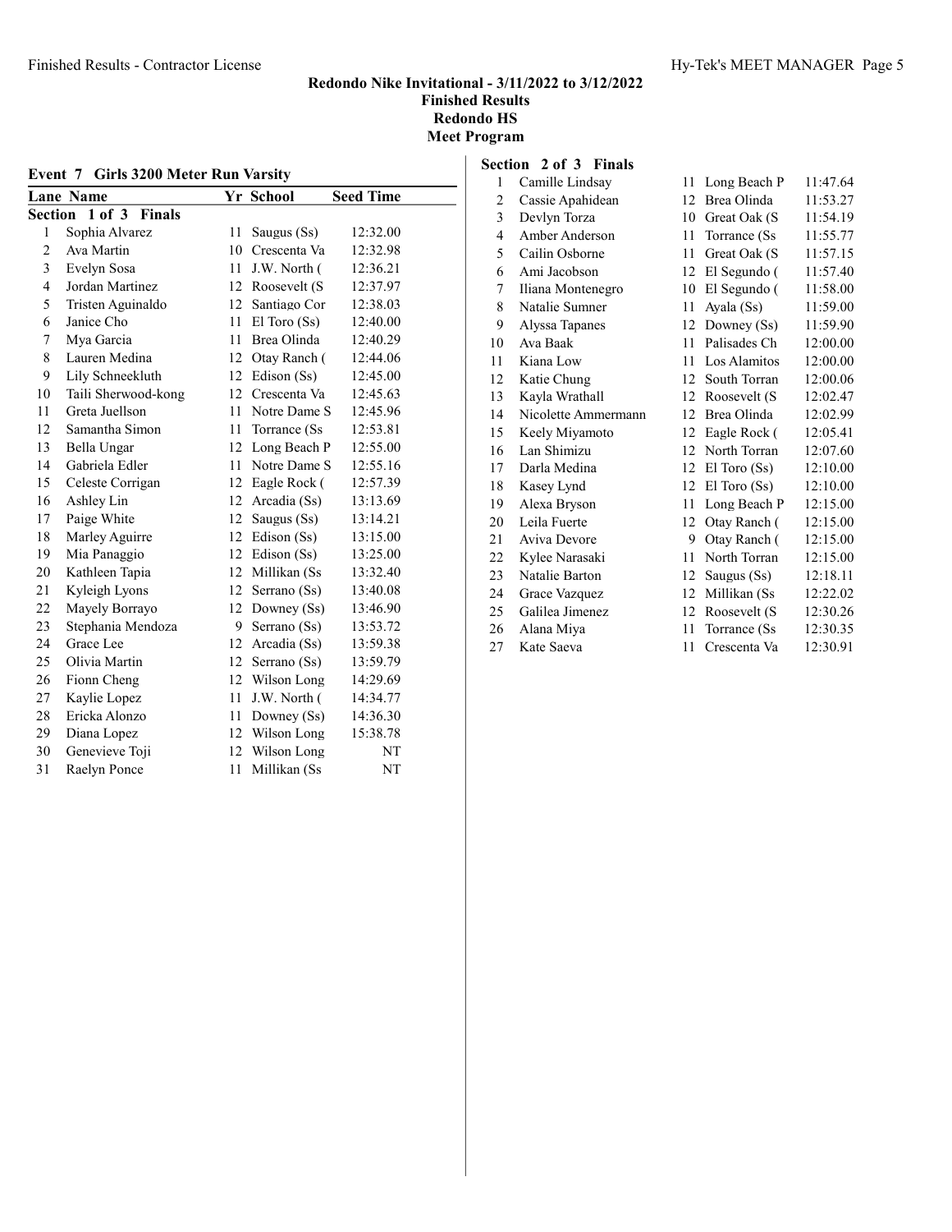# Redondo Nike Invitational - 3/11/2022 to 3/12/2022

## Finished Results

## Redondo HS

## Meet Program

### Event 7 Girls 3200 Meter Run Varsity

| Lane | Name | Yr | School | Seed Time |
|---|---|---|---|---|
| **Section 1 of 3 Finals** | | | | |
| 1 | Sophia Alvarez | 11 | Saugus (Ss) | 12:32.00 |
| 2 | Ava Martin | 10 | Crescenta Va | 12:32.98 |
| 3 | Evelyn Sosa | 11 | J.W. North ( | 12:36.21 |
| 4 | Jordan Martinez | 12 | Roosevelt (S | 12:37.97 |
| 5 | Tristen Aguinaldo | 12 | Santiago Cor | 12:38.03 |
| 6 | Janice Cho | 11 | El Toro (Ss) | 12:40.00 |
| 7 | Mya Garcia | 11 | Brea Olinda | 12:40.29 |
| 8 | Lauren Medina | 12 | Otay Ranch ( | 12:44.06 |
| 9 | Lily Schneekluth | 12 | Edison (Ss) | 12:45.00 |
| 10 | Taili Sherwood-kong | 12 | Crescenta Va | 12:45.63 |
| 11 | Greta Juellson | 11 | Notre Dame S | 12:45.96 |
| 12 | Samantha Simon | 11 | Torrance (Ss | 12:53.81 |
| 13 | Bella Ungar | 12 | Long Beach P | 12:55.00 |
| 14 | Gabriela Edler | 11 | Notre Dame S | 12:55.16 |
| 15 | Celeste Corrigan | 12 | Eagle Rock ( | 12:57.39 |
| 16 | Ashley Lin | 12 | Arcadia (Ss) | 13:13.69 |
| 17 | Paige White | 12 | Saugus (Ss) | 13:14.21 |
| 18 | Marley Aguirre | 12 | Edison (Ss) | 13:15.00 |
| 19 | Mia Panaggio | 12 | Edison (Ss) | 13:25.00 |
| 20 | Kathleen Tapia | 12 | Millikan (Ss | 13:32.40 |
| 21 | Kyleigh Lyons | 12 | Serrano (Ss) | 13:40.08 |
| 22 | Mayely Borrayo | 12 | Downey (Ss) | 13:46.90 |
| 23 | Stephania Mendoza | 9 | Serrano (Ss) | 13:53.72 |
| 24 | Grace Lee | 12 | Arcadia (Ss) | 13:59.38 |
| 25 | Olivia Martin | 12 | Serrano (Ss) | 13:59.79 |
| 26 | Fionn Cheng | 12 | Wilson Long | 14:29.69 |
| 27 | Kaylie Lopez | 11 | J.W. North ( | 14:34.77 |
| 28 | Ericka Alonzo | 11 | Downey (Ss) | 14:36.30 |
| 29 | Diana Lopez | 12 | Wilson Long | 15:38.78 |
| 30 | Genevieve Toji | 12 | Wilson Long | NT |
| 31 | Raelyn Ponce | 11 | Millikan (Ss | NT |
| **Section 2 of 3 Finals** | | | | |
| 1 | Camille Lindsay | 11 | Long Beach P | 11:47.64 |
| 2 | Cassie Apahidean | 12 | Brea Olinda | 11:53.27 |
| 3 | Devlyn Torza | 10 | Great Oak (S | 11:54.19 |
| 4 | Amber Anderson | 11 | Torrance (Ss | 11:55.77 |
| 5 | Cailin Osborne | 11 | Great Oak (S | 11:57.15 |
| 6 | Ami Jacobson | 12 | El Segundo ( | 11:57.40 |
| 7 | Iliana Montenegro | 10 | El Segundo ( | 11:58.00 |
| 8 | Natalie Sumner | 11 | Ayala (Ss) | 11:59.00 |
| 9 | Alyssa Tapanes | 12 | Downey (Ss) | 11:59.90 |
| 10 | Ava Baak | 11 | Palisades Ch | 12:00.00 |
| 11 | Kiana Low | 11 | Los Alamitos | 12:00.00 |
| 12 | Katie Chung | 12 | South Torran | 12:00.06 |
| 13 | Kayla Wrathall | 12 | Roosevelt (S | 12:02.47 |
| 14 | Nicolette Ammermann | 12 | Brea Olinda | 12:02.99 |
| 15 | Keely Miyamoto | 12 | Eagle Rock ( | 12:05.41 |
| 16 | Lan Shimizu | 12 | North Torran | 12:07.60 |
| 17 | Darla Medina | 12 | El Toro (Ss) | 12:10.00 |
| 18 | Kasey Lynd | 12 | El Toro (Ss) | 12:10.00 |
| 19 | Alexa Bryson | 11 | Long Beach P | 12:15.00 |
| 20 | Leila Fuerte | 12 | Otay Ranch ( | 12:15.00 |
| 21 | Aviva Devore | 9 | Otay Ranch ( | 12:15.00 |
| 22 | Kylee Narasaki | 11 | North Torran | 12:15.00 |
| 23 | Natalie Barton | 12 | Saugus (Ss) | 12:18.11 |
| 24 | Grace Vazquez | 12 | Millikan (Ss | 12:22.02 |
| 25 | Galilea Jimenez | 12 | Roosevelt (S | 12:30.26 |
| 26 | Alana Miya | 11 | Torrance (Ss | 12:30.35 |
| 27 | Kate Saeva | 11 | Crescenta Va | 12:30.91 |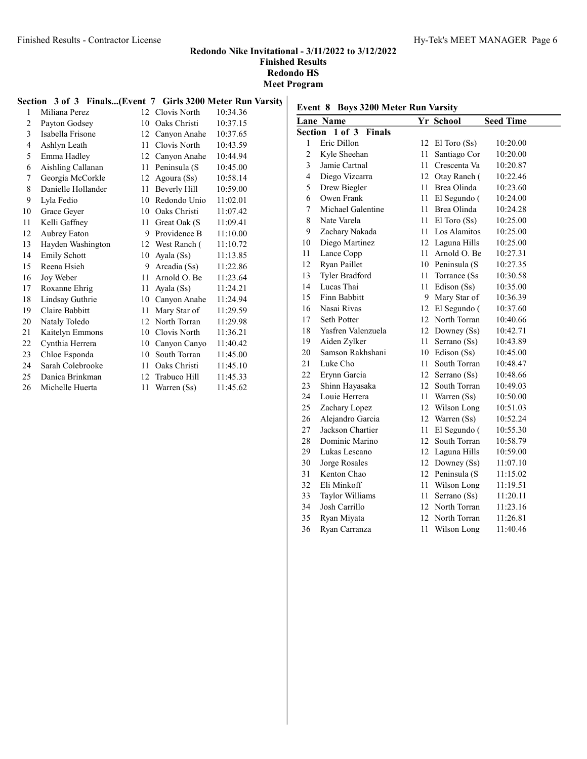## Redondo Nike Invitational - 3/11/2022 to 3/12/2022
### Finished Results
### Redondo HS
### Meet Program

**Section 3 of 3 Finals...(Event 7 Girls 3200 Meter Run Varsity**

| Lane | Name | Yr | School | Seed Time |
|---|---|---|---|---|
| 1 | Miliana Perez | 12 | Clovis North | 10:34.36 |
| 2 | Payton Godsey | 10 | Oaks Christi | 10:37.15 |
| 3 | Isabella Frisone | 12 | Canyon Anahe | 10:37.65 |
| 4 | Ashlyn Leath | 11 | Clovis North | 10:43.59 |
| 5 | Emma Hadley | 12 | Canyon Anahe | 10:44.94 |
| 6 | Aishling Callanan | 11 | Peninsula (S | 10:45.00 |
| 7 | Georgia McCorkle | 12 | Agoura (Ss) | 10:58.14 |
| 8 | Danielle Hollander | 11 | Beverly Hill | 10:59.00 |
| 9 | Lyla Fedio | 10 | Redondo Unio | 11:02.01 |
| 10 | Grace Geyer | 10 | Oaks Christi | 11:07.42 |
| 11 | Kelli Gaffney | 11 | Great Oak (S | 11:09.41 |
| 12 | Aubrey Eaton | 9 | Providence B | 11:10.00 |
| 13 | Hayden Washington | 12 | West Ranch ( | 11:10.72 |
| 14 | Emily Schott | 10 | Ayala (Ss) | 11:13.85 |
| 15 | Reena Hsieh | 9 | Arcadia (Ss) | 11:22.86 |
| 16 | Joy Weber | 11 | Arnold O. Be | 11:23.64 |
| 17 | Roxanne Ehrig | 11 | Ayala (Ss) | 11:24.21 |
| 18 | Lindsay Guthrie | 10 | Canyon Anahe | 11:24.94 |
| 19 | Claire Babbitt | 11 | Mary Star of | 11:29.59 |
| 20 | Nataly Toledo | 12 | North Torran | 11:29.98 |
| 21 | Kaitelyn Emmons | 10 | Clovis North | 11:36.21 |
| 22 | Cynthia Herrera | 10 | Canyon Canyo | 11:40.42 |
| 23 | Chloe Esponda | 10 | South Torran | 11:45.00 |
| 24 | Sarah Colebrooke | 11 | Oaks Christi | 11:45.10 |
| 25 | Danica Brinkman | 12 | Trabuco Hill | 11:45.33 |
| 26 | Michelle Huerta | 11 | Warren (Ss) | 11:45.62 |

**Event 8 Boys 3200 Meter Run Varsity**

**Section 1 of 3 Finals**

| Lane | Name | Yr | School | Seed Time |
|---|---|---|---|---|
| 1 | Eric Dillon | 12 | El Toro (Ss) | 10:20.00 |
| 2 | Kyle Sheehan | 11 | Santiago Cor | 10:20.00 |
| 3 | Jamie Cartnal | 11 | Crescenta Va | 10:20.87 |
| 4 | Diego Vizcarra | 12 | Otay Ranch ( | 10:22.46 |
| 5 | Drew Biegler | 11 | Brea Olinda | 10:23.60 |
| 6 | Owen Frank | 11 | El Segundo ( | 10:24.00 |
| 7 | Michael Galentine | 11 | Brea Olinda | 10:24.28 |
| 8 | Nate Varela | 11 | El Toro (Ss) | 10:25.00 |
| 9 | Zachary Nakada | 11 | Los Alamitos | 10:25.00 |
| 10 | Diego Martinez | 12 | Laguna Hills | 10:25.00 |
| 11 | Lance Copp | 11 | Arnold O. Be | 10:27.31 |
| 12 | Ryan Paillet | 10 | Peninsula (S | 10:27.35 |
| 13 | Tyler Bradford | 11 | Torrance (Ss | 10:30.58 |
| 14 | Lucas Thai | 11 | Edison (Ss) | 10:35.00 |
| 15 | Finn Babbitt | 9 | Mary Star of | 10:36.39 |
| 16 | Nasai Rivas | 12 | El Segundo ( | 10:37.60 |
| 17 | Seth Potter | 12 | North Torran | 10:40.66 |
| 18 | Yasfren Valenzuela | 12 | Downey (Ss) | 10:42.71 |
| 19 | Aiden Zylker | 11 | Serrano (Ss) | 10:43.89 |
| 20 | Samson Rakhshani | 10 | Edison (Ss) | 10:45.00 |
| 21 | Luke Cho | 11 | South Torran | 10:48.47 |
| 22 | Erynn Garcia | 12 | Serrano (Ss) | 10:48.66 |
| 23 | Shinn Hayasaka | 12 | South Torran | 10:49.03 |
| 24 | Louie Herrera | 11 | Warren (Ss) | 10:50.00 |
| 25 | Zachary Lopez | 12 | Wilson Long | 10:51.03 |
| 26 | Alejandro Garcia | 12 | Warren (Ss) | 10:52.24 |
| 27 | Jackson Chartier | 11 | El Segundo ( | 10:55.30 |
| 28 | Dominic Marino | 12 | South Torran | 10:58.79 |
| 29 | Lukas Lescano | 12 | Laguna Hills | 10:59.00 |
| 30 | Jorge Rosales | 12 | Downey (Ss) | 11:07.10 |
| 31 | Kenton Chao | 12 | Peninsula (S | 11:15.02 |
| 32 | Eli Minkoff | 11 | Wilson Long | 11:19.51 |
| 33 | Taylor Williams | 11 | Serrano (Ss) | 11:20.11 |
| 34 | Josh Carrillo | 12 | North Torran | 11:23.16 |
| 35 | Ryan Miyata | 12 | North Torran | 11:26.81 |
| 36 | Ryan Carranza | 11 | Wilson Long | 11:40.46 |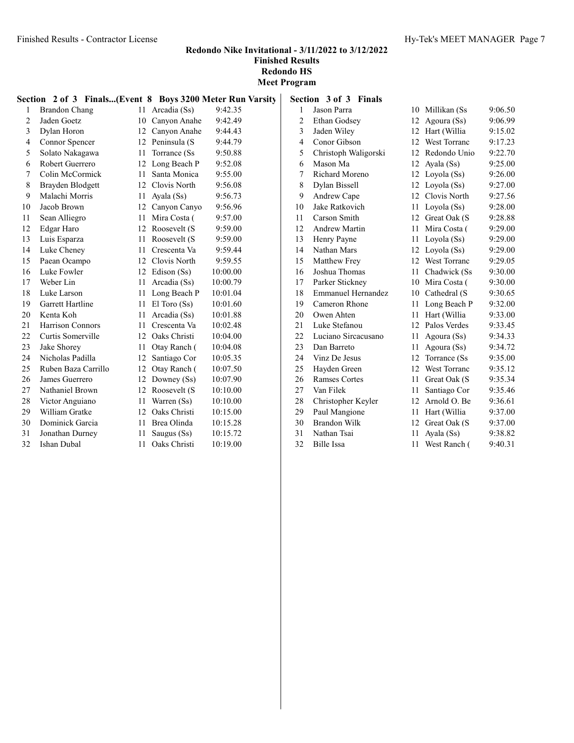# Redondo Nike Invitational - 3/11/2022 to 3/12/2022

**Finished Results**
**Redondo HS**
**Meet Program**

## Section 2 of 3 Finals...(Event 8 Boys 3200 Meter Run Varsity)

| | Name | Yr | School | Seed |
|---|---|---|---|---|
| 1 | Brandon Chang | 11 | Arcadia (Ss) | 9:42.35 |
| 2 | Jaden Goetz | 10 | Canyon Anahe | 9:42.49 |
| 3 | Dylan Horon | 12 | Canyon Anahe | 9:44.43 |
| 4 | Connor Spencer | 12 | Peninsula (S | 9:44.79 |
| 5 | Solato Nakagawa | 11 | Torrance (Ss | 9:50.88 |
| 6 | Robert Guerrero | 12 | Long Beach P | 9:52.08 |
| 7 | Colin McCormick | 11 | Santa Monica | 9:55.00 |
| 8 | Brayden Blodgett | 12 | Clovis North | 9:56.08 |
| 9 | Malachi Morris | 11 | Ayala (Ss) | 9:56.73 |
| 10 | Jacob Brown | 12 | Canyon Canyo | 9:56.96 |
| 11 | Sean Alliegro | 11 | Mira Costa ( | 9:57.00 |
| 12 | Edgar Haro | 12 | Roosevelt (S | 9:59.00 |
| 13 | Luis Esparza | 11 | Roosevelt (S | 9:59.00 |
| 14 | Luke Cheney | 11 | Crescenta Va | 9:59.44 |
| 15 | Paean Ocampo | 12 | Clovis North | 9:59.55 |
| 16 | Luke Fowler | 12 | Edison (Ss) | 10:00.00 |
| 17 | Weber Lin | 11 | Arcadia (Ss) | 10:00.79 |
| 18 | Luke Larson | 11 | Long Beach P | 10:01.04 |
| 19 | Garrett Hartline | 11 | El Toro (Ss) | 10:01.60 |
| 20 | Kenta Koh | 11 | Arcadia (Ss) | 10:01.88 |
| 21 | Harrison Connors | 11 | Crescenta Va | 10:02.48 |
| 22 | Curtis Somerville | 12 | Oaks Christi | 10:04.00 |
| 23 | Jake Shorey | 11 | Otay Ranch ( | 10:04.08 |
| 24 | Nicholas Padilla | 12 | Santiago Cor | 10:05.35 |
| 25 | Ruben Baza Carrillo | 12 | Otay Ranch ( | 10:07.50 |
| 26 | James Guerrero | 12 | Downey (Ss) | 10:07.90 |
| 27 | Nathaniel Brown | 12 | Roosevelt (S | 10:10.00 |
| 28 | Victor Anguiano | 11 | Warren (Ss) | 10:10.00 |
| 29 | William Gratke | 12 | Oaks Christi | 10:15.00 |
| 30 | Dominick Garcia | 11 | Brea Olinda | 10:15.28 |
| 31 | Jonathan Durney | 11 | Saugus (Ss) | 10:15.72 |
| 32 | Ishan Dubal | 11 | Oaks Christi | 10:19.00 |

## Section 3 of 3 Finals

| | Name | Yr | School | Seed |
|---|---|---|---|---|
| 1 | Jason Parra | 10 | Millikan (Ss | 9:06.50 |
| 2 | Ethan Godsey | 12 | Agoura (Ss) | 9:06.99 |
| 3 | Jaden Wiley | 12 | Hart (Willia | 9:15.02 |
| 4 | Conor Gibson | 12 | West Torranc | 9:17.23 |
| 5 | Christoph Waligorski | 12 | Redondo Unio | 9:22.70 |
| 6 | Mason Ma | 12 | Ayala (Ss) | 9:25.00 |
| 7 | Richard Moreno | 12 | Loyola (Ss) | 9:26.00 |
| 8 | Dylan Bissell | 12 | Loyola (Ss) | 9:27.00 |
| 9 | Andrew Cape | 12 | Clovis North | 9:27.56 |
| 10 | Jake Ratkovich | 11 | Loyola (Ss) | 9:28.00 |
| 11 | Carson Smith | 12 | Great Oak (S | 9:28.88 |
| 12 | Andrew Martin | 11 | Mira Costa ( | 9:29.00 |
| 13 | Henry Payne | 11 | Loyola (Ss) | 9:29.00 |
| 14 | Nathan Mars | 12 | Loyola (Ss) | 9:29.00 |
| 15 | Matthew Frey | 12 | West Torranc | 9:29.05 |
| 16 | Joshua Thomas | 11 | Chadwick (Ss | 9:30.00 |
| 17 | Parker Stickney | 10 | Mira Costa ( | 9:30.00 |
| 18 | Emmanuel Hernandez | 10 | Cathedral (S | 9:30.65 |
| 19 | Cameron Rhone | 11 | Long Beach P | 9:32.00 |
| 20 | Owen Ahten | 11 | Hart (Willia | 9:33.00 |
| 21 | Luke Stefanou | 12 | Palos Verdes | 9:33.45 |
| 22 | Luciano Sircacusano | 11 | Agoura (Ss) | 9:34.33 |
| 23 | Dan Barreto | 11 | Agoura (Ss) | 9:34.72 |
| 24 | Vinz De Jesus | 12 | Torrance (Ss | 9:35.00 |
| 25 | Hayden Green | 12 | West Torranc | 9:35.12 |
| 26 | Ramses Cortes | 11 | Great Oak (S | 9:35.34 |
| 27 | Van Filek | 11 | Santiago Cor | 9:35.46 |
| 28 | Christopher Keyler | 12 | Arnold O. Be | 9:36.61 |
| 29 | Paul Mangione | 11 | Hart (Willia | 9:37.00 |
| 30 | Brandon Wilk | 12 | Great Oak (S | 9:37.00 |
| 31 | Nathan Tsai | 11 | Ayala (Ss) | 9:38.82 |
| 32 | Bille Issa | 11 | West Ranch ( | 9:40.31 |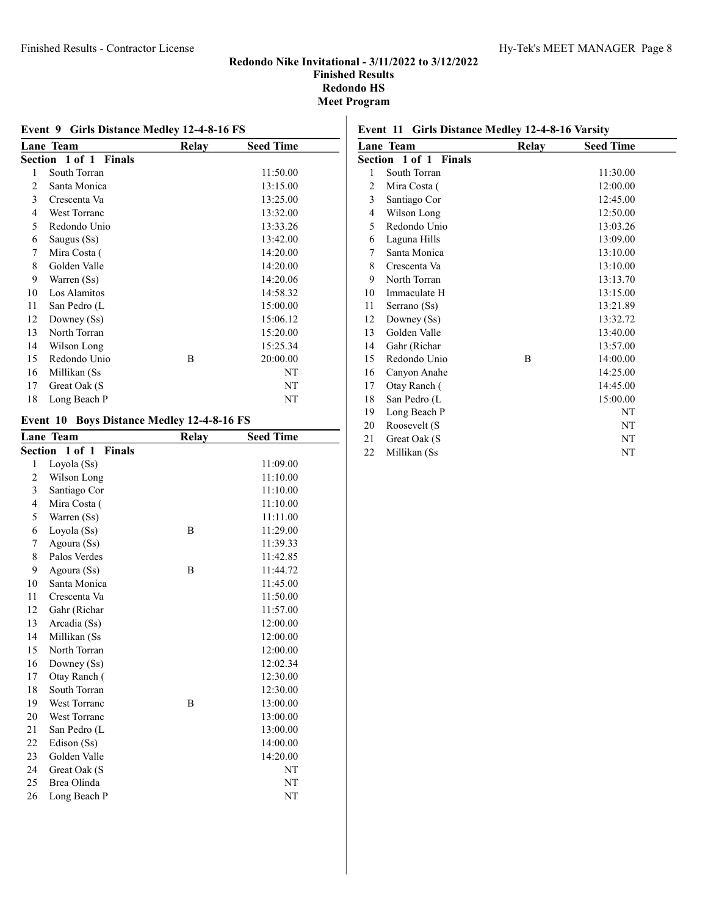## Redondo Nike Invitational - 3/11/2022 to 3/12/2022
## Finished Results
## Redondo HS
## Meet Program

### Event 9 Girls Distance Medley 12-4-8-16 FS

| Lane | Team | Relay | Seed Time |
|---|---|---|---|
| **Section 1 of 1 Finals** | | | |
| 1 | South Torran | | 11:50.00 |
| 2 | Santa Monica | | 13:15.00 |
| 3 | Crescenta Va | | 13:25.00 |
| 4 | West Torranc | | 13:32.00 |
| 5 | Redondo Unio | | 13:33.26 |
| 6 | Saugus (Ss) | | 13:42.00 |
| 7 | Mira Costa ( | | 14:20.00 |
| 8 | Golden Valle | | 14:20.00 |
| 9 | Warren (Ss) | | 14:20.06 |
| 10 | Los Alamitos | | 14:58.32 |
| 11 | San Pedro (L | | 15:00.00 |
| 12 | Downey (Ss) | | 15:06.12 |
| 13 | North Torran | | 15:20.00 |
| 14 | Wilson Long | | 15:25.34 |
| 15 | Redondo Unio | B | 20:00.00 |
| 16 | Millikan (Ss | | NT |
| 17 | Great Oak (S | | NT |
| 18 | Long Beach P | | NT |

### Event 10 Boys Distance Medley 12-4-8-16 FS

| Lane | Team | Relay | Seed Time |
|---|---|---|---|
| **Section 1 of 1 Finals** | | | |
| 1 | Loyola (Ss) | | 11:09.00 |
| 2 | Wilson Long | | 11:10.00 |
| 3 | Santiago Cor | | 11:10.00 |
| 4 | Mira Costa ( | | 11:10.00 |
| 5 | Warren (Ss) | | 11:11.00 |
| 6 | Loyola (Ss) | B | 11:29.00 |
| 7 | Agoura (Ss) | | 11:39.33 |
| 8 | Palos Verdes | | 11:42.85 |
| 9 | Agoura (Ss) | B | 11:44.72 |
| 10 | Santa Monica | | 11:45.00 |
| 11 | Crescenta Va | | 11:50.00 |
| 12 | Gahr (Richar | | 11:57.00 |
| 13 | Arcadia (Ss) | | 12:00.00 |
| 14 | Millikan (Ss | | 12:00.00 |
| 15 | North Torran | | 12:00.00 |
| 16 | Downey (Ss) | | 12:02.34 |
| 17 | Otay Ranch ( | | 12:30.00 |
| 18 | South Torran | | 12:30.00 |
| 19 | West Torranc | B | 13:00.00 |
| 20 | West Torranc | | 13:00.00 |
| 21 | San Pedro (L | | 13:00.00 |
| 22 | Edison (Ss) | | 14:00.00 |
| 23 | Golden Valle | | 14:20.00 |
| 24 | Great Oak (S | | NT |
| 25 | Brea Olinda | | NT |
| 26 | Long Beach P | | NT |

### Event 11 Girls Distance Medley 12-4-8-16 Varsity

| Lane | Team | Relay | Seed Time |
|---|---|---|---|
| **Section 1 of 1 Finals** | | | |
| 1 | South Torran | | 11:30.00 |
| 2 | Mira Costa ( | | 12:00.00 |
| 3 | Santiago Cor | | 12:45.00 |
| 4 | Wilson Long | | 12:50.00 |
| 5 | Redondo Unio | | 13:03.26 |
| 6 | Laguna Hills | | 13:09.00 |
| 7 | Santa Monica | | 13:10.00 |
| 8 | Crescenta Va | | 13:10.00 |
| 9 | North Torran | | 13:13.70 |
| 10 | Immaculate H | | 13:15.00 |
| 11 | Serrano (Ss) | | 13:21.89 |
| 12 | Downey (Ss) | | 13:32.72 |
| 13 | Golden Valle | | 13:40.00 |
| 14 | Gahr (Richar | | 13:57.00 |
| 15 | Redondo Unio | B | 14:00.00 |
| 16 | Canyon Anahe | | 14:25.00 |
| 17 | Otay Ranch ( | | 14:45.00 |
| 18 | San Pedro (L | | 15:00.00 |
| 19 | Long Beach P | | NT |
| 20 | Roosevelt (S | | NT |
| 21 | Great Oak (S | | NT |
| 22 | Millikan (Ss | | NT |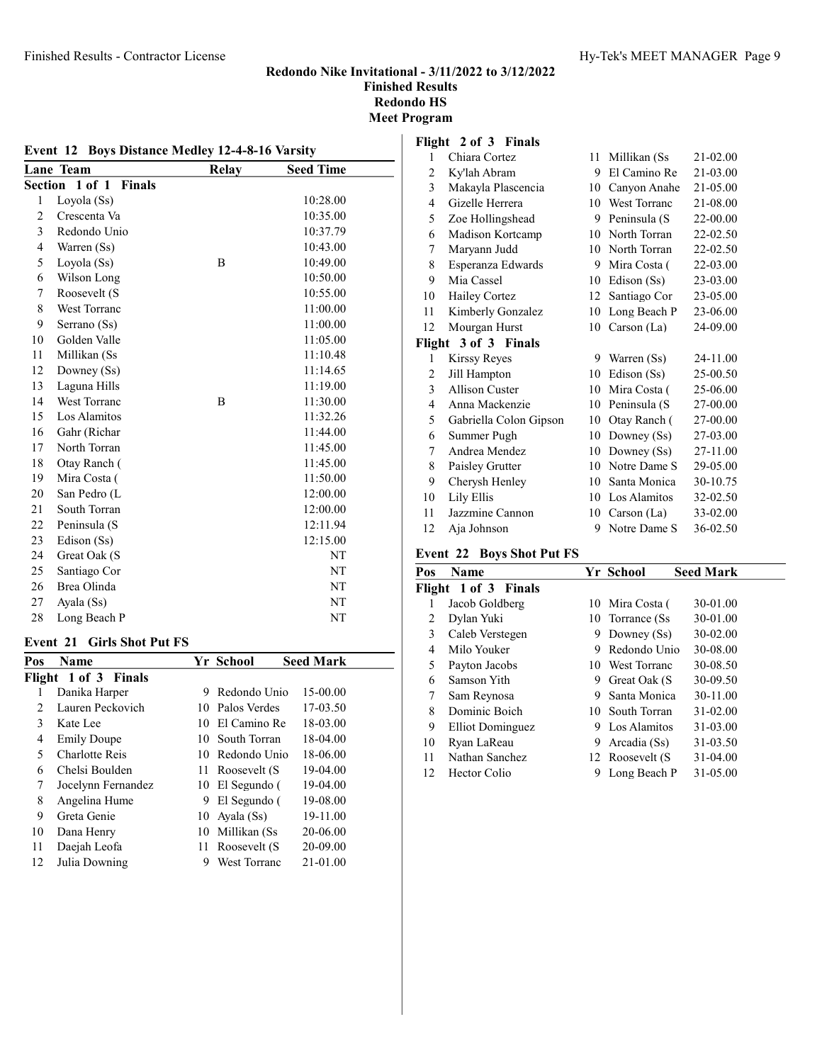## Redondo Nike Invitational - 3/11/2022 to 3/12/2022
## Finished Results
## Redondo HS
## Meet Program

### Event 12 Boys Distance Medley 12-4-8-16 Varsity

| Lane | Team | Relay | Seed Time |
|---|---|---|---|
| **Section 1 of 1 Finals** | | | |
| 1 | Loyola (Ss) | | 10:28.00 |
| 2 | Crescenta Va | | 10:35.00 |
| 3 | Redondo Unio | | 10:37.79 |
| 4 | Warren (Ss) | | 10:43.00 |
| 5 | Loyola (Ss) | B | 10:49.00 |
| 6 | Wilson Long | | 10:50.00 |
| 7 | Roosevelt (S | | 10:55.00 |
| 8 | West Torranc | | 11:00.00 |
| 9 | Serrano (Ss) | | 11:00.00 |
| 10 | Golden Valle | | 11:05.00 |
| 11 | Millikan (Ss | | 11:10.48 |
| 12 | Downey (Ss) | | 11:14.65 |
| 13 | Laguna Hills | | 11:19.00 |
| 14 | West Torranc | B | 11:30.00 |
| 15 | Los Alamitos | | 11:32.26 |
| 16 | Gahr (Richar | | 11:44.00 |
| 17 | North Torran | | 11:45.00 |
| 18 | Otay Ranch ( | | 11:45.00 |
| 19 | Mira Costa ( | | 11:50.00 |
| 20 | San Pedro (L | | 12:00.00 |
| 21 | South Torran | | 12:00.00 |
| 22 | Peninsula (S | | 12:11.94 |
| 23 | Edison (Ss) | | 12:15.00 |
| 24 | Great Oak (S | | NT |
| 25 | Santiago Cor | | NT |
| 26 | Brea Olinda | | NT |
| 27 | Ayala (Ss) | | NT |
| 28 | Long Beach P | | NT |

### Event 21 Girls Shot Put FS

| Pos | Name | Yr | School | Seed Mark |
|---|---|---|---|---|
| **Flight 1 of 3 Finals** | | | | |
| 1 | Danika Harper | 9 | Redondo Unio | 15-00.00 |
| 2 | Lauren Peckovich | 10 | Palos Verdes | 17-03.50 |
| 3 | Kate Lee | 10 | El Camino Re | 18-03.00 |
| 4 | Emily Doupe | 10 | South Torran | 18-04.00 |
| 5 | Charlotte Reis | 10 | Redondo Unio | 18-06.00 |
| 6 | Chelsi Boulden | 11 | Roosevelt (S | 19-04.00 |
| 7 | Jocelynn Fernandez | 10 | El Segundo ( | 19-04.00 |
| 8 | Angelina Hume | 9 | El Segundo ( | 19-08.00 |
| 9 | Greta Genie | 10 | Ayala (Ss) | 19-11.00 |
| 10 | Dana Henry | 10 | Millikan (Ss | 20-06.00 |
| 11 | Daejah Leofa | 11 | Roosevelt (S | 20-09.00 |
| 12 | Julia Downing | 9 | West Torranc | 21-01.00 |
| **Flight 2 of 3 Finals** | | | | |
| 1 | Chiara Cortez | 11 | Millikan (Ss | 21-02.00 |
| 2 | Ky'lah Abram | 9 | El Camino Re | 21-03.00 |
| 3 | Makayla Plascencia | 10 | Canyon Anahe | 21-05.00 |
| 4 | Gizelle Herrera | 10 | West Torranc | 21-08.00 |
| 5 | Zoe Hollingshead | 9 | Peninsula (S | 22-00.00 |
| 6 | Madison Kortcamp | 10 | North Torran | 22-02.50 |
| 7 | Maryann Judd | 10 | North Torran | 22-02.50 |
| 8 | Esperanza Edwards | 9 | Mira Costa ( | 22-03.00 |
| 9 | Mia Cassel | 10 | Edison (Ss) | 23-03.00 |
| 10 | Hailey Cortez | 12 | Santiago Cor | 23-05.00 |
| 11 | Kimberly Gonzalez | 10 | Long Beach P | 23-06.00 |
| 12 | Mourgan Hurst | 10 | Carson (La) | 24-09.00 |
| **Flight 3 of 3 Finals** | | | | |
| 1 | Kirssy Reyes | 9 | Warren (Ss) | 24-11.00 |
| 2 | Jill Hampton | 10 | Edison (Ss) | 25-00.50 |
| 3 | Allison Custer | 10 | Mira Costa ( | 25-06.00 |
| 4 | Anna Mackenzie | 10 | Peninsula (S | 27-00.00 |
| 5 | Gabriella Colon Gipson | 10 | Otay Ranch ( | 27-00.00 |
| 6 | Summer Pugh | 10 | Downey (Ss) | 27-03.00 |
| 7 | Andrea Mendez | 10 | Downey (Ss) | 27-11.00 |
| 8 | Paisley Grutter | 10 | Notre Dame S | 29-05.00 |
| 9 | Cherysh Henley | 10 | Santa Monica | 30-10.75 |
| 10 | Lily Ellis | 10 | Los Alamitos | 32-02.50 |
| 11 | Jazzmine Cannon | 10 | Carson (La) | 33-02.00 |
| 12 | Aja Johnson | 9 | Notre Dame S | 36-02.50 |

### Event 22 Boys Shot Put FS

| Pos | Name | Yr | School | Seed Mark |
|---|---|---|---|---|
| **Flight 1 of 3 Finals** | | | | |
| 1 | Jacob Goldberg | 10 | Mira Costa ( | 30-01.00 |
| 2 | Dylan Yuki | 10 | Torrance (Ss | 30-01.00 |
| 3 | Caleb Verstegen | 9 | Downey (Ss) | 30-02.00 |
| 4 | Milo Youker | 9 | Redondo Unio | 30-08.00 |
| 5 | Payton Jacobs | 10 | West Torranc | 30-08.50 |
| 6 | Samson Yith | 9 | Great Oak (S | 30-09.50 |
| 7 | Sam Reynosa | 9 | Santa Monica | 30-11.00 |
| 8 | Dominic Boich | 10 | South Torran | 31-02.00 |
| 9 | Elliot Dominguez | 9 | Los Alamitos | 31-03.00 |
| 10 | Ryan LaReau | 9 | Arcadia (Ss) | 31-03.50 |
| 11 | Nathan Sanchez | 12 | Roosevelt (S | 31-04.00 |
| 12 | Hector Colio | 9 | Long Beach P | 31-05.00 |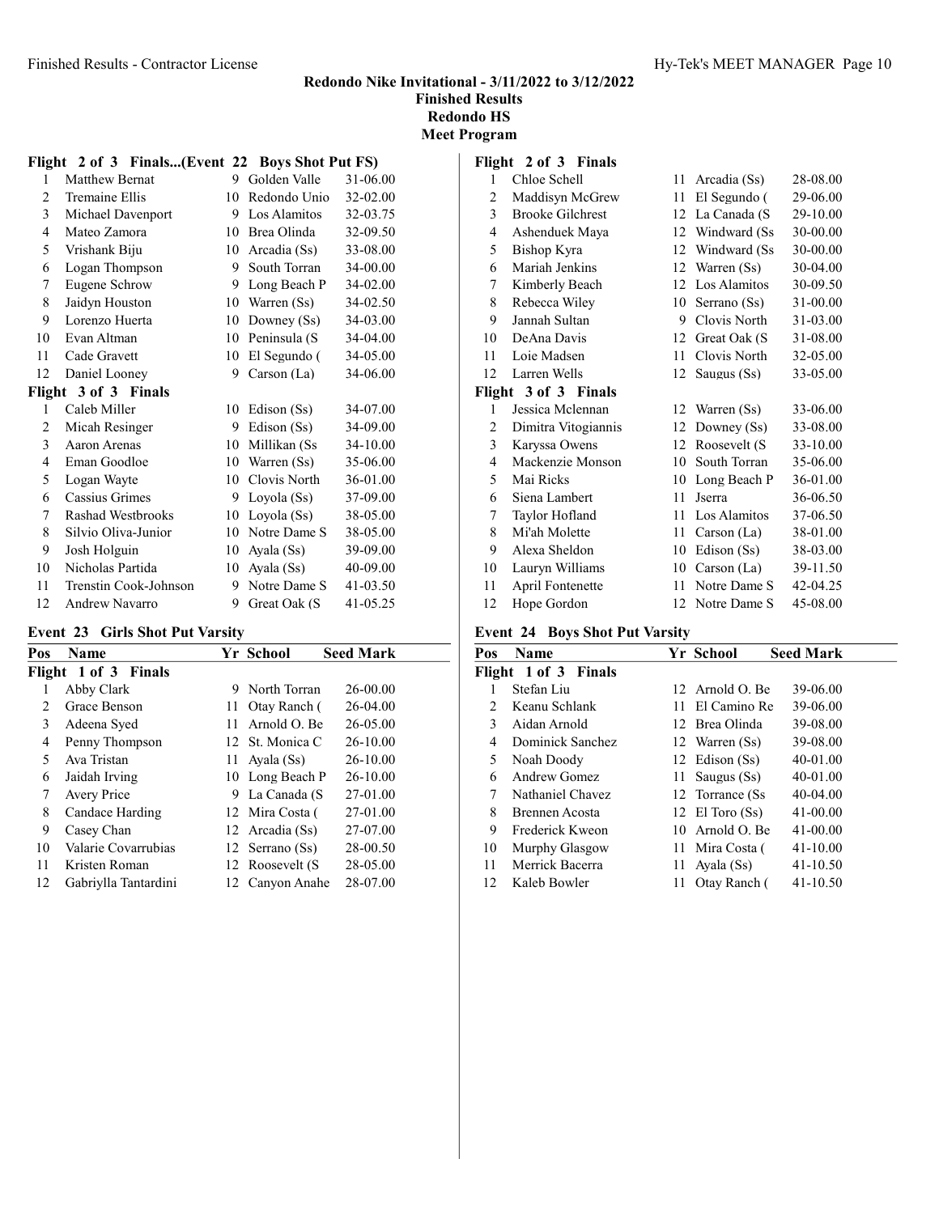# Redondo Nike Invitational - 3/11/2022 to 3/12/2022

## Finished Results

## Redondo HS

## Meet Program

### Flight 2 of 3 Finals...(Event 22 Boys Shot Put FS)

| Pos | Name | Yr | School | Seed Mark |
|---|---|---|---|---|
| 1 | Matthew Bernat | 9 | Golden Valle | 31-06.00 |
| 2 | Tremaine Ellis | 10 | Redondo Unio | 32-02.00 |
| 3 | Michael Davenport | 9 | Los Alamitos | 32-03.75 |
| 4 | Mateo Zamora | 10 | Brea Olinda | 32-09.50 |
| 5 | Vrishank Biju | 10 | Arcadia (Ss) | 33-08.00 |
| 6 | Logan Thompson | 9 | South Torran | 34-00.00 |
| 7 | Eugene Schrow | 9 | Long Beach P | 34-02.00 |
| 8 | Jaidyn Houston | 10 | Warren (Ss) | 34-02.50 |
| 9 | Lorenzo Huerta | 10 | Downey (Ss) | 34-03.00 |
| 10 | Evan Altman | 10 | Peninsula (S | 34-04.00 |
| 11 | Cade Gravett | 10 | El Segundo ( | 34-05.00 |
| 12 | Daniel Looney | 9 | Carson (La) | 34-06.00 |

### Flight 3 of 3 Finals

| Pos | Name | Yr | School | Seed Mark |
|---|---|---|---|---|
| 1 | Caleb Miller | 10 | Edison (Ss) | 34-07.00 |
| 2 | Micah Resinger | 9 | Edison (Ss) | 34-09.00 |
| 3 | Aaron Arenas | 10 | Millikan (Ss | 34-10.00 |
| 4 | Eman Goodloe | 10 | Warren (Ss) | 35-06.00 |
| 5 | Logan Wayte | 10 | Clovis North | 36-01.00 |
| 6 | Cassius Grimes | 9 | Loyola (Ss) | 37-09.00 |
| 7 | Rashad Westbrooks | 10 | Loyola (Ss) | 38-05.00 |
| 8 | Silvio Oliva-Junior | 10 | Notre Dame S | 38-05.00 |
| 9 | Josh Holguin | 10 | Ayala (Ss) | 39-09.00 |
| 10 | Nicholas Partida | 10 | Ayala (Ss) | 40-09.00 |
| 11 | Trenstin Cook-Johnson | 9 | Notre Dame S | 41-03.50 |
| 12 | Andrew Navarro | 9 | Great Oak (S | 41-05.25 |

### Event 23 Girls Shot Put Varsity

| Pos | Name | Yr | School | Seed Mark |
|---|---|---|---|---|
| **Flight 1 of 3 Finals** | | | | |
| 1 | Abby Clark | 9 | North Torran | 26-00.00 |
| 2 | Grace Benson | 11 | Otay Ranch ( | 26-04.00 |
| 3 | Adeena Syed | 11 | Arnold O. Be | 26-05.00 |
| 4 | Penny Thompson | 12 | St. Monica C | 26-10.00 |
| 5 | Ava Tristan | 11 | Ayala (Ss) | 26-10.00 |
| 6 | Jaidah Irving | 10 | Long Beach P | 26-10.00 |
| 7 | Avery Price | 9 | La Canada (S | 27-01.00 |
| 8 | Candace Harding | 12 | Mira Costa ( | 27-01.00 |
| 9 | Casey Chan | 12 | Arcadia (Ss) | 27-07.00 |
| 10 | Valarie Covarrubias | 12 | Serrano (Ss) | 28-00.50 |
| 11 | Kristen Roman | 12 | Roosevelt (S | 28-05.00 |
| 12 | Gabriylla Tantardini | 12 | Canyon Anahe | 28-07.00 |
| **Flight 2 of 3 Finals** | | | | |
| 1 | Chloe Schell | 11 | Arcadia (Ss) | 28-08.00 |
| 2 | Maddisyn McGrew | 11 | El Segundo ( | 29-06.00 |
| 3 | Brooke Gilchrest | 12 | La Canada (S | 29-10.00 |
| 4 | Ashenduek Maya | 12 | Windward (Ss | 30-00.00 |
| 5 | Bishop Kyra | 12 | Windward (Ss | 30-00.00 |
| 6 | Mariah Jenkins | 12 | Warren (Ss) | 30-04.00 |
| 7 | Kimberly Beach | 12 | Los Alamitos | 30-09.50 |
| 8 | Rebecca Wiley | 10 | Serrano (Ss) | 31-00.00 |
| 9 | Jannah Sultan | 9 | Clovis North | 31-03.00 |
| 10 | DeAna Davis | 12 | Great Oak (S | 31-08.00 |
| 11 | Loie Madsen | 11 | Clovis North | 32-05.00 |
| 12 | Larren Wells | 12 | Saugus (Ss) | 33-05.00 |
| **Flight 3 of 3 Finals** | | | | |
| 1 | Jessica Mclennan | 12 | Warren (Ss) | 33-06.00 |
| 2 | Dimitra Vitogiannis | 12 | Downey (Ss) | 33-08.00 |
| 3 | Karyssa Owens | 12 | Roosevelt (S | 33-10.00 |
| 4 | Mackenzie Monson | 10 | South Torran | 35-06.00 |
| 5 | Mai Ricks | 10 | Long Beach P | 36-01.00 |
| 6 | Siena Lambert | 11 | Jserra | 36-06.50 |
| 7 | Taylor Hofland | 11 | Los Alamitos | 37-06.50 |
| 8 | Mi'ah Molette | 11 | Carson (La) | 38-01.00 |
| 9 | Alexa Sheldon | 10 | Edison (Ss) | 38-03.00 |
| 10 | Lauryn Williams | 10 | Carson (La) | 39-11.50 |
| 11 | April Fontenette | 11 | Notre Dame S | 42-04.25 |
| 12 | Hope Gordon | 12 | Notre Dame S | 45-08.00 |

### Event 24 Boys Shot Put Varsity

| Pos | Name | Yr | School | Seed Mark |
|---|---|---|---|---|
| **Flight 1 of 3 Finals** | | | | |
| 1 | Stefan Liu | 12 | Arnold O. Be | 39-06.00 |
| 2 | Keanu Schlank | 11 | El Camino Re | 39-06.00 |
| 3 | Aidan Arnold | 12 | Brea Olinda | 39-08.00 |
| 4 | Dominick Sanchez | 12 | Warren (Ss) | 39-08.00 |
| 5 | Noah Doody | 12 | Edison (Ss) | 40-01.00 |
| 6 | Andrew Gomez | 11 | Saugus (Ss) | 40-01.00 |
| 7 | Nathaniel Chavez | 12 | Torrance (Ss | 40-04.00 |
| 8 | Brennen Acosta | 12 | El Toro (Ss) | 41-00.00 |
| 9 | Frederick Kweon | 10 | Arnold O. Be | 41-00.00 |
| 10 | Murphy Glasgow | 11 | Mira Costa ( | 41-10.00 |
| 11 | Merrick Bacerra | 11 | Ayala (Ss) | 41-10.50 |
| 12 | Kaleb Bowler | 11 | Otay Ranch ( | 41-10.50 |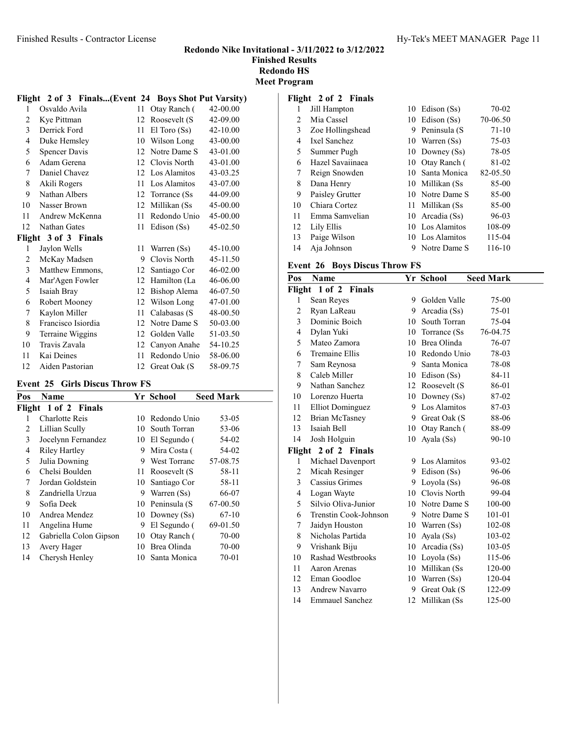## Redondo Nike Invitational - 3/11/2022 to 3/12/2022
### Finished Results
### Redondo HS
### Meet Program

**Flight 2 of 3 Finals...(Event 24 Boys Shot Put Varsity)**

| Pos | Name | Yr | School | Seed Mark |
|---|---|---|---|---|
| 1 | Osvaldo Avila | 11 | Otay Ranch ( | 42-00.00 |
| 2 | Kye Pittman | 12 | Roosevelt (S | 42-09.00 |
| 3 | Derrick Ford | 11 | El Toro (Ss) | 42-10.00 |
| 4 | Duke Hemsley | 10 | Wilson Long | 43-00.00 |
| 5 | Spencer Davis | 12 | Notre Dame S | 43-01.00 |
| 6 | Adam Gerena | 12 | Clovis North | 43-01.00 |
| 7 | Daniel Chavez | 12 | Los Alamitos | 43-03.25 |
| 8 | Akili Rogers | 11 | Los Alamitos | 43-07.00 |
| 9 | Nathan Albers | 12 | Torrance (Ss | 44-09.00 |
| 10 | Nasser Brown | 12 | Millikan (Ss | 45-00.00 |
| 11 | Andrew McKenna | 11 | Redondo Unio | 45-00.00 |
| 12 | Nathan Gates | 11 | Edison (Ss) | 45-02.50 |

**Flight 3 of 3 Finals**

| Pos | Name | Yr | School | Seed Mark |
|---|---|---|---|---|
| 1 | Jaylon Wells | 11 | Warren (Ss) | 45-10.00 |
| 2 | McKay Madsen | 9 | Clovis North | 45-11.50 |
| 3 | Matthew Emmons, | 12 | Santiago Cor | 46-02.00 |
| 4 | Mar'Agen Fowler | 12 | Hamilton (La | 46-06.00 |
| 5 | Isaiah Bray | 12 | Bishop Alema | 46-07.50 |
| 6 | Robert Mooney | 12 | Wilson Long | 47-01.00 |
| 7 | Kaylon Miller | 11 | Calabasas (S | 48-00.50 |
| 8 | Francisco Isiordia | 12 | Notre Dame S | 50-03.00 |
| 9 | Terraine Wiggins | 12 | Golden Valle | 51-03.50 |
| 10 | Travis Zavala | 12 | Canyon Anahe | 54-10.25 |
| 11 | Kai Deines | 11 | Redondo Unio | 58-06.00 |
| 12 | Aiden Pastorian | 12 | Great Oak (S | 58-09.75 |

### Event 25 Girls Discus Throw FS

| Pos | Name | Yr | School | Seed Mark |
|---|---|---|---|---|
| **Flight 1 of 2 Finals** | | | | |
| 1 | Charlotte Reis | 10 | Redondo Unio | 53-05 |
| 2 | Lillian Scully | 10 | South Torran | 53-06 |
| 3 | Jocelynn Fernandez | 10 | El Segundo ( | 54-02 |
| 4 | Riley Hartley | 9 | Mira Costa ( | 54-02 |
| 5 | Julia Downing | 9 | West Torranc | 57-08.75 |
| 6 | Chelsi Boulden | 11 | Roosevelt (S | 58-11 |
| 7 | Jordan Goldstein | 10 | Santiago Cor | 58-11 |
| 8 | Zandriella Urzua | 9 | Warren (Ss) | 66-07 |
| 9 | Sofia Deek | 10 | Peninsula (S | 67-00.50 |
| 10 | Andrea Mendez | 10 | Downey (Ss) | 67-10 |
| 11 | Angelina Hume | 9 | El Segundo ( | 69-01.50 |
| 12 | Gabriella Colon Gipson | 10 | Otay Ranch ( | 70-00 |
| 13 | Avery Hager | 10 | Brea Olinda | 70-00 |
| 14 | Cherysh Henley | 10 | Santa Monica | 70-01 |
| **Flight 2 of 2 Finals** | | | | |
| 1 | Jill Hampton | 10 | Edison (Ss) | 70-02 |
| 2 | Mia Cassel | 10 | Edison (Ss) | 70-06.50 |
| 3 | Zoe Hollingshead | 9 | Peninsula (S | 71-10 |
| 4 | Ixel Sanchez | 10 | Warren (Ss) | 75-03 |
| 5 | Summer Pugh | 10 | Downey (Ss) | 78-05 |
| 6 | Hazel Savaiinaea | 10 | Otay Ranch ( | 81-02 |
| 7 | Reign Snowden | 10 | Santa Monica | 82-05.50 |
| 8 | Dana Henry | 10 | Millikan (Ss | 85-00 |
| 9 | Paisley Grutter | 10 | Notre Dame S | 85-00 |
| 10 | Chiara Cortez | 11 | Millikan (Ss | 85-00 |
| 11 | Emma Samvelian | 10 | Arcadia (Ss) | 96-03 |
| 12 | Lily Ellis | 10 | Los Alamitos | 108-09 |
| 13 | Paige Wilson | 10 | Los Alamitos | 115-04 |
| 14 | Aja Johnson | 9 | Notre Dame S | 116-10 |

### Event 26 Boys Discus Throw FS

| Pos | Name | Yr | School | Seed Mark |
|---|---|---|---|---|
| **Flight 1 of 2 Finals** | | | | |
| 1 | Sean Reyes | 9 | Golden Valle | 75-00 |
| 2 | Ryan LaReau | 9 | Arcadia (Ss) | 75-01 |
| 3 | Dominic Boich | 10 | South Torran | 75-04 |
| 4 | Dylan Yuki | 10 | Torrance (Ss | 76-04.75 |
| 5 | Mateo Zamora | 10 | Brea Olinda | 76-07 |
| 6 | Tremaine Ellis | 10 | Redondo Unio | 78-03 |
| 7 | Sam Reynosa | 9 | Santa Monica | 78-08 |
| 8 | Caleb Miller | 10 | Edison (Ss) | 84-11 |
| 9 | Nathan Sanchez | 12 | Roosevelt (S | 86-01 |
| 10 | Lorenzo Huerta | 10 | Downey (Ss) | 87-02 |
| 11 | Elliot Dominguez | 9 | Los Alamitos | 87-03 |
| 12 | Brian McTasney | 9 | Great Oak (S | 88-06 |
| 13 | Isaiah Bell | 10 | Otay Ranch ( | 88-09 |
| 14 | Josh Holguin | 10 | Ayala (Ss) | 90-10 |
| **Flight 2 of 2 Finals** | | | | |
| 1 | Michael Davenport | 9 | Los Alamitos | 93-02 |
| 2 | Micah Resinger | 9 | Edison (Ss) | 96-06 |
| 3 | Cassius Grimes | 9 | Loyola (Ss) | 96-08 |
| 4 | Logan Wayte | 10 | Clovis North | 99-04 |
| 5 | Silvio Oliva-Junior | 10 | Notre Dame S | 100-00 |
| 6 | Trenstin Cook-Johnson | 9 | Notre Dame S | 101-01 |
| 7 | Jaidyn Houston | 10 | Warren (Ss) | 102-08 |
| 8 | Nicholas Partida | 10 | Ayala (Ss) | 103-02 |
| 9 | Vrishank Biju | 10 | Arcadia (Ss) | 103-05 |
| 10 | Rashad Westbrooks | 10 | Loyola (Ss) | 115-06 |
| 11 | Aaron Arenas | 10 | Millikan (Ss | 120-00 |
| 12 | Eman Goodloe | 10 | Warren (Ss) | 120-04 |
| 13 | Andrew Navarro | 9 | Great Oak (S | 122-09 |
| 14 | Emmauel Sanchez | 12 | Millikan (Ss | 125-00 |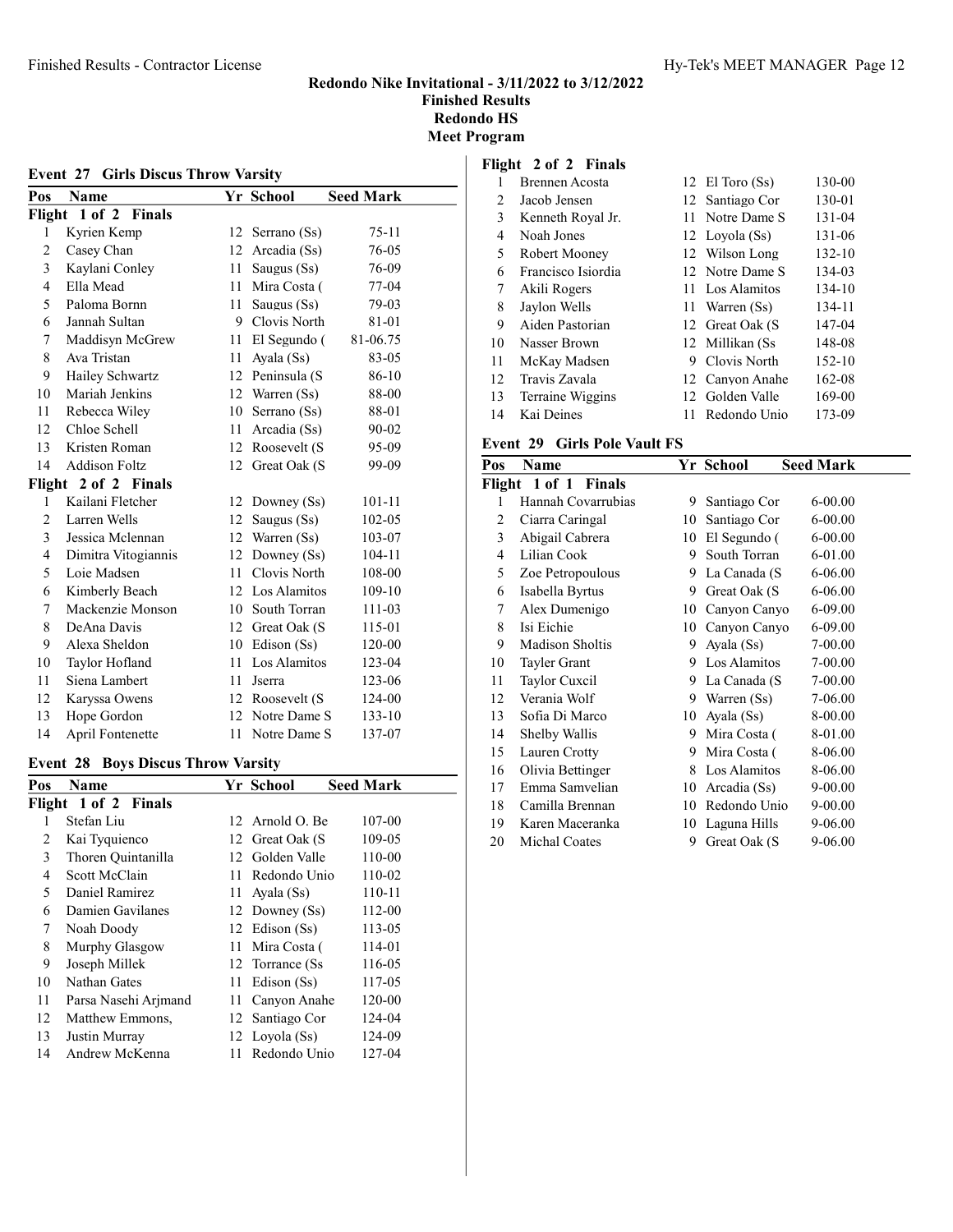## Redondo Nike Invitational - 3/11/2022 to 3/12/2022
## Finished Results
## Redondo HS
## Meet Program

### Event 27 Girls Discus Throw Varsity

| Pos | Name | Yr | School | Seed Mark |
|---|---|---|---|---|
| **Flight 1 of 2 Finals** | | | | |
| 1 | Kyrien Kemp | 12 | Serrano (Ss) | 75-11 |
| 2 | Casey Chan | 12 | Arcadia (Ss) | 76-05 |
| 3 | Kaylani Conley | 11 | Saugus (Ss) | 76-09 |
| 4 | Ella Mead | 11 | Mira Costa ( | 77-04 |
| 5 | Paloma Bornn | 11 | Saugus (Ss) | 79-03 |
| 6 | Jannah Sultan | 9 | Clovis North | 81-01 |
| 7 | Maddisyn McGrew | 11 | El Segundo ( | 81-06.75 |
| 8 | Ava Tristan | 11 | Ayala (Ss) | 83-05 |
| 9 | Hailey Schwartz | 12 | Peninsula (S | 86-10 |
| 10 | Mariah Jenkins | 12 | Warren (Ss) | 88-00 |
| 11 | Rebecca Wiley | 10 | Serrano (Ss) | 88-01 |
| 12 | Chloe Schell | 11 | Arcadia (Ss) | 90-02 |
| 13 | Kristen Roman | 12 | Roosevelt (S | 95-09 |
| 14 | Addison Foltz | 12 | Great Oak (S | 99-09 |
| **Flight 2 of 2 Finals** | | | | |
| 1 | Kailani Fletcher | 12 | Downey (Ss) | 101-11 |
| 2 | Larren Wells | 12 | Saugus (Ss) | 102-05 |
| 3 | Jessica Mclennan | 12 | Warren (Ss) | 103-07 |
| 4 | Dimitra Vitogiannis | 12 | Downey (Ss) | 104-11 |
| 5 | Loie Madsen | 11 | Clovis North | 108-00 |
| 6 | Kimberly Beach | 12 | Los Alamitos | 109-10 |
| 7 | Mackenzie Monson | 10 | South Torran | 111-03 |
| 8 | DeAna Davis | 12 | Great Oak (S | 115-01 |
| 9 | Alexa Sheldon | 10 | Edison (Ss) | 120-00 |
| 10 | Taylor Hofland | 11 | Los Alamitos | 123-04 |
| 11 | Siena Lambert | 11 | Jserra | 123-06 |
| 12 | Karyssa Owens | 12 | Roosevelt (S | 124-00 |
| 13 | Hope Gordon | 12 | Notre Dame S | 133-10 |
| 14 | April Fontenette | 11 | Notre Dame S | 137-07 |

### Event 28 Boys Discus Throw Varsity

| Pos | Name | Yr | School | Seed Mark |
|---|---|---|---|---|
| **Flight 1 of 2 Finals** | | | | |
| 1 | Stefan Liu | 12 | Arnold O. Be | 107-00 |
| 2 | Kai Tyquienco | 12 | Great Oak (S | 109-05 |
| 3 | Thoren Quintanilla | 12 | Golden Valle | 110-00 |
| 4 | Scott McClain | 11 | Redondo Unio | 110-02 |
| 5 | Daniel Ramirez | 11 | Ayala (Ss) | 110-11 |
| 6 | Damien Gavilanes | 12 | Downey (Ss) | 112-00 |
| 7 | Noah Doody | 12 | Edison (Ss) | 113-05 |
| 8 | Murphy Glasgow | 11 | Mira Costa ( | 114-01 |
| 9 | Joseph Millek | 12 | Torrance (Ss | 116-05 |
| 10 | Nathan Gates | 11 | Edison (Ss) | 117-05 |
| 11 | Parsa Nasehi Arjmand | 11 | Canyon Anahe | 120-00 |
| 12 | Matthew Emmons, | 12 | Santiago Cor | 124-04 |
| 13 | Justin Murray | 12 | Loyola (Ss) | 124-09 |
| 14 | Andrew McKenna | 11 | Redondo Unio | 127-04 |
| **Flight 2 of 2 Finals** | | | | |
| 1 | Brennen Acosta | 12 | El Toro (Ss) | 130-00 |
| 2 | Jacob Jensen | 12 | Santiago Cor | 130-01 |
| 3 | Kenneth Royal Jr. | 11 | Notre Dame S | 131-04 |
| 4 | Noah Jones | 12 | Loyola (Ss) | 131-06 |
| 5 | Robert Mooney | 12 | Wilson Long | 132-10 |
| 6 | Francisco Isiordia | 12 | Notre Dame S | 134-03 |
| 7 | Akili Rogers | 11 | Los Alamitos | 134-10 |
| 8 | Jaylon Wells | 11 | Warren (Ss) | 134-11 |
| 9 | Aiden Pastorian | 12 | Great Oak (S | 147-04 |
| 10 | Nasser Brown | 12 | Millikan (Ss | 148-08 |
| 11 | McKay Madsen | 9 | Clovis North | 152-10 |
| 12 | Travis Zavala | 12 | Canyon Anahe | 162-08 |
| 13 | Terraine Wiggins | 12 | Golden Valle | 169-00 |
| 14 | Kai Deines | 11 | Redondo Unio | 173-09 |

### Event 29 Girls Pole Vault FS

| Pos | Name | Yr | School | Seed Mark |
|---|---|---|---|---|
| **Flight 1 of 1 Finals** | | | | |
| 1 | Hannah Covarrubias | 9 | Santiago Cor | 6-00.00 |
| 2 | Ciarra Caringal | 10 | Santiago Cor | 6-00.00 |
| 3 | Abigail Cabrera | 10 | El Segundo ( | 6-00.00 |
| 4 | Lilian Cook | 9 | South Torran | 6-01.00 |
| 5 | Zoe Petropoulous | 9 | La Canada (S | 6-06.00 |
| 6 | Isabella Byrtus | 9 | Great Oak (S | 6-06.00 |
| 7 | Alex Dumenigo | 10 | Canyon Canyo | 6-09.00 |
| 8 | Isi Eichie | 10 | Canyon Canyo | 6-09.00 |
| 9 | Madison Sholtis | 9 | Ayala (Ss) | 7-00.00 |
| 10 | Tayler Grant | 9 | Los Alamitos | 7-00.00 |
| 11 | Taylor Cuxcil | 9 | La Canada (S | 7-00.00 |
| 12 | Verania Wolf | 9 | Warren (Ss) | 7-06.00 |
| 13 | Sofia Di Marco | 10 | Ayala (Ss) | 8-00.00 |
| 14 | Shelby Wallis | 9 | Mira Costa ( | 8-01.00 |
| 15 | Lauren Crotty | 9 | Mira Costa ( | 8-06.00 |
| 16 | Olivia Bettinger | 8 | Los Alamitos | 8-06.00 |
| 17 | Emma Samvelian | 10 | Arcadia (Ss) | 9-00.00 |
| 18 | Camilla Brennan | 10 | Redondo Unio | 9-00.00 |
| 19 | Karen Maceranka | 10 | Laguna Hills | 9-06.00 |
| 20 | Michal Coates | 9 | Great Oak (S | 9-06.00 |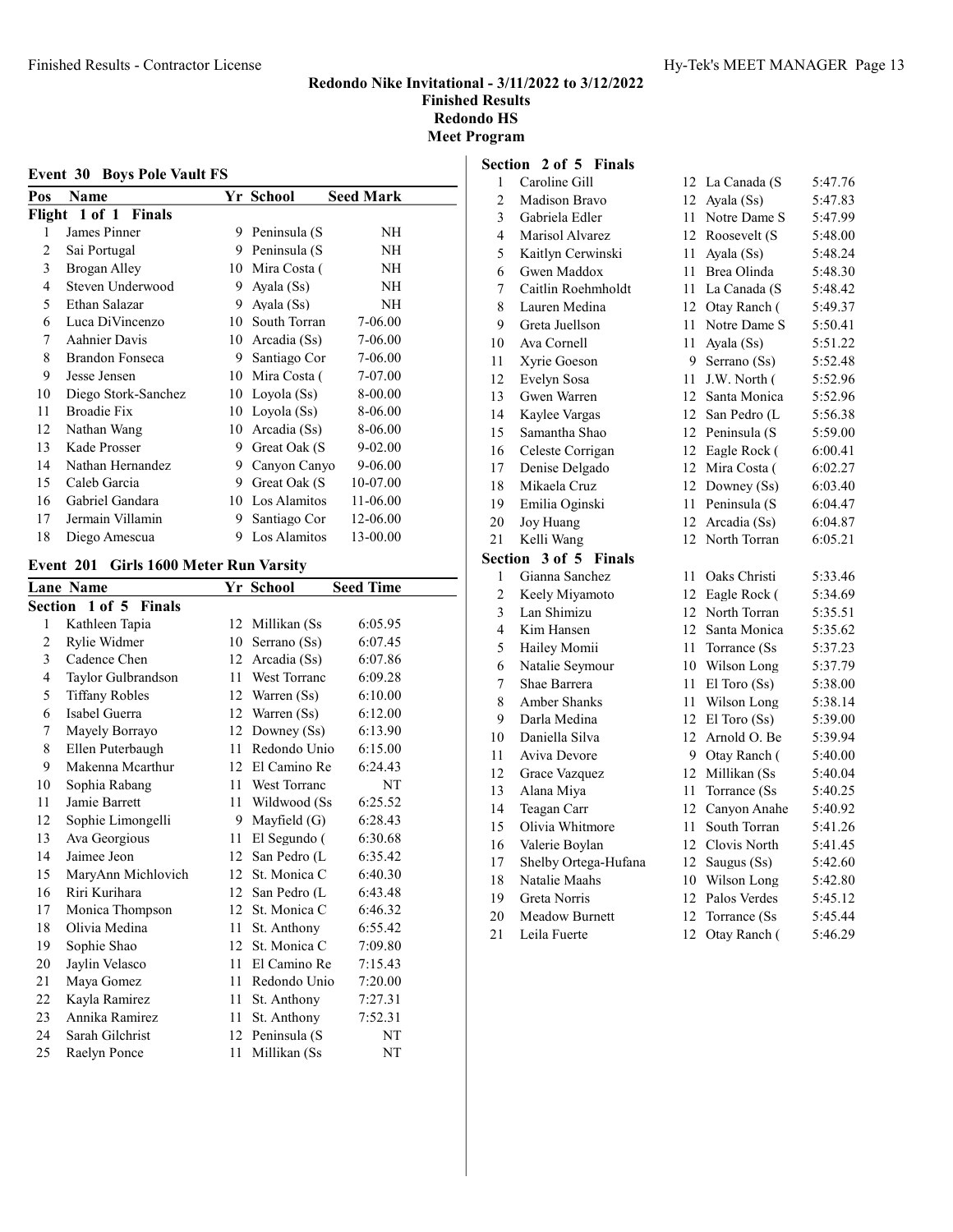## Redondo Nike Invitational - 3/11/2022 to 3/12/2022

**Finished Results**
**Redondo HS**
**Meet Program**

### Event 30 Boys Pole Vault FS

| Pos | Name | Yr | School | Seed Mark |
|---|---|---|---|---|
| **Flight 1 of 1 Finals** | | | | |
| 1 | James Pinner | 9 | Peninsula (S | NH |
| 2 | Sai Portugal | 9 | Peninsula (S | NH |
| 3 | Brogan Alley | 10 | Mira Costa ( | NH |
| 4 | Steven Underwood | 9 | Ayala (Ss) | NH |
| 5 | Ethan Salazar | 9 | Ayala (Ss) | NH |
| 6 | Luca DiVincenzo | 10 | South Torran | 7-06.00 |
| 7 | Aahnier Davis | 10 | Arcadia (Ss) | 7-06.00 |
| 8 | Brandon Fonseca | 9 | Santiago Cor | 7-06.00 |
| 9 | Jesse Jensen | 10 | Mira Costa ( | 7-07.00 |
| 10 | Diego Stork-Sanchez | 10 | Loyola (Ss) | 8-00.00 |
| 11 | Broadie Fix | 10 | Loyola (Ss) | 8-06.00 |
| 12 | Nathan Wang | 10 | Arcadia (Ss) | 8-06.00 |
| 13 | Kade Prosser | 9 | Great Oak (S | 9-02.00 |
| 14 | Nathan Hernandez | 9 | Canyon Canyo | 9-06.00 |
| 15 | Caleb Garcia | 9 | Great Oak (S | 10-07.00 |
| 16 | Gabriel Gandara | 10 | Los Alamitos | 11-06.00 |
| 17 | Jermain Villamin | 9 | Santiago Cor | 12-06.00 |
| 18 | Diego Amescua | 9 | Los Alamitos | 13-00.00 |

### Event 201 Girls 1600 Meter Run Varsity

| Lane | Name | Yr | School | Seed Time |
|---|---|---|---|---|
| **Section 1 of 5 Finals** | | | | |
| 1 | Kathleen Tapia | 12 | Millikan (Ss | 6:05.95 |
| 2 | Rylie Widmer | 10 | Serrano (Ss) | 6:07.45 |
| 3 | Cadence Chen | 12 | Arcadia (Ss) | 6:07.86 |
| 4 | Taylor Gulbrandson | 11 | West Torranc | 6:09.28 |
| 5 | Tiffany Robles | 12 | Warren (Ss) | 6:10.00 |
| 6 | Isabel Guerra | 12 | Warren (Ss) | 6:12.00 |
| 7 | Mayely Borrayo | 12 | Downey (Ss) | 6:13.90 |
| 8 | Ellen Puterbaugh | 11 | Redondo Unio | 6:15.00 |
| 9 | Makenna Mcarthur | 12 | El Camino Re | 6:24.43 |
| 10 | Sophia Rabang | 11 | West Torranc | NT |
| 11 | Jamie Barrett | 11 | Wildwood (Ss | 6:25.52 |
| 12 | Sophie Limongelli | 9 | Mayfield (G) | 6:28.43 |
| 13 | Ava Georgious | 11 | El Segundo ( | 6:30.68 |
| 14 | Jaimee Jeon | 12 | San Pedro (L | 6:35.42 |
| 15 | MaryAnn Michlovich | 12 | St. Monica C | 6:40.30 |
| 16 | Riri Kurihara | 12 | San Pedro (L | 6:43.48 |
| 17 | Monica Thompson | 12 | St. Monica C | 6:46.32 |
| 18 | Olivia Medina | 11 | St. Anthony | 6:55.42 |
| 19 | Sophie Shao | 12 | St. Monica C | 7:09.80 |
| 20 | Jaylin Velasco | 11 | El Camino Re | 7:15.43 |
| 21 | Maya Gomez | 11 | Redondo Unio | 7:20.00 |
| 22 | Kayla Ramirez | 11 | St. Anthony | 7:27.31 |
| 23 | Annika Ramirez | 11 | St. Anthony | 7:52.31 |
| 24 | Sarah Gilchrist | 12 | Peninsula (S | NT |
| 25 | Raelyn Ponce | 11 | Millikan (Ss | NT |
| **Section 2 of 5 Finals** | | | | |
| 1 | Caroline Gill | 12 | La Canada (S | 5:47.76 |
| 2 | Madison Bravo | 12 | Ayala (Ss) | 5:47.83 |
| 3 | Gabriela Edler | 11 | Notre Dame S | 5:47.99 |
| 4 | Marisol Alvarez | 12 | Roosevelt (S | 5:48.00 |
| 5 | Kaitlyn Cerwinski | 11 | Ayala (Ss) | 5:48.24 |
| 6 | Gwen Maddox | 11 | Brea Olinda | 5:48.30 |
| 7 | Caitlin Roehmholdt | 11 | La Canada (S | 5:48.42 |
| 8 | Lauren Medina | 12 | Otay Ranch ( | 5:49.37 |
| 9 | Greta Juellson | 11 | Notre Dame S | 5:50.41 |
| 10 | Ava Cornell | 11 | Ayala (Ss) | 5:51.22 |
| 11 | Xyrie Goeson | 9 | Serrano (Ss) | 5:52.48 |
| 12 | Evelyn Sosa | 11 | J.W. North ( | 5:52.96 |
| 13 | Gwen Warren | 12 | Santa Monica | 5:52.96 |
| 14 | Kaylee Vargas | 12 | San Pedro (L | 5:56.38 |
| 15 | Samantha Shao | 12 | Peninsula (S | 5:59.00 |
| 16 | Celeste Corrigan | 12 | Eagle Rock ( | 6:00.41 |
| 17 | Denise Delgado | 12 | Mira Costa ( | 6:02.27 |
| 18 | Mikaela Cruz | 12 | Downey (Ss) | 6:03.40 |
| 19 | Emilia Oginski | 11 | Peninsula (S | 6:04.47 |
| 20 | Joy Huang | 12 | Arcadia (Ss) | 6:04.87 |
| 21 | Kelli Wang | 12 | North Torran | 6:05.21 |
| **Section 3 of 5 Finals** | | | | |
| 1 | Gianna Sanchez | 11 | Oaks Christi | 5:33.46 |
| 2 | Keely Miyamoto | 12 | Eagle Rock ( | 5:34.69 |
| 3 | Lan Shimizu | 12 | North Torran | 5:35.51 |
| 4 | Kim Hansen | 12 | Santa Monica | 5:35.62 |
| 5 | Hailey Momii | 11 | Torrance (Ss | 5:37.23 |
| 6 | Natalie Seymour | 10 | Wilson Long | 5:37.79 |
| 7 | Shae Barrera | 11 | El Toro (Ss) | 5:38.00 |
| 8 | Amber Shanks | 11 | Wilson Long | 5:38.14 |
| 9 | Darla Medina | 12 | El Toro (Ss) | 5:39.00 |
| 10 | Daniella Silva | 12 | Arnold O. Be | 5:39.94 |
| 11 | Aviva Devore | 9 | Otay Ranch ( | 5:40.00 |
| 12 | Grace Vazquez | 12 | Millikan (Ss | 5:40.04 |
| 13 | Alana Miya | 11 | Torrance (Ss | 5:40.25 |
| 14 | Teagan Carr | 12 | Canyon Anahe | 5:40.92 |
| 15 | Olivia Whitmore | 11 | South Torran | 5:41.26 |
| 16 | Valerie Boylan | 12 | Clovis North | 5:41.45 |
| 17 | Shelby Ortega-Hufana | 12 | Saugus (Ss) | 5:42.60 |
| 18 | Natalie Maahs | 10 | Wilson Long | 5:42.80 |
| 19 | Greta Norris | 12 | Palos Verdes | 5:45.12 |
| 20 | Meadow Burnett | 12 | Torrance (Ss | 5:45.44 |
| 21 | Leila Fuerte | 12 | Otay Ranch ( | 5:46.29 |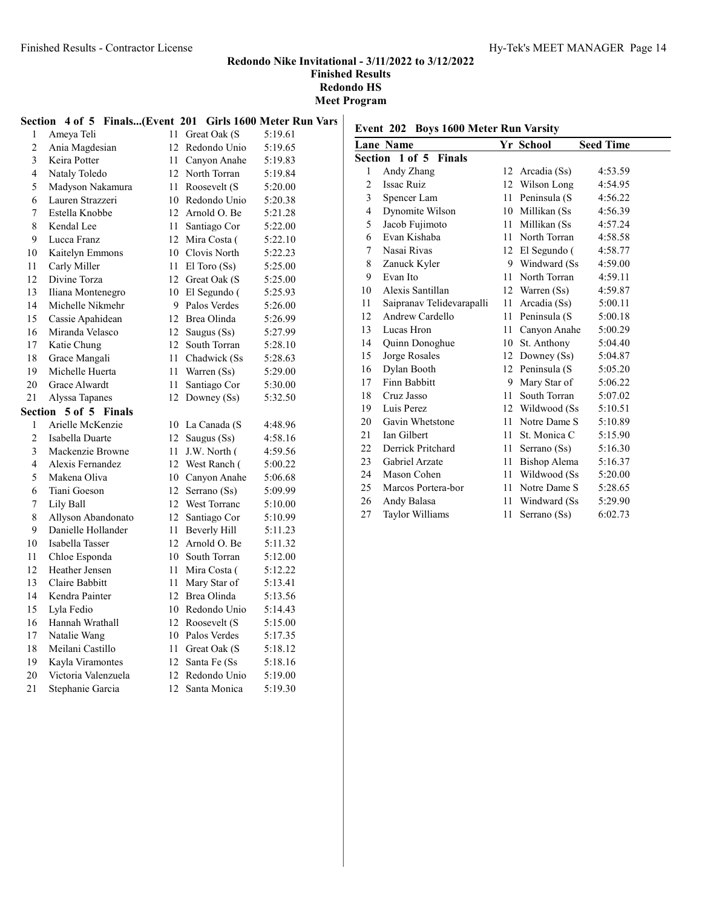**Redondo Nike Invitational - 3/11/2022 to 3/12/2022**
**Finished Results**
**Redondo HS**
**Meet Program**

### Section 4 of 5 Finals...(Event 201 Girls 1600 Meter Run Vars

| Lane | Name | Yr | School | Seed Time |
|---|---|---|---|---|
| 1 | Ameya Teli | 11 | Great Oak (S | 5:19.61 |
| 2 | Ania Magdesian | 12 | Redondo Unio | 5:19.65 |
| 3 | Keira Potter | 11 | Canyon Anahe | 5:19.83 |
| 4 | Nataly Toledo | 12 | North Torran | 5:19.84 |
| 5 | Madyson Nakamura | 11 | Roosevelt (S | 5:20.00 |
| 6 | Lauren Strazzeri | 10 | Redondo Unio | 5:20.38 |
| 7 | Estella Knobbe | 12 | Arnold O. Be | 5:21.28 |
| 8 | Kendal Lee | 11 | Santiago Cor | 5:22.00 |
| 9 | Lucca Franz | 12 | Mira Costa ( | 5:22.10 |
| 10 | Kaitelyn Emmons | 10 | Clovis North | 5:22.23 |
| 11 | Carly Miller | 11 | El Toro (Ss) | 5:25.00 |
| 12 | Divine Torza | 12 | Great Oak (S | 5:25.00 |
| 13 | Iliana Montenegro | 10 | El Segundo ( | 5:25.93 |
| 14 | Michelle Nikmehr | 9 | Palos Verdes | 5:26.00 |
| 15 | Cassie Apahidean | 12 | Brea Olinda | 5:26.99 |
| 16 | Miranda Velasco | 12 | Saugus (Ss) | 5:27.99 |
| 17 | Katie Chung | 12 | South Torran | 5:28.10 |
| 18 | Grace Mangali | 11 | Chadwick (Ss | 5:28.63 |
| 19 | Michelle Huerta | 11 | Warren (Ss) | 5:29.00 |
| 20 | Grace Alwardt | 11 | Santiago Cor | 5:30.00 |
| 21 | Alyssa Tapanes | 12 | Downey (Ss) | 5:32.50 |

### Section 5 of 5 Finals

| Lane | Name | Yr | School | Seed Time |
|---|---|---|---|---|
| 1 | Arielle McKenzie | 10 | La Canada (S | 4:48.96 |
| 2 | Isabella Duarte | 12 | Saugus (Ss) | 4:58.16 |
| 3 | Mackenzie Browne | 11 | J.W. North ( | 4:59.56 |
| 4 | Alexis Fernandez | 12 | West Ranch ( | 5:00.22 |
| 5 | Makena Oliva | 10 | Canyon Anahe | 5:06.68 |
| 6 | Tiani Goeson | 12 | Serrano (Ss) | 5:09.99 |
| 7 | Lily Ball | 12 | West Torranc | 5:10.00 |
| 8 | Allyson Abandonato | 12 | Santiago Cor | 5:10.99 |
| 9 | Danielle Hollander | 11 | Beverly Hill | 5:11.23 |
| 10 | Isabella Tasser | 12 | Arnold O. Be | 5:11.32 |
| 11 | Chloe Esponda | 10 | South Torran | 5:12.00 |
| 12 | Heather Jensen | 11 | Mira Costa ( | 5:12.22 |
| 13 | Claire Babbitt | 11 | Mary Star of | 5:13.41 |
| 14 | Kendra Painter | 12 | Brea Olinda | 5:13.56 |
| 15 | Lyla Fedio | 10 | Redondo Unio | 5:14.43 |
| 16 | Hannah Wrathall | 12 | Roosevelt (S | 5:15.00 |
| 17 | Natalie Wang | 10 | Palos Verdes | 5:17.35 |
| 18 | Meilani Castillo | 11 | Great Oak (S | 5:18.12 |
| 19 | Kayla Viramontes | 12 | Santa Fe (Ss | 5:18.16 |
| 20 | Victoria Valenzuela | 12 | Redondo Unio | 5:19.00 |
| 21 | Stephanie Garcia | 12 | Santa Monica | 5:19.30 |

## Event 202 Boys 1600 Meter Run Varsity

### Section 1 of 5 Finals

| Lane | Name | Yr | School | Seed Time |
|---|---|---|---|---|
| 1 | Andy Zhang | 12 | Arcadia (Ss) | 4:53.59 |
| 2 | Issac Ruiz | 12 | Wilson Long | 4:54.95 |
| 3 | Spencer Lam | 11 | Peninsula (S | 4:56.22 |
| 4 | Dynomite Wilson | 10 | Millikan (Ss | 4:56.39 |
| 5 | Jacob Fujimoto | 11 | Millikan (Ss | 4:57.24 |
| 6 | Evan Kishaba | 11 | North Torran | 4:58.58 |
| 7 | Nasai Rivas | 12 | El Segundo ( | 4:58.77 |
| 8 | Zanuck Kyler | 9 | Windward (Ss | 4:59.00 |
| 9 | Evan Ito | 11 | North Torran | 4:59.11 |
| 10 | Alexis Santillan | 12 | Warren (Ss) | 4:59.87 |
| 11 | Saipranav Telidevarapalli | 11 | Arcadia (Ss) | 5:00.11 |
| 12 | Andrew Cardello | 11 | Peninsula (S | 5:00.18 |
| 13 | Lucas Hron | 11 | Canyon Anahe | 5:00.29 |
| 14 | Quinn Donoghue | 10 | St. Anthony | 5:04.40 |
| 15 | Jorge Rosales | 12 | Downey (Ss) | 5:04.87 |
| 16 | Dylan Booth | 12 | Peninsula (S | 5:05.20 |
| 17 | Finn Babbitt | 9 | Mary Star of | 5:06.22 |
| 18 | Cruz Jasso | 11 | South Torran | 5:07.02 |
| 19 | Luis Perez | 12 | Wildwood (Ss | 5:10.51 |
| 20 | Gavin Whetstone | 11 | Notre Dame S | 5:10.89 |
| 21 | Ian Gilbert | 11 | St. Monica C | 5:15.90 |
| 22 | Derrick Pritchard | 11 | Serrano (Ss) | 5:16.30 |
| 23 | Gabriel Arzate | 11 | Bishop Alema | 5:16.37 |
| 24 | Mason Cohen | 11 | Wildwood (Ss | 5:20.00 |
| 25 | Marcos Portera-bor | 11 | Notre Dame S | 5:28.65 |
| 26 | Andy Balasa | 11 | Windward (Ss | 5:29.90 |
| 27 | Taylor Williams | 11 | Serrano (Ss) | 6:02.73 |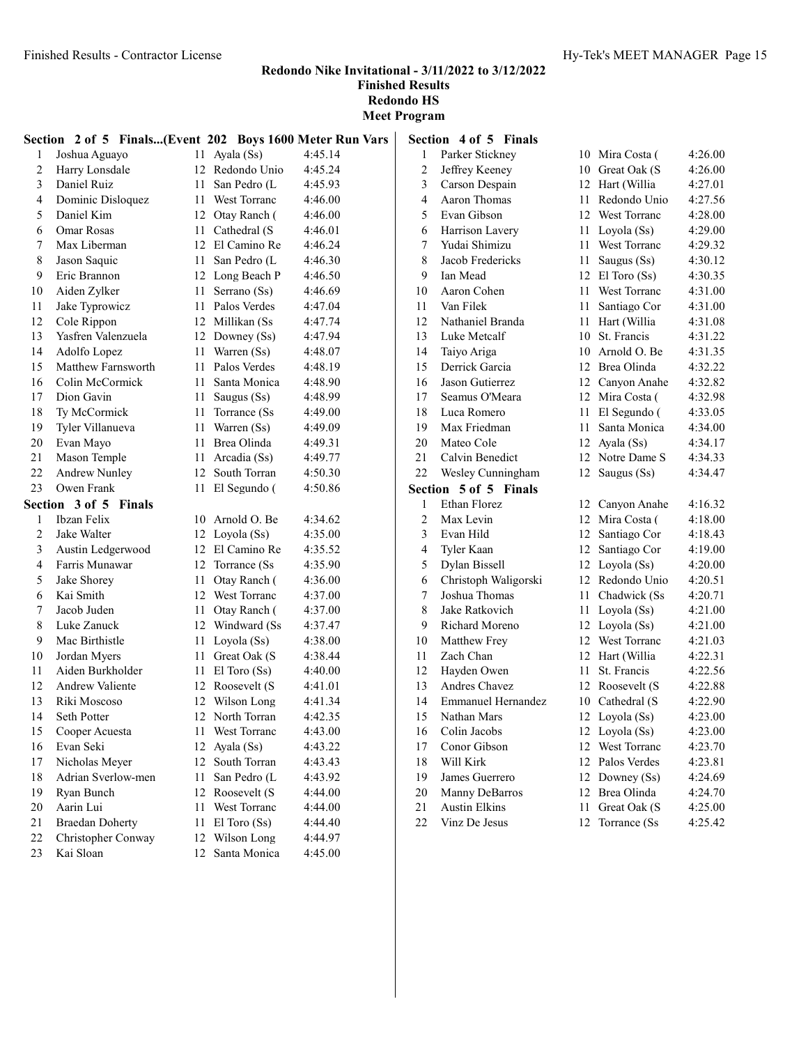**Redondo Nike Invitational - 3/11/2022 to 3/12/2022**
**Finished Results**
**Redondo HS**
**Meet Program**

### Section 2 of 5 Finals...(Event 202 Boys 1600 Meter Run Vars

| | Name | Yr | School | Time |
|---|---|---|---|---|
| 1 | Joshua Aguayo | 11 | Ayala (Ss) | 4:45.14 |
| 2 | Harry Lonsdale | 12 | Redondo Unio | 4:45.24 |
| 3 | Daniel Ruiz | 11 | San Pedro (L | 4:45.93 |
| 4 | Dominic Disloquez | 11 | West Torranc | 4:46.00 |
| 5 | Daniel Kim | 12 | Otay Ranch ( | 4:46.00 |
| 6 | Omar Rosas | 11 | Cathedral (S | 4:46.01 |
| 7 | Max Liberman | 12 | El Camino Re | 4:46.24 |
| 8 | Jason Saquic | 11 | San Pedro (L | 4:46.30 |
| 9 | Eric Brannon | 12 | Long Beach P | 4:46.50 |
| 10 | Aiden Zylker | 11 | Serrano (Ss) | 4:46.69 |
| 11 | Jake Typrowicz | 11 | Palos Verdes | 4:47.04 |
| 12 | Cole Rippon | 12 | Millikan (Ss | 4:47.74 |
| 13 | Yasfren Valenzuela | 12 | Downey (Ss) | 4:47.94 |
| 14 | Adolfo Lopez | 11 | Warren (Ss) | 4:48.07 |
| 15 | Matthew Farnsworth | 11 | Palos Verdes | 4:48.19 |
| 16 | Colin McCormick | 11 | Santa Monica | 4:48.90 |
| 17 | Dion Gavin | 11 | Saugus (Ss) | 4:48.99 |
| 18 | Ty McCormick | 11 | Torrance (Ss | 4:49.00 |
| 19 | Tyler Villanueva | 11 | Warren (Ss) | 4:49.09 |
| 20 | Evan Mayo | 11 | Brea Olinda | 4:49.31 |
| 21 | Mason Temple | 11 | Arcadia (Ss) | 4:49.77 |
| 22 | Andrew Nunley | 12 | South Torran | 4:50.30 |
| 23 | Owen Frank | 11 | El Segundo ( | 4:50.86 |

### Section 3 of 5 Finals

| | Name | Yr | School | Time |
|---|---|---|---|---|
| 1 | Ibzan Felix | 10 | Arnold O. Be | 4:34.62 |
| 2 | Jake Walter | 12 | Loyola (Ss) | 4:35.00 |
| 3 | Austin Ledgerwood | 12 | El Camino Re | 4:35.52 |
| 4 | Farris Munawar | 12 | Torrance (Ss | 4:35.90 |
| 5 | Jake Shorey | 11 | Otay Ranch ( | 4:36.00 |
| 6 | Kai Smith | 12 | West Torranc | 4:37.00 |
| 7 | Jacob Juden | 11 | Otay Ranch ( | 4:37.00 |
| 8 | Luke Zanuck | 12 | Windward (Ss | 4:37.47 |
| 9 | Mac Birthistle | 11 | Loyola (Ss) | 4:38.00 |
| 10 | Jordan Myers | 11 | Great Oak (S | 4:38.44 |
| 11 | Aiden Burkholder | 11 | El Toro (Ss) | 4:40.00 |
| 12 | Andrew Valiente | 12 | Roosevelt (S | 4:41.01 |
| 13 | Riki Moscoso | 12 | Wilson Long | 4:41.34 |
| 14 | Seth Potter | 12 | North Torran | 4:42.35 |
| 15 | Cooper Acuesta | 11 | West Torranc | 4:43.00 |
| 16 | Evan Seki | 12 | Ayala (Ss) | 4:43.22 |
| 17 | Nicholas Meyer | 12 | South Torran | 4:43.43 |
| 18 | Adrian Sverlow-men | 11 | San Pedro (L | 4:43.92 |
| 19 | Ryan Bunch | 12 | Roosevelt (S | 4:44.00 |
| 20 | Aarin Lui | 11 | West Torranc | 4:44.00 |
| 21 | Braedan Doherty | 11 | El Toro (Ss) | 4:44.40 |
| 22 | Christopher Conway | 12 | Wilson Long | 4:44.97 |
| 23 | Kai Sloan | 12 | Santa Monica | 4:45.00 |

### Section 4 of 5 Finals

| | Name | Yr | School | Time |
|---|---|---|---|---|
| 1 | Parker Stickney | 10 | Mira Costa ( | 4:26.00 |
| 2 | Jeffrey Keeney | 10 | Great Oak (S | 4:26.00 |
| 3 | Carson Despain | 12 | Hart (Willia | 4:27.01 |
| 4 | Aaron Thomas | 11 | Redondo Unio | 4:27.56 |
| 5 | Evan Gibson | 12 | West Torranc | 4:28.00 |
| 6 | Harrison Lavery | 11 | Loyola (Ss) | 4:29.00 |
| 7 | Yudai Shimizu | 11 | West Torranc | 4:29.32 |
| 8 | Jacob Fredericks | 11 | Saugus (Ss) | 4:30.12 |
| 9 | Ian Mead | 12 | El Toro (Ss) | 4:30.35 |
| 10 | Aaron Cohen | 11 | West Torranc | 4:31.00 |
| 11 | Van Filek | 11 | Santiago Cor | 4:31.00 |
| 12 | Nathaniel Branda | 11 | Hart (Willia | 4:31.08 |
| 13 | Luke Metcalf | 10 | St. Francis | 4:31.22 |
| 14 | Taiyo Ariga | 10 | Arnold O. Be | 4:31.35 |
| 15 | Derrick Garcia | 12 | Brea Olinda | 4:32.22 |
| 16 | Jason Gutierrez | 12 | Canyon Anahe | 4:32.82 |
| 17 | Seamus O'Meara | 12 | Mira Costa ( | 4:32.98 |
| 18 | Luca Romero | 11 | El Segundo ( | 4:33.05 |
| 19 | Max Friedman | 11 | Santa Monica | 4:34.00 |
| 20 | Mateo Cole | 12 | Ayala (Ss) | 4:34.17 |
| 21 | Calvin Benedict | 12 | Notre Dame S | 4:34.33 |
| 22 | Wesley Cunningham | 12 | Saugus (Ss) | 4:34.47 |

### Section 5 of 5 Finals

| | Name | Yr | School | Time |
|---|---|---|---|---|
| 1 | Ethan Florez | 12 | Canyon Anahe | 4:16.32 |
| 2 | Max Levin | 12 | Mira Costa ( | 4:18.00 |
| 3 | Evan Hild | 12 | Santiago Cor | 4:18.43 |
| 4 | Tyler Kaan | 12 | Santiago Cor | 4:19.00 |
| 5 | Dylan Bissell | 12 | Loyola (Ss) | 4:20.00 |
| 6 | Christoph Waligorski | 12 | Redondo Unio | 4:20.51 |
| 7 | Joshua Thomas | 11 | Chadwick (Ss | 4:20.71 |
| 8 | Jake Ratkovich | 11 | Loyola (Ss) | 4:21.00 |
| 9 | Richard Moreno | 12 | Loyola (Ss) | 4:21.00 |
| 10 | Matthew Frey | 12 | West Torranc | 4:21.03 |
| 11 | Zach Chan | 12 | Hart (Willia | 4:22.31 |
| 12 | Hayden Owen | 11 | St. Francis | 4:22.56 |
| 13 | Andres Chavez | 12 | Roosevelt (S | 4:22.88 |
| 14 | Emmanuel Hernandez | 10 | Cathedral (S | 4:22.90 |
| 15 | Nathan Mars | 12 | Loyola (Ss) | 4:23.00 |
| 16 | Colin Jacobs | 12 | Loyola (Ss) | 4:23.00 |
| 17 | Conor Gibson | 12 | West Torranc | 4:23.70 |
| 18 | Will Kirk | 12 | Palos Verdes | 4:23.81 |
| 19 | James Guerrero | 12 | Downey (Ss) | 4:24.69 |
| 20 | Manny DeBarros | 12 | Brea Olinda | 4:24.70 |
| 21 | Austin Elkins | 11 | Great Oak (S | 4:25.00 |
| 22 | Vinz De Jesus | 12 | Torrance (Ss | 4:25.42 |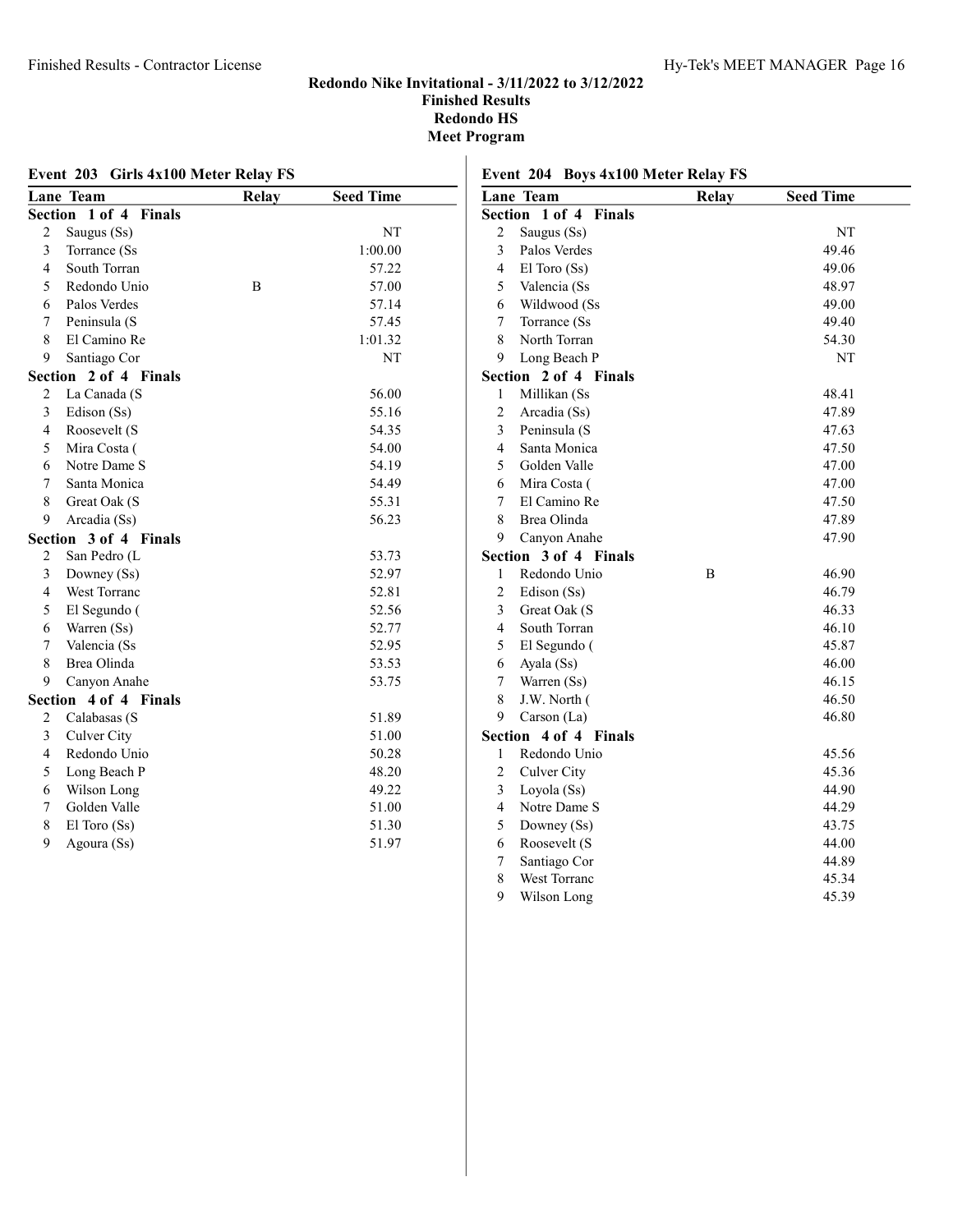## Redondo Nike Invitational - 3/11/2022 to 3/12/2022

**Finished Results**

**Redondo HS**

**Meet Program**

### Event 203 Girls 4x100 Meter Relay FS

| Lane | Team | Relay | Seed Time |
|---|---|---|---|
| **Section 1 of 4 Finals** | | | |
| 2 | Saugus (Ss) | | NT |
| 3 | Torrance (Ss | | 1:00.00 |
| 4 | South Torran | | 57.22 |
| 5 | Redondo Unio | B | 57.00 |
| 6 | Palos Verdes | | 57.14 |
| 7 | Peninsula (S | | 57.45 |
| 8 | El Camino Re | | 1:01.32 |
| 9 | Santiago Cor | | NT |
| **Section 2 of 4 Finals** | | | |
| 2 | La Canada (S | | 56.00 |
| 3 | Edison (Ss) | | 55.16 |
| 4 | Roosevelt (S | | 54.35 |
| 5 | Mira Costa ( | | 54.00 |
| 6 | Notre Dame S | | 54.19 |
| 7 | Santa Monica | | 54.49 |
| 8 | Great Oak (S | | 55.31 |
| 9 | Arcadia (Ss) | | 56.23 |
| **Section 3 of 4 Finals** | | | |
| 2 | San Pedro (L | | 53.73 |
| 3 | Downey (Ss) | | 52.97 |
| 4 | West Torranc | | 52.81 |
| 5 | El Segundo ( | | 52.56 |
| 6 | Warren (Ss) | | 52.77 |
| 7 | Valencia (Ss | | 52.95 |
| 8 | Brea Olinda | | 53.53 |
| 9 | Canyon Anahe | | 53.75 |
| **Section 4 of 4 Finals** | | | |
| 2 | Calabasas (S | | 51.89 |
| 3 | Culver City | | 51.00 |
| 4 | Redondo Unio | | 50.28 |
| 5 | Long Beach P | | 48.20 |
| 6 | Wilson Long | | 49.22 |
| 7 | Golden Valle | | 51.00 |
| 8 | El Toro (Ss) | | 51.30 |
| 9 | Agoura (Ss) | | 51.97 |

### Event 204 Boys 4x100 Meter Relay FS

| Lane | Team | Relay | Seed Time |
|---|---|---|---|
| **Section 1 of 4 Finals** | | | |
| 2 | Saugus (Ss) | | NT |
| 3 | Palos Verdes | | 49.46 |
| 4 | El Toro (Ss) | | 49.06 |
| 5 | Valencia (Ss | | 48.97 |
| 6 | Wildwood (Ss | | 49.00 |
| 7 | Torrance (Ss | | 49.40 |
| 8 | North Torran | | 54.30 |
| 9 | Long Beach P | | NT |
| **Section 2 of 4 Finals** | | | |
| 1 | Millikan (Ss | | 48.41 |
| 2 | Arcadia (Ss) | | 47.89 |
| 3 | Peninsula (S | | 47.63 |
| 4 | Santa Monica | | 47.50 |
| 5 | Golden Valle | | 47.00 |
| 6 | Mira Costa ( | | 47.00 |
| 7 | El Camino Re | | 47.50 |
| 8 | Brea Olinda | | 47.89 |
| 9 | Canyon Anahe | | 47.90 |
| **Section 3 of 4 Finals** | | | |
| 1 | Redondo Unio | B | 46.90 |
| 2 | Edison (Ss) | | 46.79 |
| 3 | Great Oak (S | | 46.33 |
| 4 | South Torran | | 46.10 |
| 5 | El Segundo ( | | 45.87 |
| 6 | Ayala (Ss) | | 46.00 |
| 7 | Warren (Ss) | | 46.15 |
| 8 | J.W. North ( | | 46.50 |
| 9 | Carson (La) | | 46.80 |
| **Section 4 of 4 Finals** | | | |
| 1 | Redondo Unio | | 45.56 |
| 2 | Culver City | | 45.36 |
| 3 | Loyola (Ss) | | 44.90 |
| 4 | Notre Dame S | | 44.29 |
| 5 | Downey (Ss) | | 43.75 |
| 6 | Roosevelt (S | | 44.00 |
| 7 | Santiago Cor | | 44.89 |
| 8 | West Torranc | | 45.34 |
| 9 | Wilson Long | | 45.39 |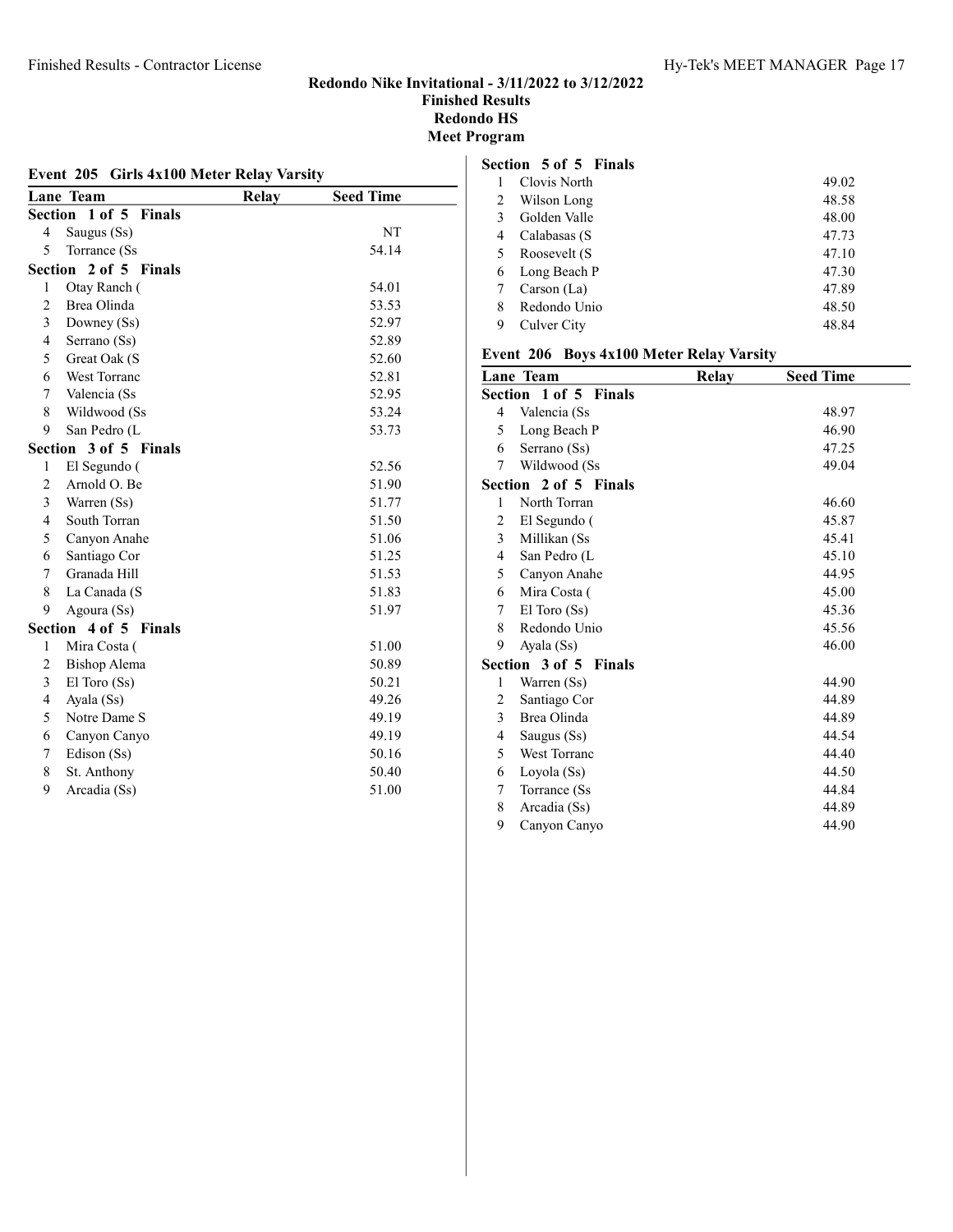## Redondo Nike Invitational - 3/11/2022 to 3/12/2022
### Finished Results
### Redondo HS
### Meet Program

#### Event 205 Girls 4x100 Meter Relay Varsity

| Lane | Team | Relay | Seed Time |
|---|---|---|---|
| **Section 1 of 5 Finals** | | | |
| 4 | Saugus (Ss) | | NT |
| 5 | Torrance (Ss | | 54.14 |
| **Section 2 of 5 Finals** | | | |
| 1 | Otay Ranch ( | | 54.01 |
| 2 | Brea Olinda | | 53.53 |
| 3 | Downey (Ss) | | 52.97 |
| 4 | Serrano (Ss) | | 52.89 |
| 5 | Great Oak (S | | 52.60 |
| 6 | West Torranc | | 52.81 |
| 7 | Valencia (Ss | | 52.95 |
| 8 | Wildwood (Ss | | 53.24 |
| 9 | San Pedro (L | | 53.73 |
| **Section 3 of 5 Finals** | | | |
| 1 | El Segundo ( | | 52.56 |
| 2 | Arnold O. Be | | 51.90 |
| 3 | Warren (Ss) | | 51.77 |
| 4 | South Torran | | 51.50 |
| 5 | Canyon Anahe | | 51.06 |
| 6 | Santiago Cor | | 51.25 |
| 7 | Granada Hill | | 51.53 |
| 8 | La Canada (S | | 51.83 |
| 9 | Agoura (Ss) | | 51.97 |
| **Section 4 of 5 Finals** | | | |
| 1 | Mira Costa ( | | 51.00 |
| 2 | Bishop Alema | | 50.89 |
| 3 | El Toro (Ss) | | 50.21 |
| 4 | Ayala (Ss) | | 49.26 |
| 5 | Notre Dame S | | 49.19 |
| 6 | Canyon Canyo | | 49.19 |
| 7 | Edison (Ss) | | 50.16 |
| 8 | St. Anthony | | 50.40 |
| 9 | Arcadia (Ss) | | 51.00 |
| **Section 5 of 5 Finals** | | | |
| 1 | Clovis North | | 49.02 |
| 2 | Wilson Long | | 48.58 |
| 3 | Golden Valle | | 48.00 |
| 4 | Calabasas (S | | 47.73 |
| 5 | Roosevelt (S | | 47.10 |
| 6 | Long Beach P | | 47.30 |
| 7 | Carson (La) | | 47.89 |
| 8 | Redondo Unio | | 48.50 |
| 9 | Culver City | | 48.84 |

#### Event 206 Boys 4x100 Meter Relay Varsity

| Lane | Team | Relay | Seed Time |
|---|---|---|---|
| **Section 1 of 5 Finals** | | | |
| 4 | Valencia (Ss | | 48.97 |
| 5 | Long Beach P | | 46.90 |
| 6 | Serrano (Ss) | | 47.25 |
| 7 | Wildwood (Ss | | 49.04 |
| **Section 2 of 5 Finals** | | | |
| 1 | North Torran | | 46.60 |
| 2 | El Segundo ( | | 45.87 |
| 3 | Millikan (Ss | | 45.41 |
| 4 | San Pedro (L | | 45.10 |
| 5 | Canyon Anahe | | 44.95 |
| 6 | Mira Costa ( | | 45.00 |
| 7 | El Toro (Ss) | | 45.36 |
| 8 | Redondo Unio | | 45.56 |
| 9 | Ayala (Ss) | | 46.00 |
| **Section 3 of 5 Finals** | | | |
| 1 | Warren (Ss) | | 44.90 |
| 2 | Santiago Cor | | 44.89 |
| 3 | Brea Olinda | | 44.89 |
| 4 | Saugus (Ss) | | 44.54 |
| 5 | West Torranc | | 44.40 |
| 6 | Loyola (Ss) | | 44.50 |
| 7 | Torrance (Ss | | 44.84 |
| 8 | Arcadia (Ss) | | 44.89 |
| 9 | Canyon Canyo | | 44.90 |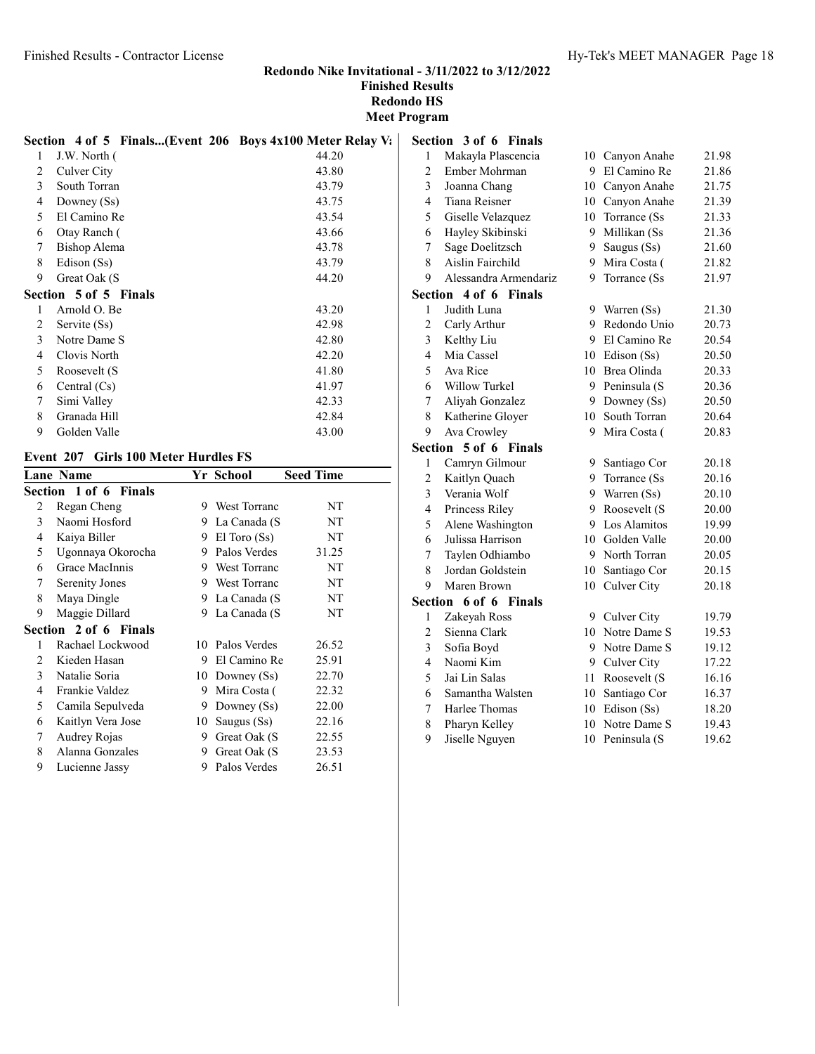# Redondo Nike Invitational - 3/11/2022 to 3/12/2022

## Finished Results

## Redondo HS

## Meet Program

**Section 4 of 5 Finals...(Event 206 Boys 4x100 Meter Relay Va**

| Lane | School | Seed Time |
|---|---|---|
| 1 | J.W. North ( | 44.20 |
| 2 | Culver City | 43.80 |
| 3 | South Torran | 43.79 |
| 4 | Downey (Ss) | 43.75 |
| 5 | El Camino Re | 43.54 |
| 6 | Otay Ranch ( | 43.66 |
| 7 | Bishop Alema | 43.78 |
| 8 | Edison (Ss) | 43.79 |
| 9 | Great Oak (S | 44.20 |

**Section 5 of 5 Finals**

| Lane | School | Seed Time |
|---|---|---|
| 1 | Arnold O. Be | 43.20 |
| 2 | Servite (Ss) | 42.98 |
| 3 | Notre Dame S | 42.80 |
| 4 | Clovis North | 42.20 |
| 5 | Roosevelt (S | 41.80 |
| 6 | Central (Cs) | 41.97 |
| 7 | Simi Valley | 42.33 |
| 8 | Granada Hill | 42.84 |
| 9 | Golden Valle | 43.00 |

### Event 207 Girls 100 Meter Hurdles FS

| Lane | Name | Yr | School | Seed Time |
|---|---|---|---|---|
| **Section 1 of 6 Finals** | | | | |
| 2 | Regan Cheng | 9 | West Torranc | NT |
| 3 | Naomi Hosford | 9 | La Canada (S | NT |
| 4 | Kaiya Biller | 9 | El Toro (Ss) | NT |
| 5 | Ugonnaya Okorocha | 9 | Palos Verdes | 31.25 |
| 6 | Grace MacInnis | 9 | West Torranc | NT |
| 7 | Serenity Jones | 9 | West Torranc | NT |
| 8 | Maya Dingle | 9 | La Canada (S | NT |
| 9 | Maggie Dillard | 9 | La Canada (S | NT |
| **Section 2 of 6 Finals** | | | | |
| 1 | Rachael Lockwood | 10 | Palos Verdes | 26.52 |
| 2 | Kieden Hasan | 9 | El Camino Re | 25.91 |
| 3 | Natalie Soria | 10 | Downey (Ss) | 22.70 |
| 4 | Frankie Valdez | 9 | Mira Costa ( | 22.32 |
| 5 | Camila Sepulveda | 9 | Downey (Ss) | 22.00 |
| 6 | Kaitlyn Vera Jose | 10 | Saugus (Ss) | 22.16 |
| 7 | Audrey Rojas | 9 | Great Oak (S | 22.55 |
| 8 | Alanna Gonzales | 9 | Great Oak (S | 23.53 |
| 9 | Lucienne Jassy | 9 | Palos Verdes | 26.51 |
| **Section 3 of 6 Finals** | | | | |
| 1 | Makayla Plascencia | 10 | Canyon Anahe | 21.98 |
| 2 | Ember Mohrman | 9 | El Camino Re | 21.86 |
| 3 | Joanna Chang | 10 | Canyon Anahe | 21.75 |
| 4 | Tiana Reisner | 10 | Canyon Anahe | 21.39 |
| 5 | Giselle Velazquez | 10 | Torrance (Ss | 21.33 |
| 6 | Hayley Skibinski | 9 | Millikan (Ss | 21.36 |
| 7 | Sage Doelitzsch | 9 | Saugus (Ss) | 21.60 |
| 8 | Aislin Fairchild | 9 | Mira Costa ( | 21.82 |
| 9 | Alessandra Armendariz | 9 | Torrance (Ss | 21.97 |
| **Section 4 of 6 Finals** | | | | |
| 1 | Judith Luna | 9 | Warren (Ss) | 21.30 |
| 2 | Carly Arthur | 9 | Redondo Unio | 20.73 |
| 3 | Kelthy Liu | 9 | El Camino Re | 20.54 |
| 4 | Mia Cassel | 10 | Edison (Ss) | 20.50 |
| 5 | Ava Rice | 10 | Brea Olinda | 20.33 |
| 6 | Willow Turkel | 9 | Peninsula (S | 20.36 |
| 7 | Aliyah Gonzalez | 9 | Downey (Ss) | 20.50 |
| 8 | Katherine Gloyer | 10 | South Torran | 20.64 |
| 9 | Ava Crowley | 9 | Mira Costa ( | 20.83 |
| **Section 5 of 6 Finals** | | | | |
| 1 | Camryn Gilmour | 9 | Santiago Cor | 20.18 |
| 2 | Kaitlyn Quach | 9 | Torrance (Ss | 20.16 |
| 3 | Verania Wolf | 9 | Warren (Ss) | 20.10 |
| 4 | Princess Riley | 9 | Roosevelt (S | 20.00 |
| 5 | Alene Washington | 9 | Los Alamitos | 19.99 |
| 6 | Julissa Harrison | 10 | Golden Valle | 20.00 |
| 7 | Taylen Odhiambo | 9 | North Torran | 20.05 |
| 8 | Jordan Goldstein | 10 | Santiago Cor | 20.15 |
| 9 | Maren Brown | 10 | Culver City | 20.18 |
| **Section 6 of 6 Finals** | | | | |
| 1 | Zakeyah Ross | 9 | Culver City | 19.79 |
| 2 | Sienna Clark | 10 | Notre Dame S | 19.53 |
| 3 | Sofia Boyd | 9 | Notre Dame S | 19.12 |
| 4 | Naomi Kim | 9 | Culver City | 17.22 |
| 5 | Jai Lin Salas | 11 | Roosevelt (S | 16.16 |
| 6 | Samantha Walsten | 10 | Santiago Cor | 16.37 |
| 7 | Harlee Thomas | 10 | Edison (Ss) | 18.20 |
| 8 | Pharyn Kelley | 10 | Notre Dame S | 19.43 |
| 9 | Jiselle Nguyen | 10 | Peninsula (S | 19.62 |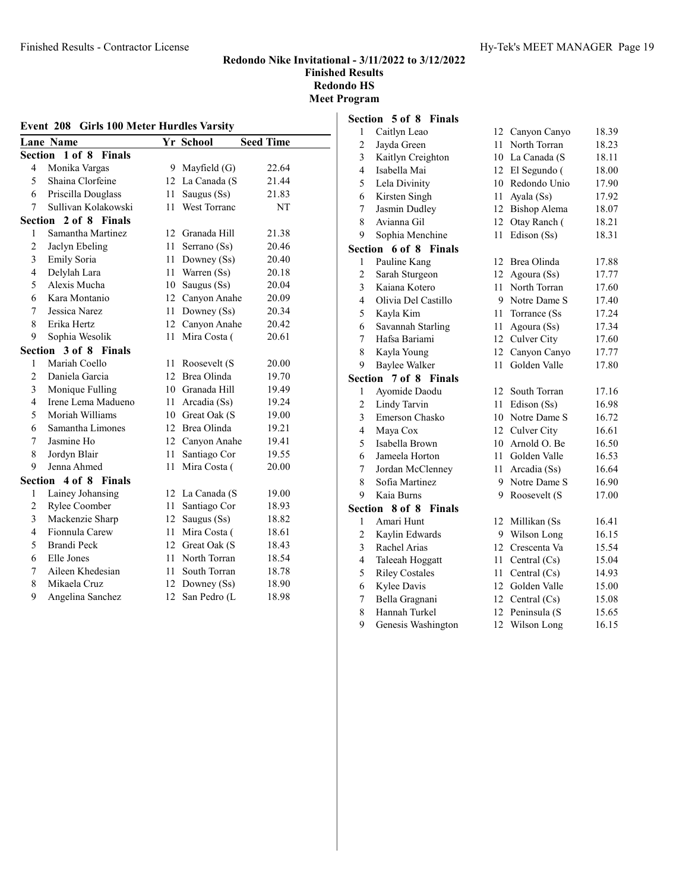**Redondo Nike Invitational - 3/11/2022 to 3/12/2022**
**Finished Results**
**Redondo HS**
**Meet Program**

### Event 208 Girls 100 Meter Hurdles Varsity

| Lane | Name | Yr | School | Seed Time |
|---|---|---|---|---|
| **Section 1 of 8 Finals** | | | | |
| 4 | Monika Vargas | 9 | Mayfield (G) | 22.64 |
| 5 | Shaina Clorfeine | 12 | La Canada (S | 21.44 |
| 6 | Priscilla Douglass | 11 | Saugus (Ss) | 21.83 |
| 7 | Sullivan Kolakowski | 11 | West Torranc | NT |
| **Section 2 of 8 Finals** | | | | |
| 1 | Samantha Martinez | 12 | Granada Hill | 21.38 |
| 2 | Jaclyn Ebeling | 11 | Serrano (Ss) | 20.46 |
| 3 | Emily Soria | 11 | Downey (Ss) | 20.40 |
| 4 | Delylah Lara | 11 | Warren (Ss) | 20.18 |
| 5 | Alexis Mucha | 10 | Saugus (Ss) | 20.04 |
| 6 | Kara Montanio | 12 | Canyon Anahe | 20.09 |
| 7 | Jessica Narez | 11 | Downey (Ss) | 20.34 |
| 8 | Erika Hertz | 12 | Canyon Anahe | 20.42 |
| 9 | Sophia Wesolik | 11 | Mira Costa ( | 20.61 |
| **Section 3 of 8 Finals** | | | | |
| 1 | Mariah Coello | 11 | Roosevelt (S | 20.00 |
| 2 | Daniela Garcia | 12 | Brea Olinda | 19.70 |
| 3 | Monique Fulling | 10 | Granada Hill | 19.49 |
| 4 | Irene Lema Madueno | 11 | Arcadia (Ss) | 19.24 |
| 5 | Moriah Williams | 10 | Great Oak (S | 19.00 |
| 6 | Samantha Limones | 12 | Brea Olinda | 19.21 |
| 7 | Jasmine Ho | 12 | Canyon Anahe | 19.41 |
| 8 | Jordyn Blair | 11 | Santiago Cor | 19.55 |
| 9 | Jenna Ahmed | 11 | Mira Costa ( | 20.00 |
| **Section 4 of 8 Finals** | | | | |
| 1 | Lainey Johansing | 12 | La Canada (S | 19.00 |
| 2 | Rylee Coomber | 11 | Santiago Cor | 18.93 |
| 3 | Mackenzie Sharp | 12 | Saugus (Ss) | 18.82 |
| 4 | Fionnula Carew | 11 | Mira Costa ( | 18.61 |
| 5 | Brandi Peck | 12 | Great Oak (S | 18.43 |
| 6 | Elle Jones | 11 | North Torran | 18.54 |
| 7 | Aileen Khedesian | 11 | South Torran | 18.78 |
| 8 | Mikaela Cruz | 12 | Downey (Ss) | 18.90 |
| 9 | Angelina Sanchez | 12 | San Pedro (L | 18.98 |
| **Section 5 of 8 Finals** | | | | |
| 1 | Caitlyn Leao | 12 | Canyon Canyo | 18.39 |
| 2 | Jayda Green | 11 | North Torran | 18.23 |
| 3 | Kaitlyn Creighton | 10 | La Canada (S | 18.11 |
| 4 | Isabella Mai | 12 | El Segundo ( | 18.00 |
| 5 | Lela Divinity | 10 | Redondo Unio | 17.90 |
| 6 | Kirsten Singh | 11 | Ayala (Ss) | 17.92 |
| 7 | Jasmin Dudley | 12 | Bishop Alema | 18.07 |
| 8 | Avianna Gil | 12 | Otay Ranch ( | 18.21 |
| 9 | Sophia Menchine | 11 | Edison (Ss) | 18.31 |
| **Section 6 of 8 Finals** | | | | |
| 1 | Pauline Kang | 12 | Brea Olinda | 17.88 |
| 2 | Sarah Sturgeon | 12 | Agoura (Ss) | 17.77 |
| 3 | Kaiana Kotero | 11 | North Torran | 17.60 |
| 4 | Olivia Del Castillo | 9 | Notre Dame S | 17.40 |
| 5 | Kayla Kim | 11 | Torrance (Ss | 17.24 |
| 6 | Savannah Starling | 11 | Agoura (Ss) | 17.34 |
| 7 | Hafsa Bariami | 12 | Culver City | 17.60 |
| 8 | Kayla Young | 12 | Canyon Canyo | 17.77 |
| 9 | Baylee Walker | 11 | Golden Valle | 17.80 |
| **Section 7 of 8 Finals** | | | | |
| 1 | Ayomide Daodu | 12 | South Torran | 17.16 |
| 2 | Lindy Tarvin | 11 | Edison (Ss) | 16.98 |
| 3 | Emerson Chasko | 10 | Notre Dame S | 16.72 |
| 4 | Maya Cox | 12 | Culver City | 16.61 |
| 5 | Isabella Brown | 10 | Arnold O. Be | 16.50 |
| 6 | Jameela Horton | 11 | Golden Valle | 16.53 |
| 7 | Jordan McClenney | 11 | Arcadia (Ss) | 16.64 |
| 8 | Sofia Martinez | 9 | Notre Dame S | 16.90 |
| 9 | Kaia Burns | 9 | Roosevelt (S | 17.00 |
| **Section 8 of 8 Finals** | | | | |
| 1 | Amari Hunt | 12 | Millikan (Ss | 16.41 |
| 2 | Kaylin Edwards | 9 | Wilson Long | 16.15 |
| 3 | Rachel Arias | 12 | Crescenta Va | 15.54 |
| 4 | Taleeah Hoggatt | 11 | Central (Cs) | 15.04 |
| 5 | Riley Costales | 11 | Central (Cs) | 14.93 |
| 6 | Kylee Davis | 12 | Golden Valle | 15.00 |
| 7 | Bella Gragnani | 12 | Central (Cs) | 15.08 |
| 8 | Hannah Turkel | 12 | Peninsula (S | 15.65 |
| 9 | Genesis Washington | 12 | Wilson Long | 16.15 |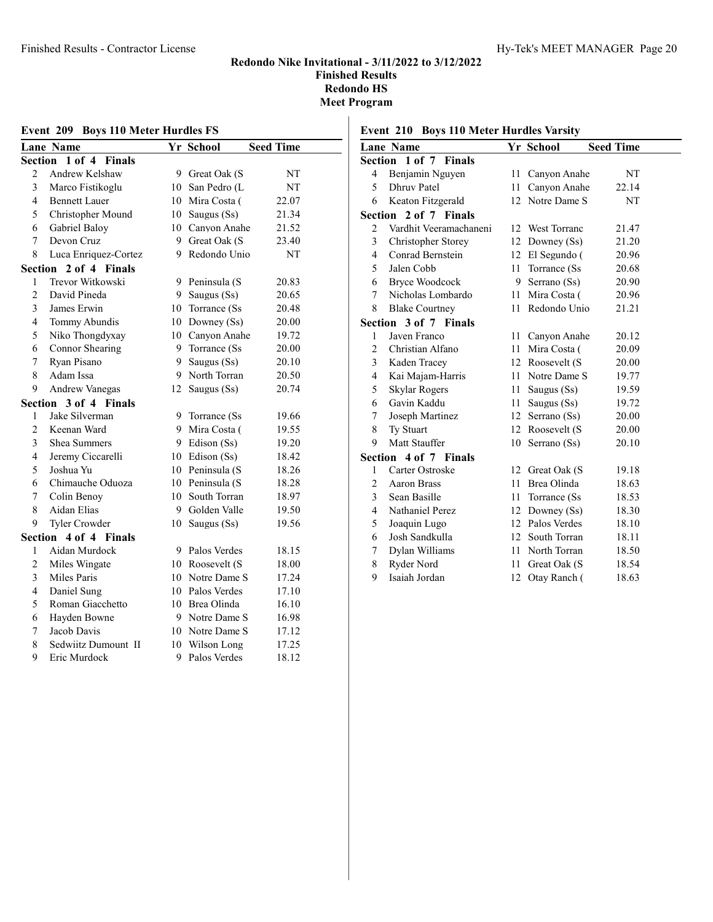# Redondo Nike Invitational - 3/11/2022 to 3/12/2022

## Finished Results

## Redondo HS

## Meet Program

### Event 209 Boys 110 Meter Hurdles FS

| Lane | Name | Yr | School | Seed Time |
|---|---|---|---|---|
| **Section 1 of 4 Finals** | | | | |
| 2 | Andrew Kelshaw | 9 | Great Oak (S | NT |
| 3 | Marco Fistikoglu | 10 | San Pedro (L | NT |
| 4 | Bennett Lauer | 10 | Mira Costa ( | 22.07 |
| 5 | Christopher Mound | 10 | Saugus (Ss) | 21.34 |
| 6 | Gabriel Baloy | 10 | Canyon Anahe | 21.52 |
| 7 | Devon Cruz | 9 | Great Oak (S | 23.40 |
| 8 | Luca Enriquez-Cortez | 9 | Redondo Unio | NT |
| **Section 2 of 4 Finals** | | | | |
| 1 | Trevor Witkowski | 9 | Peninsula (S | 20.83 |
| 2 | David Pineda | 9 | Saugus (Ss) | 20.65 |
| 3 | James Erwin | 10 | Torrance (Ss | 20.48 |
| 4 | Tommy Abundis | 10 | Downey (Ss) | 20.00 |
| 5 | Niko Thongdyxay | 10 | Canyon Anahe | 19.72 |
| 6 | Connor Shearing | 9 | Torrance (Ss | 20.00 |
| 7 | Ryan Pisano | 9 | Saugus (Ss) | 20.10 |
| 8 | Adam Issa | 9 | North Torran | 20.50 |
| 9 | Andrew Vanegas | 12 | Saugus (Ss) | 20.74 |
| **Section 3 of 4 Finals** | | | | |
| 1 | Jake Silverman | 9 | Torrance (Ss | 19.66 |
| 2 | Keenan Ward | 9 | Mira Costa ( | 19.55 |
| 3 | Shea Summers | 9 | Edison (Ss) | 19.20 |
| 4 | Jeremy Ciccarelli | 10 | Edison (Ss) | 18.42 |
| 5 | Joshua Yu | 10 | Peninsula (S | 18.26 |
| 6 | Chimauche Oduoza | 10 | Peninsula (S | 18.28 |
| 7 | Colin Benoy | 10 | South Torran | 18.97 |
| 8 | Aidan Elias | 9 | Golden Valle | 19.50 |
| 9 | Tyler Crowder | 10 | Saugus (Ss) | 19.56 |
| **Section 4 of 4 Finals** | | | | |
| 1 | Aidan Murdock | 9 | Palos Verdes | 18.15 |
| 2 | Miles Wingate | 10 | Roosevelt (S | 18.00 |
| 3 | Miles Paris | 10 | Notre Dame S | 17.24 |
| 4 | Daniel Sung | 10 | Palos Verdes | 17.10 |
| 5 | Roman Giacchetto | 10 | Brea Olinda | 16.10 |
| 6 | Hayden Bowne | 9 | Notre Dame S | 16.98 |
| 7 | Jacob Davis | 10 | Notre Dame S | 17.12 |
| 8 | Sedwiitz Dumount II | 10 | Wilson Long | 17.25 |
| 9 | Eric Murdock | 9 | Palos Verdes | 18.12 |

### Event 210 Boys 110 Meter Hurdles Varsity

| Lane | Name | Yr | School | Seed Time |
|---|---|---|---|---|
| **Section 1 of 7 Finals** | | | | |
| 4 | Benjamin Nguyen | 11 | Canyon Anahe | NT |
| 5 | Dhruv Patel | 11 | Canyon Anahe | 22.14 |
| 6 | Keaton Fitzgerald | 12 | Notre Dame S | NT |
| **Section 2 of 7 Finals** | | | | |
| 2 | Vardhit Veeramachaneni | 12 | West Torranc | 21.47 |
| 3 | Christopher Storey | 12 | Downey (Ss) | 21.20 |
| 4 | Conrad Bernstein | 12 | El Segundo ( | 20.96 |
| 5 | Jalen Cobb | 11 | Torrance (Ss | 20.68 |
| 6 | Bryce Woodcock | 9 | Serrano (Ss) | 20.90 |
| 7 | Nicholas Lombardo | 11 | Mira Costa ( | 20.96 |
| 8 | Blake Courtney | 11 | Redondo Unio | 21.21 |
| **Section 3 of 7 Finals** | | | | |
| 1 | Javen Franco | 11 | Canyon Anahe | 20.12 |
| 2 | Christian Alfano | 11 | Mira Costa ( | 20.09 |
| 3 | Kaden Tracey | 12 | Roosevelt (S | 20.00 |
| 4 | Kai Majam-Harris | 11 | Notre Dame S | 19.77 |
| 5 | Skylar Rogers | 11 | Saugus (Ss) | 19.59 |
| 6 | Gavin Kaddu | 11 | Saugus (Ss) | 19.72 |
| 7 | Joseph Martinez | 12 | Serrano (Ss) | 20.00 |
| 8 | Ty Stuart | 12 | Roosevelt (S | 20.00 |
| 9 | Matt Stauffer | 10 | Serrano (Ss) | 20.10 |
| **Section 4 of 7 Finals** | | | | |
| 1 | Carter Ostroske | 12 | Great Oak (S | 19.18 |
| 2 | Aaron Brass | 11 | Brea Olinda | 18.63 |
| 3 | Sean Basille | 11 | Torrance (Ss | 18.53 |
| 4 | Nathaniel Perez | 12 | Downey (Ss) | 18.30 |
| 5 | Joaquin Lugo | 12 | Palos Verdes | 18.10 |
| 6 | Josh Sandkulla | 12 | South Torran | 18.11 |
| 7 | Dylan Williams | 11 | North Torran | 18.50 |
| 8 | Ryder Nord | 11 | Great Oak (S | 18.54 |
| 9 | Isaiah Jordan | 12 | Otay Ranch ( | 18.63 |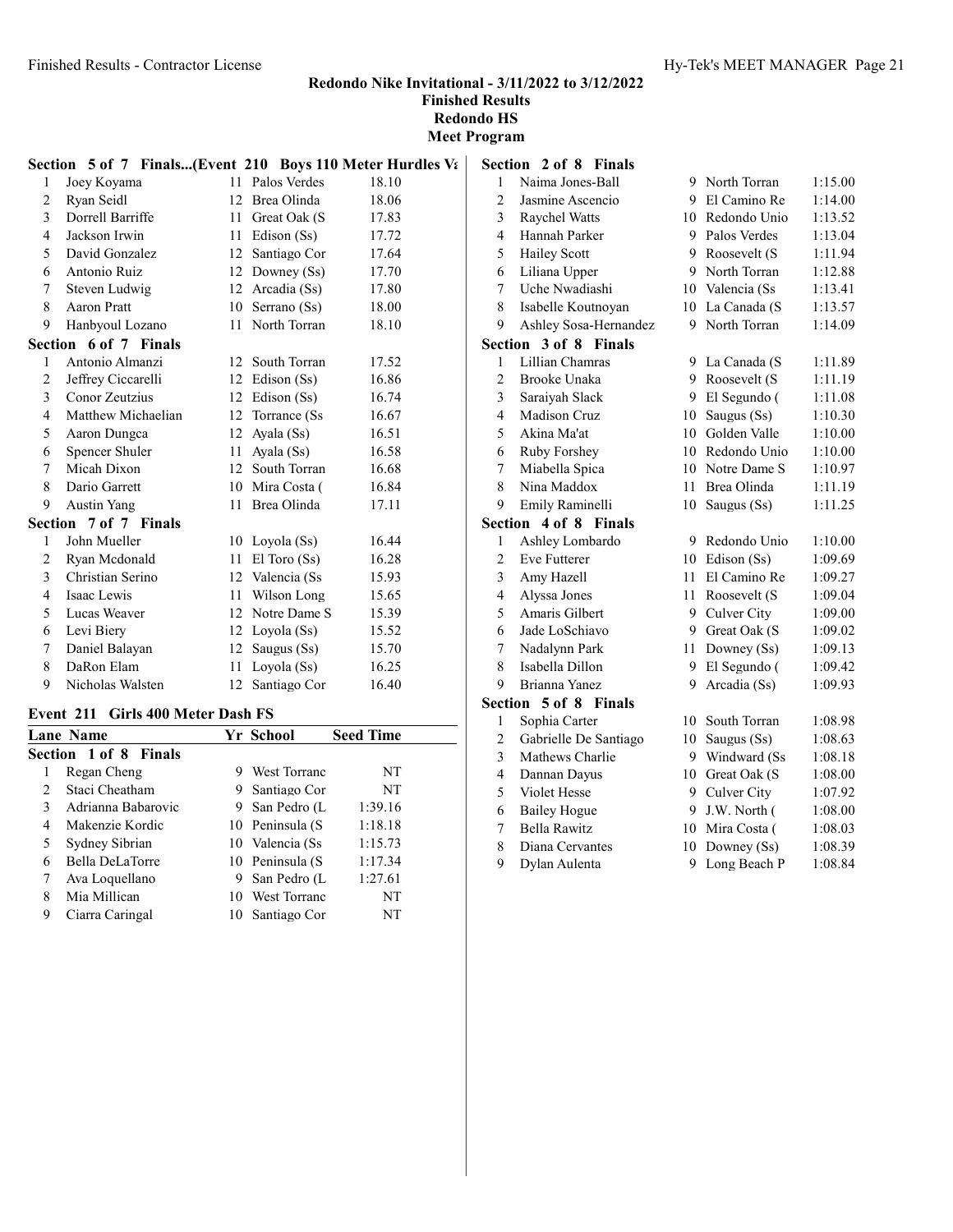## Redondo Nike Invitational - 3/11/2022 to 3/12/2022

### Finished Results

### Redondo HS

### Meet Program

**Section 5 of 7 Finals...(Event 210 Boys 110 Meter Hurdles Va**

| Lane | Name | Yr | School | Seed Time |
|---|---|---|---|---|
| 1 | Joey Koyama | 11 | Palos Verdes | 18.10 |
| 2 | Ryan Seidl | 12 | Brea Olinda | 18.06 |
| 3 | Dorrell Barriffe | 11 | Great Oak (S | 17.83 |
| 4 | Jackson Irwin | 11 | Edison (Ss) | 17.72 |
| 5 | David Gonzalez | 12 | Santiago Cor | 17.64 |
| 6 | Antonio Ruiz | 12 | Downey (Ss) | 17.70 |
| 7 | Steven Ludwig | 12 | Arcadia (Ss) | 17.80 |
| 8 | Aaron Pratt | 10 | Serrano (Ss) | 18.00 |
| 9 | Hanbyoul Lozano | 11 | North Torran | 18.10 |

**Section 6 of 7 Finals**

| Lane | Name | Yr | School | Seed Time |
|---|---|---|---|---|
| 1 | Antonio Almanzi | 12 | South Torran | 17.52 |
| 2 | Jeffrey Ciccarelli | 12 | Edison (Ss) | 16.86 |
| 3 | Conor Zeutzius | 12 | Edison (Ss) | 16.74 |
| 4 | Matthew Michaelian | 12 | Torrance (Ss | 16.67 |
| 5 | Aaron Dungca | 12 | Ayala (Ss) | 16.51 |
| 6 | Spencer Shuler | 11 | Ayala (Ss) | 16.58 |
| 7 | Micah Dixon | 12 | South Torran | 16.68 |
| 8 | Dario Garrett | 10 | Mira Costa ( | 16.84 |
| 9 | Austin Yang | 11 | Brea Olinda | 17.11 |

**Section 7 of 7 Finals**

| Lane | Name | Yr | School | Seed Time |
|---|---|---|---|---|
| 1 | John Mueller | 10 | Loyola (Ss) | 16.44 |
| 2 | Ryan Mcdonald | 11 | El Toro (Ss) | 16.28 |
| 3 | Christian Serino | 12 | Valencia (Ss | 15.93 |
| 4 | Isaac Lewis | 11 | Wilson Long | 15.65 |
| 5 | Lucas Weaver | 12 | Notre Dame S | 15.39 |
| 6 | Levi Biery | 12 | Loyola (Ss) | 15.52 |
| 7 | Daniel Balayan | 12 | Saugus (Ss) | 15.70 |
| 8 | DaRon Elam | 11 | Loyola (Ss) | 16.25 |
| 9 | Nicholas Walsten | 12 | Santiago Cor | 16.40 |

### Event 211 Girls 400 Meter Dash FS

**Section 1 of 8 Finals**

| Lane | Name | Yr | School | Seed Time |
|---|---|---|---|---|
| 1 | Regan Cheng | 9 | West Torranc | NT |
| 2 | Staci Cheatham | 9 | Santiago Cor | NT |
| 3 | Adrianna Babarovic | 9 | San Pedro (L | 1:39.16 |
| 4 | Makenzie Kordic | 10 | Peninsula (S | 1:18.18 |
| 5 | Sydney Sibrian | 10 | Valencia (Ss | 1:15.73 |
| 6 | Bella DeLaTorre | 10 | Peninsula (S | 1:17.34 |
| 7 | Ava Loquellano | 9 | San Pedro (L | 1:27.61 |
| 8 | Mia Millican | 10 | West Torranc | NT |
| 9 | Ciarra Caringal | 10 | Santiago Cor | NT |

**Section 2 of 8 Finals**

| Lane | Name | Yr | School | Seed Time |
|---|---|---|---|---|
| 1 | Naima Jones-Ball | 9 | North Torran | 1:15.00 |
| 2 | Jasmine Ascencio | 9 | El Camino Re | 1:14.00 |
| 3 | Raychel Watts | 10 | Redondo Unio | 1:13.52 |
| 4 | Hannah Parker | 9 | Palos Verdes | 1:13.04 |
| 5 | Hailey Scott | 9 | Roosevelt (S | 1:11.94 |
| 6 | Liliana Upper | 9 | North Torran | 1:12.88 |
| 7 | Uche Nwadiashi | 10 | Valencia (Ss | 1:13.41 |
| 8 | Isabelle Koutnoyan | 10 | La Canada (S | 1:13.57 |
| 9 | Ashley Sosa-Hernandez | 9 | North Torran | 1:14.09 |

**Section 3 of 8 Finals**

| Lane | Name | Yr | School | Seed Time |
|---|---|---|---|---|
| 1 | Lillian Chamras | 9 | La Canada (S | 1:11.89 |
| 2 | Brooke Unaka | 9 | Roosevelt (S | 1:11.19 |
| 3 | Saraiyah Slack | 9 | El Segundo ( | 1:11.08 |
| 4 | Madison Cruz | 10 | Saugus (Ss) | 1:10.30 |
| 5 | Akina Ma'at | 10 | Golden Valle | 1:10.00 |
| 6 | Ruby Forshey | 10 | Redondo Unio | 1:10.00 |
| 7 | Miabella Spica | 10 | Notre Dame S | 1:10.97 |
| 8 | Nina Maddox | 11 | Brea Olinda | 1:11.19 |
| 9 | Emily Raminelli | 10 | Saugus (Ss) | 1:11.25 |

**Section 4 of 8 Finals**

| Lane | Name | Yr | School | Seed Time |
|---|---|---|---|---|
| 1 | Ashley Lombardo | 9 | Redondo Unio | 1:10.00 |
| 2 | Eve Futterer | 10 | Edison (Ss) | 1:09.69 |
| 3 | Amy Hazell | 11 | El Camino Re | 1:09.27 |
| 4 | Alyssa Jones | 11 | Roosevelt (S | 1:09.04 |
| 5 | Amaris Gilbert | 9 | Culver City | 1:09.00 |
| 6 | Jade LoSchiavo | 9 | Great Oak (S | 1:09.02 |
| 7 | Nadalynn Park | 11 | Downey (Ss) | 1:09.13 |
| 8 | Isabella Dillon | 9 | El Segundo ( | 1:09.42 |
| 9 | Brianna Yanez | 9 | Arcadia (Ss) | 1:09.93 |

**Section 5 of 8 Finals**

| Lane | Name | Yr | School | Seed Time |
|---|---|---|---|---|
| 1 | Sophia Carter | 10 | South Torran | 1:08.98 |
| 2 | Gabrielle De Santiago | 10 | Saugus (Ss) | 1:08.63 |
| 3 | Mathews Charlie | 9 | Windward (Ss | 1:08.18 |
| 4 | Dannan Dayus | 10 | Great Oak (S | 1:08.00 |
| 5 | Violet Hesse | 9 | Culver City | 1:07.92 |
| 6 | Bailey Hogue | 9 | J.W. North ( | 1:08.00 |
| 7 | Bella Rawitz | 10 | Mira Costa ( | 1:08.03 |
| 8 | Diana Cervantes | 10 | Downey (Ss) | 1:08.39 |
| 9 | Dylan Aulenta | 9 | Long Beach P | 1:08.84 |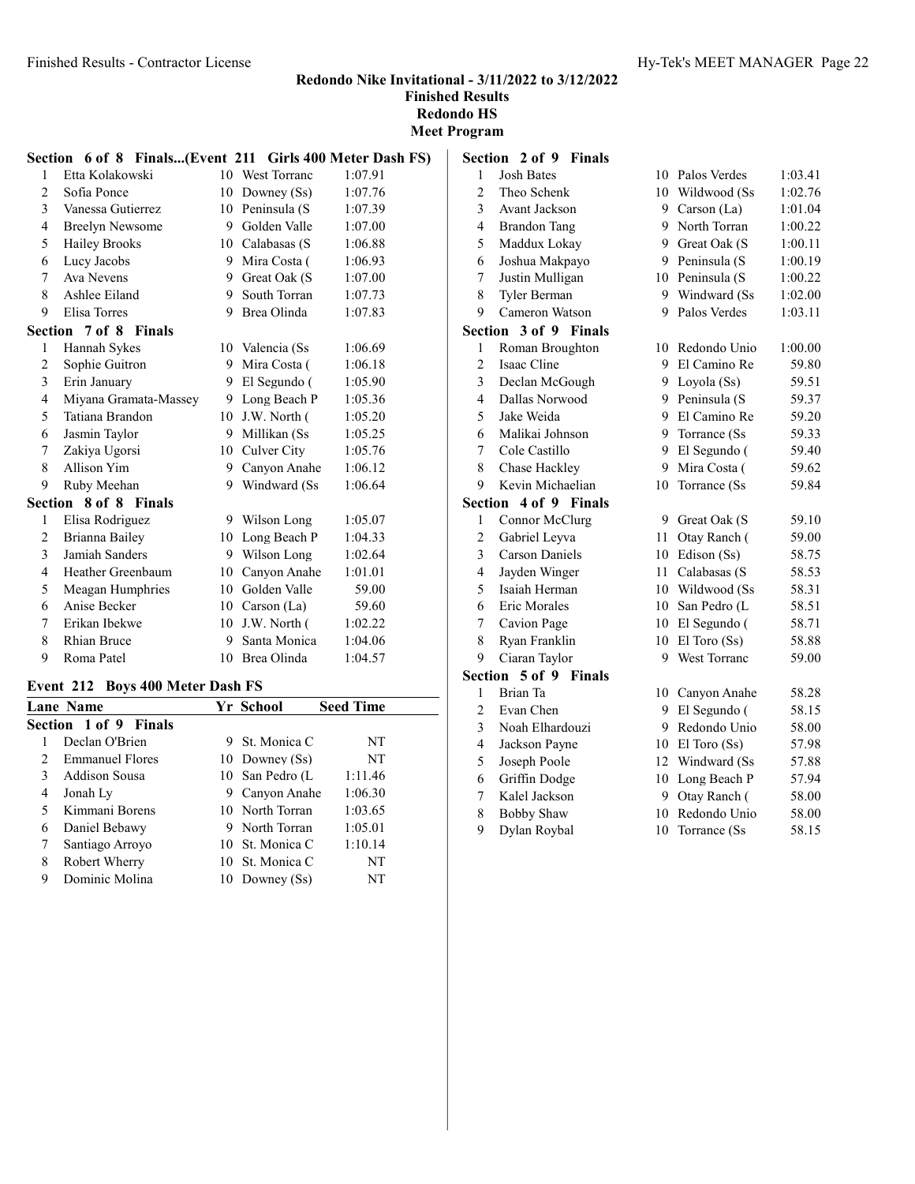**Redondo Nike Invitational - 3/11/2022 to 3/12/2022**
**Finished Results**
**Redondo HS**
**Meet Program**

### Section 6 of 8 Finals...(Event 211 Girls 400 Meter Dash FS)

| Lane | Name | Yr | School | Seed Time |
|---|---|---|---|---|
| 1 | Etta Kolakowski | 10 | West Torranc | 1:07.91 |
| 2 | Sofia Ponce | 10 | Downey (Ss) | 1:07.76 |
| 3 | Vanessa Gutierrez | 10 | Peninsula (S | 1:07.39 |
| 4 | Breelyn Newsome | 9 | Golden Valle | 1:07.00 |
| 5 | Hailey Brooks | 10 | Calabasas (S | 1:06.88 |
| 6 | Lucy Jacobs | 9 | Mira Costa ( | 1:06.93 |
| 7 | Ava Nevens | 9 | Great Oak (S | 1:07.00 |
| 8 | Ashlee Eiland | 9 | South Torran | 1:07.73 |
| 9 | Elisa Torres | 9 | Brea Olinda | 1:07.83 |

### Section 7 of 8 Finals

| Lane | Name | Yr | School | Seed Time |
|---|---|---|---|---|
| 1 | Hannah Sykes | 10 | Valencia (Ss | 1:06.69 |
| 2 | Sophie Guitron | 9 | Mira Costa ( | 1:06.18 |
| 3 | Erin January | 9 | El Segundo ( | 1:05.90 |
| 4 | Miyana Gramata-Massey | 9 | Long Beach P | 1:05.36 |
| 5 | Tatiana Brandon | 10 | J.W. North ( | 1:05.20 |
| 6 | Jasmin Taylor | 9 | Millikan (Ss | 1:05.25 |
| 7 | Zakiya Ugorsi | 10 | Culver City | 1:05.76 |
| 8 | Allison Yim | 9 | Canyon Anahe | 1:06.12 |
| 9 | Ruby Meehan | 9 | Windward (Ss | 1:06.64 |

### Section 8 of 8 Finals

| Lane | Name | Yr | School | Seed Time |
|---|---|---|---|---|
| 1 | Elisa Rodriguez | 9 | Wilson Long | 1:05.07 |
| 2 | Brianna Bailey | 10 | Long Beach P | 1:04.33 |
| 3 | Jamiah Sanders | 9 | Wilson Long | 1:02.64 |
| 4 | Heather Greenbaum | 10 | Canyon Anahe | 1:01.01 |
| 5 | Meagan Humphries | 10 | Golden Valle | 59.00 |
| 6 | Anise Becker | 10 | Carson (La) | 59.60 |
| 7 | Erikan Ibekwe | 10 | J.W. North ( | 1:02.22 |
| 8 | Rhian Bruce | 9 | Santa Monica | 1:04.06 |
| 9 | Roma Patel | 10 | Brea Olinda | 1:04.57 |

## Event 212 Boys 400 Meter Dash FS

### Section 1 of 9 Finals

| Lane | Name | Yr | School | Seed Time |
|---|---|---|---|---|
| 1 | Declan O'Brien | 9 | St. Monica C | NT |
| 2 | Emmanuel Flores | 10 | Downey (Ss) | NT |
| 3 | Addison Sousa | 10 | San Pedro (L | 1:11.46 |
| 4 | Jonah Ly | 9 | Canyon Anahe | 1:06.30 |
| 5 | Kimmani Borens | 10 | North Torran | 1:03.65 |
| 6 | Daniel Bebawy | 9 | North Torran | 1:05.01 |
| 7 | Santiago Arroyo | 10 | St. Monica C | 1:10.14 |
| 8 | Robert Wherry | 10 | St. Monica C | NT |
| 9 | Dominic Molina | 10 | Downey (Ss) | NT |

### Section 2 of 9 Finals

| Lane | Name | Yr | School | Seed Time |
|---|---|---|---|---|
| 1 | Josh Bates | 10 | Palos Verdes | 1:03.41 |
| 2 | Theo Schenk | 10 | Wildwood (Ss | 1:02.76 |
| 3 | Avant Jackson | 9 | Carson (La) | 1:01.04 |
| 4 | Brandon Tang | 9 | North Torran | 1:00.22 |
| 5 | Maddux Lokay | 9 | Great Oak (S | 1:00.11 |
| 6 | Joshua Makpayo | 9 | Peninsula (S | 1:00.19 |
| 7 | Justin Mulligan | 10 | Peninsula (S | 1:00.22 |
| 8 | Tyler Berman | 9 | Windward (Ss | 1:02.00 |
| 9 | Cameron Watson | 9 | Palos Verdes | 1:03.11 |

### Section 3 of 9 Finals

| Lane | Name | Yr | School | Seed Time |
|---|---|---|---|---|
| 1 | Roman Broughton | 10 | Redondo Unio | 1:00.00 |
| 2 | Isaac Cline | 9 | El Camino Re | 59.80 |
| 3 | Declan McGough | 9 | Loyola (Ss) | 59.51 |
| 4 | Dallas Norwood | 9 | Peninsula (S | 59.37 |
| 5 | Jake Weida | 9 | El Camino Re | 59.20 |
| 6 | Malikai Johnson | 9 | Torrance (Ss | 59.33 |
| 7 | Cole Castillo | 9 | El Segundo ( | 59.40 |
| 8 | Chase Hackley | 9 | Mira Costa ( | 59.62 |
| 9 | Kevin Michaelian | 10 | Torrance (Ss | 59.84 |

### Section 4 of 9 Finals

| Lane | Name | Yr | School | Seed Time |
|---|---|---|---|---|
| 1 | Connor McClurg | 9 | Great Oak (S | 59.10 |
| 2 | Gabriel Leyva | 11 | Otay Ranch ( | 59.00 |
| 3 | Carson Daniels | 10 | Edison (Ss) | 58.75 |
| 4 | Jayden Winger | 11 | Calabasas (S | 58.53 |
| 5 | Isaiah Herman | 10 | Wildwood (Ss | 58.31 |
| 6 | Eric Morales | 10 | San Pedro (L | 58.51 |
| 7 | Cavion Page | 10 | El Segundo ( | 58.71 |
| 8 | Ryan Franklin | 10 | El Toro (Ss) | 58.88 |
| 9 | Ciaran Taylor | 9 | West Torranc | 59.00 |

### Section 5 of 9 Finals

| Lane | Name | Yr | School | Seed Time |
|---|---|---|---|---|
| 1 | Brian Ta | 10 | Canyon Anahe | 58.28 |
| 2 | Evan Chen | 9 | El Segundo ( | 58.15 |
| 3 | Noah Elhardouzi | 9 | Redondo Unio | 58.00 |
| 4 | Jackson Payne | 10 | El Toro (Ss) | 57.98 |
| 5 | Joseph Poole | 12 | Windward (Ss | 57.88 |
| 6 | Griffin Dodge | 10 | Long Beach P | 57.94 |
| 7 | Kalel Jackson | 9 | Otay Ranch ( | 58.00 |
| 8 | Bobby Shaw | 10 | Redondo Unio | 58.00 |
| 9 | Dylan Roybal | 10 | Torrance (Ss | 58.15 |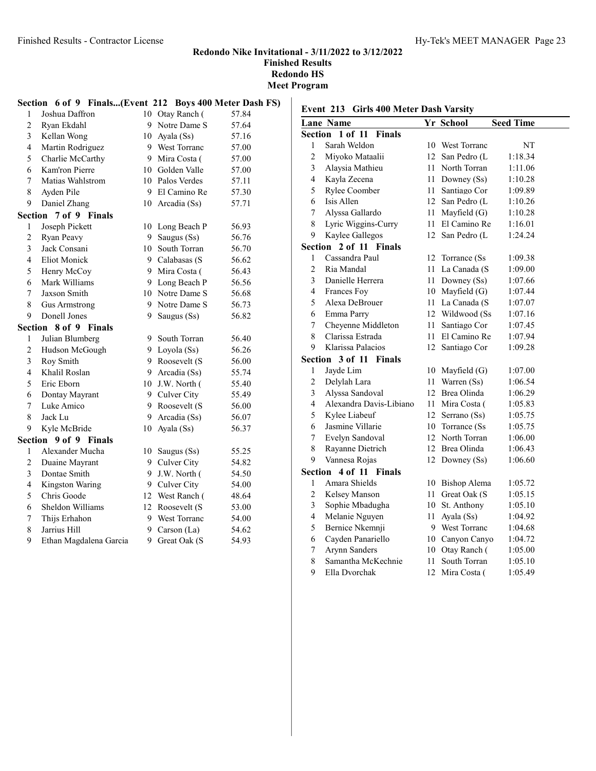# Redondo Nike Invitational - 3/11/2022 to 3/12/2022

## Finished Results

## Redondo HS

## Meet Program

### Section 6 of 9 Finals...(Event 212 Boys 400 Meter Dash FS)

| Lane | Name | Yr | School | Seed Time |
|---|---|---|---|---|
| 1 | Joshua Daffron | 10 | Otay Ranch ( | 57.84 |
| 2 | Ryan Ekdahl | 9 | Notre Dame S | 57.64 |
| 3 | Kellan Wong | 10 | Ayala (Ss) | 57.16 |
| 4 | Martin Rodriguez | 9 | West Torranc | 57.00 |
| 5 | Charlie McCarthy | 9 | Mira Costa ( | 57.00 |
| 6 | Kam'ron Pierre | 10 | Golden Valle | 57.00 |
| 7 | Matias Wahlstrom | 10 | Palos Verdes | 57.11 |
| 8 | Ayden Pile | 9 | El Camino Re | 57.30 |
| 9 | Daniel Zhang | 10 | Arcadia (Ss) | 57.71 |
| **Section 7 of 9 Finals** | | | | |
| 1 | Joseph Pickett | 10 | Long Beach P | 56.93 |
| 2 | Ryan Peavy | 9 | Saugus (Ss) | 56.76 |
| 3 | Jack Consani | 10 | South Torran | 56.70 |
| 4 | Eliot Monick | 9 | Calabasas (S | 56.62 |
| 5 | Henry McCoy | 9 | Mira Costa ( | 56.43 |
| 6 | Mark Williams | 9 | Long Beach P | 56.56 |
| 7 | Jaxson Smith | 10 | Notre Dame S | 56.68 |
| 8 | Gus Armstrong | 9 | Notre Dame S | 56.73 |
| 9 | Donell Jones | 9 | Saugus (Ss) | 56.82 |
| **Section 8 of 9 Finals** | | | | |
| 1 | Julian Blumberg | 9 | South Torran | 56.40 |
| 2 | Hudson McGough | 9 | Loyola (Ss) | 56.26 |
| 3 | Roy Smith | 9 | Roosevelt (S | 56.00 |
| 4 | Khalil Roslan | 9 | Arcadia (Ss) | 55.74 |
| 5 | Eric Eborn | 10 | J.W. North ( | 55.40 |
| 6 | Dontay Mayrant | 9 | Culver City | 55.49 |
| 7 | Luke Amico | 9 | Roosevelt (S | 56.00 |
| 8 | Jack Lu | 9 | Arcadia (Ss) | 56.07 |
| 9 | Kyle McBride | 10 | Ayala (Ss) | 56.37 |
| **Section 9 of 9 Finals** | | | | |
| 1 | Alexander Mucha | 10 | Saugus (Ss) | 55.25 |
| 2 | Duaine Mayrant | 9 | Culver City | 54.82 |
| 3 | Dontae Smith | 9 | J.W. North ( | 54.50 |
| 4 | Kingston Waring | 9 | Culver City | 54.00 |
| 5 | Chris Goode | 12 | West Ranch ( | 48.64 |
| 6 | Sheldon Williams | 12 | Roosevelt (S | 53.00 |
| 7 | Thijs Erhahon | 9 | West Torranc | 54.00 |
| 8 | Jarrius Hill | 9 | Carson (La) | 54.62 |
| 9 | Ethan Magdalena Garcia | 9 | Great Oak (S | 54.93 |

### Event 213 Girls 400 Meter Dash Varsity

| Lane | Name | Yr | School | Seed Time |
|---|---|---|---|---|
| **Section 1 of 11 Finals** | | | | |
| 1 | Sarah Weldon | 10 | West Torranc | NT |
| 2 | Miyoko Mataalii | 12 | San Pedro (L | 1:18.34 |
| 3 | Alaysia Mathieu | 11 | North Torran | 1:11.06 |
| 4 | Kayla Zecena | 11 | Downey (Ss) | 1:10.28 |
| 5 | Rylee Coomber | 11 | Santiago Cor | 1:09.89 |
| 6 | Isis Allen | 12 | San Pedro (L | 1:10.26 |
| 7 | Alyssa Gallardo | 11 | Mayfield (G) | 1:10.28 |
| 8 | Lyric Wiggins-Curry | 11 | El Camino Re | 1:16.01 |
| 9 | Kaylee Gallegos | 12 | San Pedro (L | 1:24.24 |
| **Section 2 of 11 Finals** | | | | |
| 1 | Cassandra Paul | 12 | Torrance (Ss | 1:09.38 |
| 2 | Ria Mandal | 11 | La Canada (S | 1:09.00 |
| 3 | Danielle Herrera | 11 | Downey (Ss) | 1:07.66 |
| 4 | Frances Foy | 10 | Mayfield (G) | 1:07.44 |
| 5 | Alexa DeBrouer | 11 | La Canada (S | 1:07.07 |
| 6 | Emma Parry | 12 | Wildwood (Ss | 1:07.16 |
| 7 | Cheyenne Middleton | 11 | Santiago Cor | 1:07.45 |
| 8 | Clarissa Estrada | 11 | El Camino Re | 1:07.94 |
| 9 | Klarissa Palacios | 12 | Santiago Cor | 1:09.28 |
| **Section 3 of 11 Finals** | | | | |
| 1 | Jayde Lim | 10 | Mayfield (G) | 1:07.00 |
| 2 | Delylah Lara | 11 | Warren (Ss) | 1:06.54 |
| 3 | Alyssa Sandoval | 12 | Brea Olinda | 1:06.29 |
| 4 | Alexandra Davis-Libiano | 11 | Mira Costa ( | 1:05.83 |
| 5 | Kylee Liabeuf | 12 | Serrano (Ss) | 1:05.75 |
| 6 | Jasmine Villarie | 10 | Torrance (Ss | 1:05.75 |
| 7 | Evelyn Sandoval | 12 | North Torran | 1:06.00 |
| 8 | Rayanne Dietrich | 12 | Brea Olinda | 1:06.43 |
| 9 | Vannesa Rojas | 12 | Downey (Ss) | 1:06.60 |
| **Section 4 of 11 Finals** | | | | |
| 1 | Amara Shields | 10 | Bishop Alema | 1:05.72 |
| 2 | Kelsey Manson | 11 | Great Oak (S | 1:05.15 |
| 3 | Sophie Mbadugha | 10 | St. Anthony | 1:05.10 |
| 4 | Melanie Nguyen | 11 | Ayala (Ss) | 1:04.92 |
| 5 | Bernice Nkemnji | 9 | West Torranc | 1:04.68 |
| 6 | Cayden Panariello | 10 | Canyon Canyo | 1:04.72 |
| 7 | Arynn Sanders | 10 | Otay Ranch ( | 1:05.00 |
| 8 | Samantha McKechnie | 11 | South Torran | 1:05.10 |
| 9 | Ella Dvorchak | 12 | Mira Costa ( | 1:05.49 |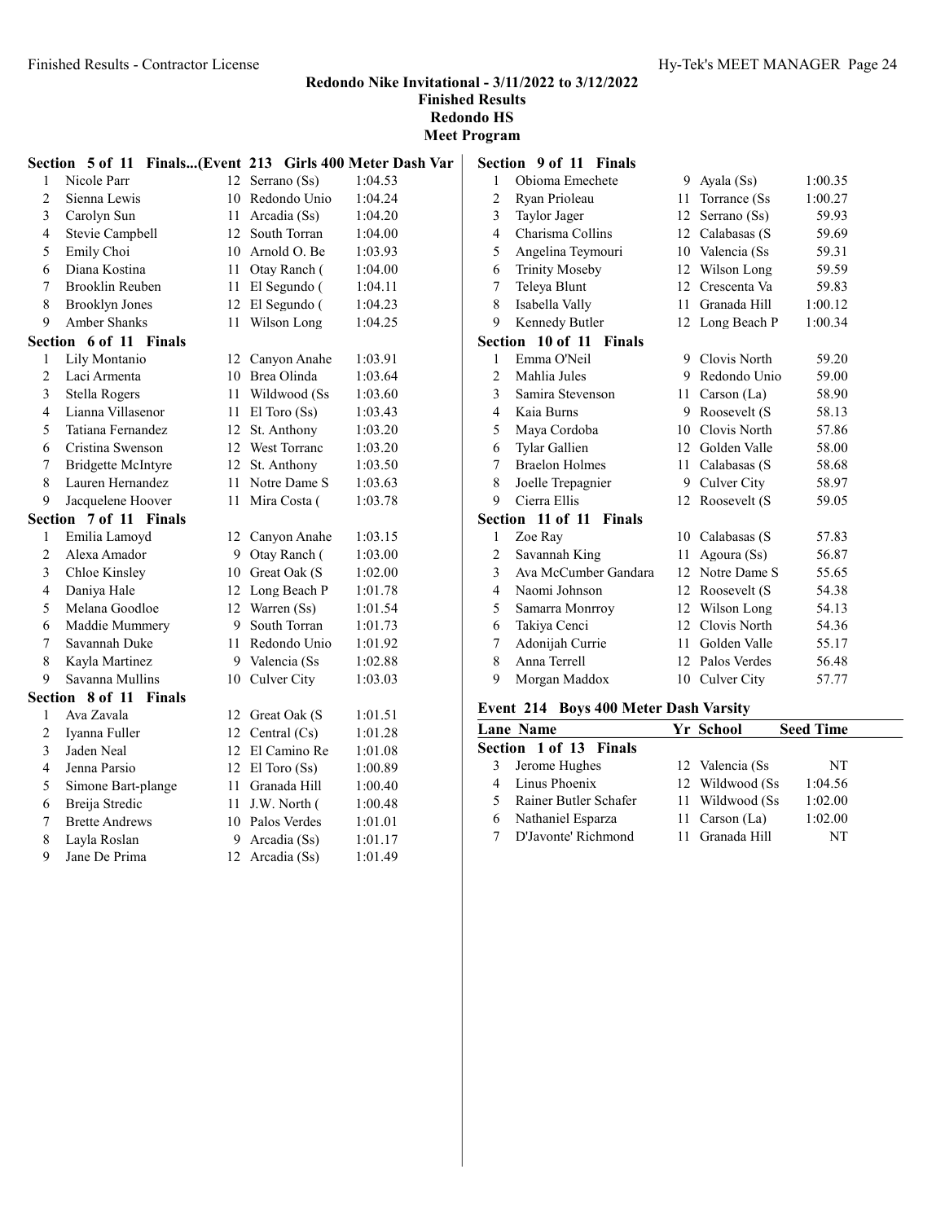## Redondo Nike Invitational - 3/11/2022 to 3/12/2022
### Finished Results
### Redondo HS
### Meet Program

**Section 5 of 11 Finals...(Event 213 Girls 400 Meter Dash Var**

| Lane | Name | Yr | School | Seed Time |
|---|---|---|---|---|
| 1 | Nicole Parr | 12 | Serrano (Ss) | 1:04.53 |
| 2 | Sienna Lewis | 10 | Redondo Unio | 1:04.24 |
| 3 | Carolyn Sun | 11 | Arcadia (Ss) | 1:04.20 |
| 4 | Stevie Campbell | 12 | South Torran | 1:04.00 |
| 5 | Emily Choi | 10 | Arnold O. Be | 1:03.93 |
| 6 | Diana Kostina | 11 | Otay Ranch ( | 1:04.00 |
| 7 | Brooklin Reuben | 11 | El Segundo ( | 1:04.11 |
| 8 | Brooklyn Jones | 12 | El Segundo ( | 1:04.23 |
| 9 | Amber Shanks | 11 | Wilson Long | 1:04.25 |

**Section 6 of 11 Finals**

| Lane | Name | Yr | School | Seed Time |
|---|---|---|---|---|
| 1 | Lily Montanio | 12 | Canyon Anahe | 1:03.91 |
| 2 | Laci Armenta | 10 | Brea Olinda | 1:03.64 |
| 3 | Stella Rogers | 11 | Wildwood (Ss | 1:03.60 |
| 4 | Lianna Villasenor | 11 | El Toro (Ss) | 1:03.43 |
| 5 | Tatiana Fernandez | 12 | St. Anthony | 1:03.20 |
| 6 | Cristina Swenson | 12 | West Torranc | 1:03.20 |
| 7 | Bridgette McIntyre | 12 | St. Anthony | 1:03.50 |
| 8 | Lauren Hernandez | 11 | Notre Dame S | 1:03.63 |
| 9 | Jacquelene Hoover | 11 | Mira Costa ( | 1:03.78 |

**Section 7 of 11 Finals**

| Lane | Name | Yr | School | Seed Time |
|---|---|---|---|---|
| 1 | Emilia Lamoyd | 12 | Canyon Anahe | 1:03.15 |
| 2 | Alexa Amador | 9 | Otay Ranch ( | 1:03.00 |
| 3 | Chloe Kinsley | 10 | Great Oak (S | 1:02.00 |
| 4 | Daniya Hale | 12 | Long Beach P | 1:01.78 |
| 5 | Melana Goodloe | 12 | Warren (Ss) | 1:01.54 |
| 6 | Maddie Mummery | 9 | South Torran | 1:01.73 |
| 7 | Savannah Duke | 11 | Redondo Unio | 1:01.92 |
| 8 | Kayla Martinez | 9 | Valencia (Ss | 1:02.88 |
| 9 | Savanna Mullins | 10 | Culver City | 1:03.03 |

**Section 8 of 11 Finals**

| Lane | Name | Yr | School | Seed Time |
|---|---|---|---|---|
| 1 | Ava Zavala | 12 | Great Oak (S | 1:01.51 |
| 2 | Iyanna Fuller | 12 | Central (Cs) | 1:01.28 |
| 3 | Jaden Neal | 12 | El Camino Re | 1:01.08 |
| 4 | Jenna Parsio | 12 | El Toro (Ss) | 1:00.89 |
| 5 | Simone Bart-plange | 11 | Granada Hill | 1:00.40 |
| 6 | Breija Stredic | 11 | J.W. North ( | 1:00.48 |
| 7 | Brette Andrews | 10 | Palos Verdes | 1:01.01 |
| 8 | Layla Roslan | 9 | Arcadia (Ss) | 1:01.17 |
| 9 | Jane De Prima | 12 | Arcadia (Ss) | 1:01.49 |

**Section 9 of 11 Finals**

| Lane | Name | Yr | School | Seed Time |
|---|---|---|---|---|
| 1 | Obioma Emechete | 9 | Ayala (Ss) | 1:00.35 |
| 2 | Ryan Prioleau | 11 | Torrance (Ss | 1:00.27 |
| 3 | Taylor Jager | 12 | Serrano (Ss) | 59.93 |
| 4 | Charisma Collins | 12 | Calabasas (S | 59.69 |
| 5 | Angelina Teymouri | 10 | Valencia (Ss | 59.31 |
| 6 | Trinity Moseby | 12 | Wilson Long | 59.59 |
| 7 | Teleya Blunt | 12 | Crescenta Va | 59.83 |
| 8 | Isabella Vally | 11 | Granada Hill | 1:00.12 |
| 9 | Kennedy Butler | 12 | Long Beach P | 1:00.34 |

**Section 10 of 11 Finals**

| Lane | Name | Yr | School | Seed Time |
|---|---|---|---|---|
| 1 | Emma O'Neil | 9 | Clovis North | 59.20 |
| 2 | Mahlia Jules | 9 | Redondo Unio | 59.00 |
| 3 | Samira Stevenson | 11 | Carson (La) | 58.90 |
| 4 | Kaia Burns | 9 | Roosevelt (S | 58.13 |
| 5 | Maya Cordoba | 10 | Clovis North | 57.86 |
| 6 | Tylar Gallien | 12 | Golden Valle | 58.00 |
| 7 | Braelon Holmes | 11 | Calabasas (S | 58.68 |
| 8 | Joelle Trepagnier | 9 | Culver City | 58.97 |
| 9 | Cierra Ellis | 12 | Roosevelt (S | 59.05 |

**Section 11 of 11 Finals**

| Lane | Name | Yr | School | Seed Time |
|---|---|---|---|---|
| 1 | Zoe Ray | 10 | Calabasas (S | 57.83 |
| 2 | Savannah King | 11 | Agoura (Ss) | 56.87 |
| 3 | Ava McCumber Gandara | 12 | Notre Dame S | 55.65 |
| 4 | Naomi Johnson | 12 | Roosevelt (S | 54.38 |
| 5 | Samarra Monrroy | 12 | Wilson Long | 54.13 |
| 6 | Takiya Cenci | 12 | Clovis North | 54.36 |
| 7 | Adonijah Currie | 11 | Golden Valle | 55.17 |
| 8 | Anna Terrell | 12 | Palos Verdes | 56.48 |
| 9 | Morgan Maddox | 10 | Culver City | 57.77 |

### Event 214 Boys 400 Meter Dash Varsity

**Section 1 of 13 Finals**

| Lane | Name | Yr | School | Seed Time |
|---|---|---|---|---|
| 3 | Jerome Hughes | 12 | Valencia (Ss | NT |
| 4 | Linus Phoenix | 12 | Wildwood (Ss | 1:04.56 |
| 5 | Rainer Butler Schafer | 11 | Wildwood (Ss | 1:02.00 |
| 6 | Nathaniel Esparza | 11 | Carson (La) | 1:02.00 |
| 7 | D'Javonte' Richmond | 11 | Granada Hill | NT |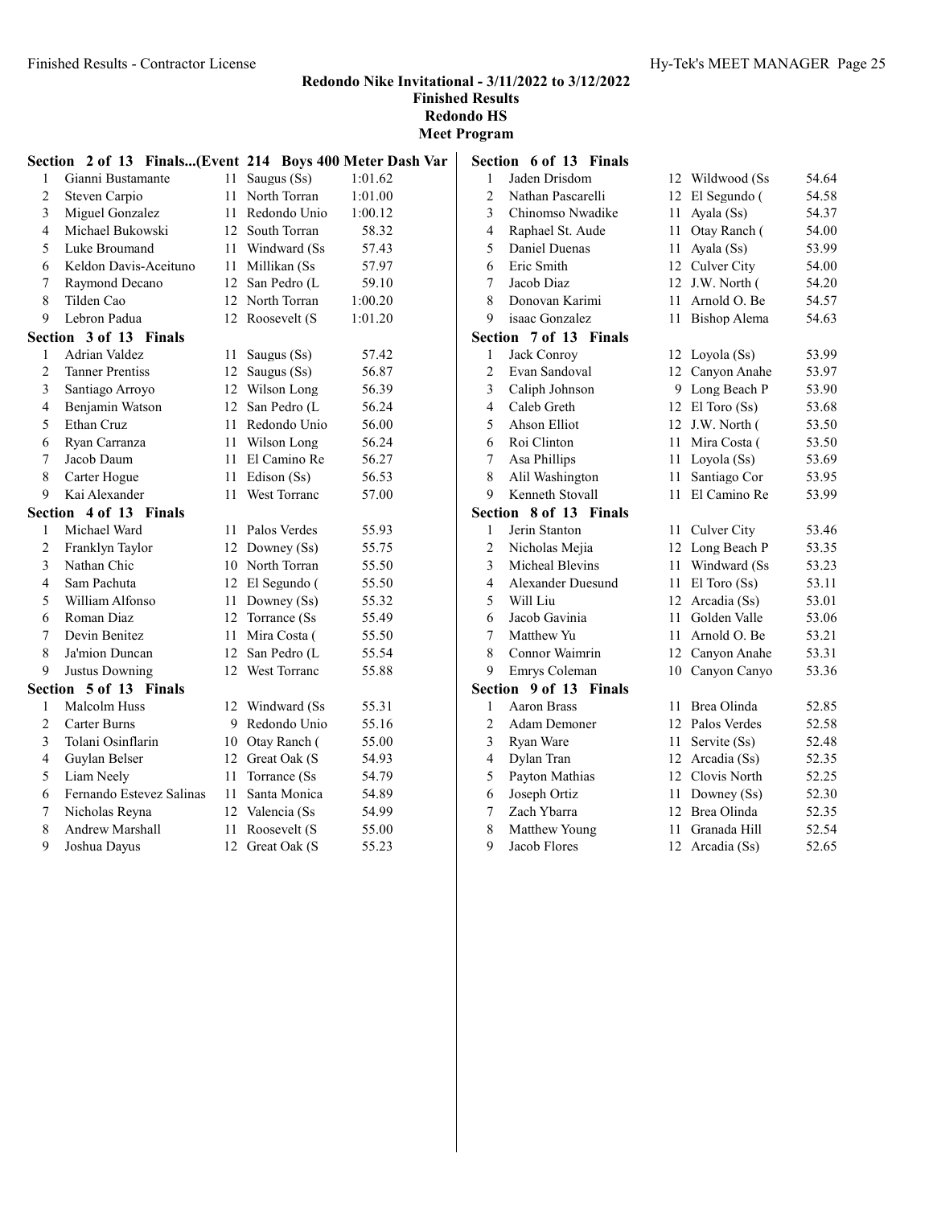## Redondo Nike Invitational - 3/11/2022 to 3/12/2022
### Finished Results
### Redondo HS
### Meet Program

**Section 2 of 13 Finals...(Event 214 Boys 400 Meter Dash Var**

| | Name | Yr | School | Time |
|---|---|---|---|---|
| 1 | Gianni Bustamante | 11 | Saugus (Ss) | 1:01.62 |
| 2 | Steven Carpio | 11 | North Torran | 1:01.00 |
| 3 | Miguel Gonzalez | 11 | Redondo Unio | 1:00.12 |
| 4 | Michael Bukowski | 12 | South Torran | 58.32 |
| 5 | Luke Broumand | 11 | Windward (Ss | 57.43 |
| 6 | Keldon Davis-Aceituno | 11 | Millikan (Ss | 57.97 |
| 7 | Raymond Decano | 12 | San Pedro (L | 59.10 |
| 8 | Tilden Cao | 12 | North Torran | 1:00.20 |
| 9 | Lebron Padua | 12 | Roosevelt (S | 1:01.20 |

**Section 3 of 13 Finals**

| | Name | Yr | School | Time |
|---|---|---|---|---|
| 1 | Adrian Valdez | 11 | Saugus (Ss) | 57.42 |
| 2 | Tanner Prentiss | 12 | Saugus (Ss) | 56.87 |
| 3 | Santiago Arroyo | 12 | Wilson Long | 56.39 |
| 4 | Benjamin Watson | 12 | San Pedro (L | 56.24 |
| 5 | Ethan Cruz | 11 | Redondo Unio | 56.00 |
| 6 | Ryan Carranza | 11 | Wilson Long | 56.24 |
| 7 | Jacob Daum | 11 | El Camino Re | 56.27 |
| 8 | Carter Hogue | 11 | Edison (Ss) | 56.53 |
| 9 | Kai Alexander | 11 | West Torranc | 57.00 |

**Section 4 of 13 Finals**

| | Name | Yr | School | Time |
|---|---|---|---|---|
| 1 | Michael Ward | 11 | Palos Verdes | 55.93 |
| 2 | Franklyn Taylor | 12 | Downey (Ss) | 55.75 |
| 3 | Nathan Chic | 10 | North Torran | 55.50 |
| 4 | Sam Pachuta | 12 | El Segundo ( | 55.50 |
| 5 | William Alfonso | 11 | Downey (Ss) | 55.32 |
| 6 | Roman Diaz | 12 | Torrance (Ss | 55.49 |
| 7 | Devin Benitez | 11 | Mira Costa ( | 55.50 |
| 8 | Ja'mion Duncan | 12 | San Pedro (L | 55.54 |
| 9 | Justus Downing | 12 | West Torranc | 55.88 |

**Section 5 of 13 Finals**

| | Name | Yr | School | Time |
|---|---|---|---|---|
| 1 | Malcolm Huss | 12 | Windward (Ss | 55.31 |
| 2 | Carter Burns | 9 | Redondo Unio | 55.16 |
| 3 | Tolani Osinflarin | 10 | Otay Ranch ( | 55.00 |
| 4 | Guylan Belser | 12 | Great Oak (S | 54.93 |
| 5 | Liam Neely | 11 | Torrance (Ss | 54.79 |
| 6 | Fernando Estevez Salinas | 11 | Santa Monica | 54.89 |
| 7 | Nicholas Reyna | 12 | Valencia (Ss | 54.99 |
| 8 | Andrew Marshall | 11 | Roosevelt (S | 55.00 |
| 9 | Joshua Dayus | 12 | Great Oak (S | 55.23 |

**Section 6 of 13 Finals**

| | Name | Yr | School | Time |
|---|---|---|---|---|
| 1 | Jaden Drisdom | 12 | Wildwood (Ss | 54.64 |
| 2 | Nathan Pascarelli | 12 | El Segundo ( | 54.58 |
| 3 | Chinomso Nwadike | 11 | Ayala (Ss) | 54.37 |
| 4 | Raphael St. Aude | 11 | Otay Ranch ( | 54.00 |
| 5 | Daniel Duenas | 11 | Ayala (Ss) | 53.99 |
| 6 | Eric Smith | 12 | Culver City | 54.00 |
| 7 | Jacob Diaz | 12 | J.W. North ( | 54.20 |
| 8 | Donovan Karimi | 11 | Arnold O. Be | 54.57 |
| 9 | isaac Gonzalez | 11 | Bishop Alema | 54.63 |

**Section 7 of 13 Finals**

| | Name | Yr | School | Time |
|---|---|---|---|---|
| 1 | Jack Conroy | 12 | Loyola (Ss) | 53.99 |
| 2 | Evan Sandoval | 12 | Canyon Anahe | 53.97 |
| 3 | Caliph Johnson | 9 | Long Beach P | 53.90 |
| 4 | Caleb Greth | 12 | El Toro (Ss) | 53.68 |
| 5 | Ahson Elliot | 12 | J.W. North ( | 53.50 |
| 6 | Roi Clinton | 11 | Mira Costa ( | 53.50 |
| 7 | Asa Phillips | 11 | Loyola (Ss) | 53.69 |
| 8 | Alil Washington | 11 | Santiago Cor | 53.95 |
| 9 | Kenneth Stovall | 11 | El Camino Re | 53.99 |

**Section 8 of 13 Finals**

| | Name | Yr | School | Time |
|---|---|---|---|---|
| 1 | Jerin Stanton | 11 | Culver City | 53.46 |
| 2 | Nicholas Mejia | 12 | Long Beach P | 53.35 |
| 3 | Micheal Blevins | 11 | Windward (Ss | 53.23 |
| 4 | Alexander Duesund | 11 | El Toro (Ss) | 53.11 |
| 5 | Will Liu | 12 | Arcadia (Ss) | 53.01 |
| 6 | Jacob Gavinia | 11 | Golden Valle | 53.06 |
| 7 | Matthew Yu | 11 | Arnold O. Be | 53.21 |
| 8 | Connor Waimrin | 12 | Canyon Anahe | 53.31 |
| 9 | Emrys Coleman | 10 | Canyon Canyo | 53.36 |

**Section 9 of 13 Finals**

| | Name | Yr | School | Time |
|---|---|---|---|---|
| 1 | Aaron Brass | 11 | Brea Olinda | 52.85 |
| 2 | Adam Demoner | 12 | Palos Verdes | 52.58 |
| 3 | Ryan Ware | 11 | Servite (Ss) | 52.48 |
| 4 | Dylan Tran | 12 | Arcadia (Ss) | 52.35 |
| 5 | Payton Mathias | 12 | Clovis North | 52.25 |
| 6 | Joseph Ortiz | 11 | Downey (Ss) | 52.30 |
| 7 | Zach Ybarra | 12 | Brea Olinda | 52.35 |
| 8 | Matthew Young | 11 | Granada Hill | 52.54 |
| 9 | Jacob Flores | 12 | Arcadia (Ss) | 52.65 |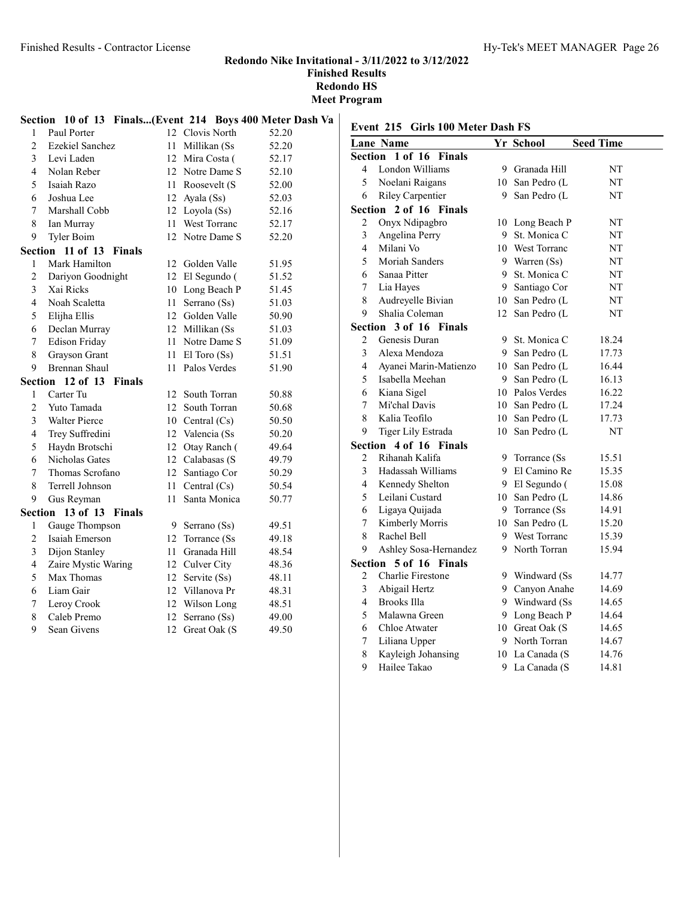## Redondo Nike Invitational - 3/11/2022 to 3/12/2022
### Finished Results
### Redondo HS
### Meet Program

**Section 10 of 13 Finals...(Event 214 Boys 400 Meter Dash Va**

| Lane | Name | Yr | School | Seed Time |
|---|---|---|---|---|
| 1 | Paul Porter | 12 | Clovis North | 52.20 |
| 2 | Ezekiel Sanchez | 11 | Millikan (Ss | 52.20 |
| 3 | Levi Laden | 12 | Mira Costa ( | 52.17 |
| 4 | Nolan Reber | 12 | Notre Dame S | 52.10 |
| 5 | Isaiah Razo | 11 | Roosevelt (S | 52.00 |
| 6 | Joshua Lee | 12 | Ayala (Ss) | 52.03 |
| 7 | Marshall Cobb | 12 | Loyola (Ss) | 52.16 |
| 8 | Ian Murray | 11 | West Torranc | 52.17 |
| 9 | Tyler Boim | 12 | Notre Dame S | 52.20 |

**Section 11 of 13 Finals**

| Lane | Name | Yr | School | Seed Time |
|---|---|---|---|---|
| 1 | Mark Hamilton | 12 | Golden Valle | 51.95 |
| 2 | Dariyon Goodnight | 12 | El Segundo ( | 51.52 |
| 3 | Xai Ricks | 10 | Long Beach P | 51.45 |
| 4 | Noah Scaletta | 11 | Serrano (Ss) | 51.03 |
| 5 | Elijha Ellis | 12 | Golden Valle | 50.90 |
| 6 | Declan Murray | 12 | Millikan (Ss | 51.03 |
| 7 | Edison Friday | 11 | Notre Dame S | 51.09 |
| 8 | Grayson Grant | 11 | El Toro (Ss) | 51.51 |
| 9 | Brennan Shaul | 11 | Palos Verdes | 51.90 |

**Section 12 of 13 Finals**

| Lane | Name | Yr | School | Seed Time |
|---|---|---|---|---|
| 1 | Carter Tu | 12 | South Torran | 50.88 |
| 2 | Yuto Tamada | 12 | South Torran | 50.68 |
| 3 | Walter Pierce | 10 | Central (Cs) | 50.50 |
| 4 | Trey Suffredini | 12 | Valencia (Ss | 50.20 |
| 5 | Haydn Brotschi | 12 | Otay Ranch ( | 49.64 |
| 6 | Nicholas Gates | 12 | Calabasas (S | 49.79 |
| 7 | Thomas Scrofano | 12 | Santiago Cor | 50.29 |
| 8 | Terrell Johnson | 11 | Central (Cs) | 50.54 |
| 9 | Gus Reyman | 11 | Santa Monica | 50.77 |

**Section 13 of 13 Finals**

| Lane | Name | Yr | School | Seed Time |
|---|---|---|---|---|
| 1 | Gauge Thompson | 9 | Serrano (Ss) | 49.51 |
| 2 | Isaiah Emerson | 12 | Torrance (Ss | 49.18 |
| 3 | Dijon Stanley | 11 | Granada Hill | 48.54 |
| 4 | Zaire Mystic Waring | 12 | Culver City | 48.36 |
| 5 | Max Thomas | 12 | Servite (Ss) | 48.11 |
| 6 | Liam Gair | 12 | Villanova Pr | 48.31 |
| 7 | Leroy Crook | 12 | Wilson Long | 48.51 |
| 8 | Caleb Premo | 12 | Serrano (Ss) | 49.00 |
| 9 | Sean Givens | 12 | Great Oak (S | 49.50 |

### Event 215 Girls 100 Meter Dash FS

**Section 1 of 16 Finals**

| Lane | Name | Yr | School | Seed Time |
|---|---|---|---|---|
| 4 | London Williams | 9 | Granada Hill | NT |
| 5 | Noelani Raigans | 10 | San Pedro (L | NT |
| 6 | Riley Carpentier | 9 | San Pedro (L | NT |

**Section 2 of 16 Finals**

| Lane | Name | Yr | School | Seed Time |
|---|---|---|---|---|
| 2 | Onyx Ndipagbro | 10 | Long Beach P | NT |
| 3 | Angelina Perry | 9 | St. Monica C | NT |
| 4 | Milani Vo | 10 | West Torranc | NT |
| 5 | Moriah Sanders | 9 | Warren (Ss) | NT |
| 6 | Sanaa Pitter | 9 | St. Monica C | NT |
| 7 | Lia Hayes | 9 | Santiago Cor | NT |
| 8 | Audreyelle Bivian | 10 | San Pedro (L | NT |
| 9 | Shalia Coleman | 12 | San Pedro (L | NT |

**Section 3 of 16 Finals**

| Lane | Name | Yr | School | Seed Time |
|---|---|---|---|---|
| 2 | Genesis Duran | 9 | St. Monica C | 18.24 |
| 3 | Alexa Mendoza | 9 | San Pedro (L | 17.73 |
| 4 | Ayanei Marin-Matienzo | 10 | San Pedro (L | 16.44 |
| 5 | Isabella Meehan | 9 | San Pedro (L | 16.13 |
| 6 | Kiana Sigel | 10 | Palos Verdes | 16.22 |
| 7 | Mi'chal Davis | 10 | San Pedro (L | 17.24 |
| 8 | Kalia Teofilo | 10 | San Pedro (L | 17.73 |
| 9 | Tiger Lily Estrada | 10 | San Pedro (L | NT |

**Section 4 of 16 Finals**

| Lane | Name | Yr | School | Seed Time |
|---|---|---|---|---|
| 2 | Rihanah Kalifa | 9 | Torrance (Ss | 15.51 |
| 3 | Hadassah Williams | 9 | El Camino Re | 15.35 |
| 4 | Kennedy Shelton | 9 | El Segundo ( | 15.08 |
| 5 | Leilani Custard | 10 | San Pedro (L | 14.86 |
| 6 | Ligaya Quijada | 9 | Torrance (Ss | 14.91 |
| 7 | Kimberly Morris | 10 | San Pedro (L | 15.20 |
| 8 | Rachel Bell | 9 | West Torranc | 15.39 |
| 9 | Ashley Sosa-Hernandez | 9 | North Torran | 15.94 |

**Section 5 of 16 Finals**

| Lane | Name | Yr | School | Seed Time |
|---|---|---|---|---|
| 2 | Charlie Firestone | 9 | Windward (Ss | 14.77 |
| 3 | Abigail Hertz | 9 | Canyon Anahe | 14.69 |
| 4 | Brooks Illa | 9 | Windward (Ss | 14.65 |
| 5 | Malawna Green | 9 | Long Beach P | 14.64 |
| 6 | Chloe Atwater | 10 | Great Oak (S | 14.65 |
| 7 | Liliana Upper | 9 | North Torran | 14.67 |
| 8 | Kayleigh Johansing | 10 | La Canada (S | 14.76 |
| 9 | Hailee Takao | 9 | La Canada (S | 14.81 |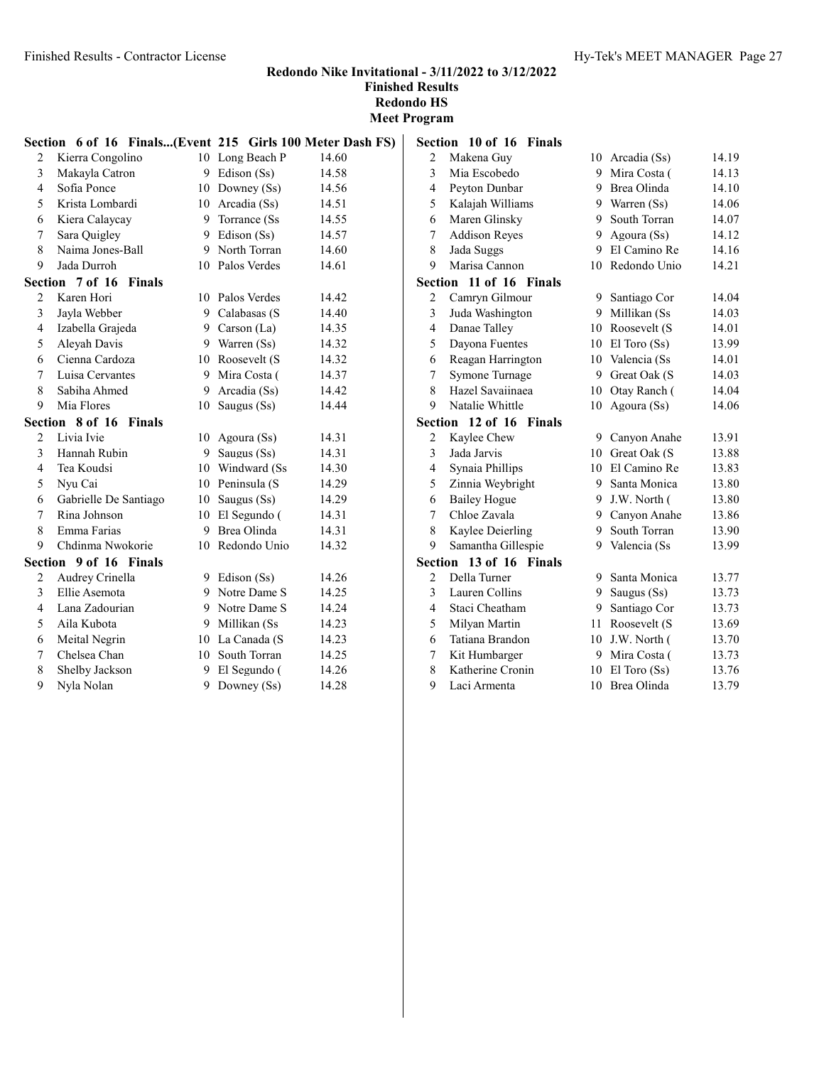## Redondo Nike Invitational - 3/11/2022 to 3/12/2022

**Finished Results**

**Redondo HS**

**Meet Program**

**Section 6 of 16 Finals...(Event 215 Girls 100 Meter Dash FS)**

| | Name | Yr | School | Seed |
|---|---|---|---|---|
| 2 | Kierra Congolino | 10 | Long Beach P | 14.60 |
| 3 | Makayla Catron | 9 | Edison (Ss) | 14.58 |
| 4 | Sofia Ponce | 10 | Downey (Ss) | 14.56 |
| 5 | Krista Lombardi | 10 | Arcadia (Ss) | 14.51 |
| 6 | Kiera Calaycay | 9 | Torrance (Ss | 14.55 |
| 7 | Sara Quigley | 9 | Edison (Ss) | 14.57 |
| 8 | Naima Jones-Ball | 9 | North Torran | 14.60 |
| 9 | Jada Durroh | 10 | Palos Verdes | 14.61 |

**Section 7 of 16 Finals**

| | Name | Yr | School | Seed |
|---|---|---|---|---|
| 2 | Karen Hori | 10 | Palos Verdes | 14.42 |
| 3 | Jayla Webber | 9 | Calabasas (S | 14.40 |
| 4 | Izabella Grajeda | 9 | Carson (La) | 14.35 |
| 5 | Aleyah Davis | 9 | Warren (Ss) | 14.32 |
| 6 | Cienna Cardoza | 10 | Roosevelt (S | 14.32 |
| 7 | Luisa Cervantes | 9 | Mira Costa ( | 14.37 |
| 8 | Sabiha Ahmed | 9 | Arcadia (Ss) | 14.42 |
| 9 | Mia Flores | 10 | Saugus (Ss) | 14.44 |

**Section 8 of 16 Finals**

| | Name | Yr | School | Seed |
|---|---|---|---|---|
| 2 | Livia Ivie | 10 | Agoura (Ss) | 14.31 |
| 3 | Hannah Rubin | 9 | Saugus (Ss) | 14.31 |
| 4 | Tea Koudsi | 10 | Windward (Ss | 14.30 |
| 5 | Nyu Cai | 10 | Peninsula (S | 14.29 |
| 6 | Gabrielle De Santiago | 10 | Saugus (Ss) | 14.29 |
| 7 | Rina Johnson | 10 | El Segundo ( | 14.31 |
| 8 | Emma Farias | 9 | Brea Olinda | 14.31 |
| 9 | Chdinma Nwokorie | 10 | Redondo Unio | 14.32 |

**Section 9 of 16 Finals**

| | Name | Yr | School | Seed |
|---|---|---|---|---|
| 2 | Audrey Crinella | 9 | Edison (Ss) | 14.26 |
| 3 | Ellie Asemota | 9 | Notre Dame S | 14.25 |
| 4 | Lana Zadourian | 9 | Notre Dame S | 14.24 |
| 5 | Aila Kubota | 9 | Millikan (Ss | 14.23 |
| 6 | Meital Negrin | 10 | La Canada (S | 14.23 |
| 7 | Chelsea Chan | 10 | South Torran | 14.25 |
| 8 | Shelby Jackson | 9 | El Segundo ( | 14.26 |
| 9 | Nyla Nolan | 9 | Downey (Ss) | 14.28 |

**Section 10 of 16 Finals**

| | Name | Yr | School | Seed |
|---|---|---|---|---|
| 2 | Makena Guy | 10 | Arcadia (Ss) | 14.19 |
| 3 | Mia Escobedo | 9 | Mira Costa ( | 14.13 |
| 4 | Peyton Dunbar | 9 | Brea Olinda | 14.10 |
| 5 | Kalajah Williams | 9 | Warren (Ss) | 14.06 |
| 6 | Maren Glinsky | 9 | South Torran | 14.07 |
| 7 | Addison Reyes | 9 | Agoura (Ss) | 14.12 |
| 8 | Jada Suggs | 9 | El Camino Re | 14.16 |
| 9 | Marisa Cannon | 10 | Redondo Unio | 14.21 |

**Section 11 of 16 Finals**

| | Name | Yr | School | Seed |
|---|---|---|---|---|
| 2 | Camryn Gilmour | 9 | Santiago Cor | 14.04 |
| 3 | Juda Washington | 9 | Millikan (Ss | 14.03 |
| 4 | Danae Talley | 10 | Roosevelt (S | 14.01 |
| 5 | Dayona Fuentes | 10 | El Toro (Ss) | 13.99 |
| 6 | Reagan Harrington | 10 | Valencia (Ss | 14.01 |
| 7 | Symone Turnage | 9 | Great Oak (S | 14.03 |
| 8 | Hazel Savaiinaea | 10 | Otay Ranch ( | 14.04 |
| 9 | Natalie Whittle | 10 | Agoura (Ss) | 14.06 |

**Section 12 of 16 Finals**

| | Name | Yr | School | Seed |
|---|---|---|---|---|
| 2 | Kaylee Chew | 9 | Canyon Anahe | 13.91 |
| 3 | Jada Jarvis | 10 | Great Oak (S | 13.88 |
| 4 | Synaia Phillips | 10 | El Camino Re | 13.83 |
| 5 | Zinnia Weybright | 9 | Santa Monica | 13.80 |
| 6 | Bailey Hogue | 9 | J.W. North ( | 13.80 |
| 7 | Chloe Zavala | 9 | Canyon Anahe | 13.86 |
| 8 | Kaylee Deierling | 9 | South Torran | 13.90 |
| 9 | Samantha Gillespie | 9 | Valencia (Ss | 13.99 |

**Section 13 of 16 Finals**

| | Name | Yr | School | Seed |
|---|---|---|---|---|
| 2 | Della Turner | 9 | Santa Monica | 13.77 |
| 3 | Lauren Collins | 9 | Saugus (Ss) | 13.73 |
| 4 | Staci Cheatham | 9 | Santiago Cor | 13.73 |
| 5 | Milyan Martin | 11 | Roosevelt (S | 13.69 |
| 6 | Tatiana Brandon | 10 | J.W. North ( | 13.70 |
| 7 | Kit Humbarger | 9 | Mira Costa ( | 13.73 |
| 8 | Katherine Cronin | 10 | El Toro (Ss) | 13.76 |
| 9 | Laci Armenta | 10 | Brea Olinda | 13.79 |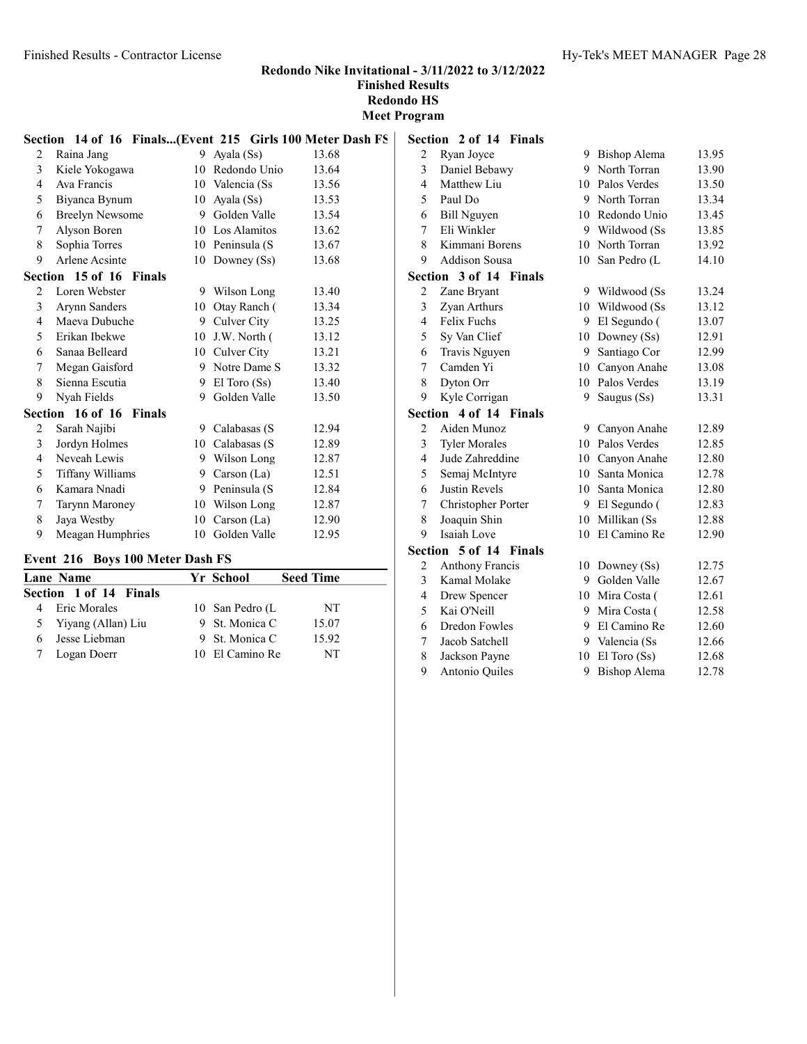# Redondo Nike Invitational - 3/11/2022 to 3/12/2022
## Finished Results
## Redondo HS
## Meet Program

**Section 14 of 16 Finals...(Event 215 Girls 100 Meter Dash FS**

| Lane | Name | Yr | School | Seed Time |
|---|---|---|---|---|
| 2 | Raina Jang | 9 | Ayala (Ss) | 13.68 |
| 3 | Kiele Yokogawa | 10 | Redondo Unio | 13.64 |
| 4 | Ava Francis | 10 | Valencia (Ss | 13.56 |
| 5 | Biyanca Bynum | 10 | Ayala (Ss) | 13.53 |
| 6 | Breelyn Newsome | 9 | Golden Valle | 13.54 |
| 7 | Alyson Boren | 10 | Los Alamitos | 13.62 |
| 8 | Sophia Torres | 10 | Peninsula (S | 13.67 |
| 9 | Arlene Acsinte | 10 | Downey (Ss) | 13.68 |

**Section 15 of 16 Finals**

| Lane | Name | Yr | School | Seed Time |
|---|---|---|---|---|
| 2 | Loren Webster | 9 | Wilson Long | 13.40 |
| 3 | Arynn Sanders | 10 | Otay Ranch ( | 13.34 |
| 4 | Maeva Dubuche | 9 | Culver City | 13.25 |
| 5 | Erikan Ibekwe | 10 | J.W. North ( | 13.12 |
| 6 | Sanaa Belleard | 10 | Culver City | 13.21 |
| 7 | Megan Gaisford | 9 | Notre Dame S | 13.32 |
| 8 | Sienna Escutia | 9 | El Toro (Ss) | 13.40 |
| 9 | Nyah Fields | 9 | Golden Valle | 13.50 |

**Section 16 of 16 Finals**

| Lane | Name | Yr | School | Seed Time |
|---|---|---|---|---|
| 2 | Sarah Najibi | 9 | Calabasas (S | 12.94 |
| 3 | Jordyn Holmes | 10 | Calabasas (S | 12.89 |
| 4 | Neveah Lewis | 9 | Wilson Long | 12.87 |
| 5 | Tiffany Williams | 9 | Carson (La) | 12.51 |
| 6 | Kamara Nnadi | 9 | Peninsula (S | 12.84 |
| 7 | Tarynn Maroney | 10 | Wilson Long | 12.87 |
| 8 | Jaya Westby | 10 | Carson (La) | 12.90 |
| 9 | Meagan Humphries | 10 | Golden Valle | 12.95 |

### Event 216 Boys 100 Meter Dash FS

**Section 1 of 14 Finals**

| Lane | Name | Yr | School | Seed Time |
|---|---|---|---|---|
| 4 | Eric Morales | 10 | San Pedro (L | NT |
| 5 | Yiyang (Allan) Liu | 9 | St. Monica C | 15.07 |
| 6 | Jesse Liebman | 9 | St. Monica C | 15.92 |
| 7 | Logan Doerr | 10 | El Camino Re | NT |

**Section 2 of 14 Finals**

| Lane | Name | Yr | School | Seed Time |
|---|---|---|---|---|
| 2 | Ryan Joyce | 9 | Bishop Alema | 13.95 |
| 3 | Daniel Bebawy | 9 | North Torran | 13.90 |
| 4 | Matthew Liu | 10 | Palos Verdes | 13.50 |
| 5 | Paul Do | 9 | North Torran | 13.34 |
| 6 | Bill Nguyen | 10 | Redondo Unio | 13.45 |
| 7 | Eli Winkler | 9 | Wildwood (Ss | 13.85 |
| 8 | Kimmani Borens | 10 | North Torran | 13.92 |
| 9 | Addison Sousa | 10 | San Pedro (L | 14.10 |

**Section 3 of 14 Finals**

| Lane | Name | Yr | School | Seed Time |
|---|---|---|---|---|
| 2 | Zane Bryant | 9 | Wildwood (Ss | 13.24 |
| 3 | Zyan Arthurs | 10 | Wildwood (Ss | 13.12 |
| 4 | Felix Fuchs | 9 | El Segundo ( | 13.07 |
| 5 | Sy Van Clief | 10 | Downey (Ss) | 12.91 |
| 6 | Travis Nguyen | 9 | Santiago Cor | 12.99 |
| 7 | Camden Yi | 10 | Canyon Anahe | 13.08 |
| 8 | Dyton Orr | 10 | Palos Verdes | 13.19 |
| 9 | Kyle Corrigan | 9 | Saugus (Ss) | 13.31 |

**Section 4 of 14 Finals**

| Lane | Name | Yr | School | Seed Time |
|---|---|---|---|---|
| 2 | Aiden Munoz | 9 | Canyon Anahe | 12.89 |
| 3 | Tyler Morales | 10 | Palos Verdes | 12.85 |
| 4 | Jude Zahreddine | 10 | Canyon Anahe | 12.80 |
| 5 | Semaj McIntyre | 10 | Santa Monica | 12.78 |
| 6 | Justin Revels | 10 | Santa Monica | 12.80 |
| 7 | Christopher Porter | 9 | El Segundo ( | 12.83 |
| 8 | Joaquin Shin | 10 | Millikan (Ss | 12.88 |
| 9 | Isaiah Love | 10 | El Camino Re | 12.90 |

**Section 5 of 14 Finals**

| Lane | Name | Yr | School | Seed Time |
|---|---|---|---|---|
| 2 | Anthony Francis | 10 | Downey (Ss) | 12.75 |
| 3 | Kamal Molake | 9 | Golden Valle | 12.67 |
| 4 | Drew Spencer | 10 | Mira Costa ( | 12.61 |
| 5 | Kai O'Neill | 9 | Mira Costa ( | 12.58 |
| 6 | Dredon Fowles | 9 | El Camino Re | 12.60 |
| 7 | Jacob Satchell | 9 | Valencia (Ss | 12.66 |
| 8 | Jackson Payne | 10 | El Toro (Ss) | 12.68 |
| 9 | Antonio Quiles | 9 | Bishop Alema | 12.78 |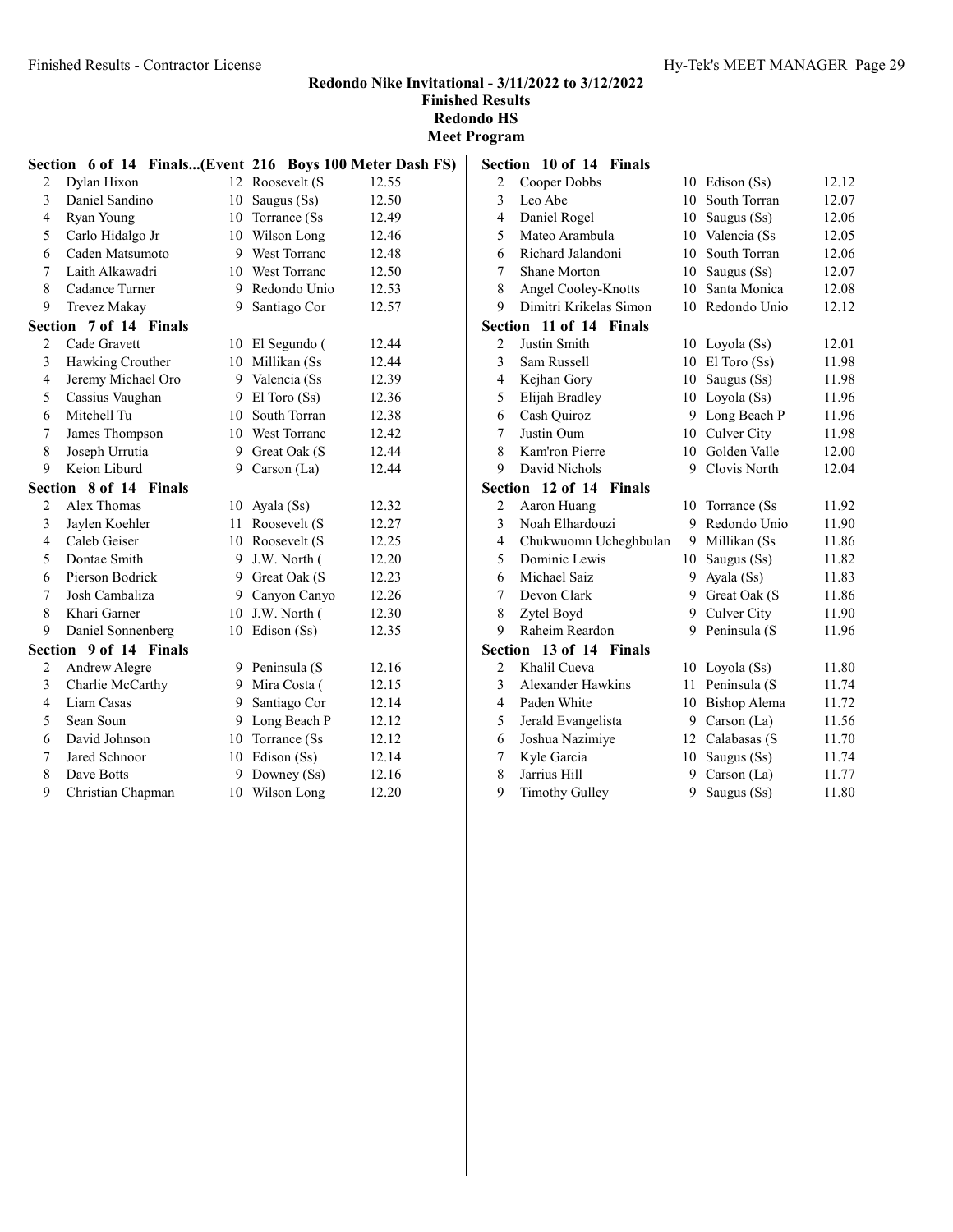# Redondo Nike Invitational - 3/11/2022 to 3/12/2022

## Finished Results

### Redondo HS

### Meet Program

**Section 6 of 14 Finals...(Event 216 Boys 100 Meter Dash FS)**

| | Name | Yr | School | Seed |
|---|---|---|---|---|
| 2 | Dylan Hixon | 12 | Roosevelt (S | 12.55 |
| 3 | Daniel Sandino | 10 | Saugus (Ss) | 12.50 |
| 4 | Ryan Young | 10 | Torrance (Ss | 12.49 |
| 5 | Carlo Hidalgo Jr | 10 | Wilson Long | 12.46 |
| 6 | Caden Matsumoto | 9 | West Torranc | 12.48 |
| 7 | Laith Alkawadri | 10 | West Torranc | 12.50 |
| 8 | Cadance Turner | 9 | Redondo Unio | 12.53 |
| 9 | Trevez Makay | 9 | Santiago Cor | 12.57 |

**Section 7 of 14 Finals**

| | Name | Yr | School | Seed |
|---|---|---|---|---|
| 2 | Cade Gravett | 10 | El Segundo ( | 12.44 |
| 3 | Hawking Crouther | 10 | Millikan (Ss | 12.44 |
| 4 | Jeremy Michael Oro | 9 | Valencia (Ss | 12.39 |
| 5 | Cassius Vaughan | 9 | El Toro (Ss) | 12.36 |
| 6 | Mitchell Tu | 10 | South Torran | 12.38 |
| 7 | James Thompson | 10 | West Torranc | 12.42 |
| 8 | Joseph Urrutia | 9 | Great Oak (S | 12.44 |
| 9 | Keion Liburd | 9 | Carson (La) | 12.44 |

**Section 8 of 14 Finals**

| | Name | Yr | School | Seed |
|---|---|---|---|---|
| 2 | Alex Thomas | 10 | Ayala (Ss) | 12.32 |
| 3 | Jaylen Koehler | 11 | Roosevelt (S | 12.27 |
| 4 | Caleb Geiser | 10 | Roosevelt (S | 12.25 |
| 5 | Dontae Smith | 9 | J.W. North ( | 12.20 |
| 6 | Pierson Bodrick | 9 | Great Oak (S | 12.23 |
| 7 | Josh Cambaliza | 9 | Canyon Canyo | 12.26 |
| 8 | Khari Garner | 10 | J.W. North ( | 12.30 |
| 9 | Daniel Sonnenberg | 10 | Edison (Ss) | 12.35 |

**Section 9 of 14 Finals**

| | Name | Yr | School | Seed |
|---|---|---|---|---|
| 2 | Andrew Alegre | 9 | Peninsula (S | 12.16 |
| 3 | Charlie McCarthy | 9 | Mira Costa ( | 12.15 |
| 4 | Liam Casas | 9 | Santiago Cor | 12.14 |
| 5 | Sean Soun | 9 | Long Beach P | 12.12 |
| 6 | David Johnson | 10 | Torrance (Ss | 12.12 |
| 7 | Jared Schnoor | 10 | Edison (Ss) | 12.14 |
| 8 | Dave Botts | 9 | Downey (Ss) | 12.16 |
| 9 | Christian Chapman | 10 | Wilson Long | 12.20 |

**Section 10 of 14 Finals**

| | Name | Yr | School | Seed |
|---|---|---|---|---|
| 2 | Cooper Dobbs | 10 | Edison (Ss) | 12.12 |
| 3 | Leo Abe | 10 | South Torran | 12.07 |
| 4 | Daniel Rogel | 10 | Saugus (Ss) | 12.06 |
| 5 | Mateo Arambula | 10 | Valencia (Ss | 12.05 |
| 6 | Richard Jalandoni | 10 | South Torran | 12.06 |
| 7 | Shane Morton | 10 | Saugus (Ss) | 12.07 |
| 8 | Angel Cooley-Knotts | 10 | Santa Monica | 12.08 |
| 9 | Dimitri Krikelas Simon | 10 | Redondo Unio | 12.12 |

**Section 11 of 14 Finals**

| | Name | Yr | School | Seed |
|---|---|---|---|---|
| 2 | Justin Smith | 10 | Loyola (Ss) | 12.01 |
| 3 | Sam Russell | 10 | El Toro (Ss) | 11.98 |
| 4 | Kejhan Gory | 10 | Saugus (Ss) | 11.98 |
| 5 | Elijah Bradley | 10 | Loyola (Ss) | 11.96 |
| 6 | Cash Quiroz | 9 | Long Beach P | 11.96 |
| 7 | Justin Oum | 10 | Culver City | 11.98 |
| 8 | Kam'ron Pierre | 10 | Golden Valle | 12.00 |
| 9 | David Nichols | 9 | Clovis North | 12.04 |

**Section 12 of 14 Finals**

| | Name | Yr | School | Seed |
|---|---|---|---|---|
| 2 | Aaron Huang | 10 | Torrance (Ss | 11.92 |
| 3 | Noah Elhardouzi | 9 | Redondo Unio | 11.90 |
| 4 | Chukwuomn Ucheghbulan | 9 | Millikan (Ss | 11.86 |
| 5 | Dominic Lewis | 10 | Saugus (Ss) | 11.82 |
| 6 | Michael Saiz | 9 | Ayala (Ss) | 11.83 |
| 7 | Devon Clark | 9 | Great Oak (S | 11.86 |
| 8 | Zytel Boyd | 9 | Culver City | 11.90 |
| 9 | Raheim Reardon | 9 | Peninsula (S | 11.96 |

**Section 13 of 14 Finals**

| | Name | Yr | School | Seed |
|---|---|---|---|---|
| 2 | Khalil Cueva | 10 | Loyola (Ss) | 11.80 |
| 3 | Alexander Hawkins | 11 | Peninsula (S | 11.74 |
| 4 | Paden White | 10 | Bishop Alema | 11.72 |
| 5 | Jerald Evangelista | 9 | Carson (La) | 11.56 |
| 6 | Joshua Nazimiye | 12 | Calabasas (S | 11.70 |
| 7 | Kyle Garcia | 10 | Saugus (Ss) | 11.74 |
| 8 | Jarrius Hill | 9 | Carson (La) | 11.77 |
| 9 | Timothy Gulley | 9 | Saugus (Ss) | 11.80 |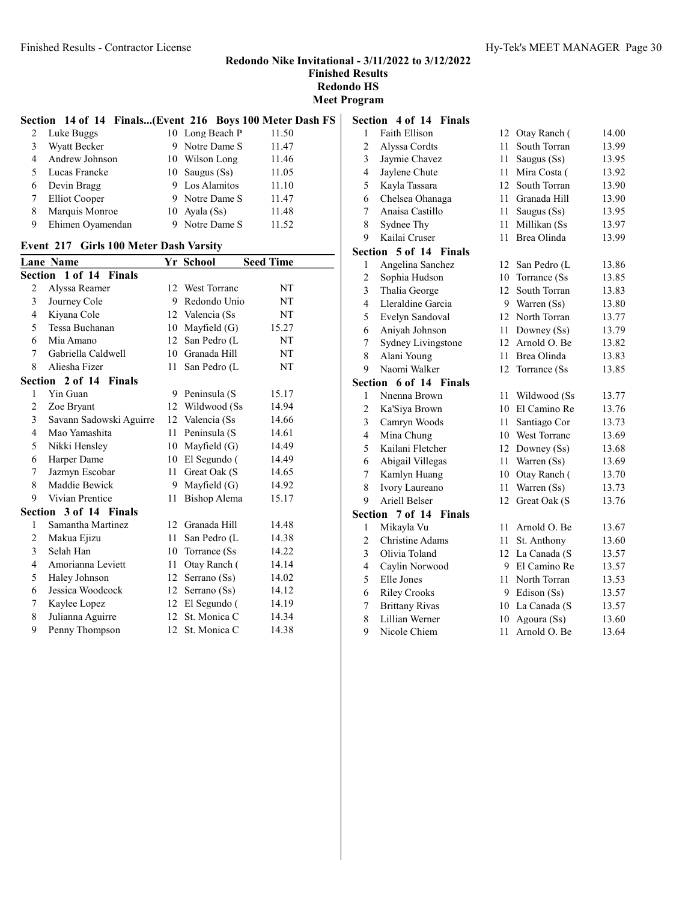# Redondo Nike Invitational - 3/11/2022 to 3/12/2022

## Finished Results

## Redondo HS

## Meet Program

### Section 14 of 14 Finals...(Event 216 Boys 100 Meter Dash FS

| Lane | Name | Yr | School | Seed Time |
|---|---|---|---|---|
| 2 | Luke Buggs | 10 | Long Beach P | 11.50 |
| 3 | Wyatt Becker | 9 | Notre Dame S | 11.47 |
| 4 | Andrew Johnson | 10 | Wilson Long | 11.46 |
| 5 | Lucas Francke | 10 | Saugus (Ss) | 11.05 |
| 6 | Devin Bragg | 9 | Los Alamitos | 11.10 |
| 7 | Elliot Cooper | 9 | Notre Dame S | 11.47 |
| 8 | Marquis Monroe | 10 | Ayala (Ss) | 11.48 |
| 9 | Ehimen Oyamendan | 9 | Notre Dame S | 11.52 |

### Event 217 Girls 100 Meter Dash Varsity

| Lane | Name | Yr | School | Seed Time |
|---|---|---|---|---|
| **Section 1 of 14 Finals** | | | | |
| 2 | Alyssa Reamer | 12 | West Torranc | NT |
| 3 | Journey Cole | 9 | Redondo Unio | NT |
| 4 | Kiyana Cole | 12 | Valencia (Ss | NT |
| 5 | Tessa Buchanan | 10 | Mayfield (G) | 15.27 |
| 6 | Mia Amano | 12 | San Pedro (L | NT |
| 7 | Gabriella Caldwell | 10 | Granada Hill | NT |
| 8 | Aliesha Fizer | 11 | San Pedro (L | NT |
| **Section 2 of 14 Finals** | | | | |
| 1 | Yin Guan | 9 | Peninsula (S | 15.17 |
| 2 | Zoe Bryant | 12 | Wildwood (Ss | 14.94 |
| 3 | Savann Sadowski Aguirre | 12 | Valencia (Ss | 14.66 |
| 4 | Mao Yamashita | 11 | Peninsula (S | 14.61 |
| 5 | Nikki Hensley | 10 | Mayfield (G) | 14.49 |
| 6 | Harper Dame | 10 | El Segundo ( | 14.49 |
| 7 | Jazmyn Escobar | 11 | Great Oak (S | 14.65 |
| 8 | Maddie Bewick | 9 | Mayfield (G) | 14.92 |
| 9 | Vivian Prentice | 11 | Bishop Alema | 15.17 |
| **Section 3 of 14 Finals** | | | | |
| 1 | Samantha Martinez | 12 | Granada Hill | 14.48 |
| 2 | Makua Ejizu | 11 | San Pedro (L | 14.38 |
| 3 | Selah Han | 10 | Torrance (Ss | 14.22 |
| 4 | Amorianna Leviett | 11 | Otay Ranch ( | 14.14 |
| 5 | Haley Johnson | 12 | Serrano (Ss) | 14.02 |
| 6 | Jessica Woodcock | 12 | Serrano (Ss) | 14.12 |
| 7 | Kaylee Lopez | 12 | El Segundo ( | 14.19 |
| 8 | Julianna Aguirre | 12 | St. Monica C | 14.34 |
| 9 | Penny Thompson | 12 | St. Monica C | 14.38 |
| **Section 4 of 14 Finals** | | | | |
| 1 | Faith Ellison | 12 | Otay Ranch ( | 14.00 |
| 2 | Alyssa Cordts | 11 | South Torran | 13.99 |
| 3 | Jaymie Chavez | 11 | Saugus (Ss) | 13.95 |
| 4 | Jaylene Chute | 11 | Mira Costa ( | 13.92 |
| 5 | Kayla Tassara | 12 | South Torran | 13.90 |
| 6 | Chelsea Ohanaga | 11 | Granada Hill | 13.90 |
| 7 | Anaisa Castillo | 11 | Saugus (Ss) | 13.95 |
| 8 | Sydnee Thy | 11 | Millikan (Ss | 13.97 |
| 9 | Kailai Cruser | 11 | Brea Olinda | 13.99 |
| **Section 5 of 14 Finals** | | | | |
| 1 | Angelina Sanchez | 12 | San Pedro (L | 13.86 |
| 2 | Sophia Hudson | 10 | Torrance (Ss | 13.85 |
| 3 | Thalia George | 12 | South Torran | 13.83 |
| 4 | Lleraldine Garcia | 9 | Warren (Ss) | 13.80 |
| 5 | Evelyn Sandoval | 12 | North Torran | 13.77 |
| 6 | Aniyah Johnson | 11 | Downey (Ss) | 13.79 |
| 7 | Sydney Livingstone | 12 | Arnold O. Be | 13.82 |
| 8 | Alani Young | 11 | Brea Olinda | 13.83 |
| 9 | Naomi Walker | 12 | Torrance (Ss | 13.85 |
| **Section 6 of 14 Finals** | | | | |
| 1 | Nnenna Brown | 11 | Wildwood (Ss | 13.77 |
| 2 | Ka'Siya Brown | 10 | El Camino Re | 13.76 |
| 3 | Camryn Woods | 11 | Santiago Cor | 13.73 |
| 4 | Mina Chung | 10 | West Torranc | 13.69 |
| 5 | Kailani Fletcher | 12 | Downey (Ss) | 13.68 |
| 6 | Abigail Villegas | 11 | Warren (Ss) | 13.69 |
| 7 | Kamlyn Huang | 10 | Otay Ranch ( | 13.70 |
| 8 | Ivory Laureano | 11 | Warren (Ss) | 13.73 |
| 9 | Ariell Belser | 12 | Great Oak (S | 13.76 |
| **Section 7 of 14 Finals** | | | | |
| 1 | Mikayla Vu | 11 | Arnold O. Be | 13.67 |
| 2 | Christine Adams | 11 | St. Anthony | 13.60 |
| 3 | Olivia Toland | 12 | La Canada (S | 13.57 |
| 4 | Caylin Norwood | 9 | El Camino Re | 13.57 |
| 5 | Elle Jones | 11 | North Torran | 13.53 |
| 6 | Riley Crooks | 9 | Edison (Ss) | 13.57 |
| 7 | Brittany Rivas | 10 | La Canada (S | 13.57 |
| 8 | Lillian Werner | 10 | Agoura (Ss) | 13.60 |
| 9 | Nicole Chiem | 11 | Arnold O. Be | 13.64 |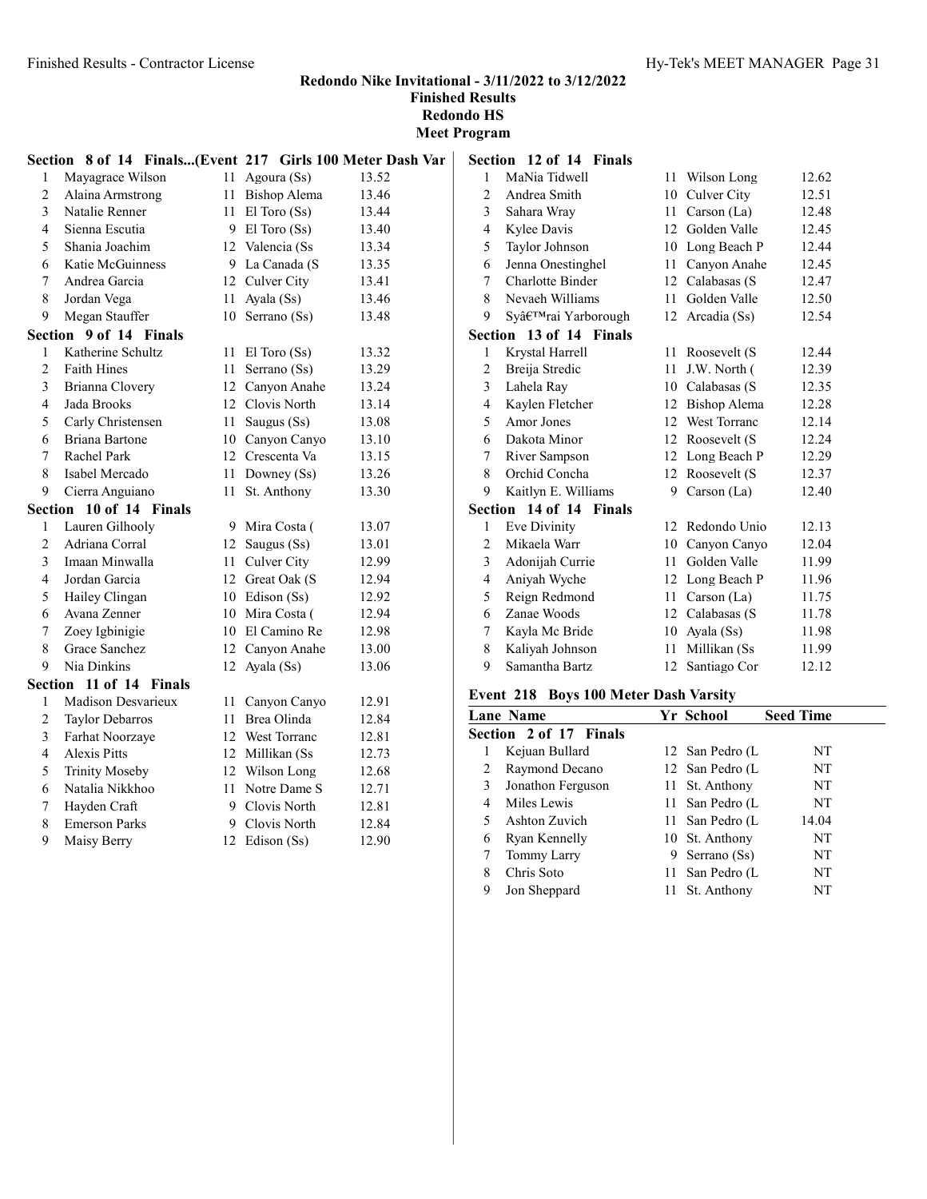# Redondo Nike Invitational - 3/11/2022 to 3/12/2022
## Finished Results
## Redondo HS
## Meet Program

**Section 8 of 14 Finals...(Event 217 Girls 100 Meter Dash Var**

| | | | | |
|---|---|---|---|---|
| 1 | Mayagrace Wilson | 11 | Agoura (Ss) | 13.52 |
| 2 | Alaina Armstrong | 11 | Bishop Alema | 13.46 |
| 3 | Natalie Renner | 11 | El Toro (Ss) | 13.44 |
| 4 | Sienna Escutia | 9 | El Toro (Ss) | 13.40 |
| 5 | Shania Joachim | 12 | Valencia (Ss | 13.34 |
| 6 | Katie McGuinness | 9 | La Canada (S | 13.35 |
| 7 | Andrea Garcia | 12 | Culver City | 13.41 |
| 8 | Jordan Vega | 11 | Ayala (Ss) | 13.46 |
| 9 | Megan Stauffer | 10 | Serrano (Ss) | 13.48 |

**Section 9 of 14 Finals**

| | | | | |
|---|---|---|---|---|
| 1 | Katherine Schultz | 11 | El Toro (Ss) | 13.32 |
| 2 | Faith Hines | 11 | Serrano (Ss) | 13.29 |
| 3 | Brianna Clovery | 12 | Canyon Anahe | 13.24 |
| 4 | Jada Brooks | 12 | Clovis North | 13.14 |
| 5 | Carly Christensen | 11 | Saugus (Ss) | 13.08 |
| 6 | Briana Bartone | 10 | Canyon Canyo | 13.10 |
| 7 | Rachel Park | 12 | Crescenta Va | 13.15 |
| 8 | Isabel Mercado | 11 | Downey (Ss) | 13.26 |
| 9 | Cierra Anguiano | 11 | St. Anthony | 13.30 |

**Section 10 of 14 Finals**

| | | | | |
|---|---|---|---|---|
| 1 | Lauren Gilhooly | 9 | Mira Costa ( | 13.07 |
| 2 | Adriana Corral | 12 | Saugus (Ss) | 13.01 |
| 3 | Imaan Minwalla | 11 | Culver City | 12.99 |
| 4 | Jordan Garcia | 12 | Great Oak (S | 12.94 |
| 5 | Hailey Clingan | 10 | Edison (Ss) | 12.92 |
| 6 | Avana Zenner | 10 | Mira Costa ( | 12.94 |
| 7 | Zoey Igbinigie | 10 | El Camino Re | 12.98 |
| 8 | Grace Sanchez | 12 | Canyon Anahe | 13.00 |
| 9 | Nia Dinkins | 12 | Ayala (Ss) | 13.06 |

**Section 11 of 14 Finals**

| | | | | |
|---|---|---|---|---|
| 1 | Madison Desvarieux | 11 | Canyon Canyo | 12.91 |
| 2 | Taylor Debarros | 11 | Brea Olinda | 12.84 |
| 3 | Farhat Noorzaye | 12 | West Torranc | 12.81 |
| 4 | Alexis Pitts | 12 | Millikan (Ss | 12.73 |
| 5 | Trinity Moseby | 12 | Wilson Long | 12.68 |
| 6 | Natalia Nikkhoo | 11 | Notre Dame S | 12.71 |
| 7 | Hayden Craft | 9 | Clovis North | 12.81 |
| 8 | Emerson Parks | 9 | Clovis North | 12.84 |
| 9 | Maisy Berry | 12 | Edison (Ss) | 12.90 |

**Section 12 of 14 Finals**

| | | | | |
|---|---|---|---|---|
| 1 | MaNia Tidwell | 11 | Wilson Long | 12.62 |
| 2 | Andrea Smith | 10 | Culver City | 12.51 |
| 3 | Sahara Wray | 11 | Carson (La) | 12.48 |
| 4 | Kylee Davis | 12 | Golden Valle | 12.45 |
| 5 | Taylor Johnson | 10 | Long Beach P | 12.44 |
| 6 | Jenna Onestinghel | 11 | Canyon Anahe | 12.45 |
| 7 | Charlotte Binder | 12 | Calabasas (S | 12.47 |
| 8 | Nevaeh Williams | 11 | Golden Valle | 12.50 |
| 9 | Syâ€™rai Yarborough | 12 | Arcadia (Ss) | 12.54 |

**Section 13 of 14 Finals**

| | | | | |
|---|---|---|---|---|
| 1 | Krystal Harrell | 11 | Roosevelt (S | 12.44 |
| 2 | Breija Stredic | 11 | J.W. North ( | 12.39 |
| 3 | Lahela Ray | 10 | Calabasas (S | 12.35 |
| 4 | Kaylen Fletcher | 12 | Bishop Alema | 12.28 |
| 5 | Amor Jones | 12 | West Torranc | 12.14 |
| 6 | Dakota Minor | 12 | Roosevelt (S | 12.24 |
| 7 | River Sampson | 12 | Long Beach P | 12.29 |
| 8 | Orchid Concha | 12 | Roosevelt (S | 12.37 |
| 9 | Kaitlyn E. Williams | 9 | Carson (La) | 12.40 |

**Section 14 of 14 Finals**

| | | | | |
|---|---|---|---|---|
| 1 | Eve Divinity | 12 | Redondo Unio | 12.13 |
| 2 | Mikaela Warr | 10 | Canyon Canyo | 12.04 |
| 3 | Adonijah Currie | 11 | Golden Valle | 11.99 |
| 4 | Aniyah Wyche | 12 | Long Beach P | 11.96 |
| 5 | Reign Redmond | 11 | Carson (La) | 11.75 |
| 6 | Zanae Woods | 12 | Calabasas (S | 11.78 |
| 7 | Kayla Mc Bride | 10 | Ayala (Ss) | 11.98 |
| 8 | Kaliyah Johnson | 11 | Millikan (Ss | 11.99 |
| 9 | Samantha Bartz | 12 | Santiago Cor | 12.12 |

### Event 218 Boys 100 Meter Dash Varsity

| Lane | Name | Yr | School | Seed Time |
|---|---|---|---|---|
| **Section 2 of 17 Finals** | | | | |
| 1 | Kejuan Bullard | 12 | San Pedro (L | NT |
| 2 | Raymond Decano | 12 | San Pedro (L | NT |
| 3 | Jonathon Ferguson | 11 | St. Anthony | NT |
| 4 | Miles Lewis | 11 | San Pedro (L | NT |
| 5 | Ashton Zuvich | 11 | San Pedro (L | 14.04 |
| 6 | Ryan Kennelly | 10 | St. Anthony | NT |
| 7 | Tommy Larry | 9 | Serrano (Ss) | NT |
| 8 | Chris Soto | 11 | San Pedro (L | NT |
| 9 | Jon Sheppard | 11 | St. Anthony | NT |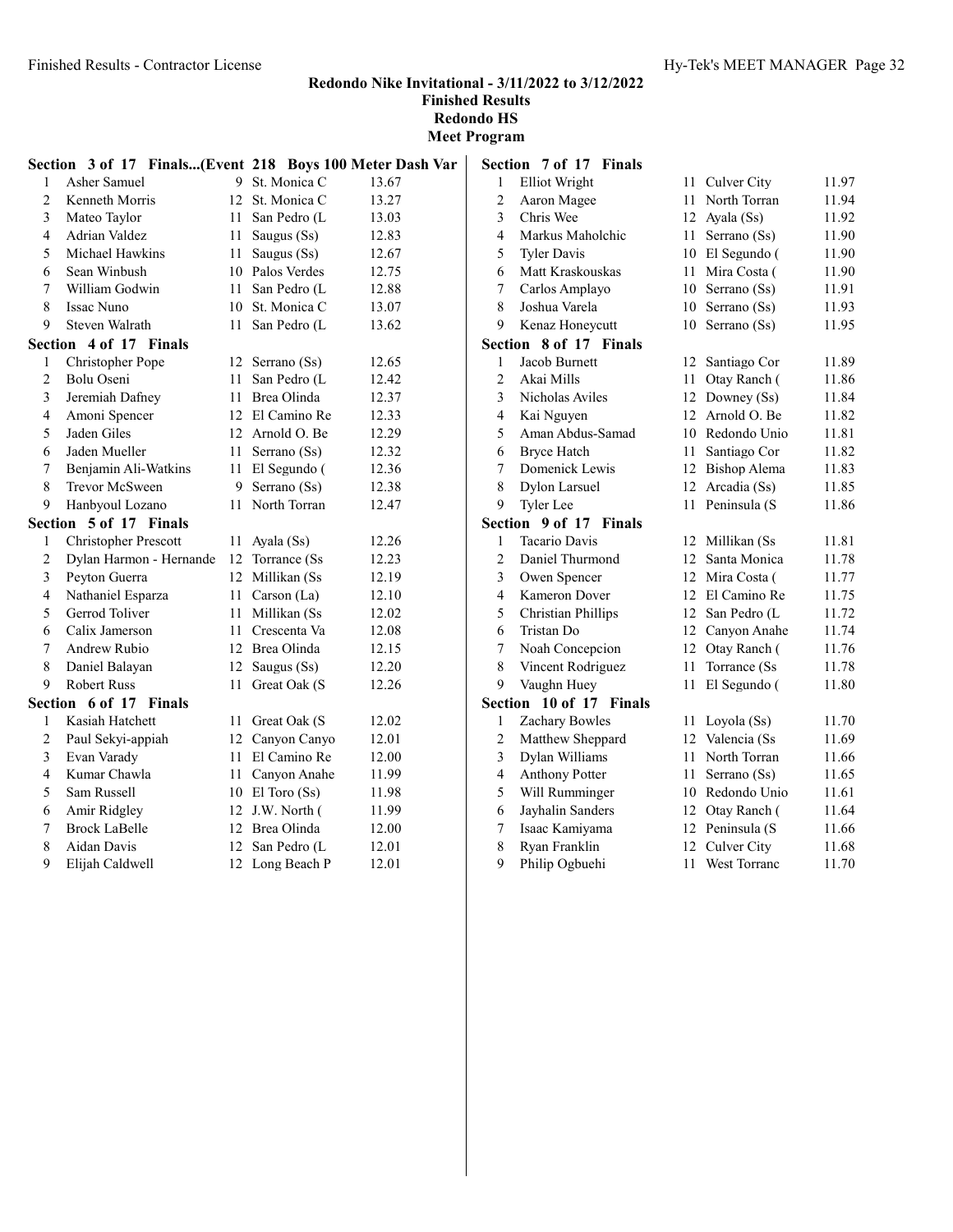**Redondo Nike Invitational - 3/11/2022 to 3/12/2022**
**Finished Results**
**Redondo HS**
**Meet Program**

**Section 3 of 17 Finals...(Event 218 Boys 100 Meter Dash Var**

| | Name | Yr | School | Time |
|---|---|---|---|---|
| 1 | Asher Samuel | 9 | St. Monica C | 13.67 |
| 2 | Kenneth Morris | 12 | St. Monica C | 13.27 |
| 3 | Mateo Taylor | 11 | San Pedro (L | 13.03 |
| 4 | Adrian Valdez | 11 | Saugus (Ss) | 12.83 |
| 5 | Michael Hawkins | 11 | Saugus (Ss) | 12.67 |
| 6 | Sean Winbush | 10 | Palos Verdes | 12.75 |
| 7 | William Godwin | 11 | San Pedro (L | 12.88 |
| 8 | Issac Nuno | 10 | St. Monica C | 13.07 |
| 9 | Steven Walrath | 11 | San Pedro (L | 13.62 |

**Section 4 of 17 Finals**

| | Name | Yr | School | Time |
|---|---|---|---|---|
| 1 | Christopher Pope | 12 | Serrano (Ss) | 12.65 |
| 2 | Bolu Oseni | 11 | San Pedro (L | 12.42 |
| 3 | Jeremiah Dafney | 11 | Brea Olinda | 12.37 |
| 4 | Amoni Spencer | 12 | El Camino Re | 12.33 |
| 5 | Jaden Giles | 12 | Arnold O. Be | 12.29 |
| 6 | Jaden Mueller | 11 | Serrano (Ss) | 12.32 |
| 7 | Benjamin Ali-Watkins | 11 | El Segundo ( | 12.36 |
| 8 | Trevor McSween | 9 | Serrano (Ss) | 12.38 |
| 9 | Hanbyoul Lozano | 11 | North Torran | 12.47 |

**Section 5 of 17 Finals**

| | Name | Yr | School | Time |
|---|---|---|---|---|
| 1 | Christopher Prescott | 11 | Ayala (Ss) | 12.26 |
| 2 | Dylan Harmon - Hernande | 12 | Torrance (Ss | 12.23 |
| 3 | Peyton Guerra | 12 | Millikan (Ss | 12.19 |
| 4 | Nathaniel Esparza | 11 | Carson (La) | 12.10 |
| 5 | Gerrod Toliver | 11 | Millikan (Ss | 12.02 |
| 6 | Calix Jamerson | 11 | Crescenta Va | 12.08 |
| 7 | Andrew Rubio | 12 | Brea Olinda | 12.15 |
| 8 | Daniel Balayan | 12 | Saugus (Ss) | 12.20 |
| 9 | Robert Russ | 11 | Great Oak (S | 12.26 |

**Section 6 of 17 Finals**

| | Name | Yr | School | Time |
|---|---|---|---|---|
| 1 | Kasiah Hatchett | 11 | Great Oak (S | 12.02 |
| 2 | Paul Sekyi-appiah | 12 | Canyon Canyo | 12.01 |
| 3 | Evan Varady | 11 | El Camino Re | 12.00 |
| 4 | Kumar Chawla | 11 | Canyon Anahe | 11.99 |
| 5 | Sam Russell | 10 | El Toro (Ss) | 11.98 |
| 6 | Amir Ridgley | 12 | J.W. North ( | 11.99 |
| 7 | Brock LaBelle | 12 | Brea Olinda | 12.00 |
| 8 | Aidan Davis | 12 | San Pedro (L | 12.01 |
| 9 | Elijah Caldwell | 12 | Long Beach P | 12.01 |

**Section 7 of 17 Finals**

| | Name | Yr | School | Time |
|---|---|---|---|---|
| 1 | Elliot Wright | 11 | Culver City | 11.97 |
| 2 | Aaron Magee | 11 | North Torran | 11.94 |
| 3 | Chris Wee | 12 | Ayala (Ss) | 11.92 |
| 4 | Markus Maholchic | 11 | Serrano (Ss) | 11.90 |
| 5 | Tyler Davis | 10 | El Segundo ( | 11.90 |
| 6 | Matt Kraskouskas | 11 | Mira Costa ( | 11.90 |
| 7 | Carlos Amplayo | 10 | Serrano (Ss) | 11.91 |
| 8 | Joshua Varela | 10 | Serrano (Ss) | 11.93 |
| 9 | Kenaz Honeycutt | 10 | Serrano (Ss) | 11.95 |

**Section 8 of 17 Finals**

| | Name | Yr | School | Time |
|---|---|---|---|---|
| 1 | Jacob Burnett | 12 | Santiago Cor | 11.89 |
| 2 | Akai Mills | 11 | Otay Ranch ( | 11.86 |
| 3 | Nicholas Aviles | 12 | Downey (Ss) | 11.84 |
| 4 | Kai Nguyen | 12 | Arnold O. Be | 11.82 |
| 5 | Aman Abdus-Samad | 10 | Redondo Unio | 11.81 |
| 6 | Bryce Hatch | 11 | Santiago Cor | 11.82 |
| 7 | Domenick Lewis | 12 | Bishop Alema | 11.83 |
| 8 | Dylon Larsuel | 12 | Arcadia (Ss) | 11.85 |
| 9 | Tyler Lee | 11 | Peninsula (S | 11.86 |

**Section 9 of 17 Finals**

| | Name | Yr | School | Time |
|---|---|---|---|---|
| 1 | Tacario Davis | 12 | Millikan (Ss | 11.81 |
| 2 | Daniel Thurmond | 12 | Santa Monica | 11.78 |
| 3 | Owen Spencer | 12 | Mira Costa ( | 11.77 |
| 4 | Kameron Dover | 12 | El Camino Re | 11.75 |
| 5 | Christian Phillips | 12 | San Pedro (L | 11.72 |
| 6 | Tristan Do | 12 | Canyon Anahe | 11.74 |
| 7 | Noah Concepcion | 12 | Otay Ranch ( | 11.76 |
| 8 | Vincent Rodriguez | 11 | Torrance (Ss | 11.78 |
| 9 | Vaughn Huey | 11 | El Segundo ( | 11.80 |

**Section 10 of 17 Finals**

| | Name | Yr | School | Time |
|---|---|---|---|---|
| 1 | Zachary Bowles | 11 | Loyola (Ss) | 11.70 |
| 2 | Matthew Sheppard | 12 | Valencia (Ss | 11.69 |
| 3 | Dylan Williams | 11 | North Torran | 11.66 |
| 4 | Anthony Potter | 11 | Serrano (Ss) | 11.65 |
| 5 | Will Rumminger | 10 | Redondo Unio | 11.61 |
| 6 | Jayhalin Sanders | 12 | Otay Ranch ( | 11.64 |
| 7 | Isaac Kamiyama | 12 | Peninsula (S | 11.66 |
| 8 | Ryan Franklin | 12 | Culver City | 11.68 |
| 9 | Philip Ogbuehi | 11 | West Torranc | 11.70 |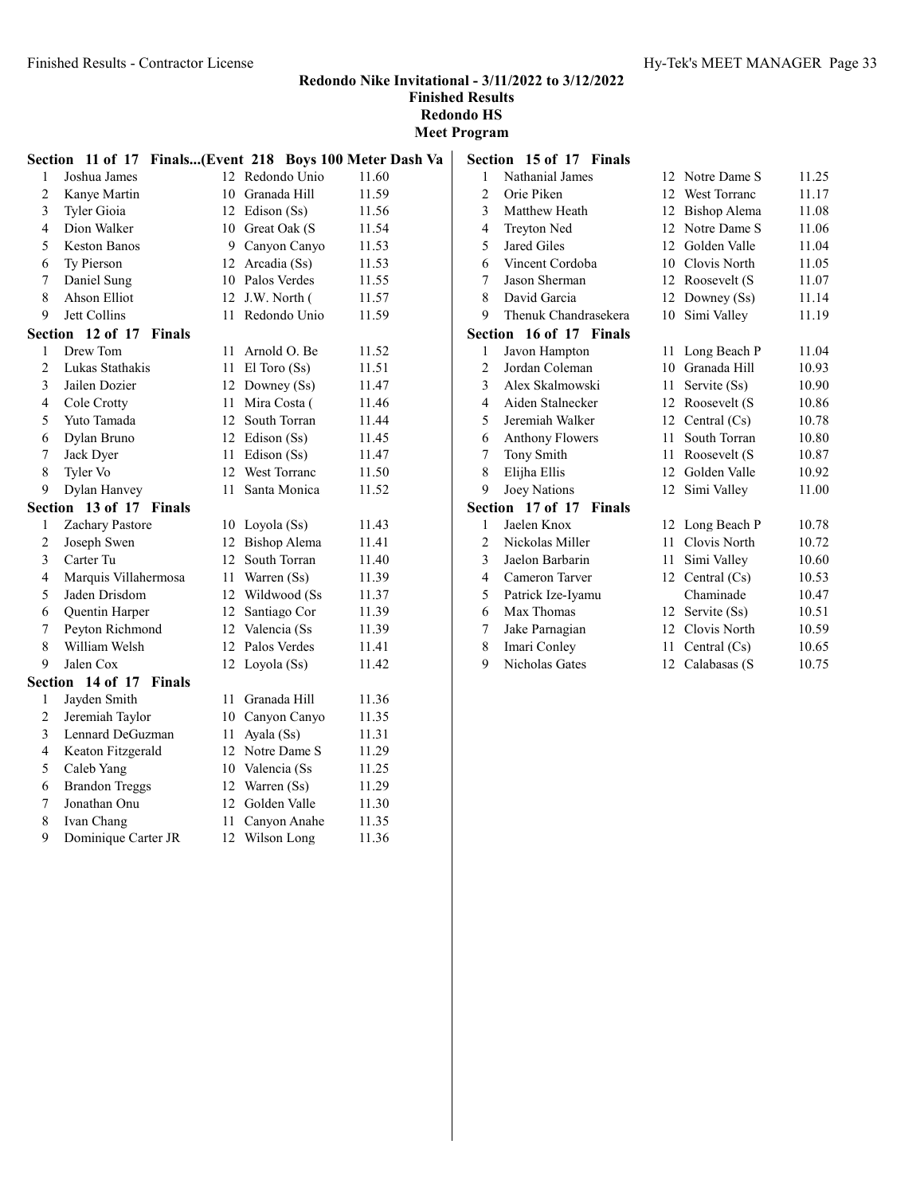**Redondo Nike Invitational - 3/11/2022 to 3/12/2022**
**Finished Results**
**Redondo HS**
**Meet Program**

### Section 11 of 17 Finals...(Event 218 Boys 100 Meter Dash Va

| Place | Name | Yr | School | Time |
|---|---|---|---|---|
| 1 | Joshua James | 12 | Redondo Unio | 11.60 |
| 2 | Kanye Martin | 10 | Granada Hill | 11.59 |
| 3 | Tyler Gioia | 12 | Edison (Ss) | 11.56 |
| 4 | Dion Walker | 10 | Great Oak (S | 11.54 |
| 5 | Keston Banos | 9 | Canyon Canyo | 11.53 |
| 6 | Ty Pierson | 12 | Arcadia (Ss) | 11.53 |
| 7 | Daniel Sung | 10 | Palos Verdes | 11.55 |
| 8 | Ahson Elliot | 12 | J.W. North ( | 11.57 |
| 9 | Jett Collins | 11 | Redondo Unio | 11.59 |

### Section 12 of 17 Finals

| Place | Name | Yr | School | Time |
|---|---|---|---|---|
| 1 | Drew Tom | 11 | Arnold O. Be | 11.52 |
| 2 | Lukas Stathakis | 11 | El Toro (Ss) | 11.51 |
| 3 | Jailen Dozier | 12 | Downey (Ss) | 11.47 |
| 4 | Cole Crotty | 11 | Mira Costa ( | 11.46 |
| 5 | Yuto Tamada | 12 | South Torran | 11.44 |
| 6 | Dylan Bruno | 12 | Edison (Ss) | 11.45 |
| 7 | Jack Dyer | 11 | Edison (Ss) | 11.47 |
| 8 | Tyler Vo | 12 | West Torranc | 11.50 |
| 9 | Dylan Hanvey | 11 | Santa Monica | 11.52 |

### Section 13 of 17 Finals

| Place | Name | Yr | School | Time |
|---|---|---|---|---|
| 1 | Zachary Pastore | 10 | Loyola (Ss) | 11.43 |
| 2 | Joseph Swen | 12 | Bishop Alema | 11.41 |
| 3 | Carter Tu | 12 | South Torran | 11.40 |
| 4 | Marquis Villahermosa | 11 | Warren (Ss) | 11.39 |
| 5 | Jaden Drisdom | 12 | Wildwood (Ss | 11.37 |
| 6 | Quentin Harper | 12 | Santiago Cor | 11.39 |
| 7 | Peyton Richmond | 12 | Valencia (Ss | 11.39 |
| 8 | William Welsh | 12 | Palos Verdes | 11.41 |
| 9 | Jalen Cox | 12 | Loyola (Ss) | 11.42 |

### Section 14 of 17 Finals

| Place | Name | Yr | School | Time |
|---|---|---|---|---|
| 1 | Jayden Smith | 11 | Granada Hill | 11.36 |
| 2 | Jeremiah Taylor | 10 | Canyon Canyo | 11.35 |
| 3 | Lennard DeGuzman | 11 | Ayala (Ss) | 11.31 |
| 4 | Keaton Fitzgerald | 12 | Notre Dame S | 11.29 |
| 5 | Caleb Yang | 10 | Valencia (Ss | 11.25 |
| 6 | Brandon Treggs | 12 | Warren (Ss) | 11.29 |
| 7 | Jonathan Onu | 12 | Golden Valle | 11.30 |
| 8 | Ivan Chang | 11 | Canyon Anahe | 11.35 |
| 9 | Dominique Carter JR | 12 | Wilson Long | 11.36 |

### Section 15 of 17 Finals

| Place | Name | Yr | School | Time |
|---|---|---|---|---|
| 1 | Nathanial James | 12 | Notre Dame S | 11.25 |
| 2 | Orie Piken | 12 | West Torranc | 11.17 |
| 3 | Matthew Heath | 12 | Bishop Alema | 11.08 |
| 4 | Treyton Ned | 12 | Notre Dame S | 11.06 |
| 5 | Jared Giles | 12 | Golden Valle | 11.04 |
| 6 | Vincent Cordoba | 10 | Clovis North | 11.05 |
| 7 | Jason Sherman | 12 | Roosevelt (S | 11.07 |
| 8 | David Garcia | 12 | Downey (Ss) | 11.14 |
| 9 | Thenuk Chandrasekera | 10 | Simi Valley | 11.19 |

### Section 16 of 17 Finals

| Place | Name | Yr | School | Time |
|---|---|---|---|---|
| 1 | Javon Hampton | 11 | Long Beach P | 11.04 |
| 2 | Jordan Coleman | 10 | Granada Hill | 10.93 |
| 3 | Alex Skalmowski | 11 | Servite (Ss) | 10.90 |
| 4 | Aiden Stalnecker | 12 | Roosevelt (S | 10.86 |
| 5 | Jeremiah Walker | 12 | Central (Cs) | 10.78 |
| 6 | Anthony Flowers | 11 | South Torran | 10.80 |
| 7 | Tony Smith | 11 | Roosevelt (S | 10.87 |
| 8 | Elijha Ellis | 12 | Golden Valle | 10.92 |
| 9 | Joey Nations | 12 | Simi Valley | 11.00 |

### Section 17 of 17 Finals

| Place | Name | Yr | School | Time |
|---|---|---|---|---|
| 1 | Jaelen Knox | 12 | Long Beach P | 10.78 |
| 2 | Nickolas Miller | 11 | Clovis North | 10.72 |
| 3 | Jaelon Barbarin | 11 | Simi Valley | 10.60 |
| 4 | Cameron Tarver | 12 | Central (Cs) | 10.53 |
| 5 | Patrick Ize-Iyamu | | Chaminade | 10.47 |
| 6 | Max Thomas | 12 | Servite (Ss) | 10.51 |
| 7 | Jake Parnagian | 12 | Clovis North | 10.59 |
| 8 | Imari Conley | 11 | Central (Cs) | 10.65 |
| 9 | Nicholas Gates | 12 | Calabasas (S | 10.75 |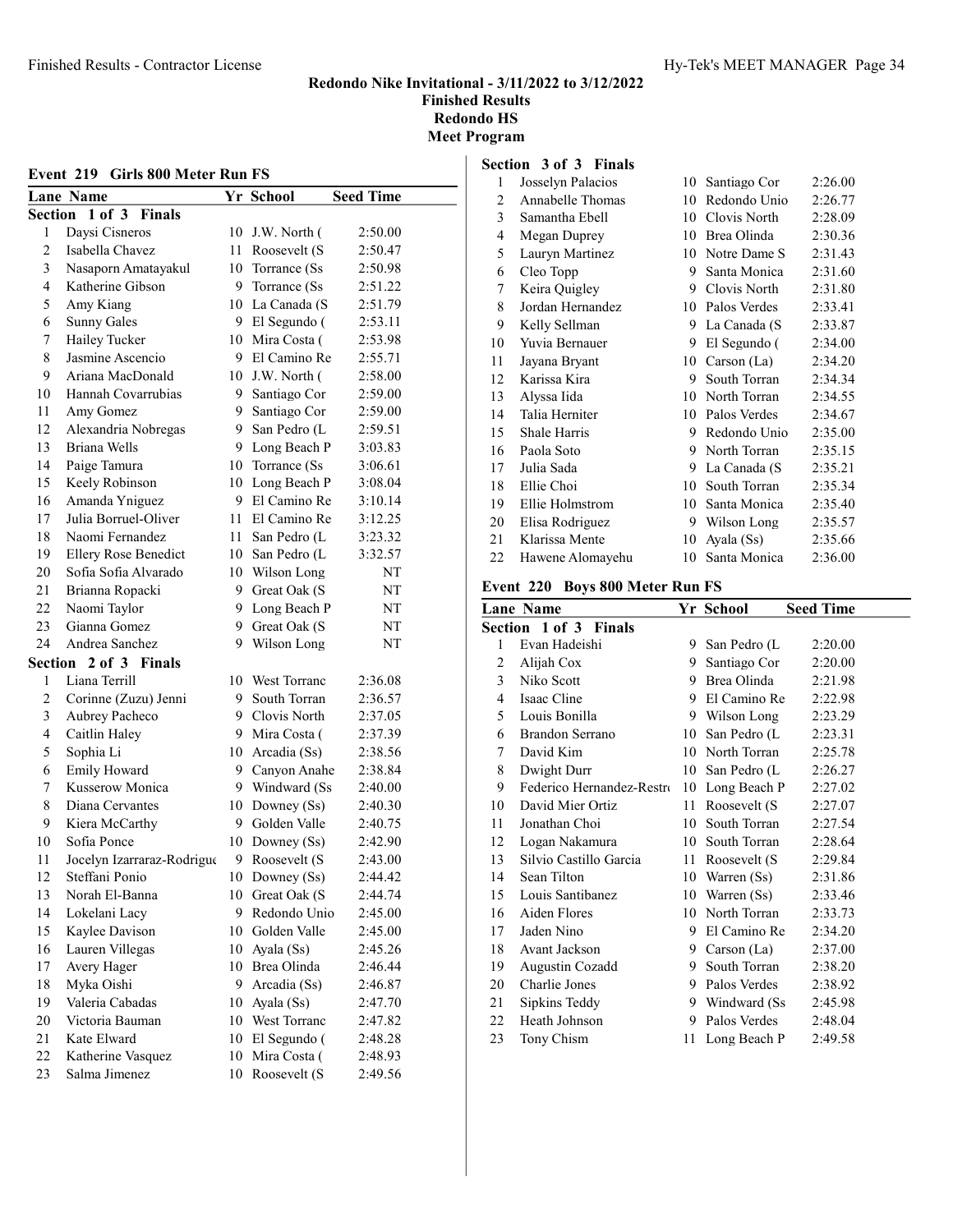## Redondo Nike Invitational - 3/11/2022 to 3/12/2022
## Finished Results
## Redondo HS
## Meet Program

### Event 219 Girls 800 Meter Run FS

| Lane | Name | Yr | School | Seed Time |
|---|---|---|---|---|
| **Section 1 of 3 Finals** | | | | |
| 1 | Daysi Cisneros | 10 | J.W. North ( | 2:50.00 |
| 2 | Isabella Chavez | 11 | Roosevelt (S | 2:50.47 |
| 3 | Nasaporn Amatayakul | 10 | Torrance (Ss | 2:50.98 |
| 4 | Katherine Gibson | 9 | Torrance (Ss | 2:51.22 |
| 5 | Amy Kiang | 10 | La Canada (S | 2:51.79 |
| 6 | Sunny Gales | 9 | El Segundo ( | 2:53.11 |
| 7 | Hailey Tucker | 10 | Mira Costa ( | 2:53.98 |
| 8 | Jasmine Ascencio | 9 | El Camino Re | 2:55.71 |
| 9 | Ariana MacDonald | 10 | J.W. North ( | 2:58.00 |
| 10 | Hannah Covarrubias | 9 | Santiago Cor | 2:59.00 |
| 11 | Amy Gomez | 9 | Santiago Cor | 2:59.00 |
| 12 | Alexandria Nobregas | 9 | San Pedro (L | 2:59.51 |
| 13 | Briana Wells | 9 | Long Beach P | 3:03.83 |
| 14 | Paige Tamura | 10 | Torrance (Ss | 3:06.61 |
| 15 | Keely Robinson | 10 | Long Beach P | 3:08.04 |
| 16 | Amanda Yniguez | 9 | El Camino Re | 3:10.14 |
| 17 | Julia Borruel-Oliver | 11 | El Camino Re | 3:12.25 |
| 18 | Naomi Fernandez | 11 | San Pedro (L | 3:23.32 |
| 19 | Ellery Rose Benedict | 10 | San Pedro (L | 3:32.57 |
| 20 | Sofia Sofia Alvarado | 10 | Wilson Long | NT |
| 21 | Brianna Ropacki | 9 | Great Oak (S | NT |
| 22 | Naomi Taylor | 9 | Long Beach P | NT |
| 23 | Gianna Gomez | 9 | Great Oak (S | NT |
| 24 | Andrea Sanchez | 9 | Wilson Long | NT |
| **Section 2 of 3 Finals** | | | | |
| 1 | Liana Terrill | 10 | West Torranc | 2:36.08 |
| 2 | Corinne (Zuzu) Jenni | 9 | South Torran | 2:36.57 |
| 3 | Aubrey Pacheco | 9 | Clovis North | 2:37.05 |
| 4 | Caitlin Haley | 9 | Mira Costa ( | 2:37.39 |
| 5 | Sophia Li | 10 | Arcadia (Ss) | 2:38.56 |
| 6 | Emily Howard | 9 | Canyon Anahe | 2:38.84 |
| 7 | Kusserow Monica | 9 | Windward (Ss | 2:40.00 |
| 8 | Diana Cervantes | 10 | Downey (Ss) | 2:40.30 |
| 9 | Kiera McCarthy | 9 | Golden Valle | 2:40.75 |
| 10 | Sofia Ponce | 10 | Downey (Ss) | 2:42.90 |
| 11 | Jocelyn Izarraraz-Rodrigue | 9 | Roosevelt (S | 2:43.00 |
| 12 | Steffani Ponio | 10 | Downey (Ss) | 2:44.42 |
| 13 | Norah El-Banna | 10 | Great Oak (S | 2:44.74 |
| 14 | Lokelani Lacy | 9 | Redondo Unio | 2:45.00 |
| 15 | Kaylee Davison | 10 | Golden Valle | 2:45.00 |
| 16 | Lauren Villegas | 10 | Ayala (Ss) | 2:45.26 |
| 17 | Avery Hager | 10 | Brea Olinda | 2:46.44 |
| 18 | Myka Oishi | 9 | Arcadia (Ss) | 2:46.87 |
| 19 | Valeria Cabadas | 10 | Ayala (Ss) | 2:47.70 |
| 20 | Victoria Bauman | 10 | West Torranc | 2:47.82 |
| 21 | Kate Elward | 10 | El Segundo ( | 2:48.28 |
| 22 | Katherine Vasquez | 10 | Mira Costa ( | 2:48.93 |
| 23 | Salma Jimenez | 10 | Roosevelt (S | 2:49.56 |
| **Section 3 of 3 Finals** | | | | |
| 1 | Josselyn Palacios | 10 | Santiago Cor | 2:26.00 |
| 2 | Annabelle Thomas | 10 | Redondo Unio | 2:26.77 |
| 3 | Samantha Ebell | 10 | Clovis North | 2:28.09 |
| 4 | Megan Duprey | 10 | Brea Olinda | 2:30.36 |
| 5 | Lauryn Martinez | 10 | Notre Dame S | 2:31.43 |
| 6 | Cleo Topp | 9 | Santa Monica | 2:31.60 |
| 7 | Keira Quigley | 9 | Clovis North | 2:31.80 |
| 8 | Jordan Hernandez | 10 | Palos Verdes | 2:33.41 |
| 9 | Kelly Sellman | 9 | La Canada (S | 2:33.87 |
| 10 | Yuvia Bernauer | 9 | El Segundo ( | 2:34.00 |
| 11 | Jayana Bryant | 10 | Carson (La) | 2:34.20 |
| 12 | Karissa Kira | 9 | South Torran | 2:34.34 |
| 13 | Alyssa Iida | 10 | North Torran | 2:34.55 |
| 14 | Talia Herniter | 10 | Palos Verdes | 2:34.67 |
| 15 | Shale Harris | 9 | Redondo Unio | 2:35.00 |
| 16 | Paola Soto | 9 | North Torran | 2:35.15 |
| 17 | Julia Sada | 9 | La Canada (S | 2:35.21 |
| 18 | Ellie Choi | 10 | South Torran | 2:35.34 |
| 19 | Ellie Holmstrom | 10 | Santa Monica | 2:35.40 |
| 20 | Elisa Rodriguez | 9 | Wilson Long | 2:35.57 |
| 21 | Klarissa Mente | 10 | Ayala (Ss) | 2:35.66 |
| 22 | Hawene Alomayehu | 10 | Santa Monica | 2:36.00 |

### Event 220 Boys 800 Meter Run FS

| Lane | Name | Yr | School | Seed Time |
|---|---|---|---|---|
| **Section 1 of 3 Finals** | | | | |
| 1 | Evan Hadeishi | 9 | San Pedro (L | 2:20.00 |
| 2 | Alijah Cox | 9 | Santiago Cor | 2:20.00 |
| 3 | Niko Scott | 9 | Brea Olinda | 2:21.98 |
| 4 | Isaac Cline | 9 | El Camino Re | 2:22.98 |
| 5 | Louis Bonilla | 9 | Wilson Long | 2:23.29 |
| 6 | Brandon Serrano | 10 | San Pedro (L | 2:23.31 |
| 7 | David Kim | 10 | North Torran | 2:25.78 |
| 8 | Dwight Durr | 10 | San Pedro (L | 2:26.27 |
| 9 | Federico Hernandez-Restr | 10 | Long Beach P | 2:27.02 |
| 10 | David Mier Ortiz | 11 | Roosevelt (S | 2:27.07 |
| 11 | Jonathan Choi | 10 | South Torran | 2:27.54 |
| 12 | Logan Nakamura | 10 | South Torran | 2:28.64 |
| 13 | Silvio Castillo Garcia | 11 | Roosevelt (S | 2:29.84 |
| 14 | Sean Tilton | 10 | Warren (Ss) | 2:31.86 |
| 15 | Louis Santibanez | 10 | Warren (Ss) | 2:33.46 |
| 16 | Aiden Flores | 10 | North Torran | 2:33.73 |
| 17 | Jaden Nino | 9 | El Camino Re | 2:34.20 |
| 18 | Avant Jackson | 9 | Carson (La) | 2:37.00 |
| 19 | Augustin Cozadd | 9 | South Torran | 2:38.20 |
| 20 | Charlie Jones | 9 | Palos Verdes | 2:38.92 |
| 21 | Sipkins Teddy | 9 | Windward (Ss | 2:45.98 |
| 22 | Heath Johnson | 9 | Palos Verdes | 2:48.04 |
| 23 | Tony Chism | 11 | Long Beach P | 2:49.58 |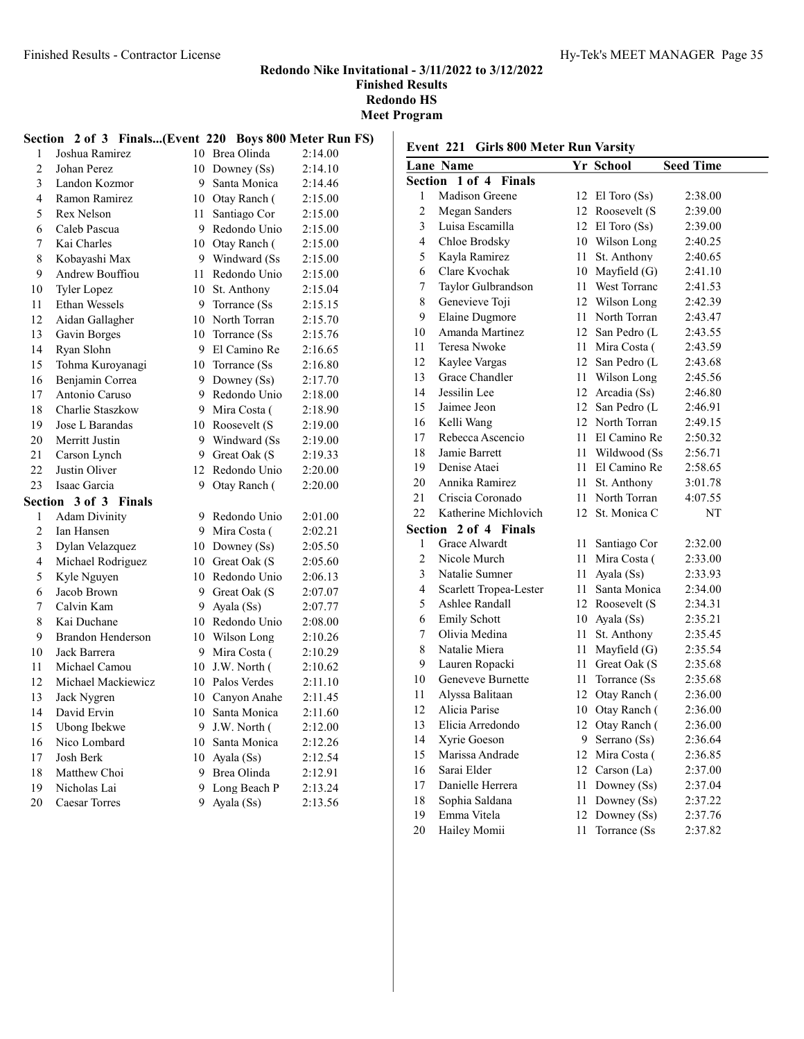## Redondo Nike Invitational - 3/11/2022 to 3/12/2022
### Finished Results
### Redondo HS
### Meet Program

**Section 2 of 3 Finals...(Event 220 Boys 800 Meter Run FS)**

| Lane | Name | Yr | School | Seed Time |
|---|---|---|---|---|
| 1 | Joshua Ramirez | 10 | Brea Olinda | 2:14.00 |
| 2 | Johan Perez | 10 | Downey (Ss) | 2:14.10 |
| 3 | Landon Kozmor | 9 | Santa Monica | 2:14.46 |
| 4 | Ramon Ramirez | 10 | Otay Ranch ( | 2:15.00 |
| 5 | Rex Nelson | 11 | Santiago Cor | 2:15.00 |
| 6 | Caleb Pascua | 9 | Redondo Unio | 2:15.00 |
| 7 | Kai Charles | 10 | Otay Ranch ( | 2:15.00 |
| 8 | Kobayashi Max | 9 | Windward (Ss | 2:15.00 |
| 9 | Andrew Bouffiou | 11 | Redondo Unio | 2:15.00 |
| 10 | Tyler Lopez | 10 | St. Anthony | 2:15.04 |
| 11 | Ethan Wessels | 9 | Torrance (Ss | 2:15.15 |
| 12 | Aidan Gallagher | 10 | North Torran | 2:15.70 |
| 13 | Gavin Borges | 10 | Torrance (Ss | 2:15.76 |
| 14 | Ryan Slohn | 9 | El Camino Re | 2:16.65 |
| 15 | Tohma Kuroyanagi | 10 | Torrance (Ss | 2:16.80 |
| 16 | Benjamin Correa | 9 | Downey (Ss) | 2:17.70 |
| 17 | Antonio Caruso | 9 | Redondo Unio | 2:18.00 |
| 18 | Charlie Staszkow | 9 | Mira Costa ( | 2:18.90 |
| 19 | Jose L Barandas | 10 | Roosevelt (S | 2:19.00 |
| 20 | Merritt Justin | 9 | Windward (Ss | 2:19.00 |
| 21 | Carson Lynch | 9 | Great Oak (S | 2:19.33 |
| 22 | Justin Oliver | 12 | Redondo Unio | 2:20.00 |
| 23 | Isaac Garcia | 9 | Otay Ranch ( | 2:20.00 |

**Section 3 of 3 Finals**

| Lane | Name | Yr | School | Seed Time |
|---|---|---|---|---|
| 1 | Adam Divinity | 9 | Redondo Unio | 2:01.00 |
| 2 | Ian Hansen | 9 | Mira Costa ( | 2:02.21 |
| 3 | Dylan Velazquez | 10 | Downey (Ss) | 2:05.50 |
| 4 | Michael Rodriguez | 10 | Great Oak (S | 2:05.60 |
| 5 | Kyle Nguyen | 10 | Redondo Unio | 2:06.13 |
| 6 | Jacob Brown | 9 | Great Oak (S | 2:07.07 |
| 7 | Calvin Kam | 9 | Ayala (Ss) | 2:07.77 |
| 8 | Kai Duchane | 10 | Redondo Unio | 2:08.00 |
| 9 | Brandon Henderson | 10 | Wilson Long | 2:10.26 |
| 10 | Jack Barrera | 9 | Mira Costa ( | 2:10.29 |
| 11 | Michael Camou | 10 | J.W. North ( | 2:10.62 |
| 12 | Michael Mackiewicz | 10 | Palos Verdes | 2:11.10 |
| 13 | Jack Nygren | 10 | Canyon Anahe | 2:11.45 |
| 14 | David Ervin | 10 | Santa Monica | 2:11.60 |
| 15 | Ubong Ibekwe | 9 | J.W. North ( | 2:12.00 |
| 16 | Nico Lombard | 10 | Santa Monica | 2:12.26 |
| 17 | Josh Berk | 10 | Ayala (Ss) | 2:12.54 |
| 18 | Matthew Choi | 9 | Brea Olinda | 2:12.91 |
| 19 | Nicholas Lai | 9 | Long Beach P | 2:13.24 |
| 20 | Caesar Torres | 9 | Ayala (Ss) | 2:13.56 |

### Event 221 Girls 800 Meter Run Varsity

**Section 1 of 4 Finals**

| Lane | Name | Yr | School | Seed Time |
|---|---|---|---|---|
| 1 | Madison Greene | 12 | El Toro (Ss) | 2:38.00 |
| 2 | Megan Sanders | 12 | Roosevelt (S | 2:39.00 |
| 3 | Luisa Escamilla | 12 | El Toro (Ss) | 2:39.00 |
| 4 | Chloe Brodsky | 10 | Wilson Long | 2:40.25 |
| 5 | Kayla Ramirez | 11 | St. Anthony | 2:40.65 |
| 6 | Clare Kvochak | 10 | Mayfield (G) | 2:41.10 |
| 7 | Taylor Gulbrandson | 11 | West Torranc | 2:41.53 |
| 8 | Genevieve Toji | 12 | Wilson Long | 2:42.39 |
| 9 | Elaine Dugmore | 11 | North Torran | 2:43.47 |
| 10 | Amanda Martinez | 12 | San Pedro (L | 2:43.55 |
| 11 | Teresa Nwoke | 11 | Mira Costa ( | 2:43.59 |
| 12 | Kaylee Vargas | 12 | San Pedro (L | 2:43.68 |
| 13 | Grace Chandler | 11 | Wilson Long | 2:45.56 |
| 14 | Jessilin Lee | 12 | Arcadia (Ss) | 2:46.80 |
| 15 | Jaimee Jeon | 12 | San Pedro (L | 2:46.91 |
| 16 | Kelli Wang | 12 | North Torran | 2:49.15 |
| 17 | Rebecca Ascencio | 11 | El Camino Re | 2:50.32 |
| 18 | Jamie Barrett | 11 | Wildwood (Ss | 2:56.71 |
| 19 | Denise Ataei | 11 | El Camino Re | 2:58.65 |
| 20 | Annika Ramirez | 11 | St. Anthony | 3:01.78 |
| 21 | Criscia Coronado | 11 | North Torran | 4:07.55 |
| 22 | Katherine Michlovich | 12 | St. Monica C | NT |

**Section 2 of 4 Finals**

| Lane | Name | Yr | School | Seed Time |
|---|---|---|---|---|
| 1 | Grace Alwardt | 11 | Santiago Cor | 2:32.00 |
| 2 | Nicole Murch | 11 | Mira Costa ( | 2:33.00 |
| 3 | Natalie Sumner | 11 | Ayala (Ss) | 2:33.93 |
| 4 | Scarlett Tropea-Lester | 11 | Santa Monica | 2:34.00 |
| 5 | Ashlee Randall | 12 | Roosevelt (S | 2:34.31 |
| 6 | Emily Schott | 10 | Ayala (Ss) | 2:35.21 |
| 7 | Olivia Medina | 11 | St. Anthony | 2:35.45 |
| 8 | Natalie Miera | 11 | Mayfield (G) | 2:35.54 |
| 9 | Lauren Ropacki | 11 | Great Oak (S | 2:35.68 |
| 10 | Geneveve Burnette | 11 | Torrance (Ss | 2:35.68 |
| 11 | Alyssa Balitaan | 12 | Otay Ranch ( | 2:36.00 |
| 12 | Alicia Parise | 10 | Otay Ranch ( | 2:36.00 |
| 13 | Elicia Arredondo | 12 | Otay Ranch ( | 2:36.00 |
| 14 | Xyrie Goeson | 9 | Serrano (Ss) | 2:36.64 |
| 15 | Marissa Andrade | 12 | Mira Costa ( | 2:36.85 |
| 16 | Sarai Elder | 12 | Carson (La) | 2:37.00 |
| 17 | Danielle Herrera | 11 | Downey (Ss) | 2:37.04 |
| 18 | Sophia Saldana | 11 | Downey (Ss) | 2:37.22 |
| 19 | Emma Vitela | 12 | Downey (Ss) | 2:37.76 |
| 20 | Hailey Momii | 11 | Torrance (Ss | 2:37.82 |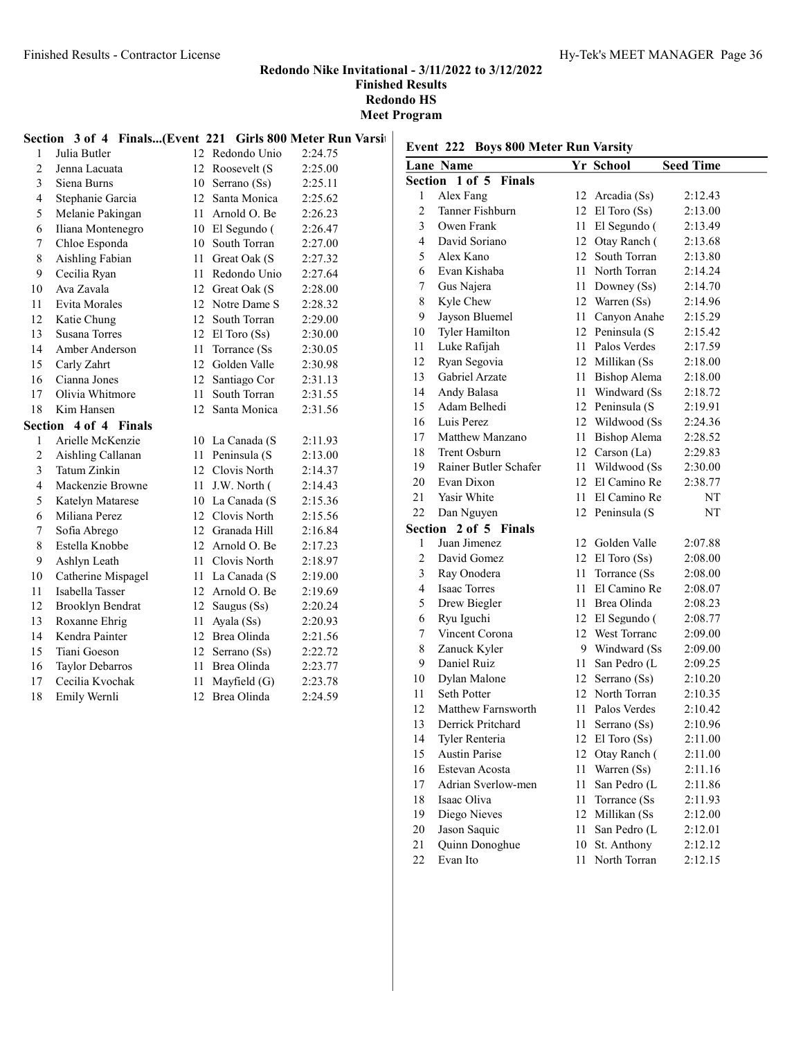## Redondo Nike Invitational - 3/11/2022 to 3/12/2022

**Finished Results**

**Redondo HS**

**Meet Program**

### Section 3 of 4 Finals...(Event 221 Girls 800 Meter Run Varsity)

| Lane | Name | Yr | School | Seed Time |
|---|---|---|---|---|
| 1 | Julia Butler | 12 | Redondo Unio | 2:24.75 |
| 2 | Jenna Lacuata | 12 | Roosevelt (S | 2:25.00 |
| 3 | Siena Burns | 10 | Serrano (Ss) | 2:25.11 |
| 4 | Stephanie Garcia | 12 | Santa Monica | 2:25.62 |
| 5 | Melanie Pakingan | 11 | Arnold O. Be | 2:26.23 |
| 6 | Iliana Montenegro | 10 | El Segundo ( | 2:26.47 |
| 7 | Chloe Esponda | 10 | South Torran | 2:27.00 |
| 8 | Aishling Fabian | 11 | Great Oak (S | 2:27.32 |
| 9 | Cecilia Ryan | 11 | Redondo Unio | 2:27.64 |
| 10 | Ava Zavala | 12 | Great Oak (S | 2:28.00 |
| 11 | Evita Morales | 12 | Notre Dame S | 2:28.32 |
| 12 | Katie Chung | 12 | South Torran | 2:29.00 |
| 13 | Susana Torres | 12 | El Toro (Ss) | 2:30.00 |
| 14 | Amber Anderson | 11 | Torrance (Ss | 2:30.05 |
| 15 | Carly Zahrt | 12 | Golden Valle | 2:30.98 |
| 16 | Cianna Jones | 12 | Santiago Cor | 2:31.13 |
| 17 | Olivia Whitmore | 11 | South Torran | 2:31.55 |
| 18 | Kim Hansen | 12 | Santa Monica | 2:31.56 |

### Section 4 of 4 Finals

| Lane | Name | Yr | School | Seed Time |
|---|---|---|---|---|
| 1 | Arielle McKenzie | 10 | La Canada (S | 2:11.93 |
| 2 | Aishling Callanan | 11 | Peninsula (S | 2:13.00 |
| 3 | Tatum Zinkin | 12 | Clovis North | 2:14.37 |
| 4 | Mackenzie Browne | 11 | J.W. North ( | 2:14.43 |
| 5 | Katelyn Matarese | 10 | La Canada (S | 2:15.36 |
| 6 | Miliana Perez | 12 | Clovis North | 2:15.56 |
| 7 | Sofia Abrego | 12 | Granada Hill | 2:16.84 |
| 8 | Estella Knobbe | 12 | Arnold O. Be | 2:17.23 |
| 9 | Ashlyn Leath | 11 | Clovis North | 2:18.97 |
| 10 | Catherine Mispagel | 11 | La Canada (S | 2:19.00 |
| 11 | Isabella Tasser | 12 | Arnold O. Be | 2:19.69 |
| 12 | Brooklyn Bendrat | 12 | Saugus (Ss) | 2:20.24 |
| 13 | Roxanne Ehrig | 11 | Ayala (Ss) | 2:20.93 |
| 14 | Kendra Painter | 12 | Brea Olinda | 2:21.56 |
| 15 | Tiani Goeson | 12 | Serrano (Ss) | 2:22.72 |
| 16 | Taylor Debarros | 11 | Brea Olinda | 2:23.77 |
| 17 | Cecilia Kvochak | 11 | Mayfield (G) | 2:23.78 |
| 18 | Emily Wernli | 12 | Brea Olinda | 2:24.59 |

## Event 222 Boys 800 Meter Run Varsity

### Section 1 of 5 Finals

| Lane | Name | Yr | School | Seed Time |
|---|---|---|---|---|
| 1 | Alex Fang | 12 | Arcadia (Ss) | 2:12.43 |
| 2 | Tanner Fishburn | 12 | El Toro (Ss) | 2:13.00 |
| 3 | Owen Frank | 11 | El Segundo ( | 2:13.49 |
| 4 | David Soriano | 12 | Otay Ranch ( | 2:13.68 |
| 5 | Alex Kano | 12 | South Torran | 2:13.80 |
| 6 | Evan Kishaba | 11 | North Torran | 2:14.24 |
| 7 | Gus Najera | 11 | Downey (Ss) | 2:14.70 |
| 8 | Kyle Chew | 12 | Warren (Ss) | 2:14.96 |
| 9 | Jayson Bluemel | 11 | Canyon Anahe | 2:15.29 |
| 10 | Tyler Hamilton | 12 | Peninsula (S | 2:15.42 |
| 11 | Luke Rafijah | 11 | Palos Verdes | 2:17.59 |
| 12 | Ryan Segovia | 12 | Millikan (Ss | 2:18.00 |
| 13 | Gabriel Arzate | 11 | Bishop Alema | 2:18.00 |
| 14 | Andy Balasa | 11 | Windward (Ss | 2:18.72 |
| 15 | Adam Belhedi | 12 | Peninsula (S | 2:19.91 |
| 16 | Luis Perez | 12 | Wildwood (Ss | 2:24.36 |
| 17 | Matthew Manzano | 11 | Bishop Alema | 2:28.52 |
| 18 | Trent Osburn | 12 | Carson (La) | 2:29.83 |
| 19 | Rainer Butler Schafer | 11 | Wildwood (Ss | 2:30.00 |
| 20 | Evan Dixon | 12 | El Camino Re | 2:38.77 |
| 21 | Yasir White | 11 | El Camino Re | NT |
| 22 | Dan Nguyen | 12 | Peninsula (S | NT |

### Section 2 of 5 Finals

| Lane | Name | Yr | School | Seed Time |
|---|---|---|---|---|
| 1 | Juan Jimenez | 12 | Golden Valle | 2:07.88 |
| 2 | David Gomez | 12 | El Toro (Ss) | 2:08.00 |
| 3 | Ray Onodera | 11 | Torrance (Ss | 2:08.00 |
| 4 | Isaac Torres | 11 | El Camino Re | 2:08.07 |
| 5 | Drew Biegler | 11 | Brea Olinda | 2:08.23 |
| 6 | Ryu Iguchi | 12 | El Segundo ( | 2:08.77 |
| 7 | Vincent Corona | 12 | West Torranc | 2:09.00 |
| 8 | Zanuck Kyler | 9 | Windward (Ss | 2:09.00 |
| 9 | Daniel Ruiz | 11 | San Pedro (L | 2:09.25 |
| 10 | Dylan Malone | 12 | Serrano (Ss) | 2:10.20 |
| 11 | Seth Potter | 12 | North Torran | 2:10.35 |
| 12 | Matthew Farnsworth | 11 | Palos Verdes | 2:10.42 |
| 13 | Derrick Pritchard | 11 | Serrano (Ss) | 2:10.96 |
| 14 | Tyler Renteria | 12 | El Toro (Ss) | 2:11.00 |
| 15 | Austin Parise | 12 | Otay Ranch ( | 2:11.00 |
| 16 | Estevan Acosta | 11 | Warren (Ss) | 2:11.16 |
| 17 | Adrian Sverlow-men | 11 | San Pedro (L | 2:11.86 |
| 18 | Isaac Oliva | 11 | Torrance (Ss | 2:11.93 |
| 19 | Diego Nieves | 12 | Millikan (Ss | 2:12.00 |
| 20 | Jason Saquic | 11 | San Pedro (L | 2:12.01 |
| 21 | Quinn Donoghue | 10 | St. Anthony | 2:12.12 |
| 22 | Evan Ito | 11 | North Torran | 2:12.15 |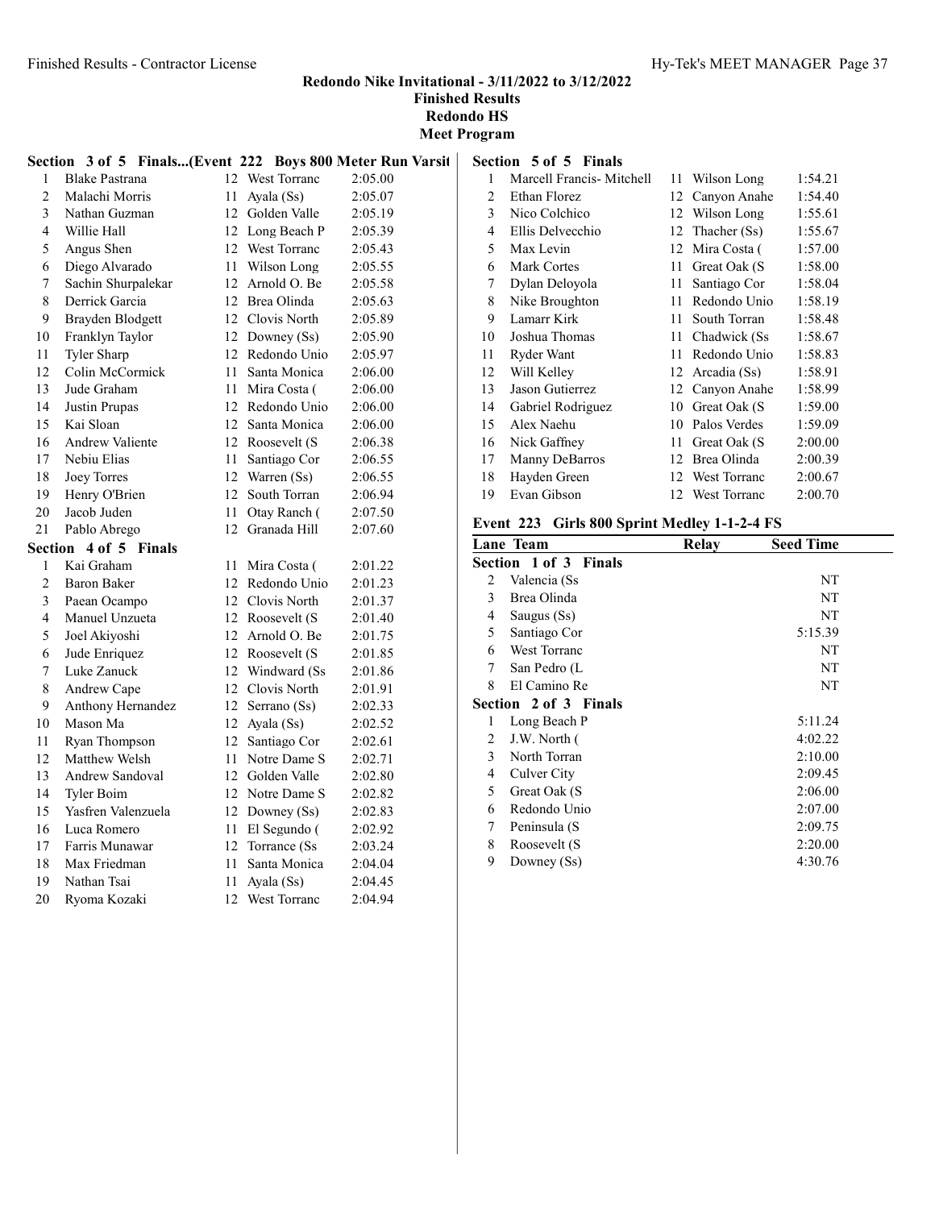# Redondo Nike Invitational - 3/11/2022 to 3/12/2022

## Finished Results

## Redondo HS

## Meet Program

### Section 3 of 5 Finals...(Event 222 Boys 800 Meter Run Varsit

| | Name | Yr | School | Time |
|---|---|---|---|---|
| 1 | Blake Pastrana | 12 | West Torranc | 2:05.00 |
| 2 | Malachi Morris | 11 | Ayala (Ss) | 2:05.07 |
| 3 | Nathan Guzman | 12 | Golden Valle | 2:05.19 |
| 4 | Willie Hall | 12 | Long Beach P | 2:05.39 |
| 5 | Angus Shen | 12 | West Torranc | 2:05.43 |
| 6 | Diego Alvarado | 11 | Wilson Long | 2:05.55 |
| 7 | Sachin Shurpalekar | 12 | Arnold O. Be | 2:05.58 |
| 8 | Derrick Garcia | 12 | Brea Olinda | 2:05.63 |
| 9 | Brayden Blodgett | 12 | Clovis North | 2:05.89 |
| 10 | Franklyn Taylor | 12 | Downey (Ss) | 2:05.90 |
| 11 | Tyler Sharp | 12 | Redondo Unio | 2:05.97 |
| 12 | Colin McCormick | 11 | Santa Monica | 2:06.00 |
| 13 | Jude Graham | 11 | Mira Costa ( | 2:06.00 |
| 14 | Justin Prupas | 12 | Redondo Unio | 2:06.00 |
| 15 | Kai Sloan | 12 | Santa Monica | 2:06.00 |
| 16 | Andrew Valiente | 12 | Roosevelt (S | 2:06.38 |
| 17 | Nebiu Elias | 11 | Santiago Cor | 2:06.55 |
| 18 | Joey Torres | 12 | Warren (Ss) | 2:06.55 |
| 19 | Henry O'Brien | 12 | South Torran | 2:06.94 |
| 20 | Jacob Juden | 11 | Otay Ranch ( | 2:07.50 |
| 21 | Pablo Abrego | 12 | Granada Hill | 2:07.60 |

### Section 4 of 5 Finals

| | Name | Yr | School | Time |
|---|---|---|---|---|
| 1 | Kai Graham | 11 | Mira Costa ( | 2:01.22 |
| 2 | Baron Baker | 12 | Redondo Unio | 2:01.23 |
| 3 | Paean Ocampo | 12 | Clovis North | 2:01.37 |
| 4 | Manuel Unzueta | 12 | Roosevelt (S | 2:01.40 |
| 5 | Joel Akiyoshi | 12 | Arnold O. Be | 2:01.75 |
| 6 | Jude Enriquez | 12 | Roosevelt (S | 2:01.85 |
| 7 | Luke Zanuck | 12 | Windward (Ss | 2:01.86 |
| 8 | Andrew Cape | 12 | Clovis North | 2:01.91 |
| 9 | Anthony Hernandez | 12 | Serrano (Ss) | 2:02.33 |
| 10 | Mason Ma | 12 | Ayala (Ss) | 2:02.52 |
| 11 | Ryan Thompson | 12 | Santiago Cor | 2:02.61 |
| 12 | Matthew Welsh | 11 | Notre Dame S | 2:02.71 |
| 13 | Andrew Sandoval | 12 | Golden Valle | 2:02.80 |
| 14 | Tyler Boim | 12 | Notre Dame S | 2:02.82 |
| 15 | Yasfren Valenzuela | 12 | Downey (Ss) | 2:02.83 |
| 16 | Luca Romero | 11 | El Segundo ( | 2:02.92 |
| 17 | Farris Munawar | 12 | Torrance (Ss | 2:03.24 |
| 18 | Max Friedman | 11 | Santa Monica | 2:04.04 |
| 19 | Nathan Tsai | 11 | Ayala (Ss) | 2:04.45 |
| 20 | Ryoma Kozaki | 12 | West Torranc | 2:04.94 |

### Section 5 of 5 Finals

| | Name | Yr | School | Time |
|---|---|---|---|---|
| 1 | Marcell Francis- Mitchell | 11 | Wilson Long | 1:54.21 |
| 2 | Ethan Florez | 12 | Canyon Anahe | 1:54.40 |
| 3 | Nico Colchico | 12 | Wilson Long | 1:55.61 |
| 4 | Ellis Delvecchio | 12 | Thacher (Ss) | 1:55.67 |
| 5 | Max Levin | 12 | Mira Costa ( | 1:57.00 |
| 6 | Mark Cortes | 11 | Great Oak (S | 1:58.00 |
| 7 | Dylan Deloyola | 11 | Santiago Cor | 1:58.04 |
| 8 | Nike Broughton | 11 | Redondo Unio | 1:58.19 |
| 9 | Lamarr Kirk | 11 | South Torran | 1:58.48 |
| 10 | Joshua Thomas | 11 | Chadwick (Ss | 1:58.67 |
| 11 | Ryder Want | 11 | Redondo Unio | 1:58.83 |
| 12 | Will Kelley | 12 | Arcadia (Ss) | 1:58.91 |
| 13 | Jason Gutierrez | 12 | Canyon Anahe | 1:58.99 |
| 14 | Gabriel Rodriguez | 10 | Great Oak (S | 1:59.00 |
| 15 | Alex Naehu | 10 | Palos Verdes | 1:59.09 |
| 16 | Nick Gaffney | 11 | Great Oak (S | 2:00.00 |
| 17 | Manny DeBarros | 12 | Brea Olinda | 2:00.39 |
| 18 | Hayden Green | 12 | West Torranc | 2:00.67 |
| 19 | Evan Gibson | 12 | West Torranc | 2:00.70 |

## Event 223 Girls 800 Sprint Medley 1-1-2-4 FS

| Lane | Team | Relay | Seed Time |
|---|---|---|---|
| **Section 1 of 3 Finals** | | | |
| 2 | Valencia (Ss | | NT |
| 3 | Brea Olinda | | NT |
| 4 | Saugus (Ss) | | NT |
| 5 | Santiago Cor | | 5:15.39 |
| 6 | West Torranc | | NT |
| 7 | San Pedro (L | | NT |
| 8 | El Camino Re | | NT |
| **Section 2 of 3 Finals** | | | |
| 1 | Long Beach P | | 5:11.24 |
| 2 | J.W. North ( | | 4:02.22 |
| 3 | North Torran | | 2:10.00 |
| 4 | Culver City | | 2:09.45 |
| 5 | Great Oak (S | | 2:06.00 |
| 6 | Redondo Unio | | 2:07.00 |
| 7 | Peninsula (S | | 2:09.75 |
| 8 | Roosevelt (S | | 2:20.00 |
| 9 | Downey (Ss) | | 4:30.76 |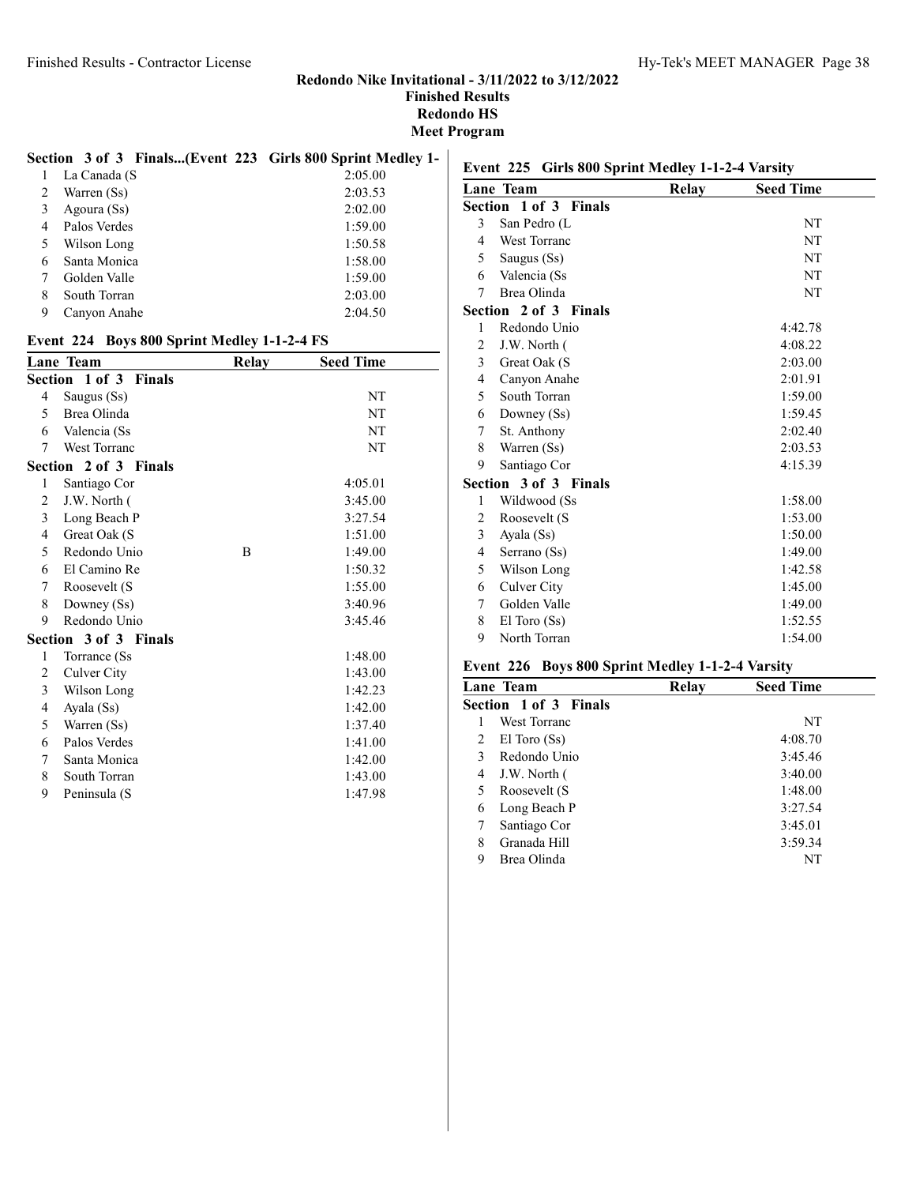## Redondo Nike Invitational - 3/11/2022 to 3/12/2022
## Finished Results
## Redondo HS
## Meet Program

### Section 3 of 3 Finals...(Event 223 Girls 800 Sprint Medley 1-

| Lane | Team | Relay | Seed Time |
|---|---|---|---|
| 1 | La Canada (S | | 2:05.00 |
| 2 | Warren (Ss) | | 2:03.53 |
| 3 | Agoura (Ss) | | 2:02.00 |
| 4 | Palos Verdes | | 1:59.00 |
| 5 | Wilson Long | | 1:50.58 |
| 6 | Santa Monica | | 1:58.00 |
| 7 | Golden Valle | | 1:59.00 |
| 8 | South Torran | | 2:03.00 |
| 9 | Canyon Anahe | | 2:04.50 |

### Event 224 Boys 800 Sprint Medley 1-1-2-4 FS

| Lane | Team | Relay | Seed Time |
|---|---|---|---|
| **Section 1 of 3 Finals** | | | |
| 4 | Saugus (Ss) | | NT |
| 5 | Brea Olinda | | NT |
| 6 | Valencia (Ss | | NT |
| 7 | West Torranc | | NT |
| **Section 2 of 3 Finals** | | | |
| 1 | Santiago Cor | | 4:05.01 |
| 2 | J.W. North ( | | 3:45.00 |
| 3 | Long Beach P | | 3:27.54 |
| 4 | Great Oak (S | | 1:51.00 |
| 5 | Redondo Unio | B | 1:49.00 |
| 6 | El Camino Re | | 1:50.32 |
| 7 | Roosevelt (S | | 1:55.00 |
| 8 | Downey (Ss) | | 3:40.96 |
| 9 | Redondo Unio | | 3:45.46 |
| **Section 3 of 3 Finals** | | | |
| 1 | Torrance (Ss | | 1:48.00 |
| 2 | Culver City | | 1:43.00 |
| 3 | Wilson Long | | 1:42.23 |
| 4 | Ayala (Ss) | | 1:42.00 |
| 5 | Warren (Ss) | | 1:37.40 |
| 6 | Palos Verdes | | 1:41.00 |
| 7 | Santa Monica | | 1:42.00 |
| 8 | South Torran | | 1:43.00 |
| 9 | Peninsula (S | | 1:47.98 |

### Event 225 Girls 800 Sprint Medley 1-1-2-4 Varsity

| Lane | Team | Relay | Seed Time |
|---|---|---|---|
| **Section 1 of 3 Finals** | | | |
| 3 | San Pedro (L | | NT |
| 4 | West Torranc | | NT |
| 5 | Saugus (Ss) | | NT |
| 6 | Valencia (Ss | | NT |
| 7 | Brea Olinda | | NT |
| **Section 2 of 3 Finals** | | | |
| 1 | Redondo Unio | | 4:42.78 |
| 2 | J.W. North ( | | 4:08.22 |
| 3 | Great Oak (S | | 2:03.00 |
| 4 | Canyon Anahe | | 2:01.91 |
| 5 | South Torran | | 1:59.00 |
| 6 | Downey (Ss) | | 1:59.45 |
| 7 | St. Anthony | | 2:02.40 |
| 8 | Warren (Ss) | | 2:03.53 |
| 9 | Santiago Cor | | 4:15.39 |
| **Section 3 of 3 Finals** | | | |
| 1 | Wildwood (Ss | | 1:58.00 |
| 2 | Roosevelt (S | | 1:53.00 |
| 3 | Ayala (Ss) | | 1:50.00 |
| 4 | Serrano (Ss) | | 1:49.00 |
| 5 | Wilson Long | | 1:42.58 |
| 6 | Culver City | | 1:45.00 |
| 7 | Golden Valle | | 1:49.00 |
| 8 | El Toro (Ss) | | 1:52.55 |
| 9 | North Torran | | 1:54.00 |

### Event 226 Boys 800 Sprint Medley 1-1-2-4 Varsity

| Lane | Team | Relay | Seed Time |
|---|---|---|---|
| **Section 1 of 3 Finals** | | | |
| 1 | West Torranc | | NT |
| 2 | El Toro (Ss) | | 4:08.70 |
| 3 | Redondo Unio | | 3:45.46 |
| 4 | J.W. North ( | | 3:40.00 |
| 5 | Roosevelt (S | | 1:48.00 |
| 6 | Long Beach P | | 3:27.54 |
| 7 | Santiago Cor | | 3:45.01 |
| 8 | Granada Hill | | 3:59.34 |
| 9 | Brea Olinda | | NT |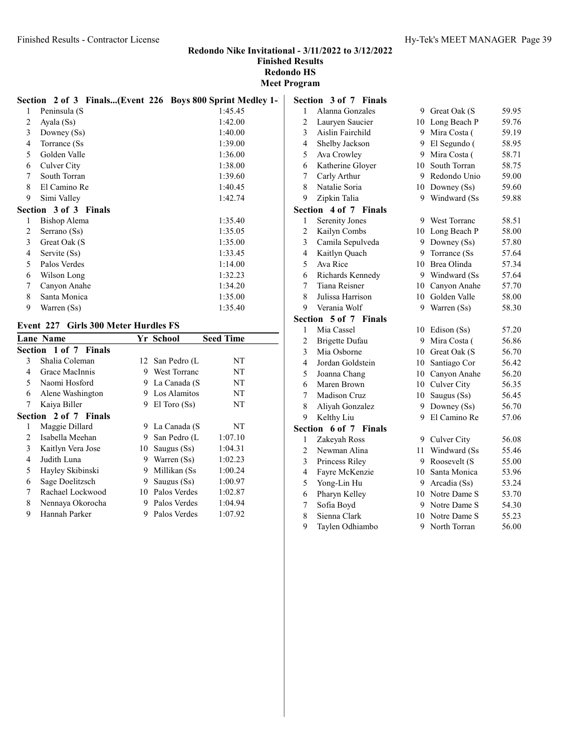## Redondo Nike Invitational - 3/11/2022 to 3/12/2022

### Finished Results

### Redondo HS

### Meet Program

**Section 2 of 3 Finals...(Event 226 Boys 800 Sprint Medley 1-**

| Lane | Team | Seed Time |
|---|---|---|
| 1 | Peninsula (S | 1:45.45 |
| 2 | Ayala (Ss) | 1:42.00 |
| 3 | Downey (Ss) | 1:40.00 |
| 4 | Torrance (Ss | 1:39.00 |
| 5 | Golden Valle | 1:36.00 |
| 6 | Culver City | 1:38.00 |
| 7 | South Torran | 1:39.60 |
| 8 | El Camino Re | 1:40.45 |
| 9 | Simi Valley | 1:42.74 |

**Section 3 of 3 Finals**

| Lane | Team | Seed Time |
|---|---|---|
| 1 | Bishop Alema | 1:35.40 |
| 2 | Serrano (Ss) | 1:35.05 |
| 3 | Great Oak (S | 1:35.00 |
| 4 | Servite (Ss) | 1:33.45 |
| 5 | Palos Verdes | 1:14.00 |
| 6 | Wilson Long | 1:32.23 |
| 7 | Canyon Anahe | 1:34.20 |
| 8 | Santa Monica | 1:35.00 |
| 9 | Warren (Ss) | 1:35.40 |

### Event 227 Girls 300 Meter Hurdles FS

| Lane | Name | Yr | School | Seed Time |
|---|---|---|---|---|
| **Section 1 of 7 Finals** | | | | |
| 3 | Shalia Coleman | 12 | San Pedro (L | NT |
| 4 | Grace MacInnis | 9 | West Torranc | NT |
| 5 | Naomi Hosford | 9 | La Canada (S | NT |
| 6 | Alene Washington | 9 | Los Alamitos | NT |
| 7 | Kaiya Biller | 9 | El Toro (Ss) | NT |
| **Section 2 of 7 Finals** | | | | |
| 1 | Maggie Dillard | 9 | La Canada (S | NT |
| 2 | Isabella Meehan | 9 | San Pedro (L | 1:07.10 |
| 3 | Kaitlyn Vera Jose | 10 | Saugus (Ss) | 1:04.31 |
| 4 | Judith Luna | 9 | Warren (Ss) | 1:02.23 |
| 5 | Hayley Skibinski | 9 | Millikan (Ss | 1:00.24 |
| 6 | Sage Doelitzsch | 9 | Saugus (Ss) | 1:00.97 |
| 7 | Rachael Lockwood | 10 | Palos Verdes | 1:02.87 |
| 8 | Nennaya Okorocha | 9 | Palos Verdes | 1:04.94 |
| 9 | Hannah Parker | 9 | Palos Verdes | 1:07.92 |
| **Section 3 of 7 Finals** | | | | |
| 1 | Alanna Gonzales | 9 | Great Oak (S | 59.95 |
| 2 | Lauryen Saucier | 10 | Long Beach P | 59.76 |
| 3 | Aislin Fairchild | 9 | Mira Costa ( | 59.19 |
| 4 | Shelby Jackson | 9 | El Segundo ( | 58.95 |
| 5 | Ava Crowley | 9 | Mira Costa ( | 58.71 |
| 6 | Katherine Gloyer | 10 | South Torran | 58.75 |
| 7 | Carly Arthur | 9 | Redondo Unio | 59.00 |
| 8 | Natalie Soria | 10 | Downey (Ss) | 59.60 |
| 9 | Zipkin Talia | 9 | Windward (Ss | 59.88 |
| **Section 4 of 7 Finals** | | | | |
| 1 | Serenity Jones | 9 | West Torranc | 58.51 |
| 2 | Kailyn Combs | 10 | Long Beach P | 58.00 |
| 3 | Camila Sepulveda | 9 | Downey (Ss) | 57.80 |
| 4 | Kaitlyn Quach | 9 | Torrance (Ss | 57.64 |
| 5 | Ava Rice | 10 | Brea Olinda | 57.34 |
| 6 | Richards Kennedy | 9 | Windward (Ss | 57.64 |
| 7 | Tiana Reisner | 10 | Canyon Anahe | 57.70 |
| 8 | Julissa Harrison | 10 | Golden Valle | 58.00 |
| 9 | Verania Wolf | 9 | Warren (Ss) | 58.30 |
| **Section 5 of 7 Finals** | | | | |
| 1 | Mia Cassel | 10 | Edison (Ss) | 57.20 |
| 2 | Brigette Dufau | 9 | Mira Costa ( | 56.86 |
| 3 | Mia Osborne | 10 | Great Oak (S | 56.70 |
| 4 | Jordan Goldstein | 10 | Santiago Cor | 56.42 |
| 5 | Joanna Chang | 10 | Canyon Anahe | 56.20 |
| 6 | Maren Brown | 10 | Culver City | 56.35 |
| 7 | Madison Cruz | 10 | Saugus (Ss) | 56.45 |
| 8 | Aliyah Gonzalez | 9 | Downey (Ss) | 56.70 |
| 9 | Kelthy Liu | 9 | El Camino Re | 57.06 |
| **Section 6 of 7 Finals** | | | | |
| 1 | Zakeyah Ross | 9 | Culver City | 56.08 |
| 2 | Newman Alina | 11 | Windward (Ss | 55.46 |
| 3 | Princess Riley | 9 | Roosevelt (S | 55.00 |
| 4 | Fayre McKenzie | 10 | Santa Monica | 53.96 |
| 5 | Yong-Lin Hu | 9 | Arcadia (Ss) | 53.24 |
| 6 | Pharyn Kelley | 10 | Notre Dame S | 53.70 |
| 7 | Sofia Boyd | 9 | Notre Dame S | 54.30 |
| 8 | Sienna Clark | 10 | Notre Dame S | 55.23 |
| 9 | Taylen Odhiambo | 9 | North Torran | 56.00 |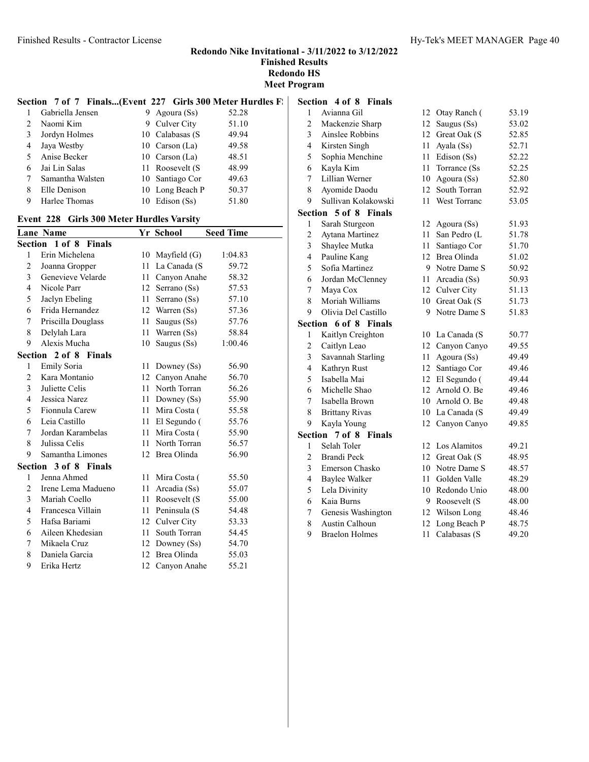Redondo Nike Invitational - 3/11/2022 to 3/12/2022
Finished Results
Redondo HS
Meet Program

### Section 7 of 7 Finals...(Event 227 Girls 300 Meter Hurdles F

| Lane | Name | Yr | School | Seed Time |
|---|---|---|---|---|
| 1 | Gabriella Jensen | 9 | Agoura (Ss) | 52.28 |
| 2 | Naomi Kim | 9 | Culver City | 51.10 |
| 3 | Jordyn Holmes | 10 | Calabasas (S | 49.94 |
| 4 | Jaya Westby | 10 | Carson (La) | 49.58 |
| 5 | Anise Becker | 10 | Carson (La) | 48.51 |
| 6 | Jai Lin Salas | 11 | Roosevelt (S | 48.99 |
| 7 | Samantha Walsten | 10 | Santiago Cor | 49.63 |
| 8 | Elle Denison | 10 | Long Beach P | 50.37 |
| 9 | Harlee Thomas | 10 | Edison (Ss) | 51.80 |

### Event 228 Girls 300 Meter Hurdles Varsity

| Lane | Name | Yr | School | Seed Time |
|---|---|---|---|---|
| **Section 1 of 8 Finals** | | | | |
| 1 | Erin Michelena | 10 | Mayfield (G) | 1:04.83 |
| 2 | Joanna Gropper | 11 | La Canada (S | 59.72 |
| 3 | Genevieve Velarde | 11 | Canyon Anahe | 58.32 |
| 4 | Nicole Parr | 12 | Serrano (Ss) | 57.53 |
| 5 | Jaclyn Ebeling | 11 | Serrano (Ss) | 57.10 |
| 6 | Frida Hernandez | 12 | Warren (Ss) | 57.36 |
| 7 | Priscilla Douglass | 11 | Saugus (Ss) | 57.76 |
| 8 | Delylah Lara | 11 | Warren (Ss) | 58.84 |
| 9 | Alexis Mucha | 10 | Saugus (Ss) | 1:00.46 |
| **Section 2 of 8 Finals** | | | | |
| 1 | Emily Soria | 11 | Downey (Ss) | 56.90 |
| 2 | Kara Montanio | 12 | Canyon Anahe | 56.70 |
| 3 | Juliette Celis | 11 | North Torran | 56.26 |
| 4 | Jessica Narez | 11 | Downey (Ss) | 55.90 |
| 5 | Fionnula Carew | 11 | Mira Costa ( | 55.58 |
| 6 | Leia Castillo | 11 | El Segundo ( | 55.76 |
| 7 | Jordan Karambelas | 11 | Mira Costa ( | 55.90 |
| 8 | Julissa Celis | 11 | North Torran | 56.57 |
| 9 | Samantha Limones | 12 | Brea Olinda | 56.90 |
| **Section 3 of 8 Finals** | | | | |
| 1 | Jenna Ahmed | 11 | Mira Costa ( | 55.50 |
| 2 | Irene Lema Madueno | 11 | Arcadia (Ss) | 55.07 |
| 3 | Mariah Coello | 11 | Roosevelt (S | 55.00 |
| 4 | Francesca Villain | 11 | Peninsula (S | 54.48 |
| 5 | Hafsa Bariami | 12 | Culver City | 53.33 |
| 6 | Aileen Khedesian | 11 | South Torran | 54.45 |
| 7 | Mikaela Cruz | 12 | Downey (Ss) | 54.70 |
| 8 | Daniela Garcia | 12 | Brea Olinda | 55.03 |
| 9 | Erika Hertz | 12 | Canyon Anahe | 55.21 |
| **Section 4 of 8 Finals** | | | | |
| 1 | Avianna Gil | 12 | Otay Ranch ( | 53.19 |
| 2 | Mackenzie Sharp | 12 | Saugus (Ss) | 53.02 |
| 3 | Ainslee Robbins | 12 | Great Oak (S | 52.85 |
| 4 | Kirsten Singh | 11 | Ayala (Ss) | 52.71 |
| 5 | Sophia Menchine | 11 | Edison (Ss) | 52.22 |
| 6 | Kayla Kim | 11 | Torrance (Ss | 52.25 |
| 7 | Lillian Werner | 10 | Agoura (Ss) | 52.80 |
| 8 | Ayomide Daodu | 12 | South Torran | 52.92 |
| 9 | Sullivan Kolakowski | 11 | West Torranc | 53.05 |
| **Section 5 of 8 Finals** | | | | |
| 1 | Sarah Sturgeon | 12 | Agoura (Ss) | 51.93 |
| 2 | Aytana Martinez | 11 | San Pedro (L | 51.78 |
| 3 | Shaylee Mutka | 11 | Santiago Cor | 51.70 |
| 4 | Pauline Kang | 12 | Brea Olinda | 51.02 |
| 5 | Sofia Martinez | 9 | Notre Dame S | 50.92 |
| 6 | Jordan McClenney | 11 | Arcadia (Ss) | 50.93 |
| 7 | Maya Cox | 12 | Culver City | 51.13 |
| 8 | Moriah Williams | 10 | Great Oak (S | 51.73 |
| 9 | Olivia Del Castillo | 9 | Notre Dame S | 51.83 |
| **Section 6 of 8 Finals** | | | | |
| 1 | Kaitlyn Creighton | 10 | La Canada (S | 50.77 |
| 2 | Caitlyn Leao | 12 | Canyon Canyo | 49.55 |
| 3 | Savannah Starling | 11 | Agoura (Ss) | 49.49 |
| 4 | Kathryn Rust | 12 | Santiago Cor | 49.46 |
| 5 | Isabella Mai | 12 | El Segundo ( | 49.44 |
| 6 | Michelle Shao | 12 | Arnold O. Be | 49.46 |
| 7 | Isabella Brown | 10 | Arnold O. Be | 49.48 |
| 8 | Brittany Rivas | 10 | La Canada (S | 49.49 |
| 9 | Kayla Young | 12 | Canyon Canyo | 49.85 |
| **Section 7 of 8 Finals** | | | | |
| 1 | Selah Toler | 12 | Los Alamitos | 49.21 |
| 2 | Brandi Peck | 12 | Great Oak (S | 48.95 |
| 3 | Emerson Chasko | 10 | Notre Dame S | 48.57 |
| 4 | Baylee Walker | 11 | Golden Valle | 48.29 |
| 5 | Lela Divinity | 10 | Redondo Unio | 48.00 |
| 6 | Kaia Burns | 9 | Roosevelt (S | 48.00 |
| 7 | Genesis Washington | 12 | Wilson Long | 48.46 |
| 8 | Austin Calhoun | 12 | Long Beach P | 48.75 |
| 9 | Braelon Holmes | 11 | Calabasas (S | 49.20 |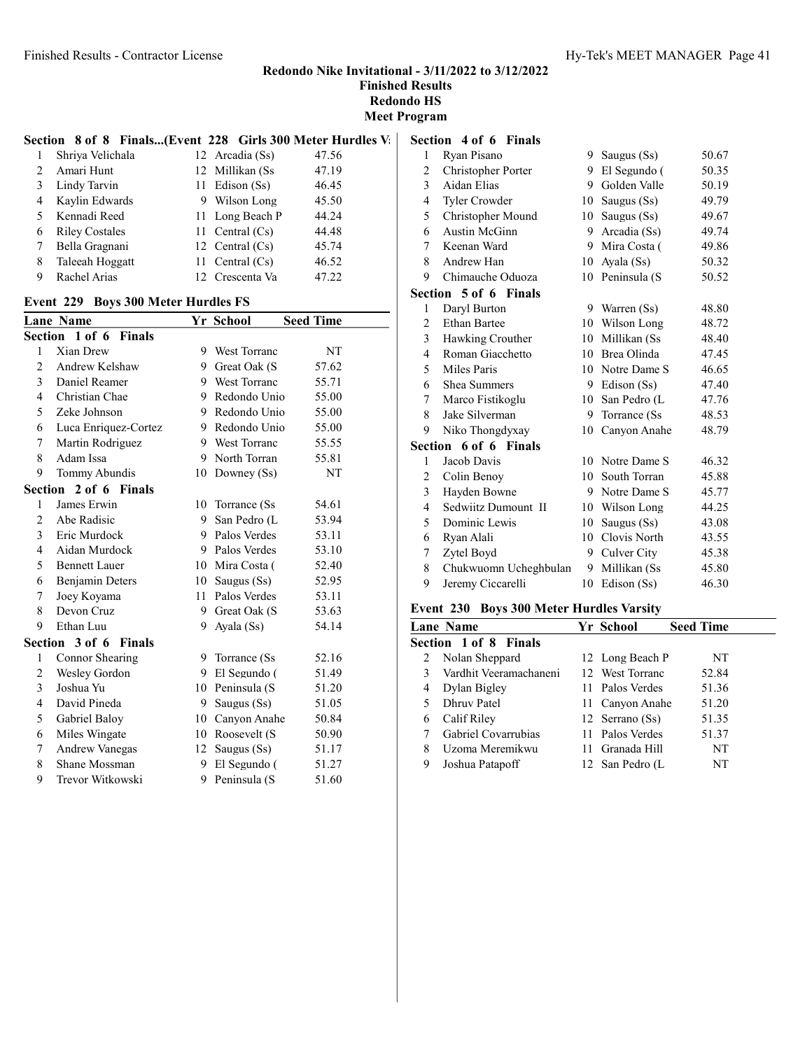# Redondo Nike Invitational - 3/11/2022 to 3/12/2022

## Finished Results

## Redondo HS

## Meet Program

### Section 8 of 8 Finals...(Event 228 Girls 300 Meter Hurdles Va

| Lane | Name | Yr | School | Seed Time |
|---|---|---|---|---|
| 1 | Shriya Velichala | 12 | Arcadia (Ss) | 47.56 |
| 2 | Amari Hunt | 12 | Millikan (Ss | 47.19 |
| 3 | Lindy Tarvin | 11 | Edison (Ss) | 46.45 |
| 4 | Kaylin Edwards | 9 | Wilson Long | 45.50 |
| 5 | Kennadi Reed | 11 | Long Beach P | 44.24 |
| 6 | Riley Costales | 11 | Central (Cs) | 44.48 |
| 7 | Bella Gragnani | 12 | Central (Cs) | 45.74 |
| 8 | Taleeah Hoggatt | 11 | Central (Cs) | 46.52 |
| 9 | Rachel Arias | 12 | Crescenta Va | 47.22 |

### Event 229 Boys 300 Meter Hurdles FS

| Lane | Name | Yr | School | Seed Time |
|---|---|---|---|---|
| **Section 1 of 6 Finals** | | | | |
| 1 | Xian Drew | 9 | West Torranc | NT |
| 2 | Andrew Kelshaw | 9 | Great Oak (S | 57.62 |
| 3 | Daniel Reamer | 9 | West Torranc | 55.71 |
| 4 | Christian Chae | 9 | Redondo Unio | 55.00 |
| 5 | Zeke Johnson | 9 | Redondo Unio | 55.00 |
| 6 | Luca Enriquez-Cortez | 9 | Redondo Unio | 55.00 |
| 7 | Martin Rodriguez | 9 | West Torranc | 55.55 |
| 8 | Adam Issa | 9 | North Torran | 55.81 |
| 9 | Tommy Abundis | 10 | Downey (Ss) | NT |
| **Section 2 of 6 Finals** | | | | |
| 1 | James Erwin | 10 | Torrance (Ss | 54.61 |
| 2 | Abe Radisic | 9 | San Pedro (L | 53.94 |
| 3 | Eric Murdock | 9 | Palos Verdes | 53.11 |
| 4 | Aidan Murdock | 9 | Palos Verdes | 53.10 |
| 5 | Bennett Lauer | 10 | Mira Costa ( | 52.40 |
| 6 | Benjamin Deters | 10 | Saugus (Ss) | 52.95 |
| 7 | Joey Koyama | 11 | Palos Verdes | 53.11 |
| 8 | Devon Cruz | 9 | Great Oak (S | 53.63 |
| 9 | Ethan Luu | 9 | Ayala (Ss) | 54.14 |
| **Section 3 of 6 Finals** | | | | |
| 1 | Connor Shearing | 9 | Torrance (Ss | 52.16 |
| 2 | Wesley Gordon | 9 | El Segundo ( | 51.49 |
| 3 | Joshua Yu | 10 | Peninsula (S | 51.20 |
| 4 | David Pineda | 9 | Saugus (Ss) | 51.05 |
| 5 | Gabriel Baloy | 10 | Canyon Anahe | 50.84 |
| 6 | Miles Wingate | 10 | Roosevelt (S | 50.90 |
| 7 | Andrew Vanegas | 12 | Saugus (Ss) | 51.17 |
| 8 | Shane Mossman | 9 | El Segundo ( | 51.27 |
| 9 | Trevor Witkowski | 9 | Peninsula (S | 51.60 |
| **Section 4 of 6 Finals** | | | | |
| 1 | Ryan Pisano | 9 | Saugus (Ss) | 50.67 |
| 2 | Christopher Porter | 9 | El Segundo ( | 50.35 |
| 3 | Aidan Elias | 9 | Golden Valle | 50.19 |
| 4 | Tyler Crowder | 10 | Saugus (Ss) | 49.79 |
| 5 | Christopher Mound | 10 | Saugus (Ss) | 49.67 |
| 6 | Austin McGinn | 9 | Arcadia (Ss) | 49.74 |
| 7 | Keenan Ward | 9 | Mira Costa ( | 49.86 |
| 8 | Andrew Han | 10 | Ayala (Ss) | 50.32 |
| 9 | Chimauche Oduoza | 10 | Peninsula (S | 50.52 |
| **Section 5 of 6 Finals** | | | | |
| 1 | Daryl Burton | 9 | Warren (Ss) | 48.80 |
| 2 | Ethan Bartee | 10 | Wilson Long | 48.72 |
| 3 | Hawking Crouther | 10 | Millikan (Ss | 48.40 |
| 4 | Roman Giacchetto | 10 | Brea Olinda | 47.45 |
| 5 | Miles Paris | 10 | Notre Dame S | 46.65 |
| 6 | Shea Summers | 9 | Edison (Ss) | 47.40 |
| 7 | Marco Fistikoglu | 10 | San Pedro (L | 47.76 |
| 8 | Jake Silverman | 9 | Torrance (Ss | 48.53 |
| 9 | Niko Thongdyxay | 10 | Canyon Anahe | 48.79 |
| **Section 6 of 6 Finals** | | | | |
| 1 | Jacob Davis | 10 | Notre Dame S | 46.32 |
| 2 | Colin Benoy | 10 | South Torran | 45.88 |
| 3 | Hayden Bowne | 9 | Notre Dame S | 45.77 |
| 4 | Sedwiitz Dumount II | 10 | Wilson Long | 44.25 |
| 5 | Dominic Lewis | 10 | Saugus (Ss) | 43.08 |
| 6 | Ryan Alali | 10 | Clovis North | 43.55 |
| 7 | Zytel Boyd | 9 | Culver City | 45.38 |
| 8 | Chukwuomn Ucheghbulan | 9 | Millikan (Ss | 45.80 |
| 9 | Jeremy Ciccarelli | 10 | Edison (Ss) | 46.30 |

### Event 230 Boys 300 Meter Hurdles Varsity

| Lane | Name | Yr | School | Seed Time |
|---|---|---|---|---|
| **Section 1 of 8 Finals** | | | | |
| 2 | Nolan Sheppard | 12 | Long Beach P | NT |
| 3 | Vardhit Veeramachaneni | 12 | West Torranc | 52.84 |
| 4 | Dylan Bigley | 11 | Palos Verdes | 51.36 |
| 5 | Dhruv Patel | 11 | Canyon Anahe | 51.20 |
| 6 | Calif Riley | 12 | Serrano (Ss) | 51.35 |
| 7 | Gabriel Covarrubias | 11 | Palos Verdes | 51.37 |
| 8 | Uzoma Meremikwu | 11 | Granada Hill | NT |
| 9 | Joshua Patapoff | 12 | San Pedro (L | NT |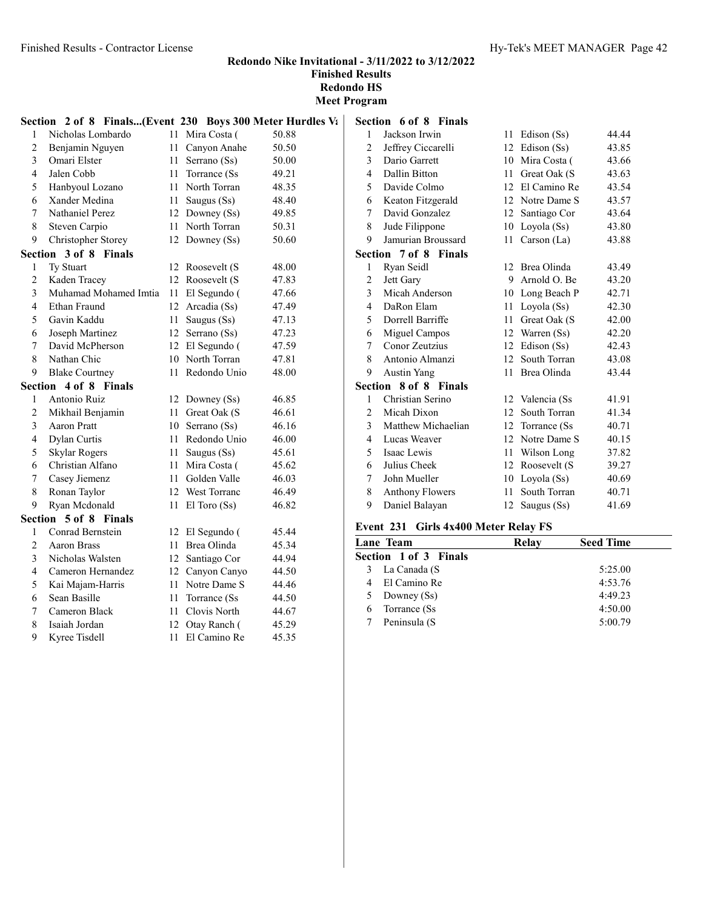# Redondo Nike Invitational - 3/11/2022 to 3/12/2022
## Finished Results
### Redondo HS
### Meet Program

**Section 2 of 8 Finals...(Event 230 Boys 300 Meter Hurdles Va**

| | | | | |
|---|---|---|---|---|
| 1 | Nicholas Lombardo | 11 | Mira Costa ( | 50.88 |
| 2 | Benjamin Nguyen | 11 | Canyon Anahe | 50.50 |
| 3 | Omari Elster | 11 | Serrano (Ss) | 50.00 |
| 4 | Jalen Cobb | 11 | Torrance (Ss | 49.21 |
| 5 | Hanbyoul Lozano | 11 | North Torran | 48.35 |
| 6 | Xander Medina | 11 | Saugus (Ss) | 48.40 |
| 7 | Nathaniel Perez | 12 | Downey (Ss) | 49.85 |
| 8 | Steven Carpio | 11 | North Torran | 50.31 |
| 9 | Christopher Storey | 12 | Downey (Ss) | 50.60 |

**Section 3 of 8 Finals**

| | | | | |
|---|---|---|---|---|
| 1 | Ty Stuart | 12 | Roosevelt (S | 48.00 |
| 2 | Kaden Tracey | 12 | Roosevelt (S | 47.83 |
| 3 | Muhamad Mohamed Imtia | 11 | El Segundo ( | 47.66 |
| 4 | Ethan Fraund | 12 | Arcadia (Ss) | 47.49 |
| 5 | Gavin Kaddu | 11 | Saugus (Ss) | 47.13 |
| 6 | Joseph Martinez | 12 | Serrano (Ss) | 47.23 |
| 7 | David McPherson | 12 | El Segundo ( | 47.59 |
| 8 | Nathan Chic | 10 | North Torran | 47.81 |
| 9 | Blake Courtney | 11 | Redondo Unio | 48.00 |

**Section 4 of 8 Finals**

| | | | | |
|---|---|---|---|---|
| 1 | Antonio Ruiz | 12 | Downey (Ss) | 46.85 |
| 2 | Mikhail Benjamin | 11 | Great Oak (S | 46.61 |
| 3 | Aaron Pratt | 10 | Serrano (Ss) | 46.16 |
| 4 | Dylan Curtis | 11 | Redondo Unio | 46.00 |
| 5 | Skylar Rogers | 11 | Saugus (Ss) | 45.61 |
| 6 | Christian Alfano | 11 | Mira Costa ( | 45.62 |
| 7 | Casey Jiemenz | 11 | Golden Valle | 46.03 |
| 8 | Ronan Taylor | 12 | West Torranc | 46.49 |
| 9 | Ryan Mcdonald | 11 | El Toro (Ss) | 46.82 |

**Section 5 of 8 Finals**

| | | | | |
|---|---|---|---|---|
| 1 | Conrad Bernstein | 12 | El Segundo ( | 45.44 |
| 2 | Aaron Brass | 11 | Brea Olinda | 45.34 |
| 3 | Nicholas Walsten | 12 | Santiago Cor | 44.94 |
| 4 | Cameron Hernandez | 12 | Canyon Canyo | 44.50 |
| 5 | Kai Majam-Harris | 11 | Notre Dame S | 44.46 |
| 6 | Sean Basille | 11 | Torrance (Ss | 44.50 |
| 7 | Cameron Black | 11 | Clovis North | 44.67 |
| 8 | Isaiah Jordan | 12 | Otay Ranch ( | 45.29 |
| 9 | Kyree Tisdell | 11 | El Camino Re | 45.35 |

**Section 6 of 8 Finals**

| | | | | |
|---|---|---|---|---|
| 1 | Jackson Irwin | 11 | Edison (Ss) | 44.44 |
| 2 | Jeffrey Ciccarelli | 12 | Edison (Ss) | 43.85 |
| 3 | Dario Garrett | 10 | Mira Costa ( | 43.66 |
| 4 | Dallin Bitton | 11 | Great Oak (S | 43.63 |
| 5 | Davide Colmo | 12 | El Camino Re | 43.54 |
| 6 | Keaton Fitzgerald | 12 | Notre Dame S | 43.57 |
| 7 | David Gonzalez | 12 | Santiago Cor | 43.64 |
| 8 | Jude Filippone | 10 | Loyola (Ss) | 43.80 |
| 9 | Jamurian Broussard | 11 | Carson (La) | 43.88 |

**Section 7 of 8 Finals**

| | | | | |
|---|---|---|---|---|
| 1 | Ryan Seidl | 12 | Brea Olinda | 43.49 |
| 2 | Jett Gary | 9 | Arnold O. Be | 43.20 |
| 3 | Micah Anderson | 10 | Long Beach P | 42.71 |
| 4 | DaRon Elam | 11 | Loyola (Ss) | 42.30 |
| 5 | Dorrell Barriffe | 11 | Great Oak (S | 42.00 |
| 6 | Miguel Campos | 12 | Warren (Ss) | 42.20 |
| 7 | Conor Zeutzius | 12 | Edison (Ss) | 42.43 |
| 8 | Antonio Almanzi | 12 | South Torran | 43.08 |
| 9 | Austin Yang | 11 | Brea Olinda | 43.44 |

**Section 8 of 8 Finals**

| | | | | |
|---|---|---|---|---|
| 1 | Christian Serino | 12 | Valencia (Ss | 41.91 |
| 2 | Micah Dixon | 12 | South Torran | 41.34 |
| 3 | Matthew Michaelian | 12 | Torrance (Ss | 40.71 |
| 4 | Lucas Weaver | 12 | Notre Dame S | 40.15 |
| 5 | Isaac Lewis | 11 | Wilson Long | 37.82 |
| 6 | Julius Cheek | 12 | Roosevelt (S | 39.27 |
| 7 | John Mueller | 10 | Loyola (Ss) | 40.69 |
| 8 | Anthony Flowers | 11 | South Torran | 40.71 |
| 9 | Daniel Balayan | 12 | Saugus (Ss) | 41.69 |

### Event 231 Girls 4x400 Meter Relay FS

| Lane | Team | Relay | Seed Time |
|---|---|---|---|
| **Section 1 of 3 Finals** | | | |
| 3 | La Canada (S | | 5:25.00 |
| 4 | El Camino Re | | 4:53.76 |
| 5 | Downey (Ss) | | 4:49.23 |
| 6 | Torrance (Ss | | 4:50.00 |
| 7 | Peninsula (S | | 5:00.79 |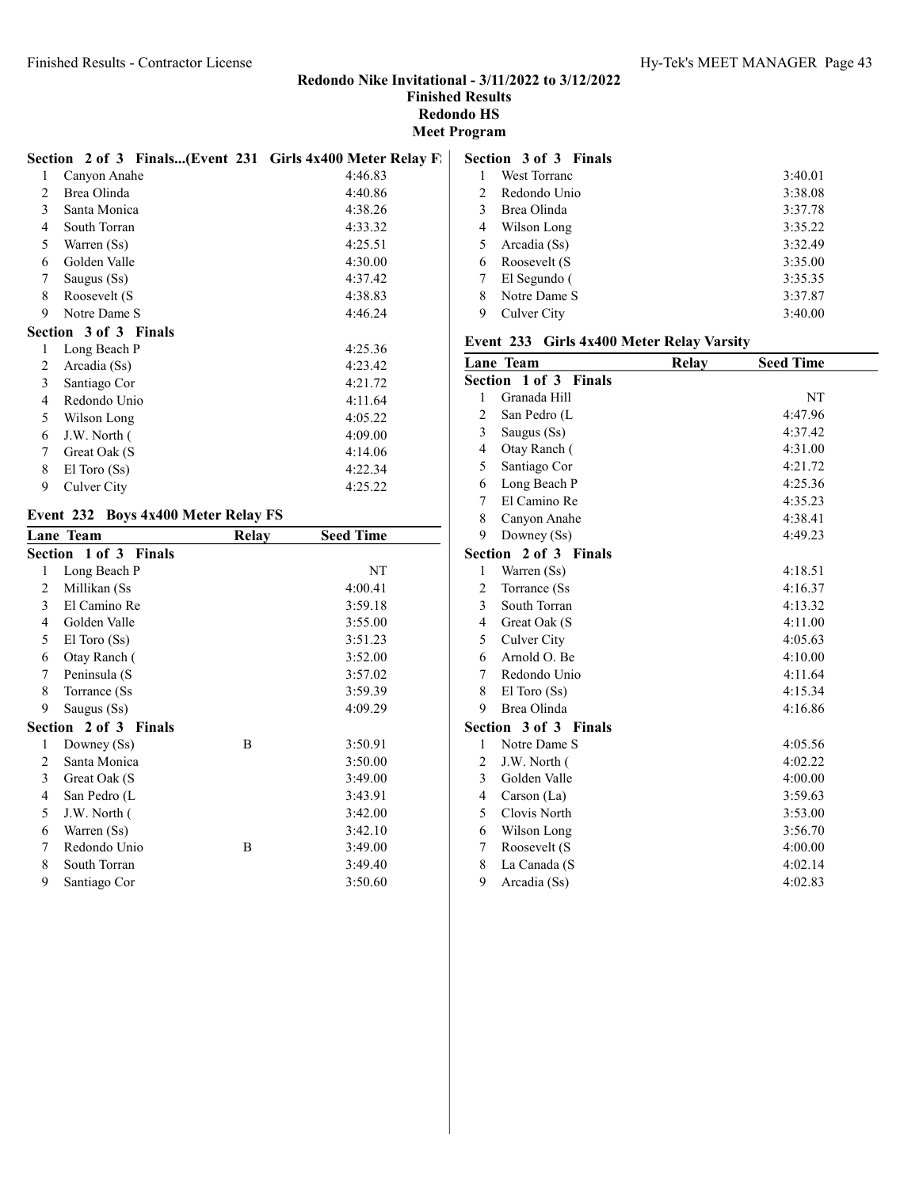# Redondo Nike Invitational - 3/11/2022 to 3/12/2022

## Finished Results

## Redondo HS

## Meet Program

### Section 2 of 3 Finals...(Event 231 Girls 4x400 Meter Relay F:

| Lane | Team | Relay | Seed Time |
|---|---|---|---|
| 1 | Canyon Anahe | | 4:46.83 |
| 2 | Brea Olinda | | 4:40.86 |
| 3 | Santa Monica | | 4:38.26 |
| 4 | South Torran | | 4:33.32 |
| 5 | Warren (Ss) | | 4:25.51 |
| 6 | Golden Valle | | 4:30.00 |
| 7 | Saugus (Ss) | | 4:37.42 |
| 8 | Roosevelt (S | | 4:38.83 |
| 9 | Notre Dame S | | 4:46.24 |
| **Section 3 of 3 Finals** | | | |
| 1 | Long Beach P | | 4:25.36 |
| 2 | Arcadia (Ss) | | 4:23.42 |
| 3 | Santiago Cor | | 4:21.72 |
| 4 | Redondo Unio | | 4:11.64 |
| 5 | Wilson Long | | 4:05.22 |
| 6 | J.W. North ( | | 4:09.00 |
| 7 | Great Oak (S | | 4:14.06 |
| 8 | El Toro (Ss) | | 4:22.34 |
| 9 | Culver City | | 4:25.22 |

### Event 232 Boys 4x400 Meter Relay FS

| Lane | Team | Relay | Seed Time |
|---|---|---|---|
| **Section 1 of 3 Finals** | | | |
| 1 | Long Beach P | | NT |
| 2 | Millikan (Ss | | 4:00.41 |
| 3 | El Camino Re | | 3:59.18 |
| 4 | Golden Valle | | 3:55.00 |
| 5 | El Toro (Ss) | | 3:51.23 |
| 6 | Otay Ranch ( | | 3:52.00 |
| 7 | Peninsula (S | | 3:57.02 |
| 8 | Torrance (Ss | | 3:59.39 |
| 9 | Saugus (Ss) | | 4:09.29 |
| **Section 2 of 3 Finals** | | | |
| 1 | Downey (Ss) | B | 3:50.91 |
| 2 | Santa Monica | | 3:50.00 |
| 3 | Great Oak (S | | 3:49.00 |
| 4 | San Pedro (L | | 3:43.91 |
| 5 | J.W. North ( | | 3:42.00 |
| 6 | Warren (Ss) | | 3:42.10 |
| 7 | Redondo Unio | B | 3:49.00 |
| 8 | South Torran | | 3:49.40 |
| 9 | Santiago Cor | | 3:50.60 |
| **Section 3 of 3 Finals** | | | |
| 1 | West Torranc | | 3:40.01 |
| 2 | Redondo Unio | | 3:38.08 |
| 3 | Brea Olinda | | 3:37.78 |
| 4 | Wilson Long | | 3:35.22 |
| 5 | Arcadia (Ss) | | 3:32.49 |
| 6 | Roosevelt (S | | 3:35.00 |
| 7 | El Segundo ( | | 3:35.35 |
| 8 | Notre Dame S | | 3:37.87 |
| 9 | Culver City | | 3:40.00 |

### Event 233 Girls 4x400 Meter Relay Varsity

| Lane | Team | Relay | Seed Time |
|---|---|---|---|
| **Section 1 of 3 Finals** | | | |
| 1 | Granada Hill | | NT |
| 2 | San Pedro (L | | 4:47.96 |
| 3 | Saugus (Ss) | | 4:37.42 |
| 4 | Otay Ranch ( | | 4:31.00 |
| 5 | Santiago Cor | | 4:21.72 |
| 6 | Long Beach P | | 4:25.36 |
| 7 | El Camino Re | | 4:35.23 |
| 8 | Canyon Anahe | | 4:38.41 |
| 9 | Downey (Ss) | | 4:49.23 |
| **Section 2 of 3 Finals** | | | |
| 1 | Warren (Ss) | | 4:18.51 |
| 2 | Torrance (Ss | | 4:16.37 |
| 3 | South Torran | | 4:13.32 |
| 4 | Great Oak (S | | 4:11.00 |
| 5 | Culver City | | 4:05.63 |
| 6 | Arnold O. Be | | 4:10.00 |
| 7 | Redondo Unio | | 4:11.64 |
| 8 | El Toro (Ss) | | 4:15.34 |
| 9 | Brea Olinda | | 4:16.86 |
| **Section 3 of 3 Finals** | | | |
| 1 | Notre Dame S | | 4:05.56 |
| 2 | J.W. North ( | | 4:02.22 |
| 3 | Golden Valle | | 4:00.00 |
| 4 | Carson (La) | | 3:59.63 |
| 5 | Clovis North | | 3:53.00 |
| 6 | Wilson Long | | 3:56.70 |
| 7 | Roosevelt (S | | 4:00.00 |
| 8 | La Canada (S | | 4:02.14 |
| 9 | Arcadia (Ss) | | 4:02.83 |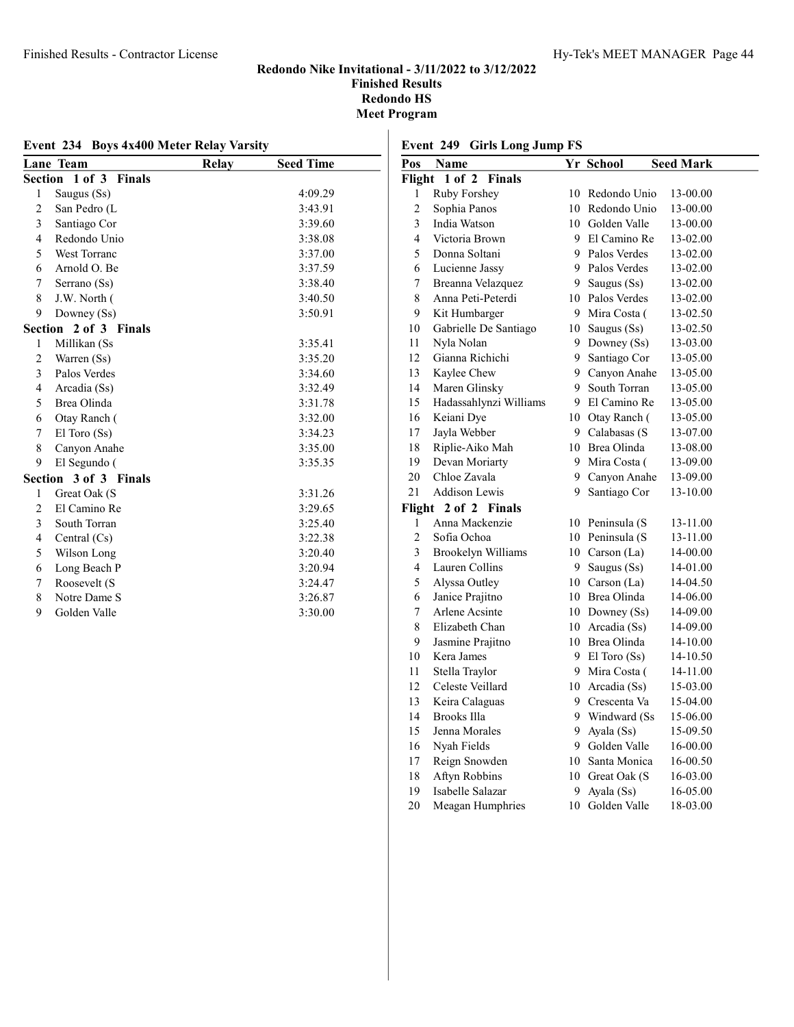## Redondo Nike Invitational - 3/11/2022 to 3/12/2022
### Finished Results
### Redondo HS
### Meet Program

### Event 234 Boys 4x400 Meter Relay Varsity

| Lane | Team | Relay | Seed Time |
|---|---|---|---|
| **Section 1 of 3 Finals** | | | |
| 1 | Saugus (Ss) | | 4:09.29 |
| 2 | San Pedro (L | | 3:43.91 |
| 3 | Santiago Cor | | 3:39.60 |
| 4 | Redondo Unio | | 3:38.08 |
| 5 | West Torranc | | 3:37.00 |
| 6 | Arnold O. Be | | 3:37.59 |
| 7 | Serrano (Ss) | | 3:38.40 |
| 8 | J.W. North ( | | 3:40.50 |
| 9 | Downey (Ss) | | 3:50.91 |
| **Section 2 of 3 Finals** | | | |
| 1 | Millikan (Ss | | 3:35.41 |
| 2 | Warren (Ss) | | 3:35.20 |
| 3 | Palos Verdes | | 3:34.60 |
| 4 | Arcadia (Ss) | | 3:32.49 |
| 5 | Brea Olinda | | 3:31.78 |
| 6 | Otay Ranch ( | | 3:32.00 |
| 7 | El Toro (Ss) | | 3:34.23 |
| 8 | Canyon Anahe | | 3:35.00 |
| 9 | El Segundo ( | | 3:35.35 |
| **Section 3 of 3 Finals** | | | |
| 1 | Great Oak (S | | 3:31.26 |
| 2 | El Camino Re | | 3:29.65 |
| 3 | South Torran | | 3:25.40 |
| 4 | Central (Cs) | | 3:22.38 |
| 5 | Wilson Long | | 3:20.40 |
| 6 | Long Beach P | | 3:20.94 |
| 7 | Roosevelt (S | | 3:24.47 |
| 8 | Notre Dame S | | 3:26.87 |
| 9 | Golden Valle | | 3:30.00 |

### Event 249 Girls Long Jump FS

| Pos | Name | Yr | School | Seed Mark |
|---|---|---|---|---|
| **Flight 1 of 2 Finals** | | | | |
| 1 | Ruby Forshey | 10 | Redondo Unio | 13-00.00 |
| 2 | Sophia Panos | 10 | Redondo Unio | 13-00.00 |
| 3 | India Watson | 10 | Golden Valle | 13-00.00 |
| 4 | Victoria Brown | 9 | El Camino Re | 13-02.00 |
| 5 | Donna Soltani | 9 | Palos Verdes | 13-02.00 |
| 6 | Lucienne Jassy | 9 | Palos Verdes | 13-02.00 |
| 7 | Breanna Velazquez | 9 | Saugus (Ss) | 13-02.00 |
| 8 | Anna Peti-Peterdi | 10 | Palos Verdes | 13-02.00 |
| 9 | Kit Humbarger | 9 | Mira Costa ( | 13-02.50 |
| 10 | Gabrielle De Santiago | 10 | Saugus (Ss) | 13-02.50 |
| 11 | Nyla Nolan | 9 | Downey (Ss) | 13-03.00 |
| 12 | Gianna Richichi | 9 | Santiago Cor | 13-05.00 |
| 13 | Kaylee Chew | 9 | Canyon Anahe | 13-05.00 |
| 14 | Maren Glinsky | 9 | South Torran | 13-05.00 |
| 15 | Hadassahlynzi Williams | 9 | El Camino Re | 13-05.00 |
| 16 | Keiani Dye | 10 | Otay Ranch ( | 13-05.00 |
| 17 | Jayla Webber | 9 | Calabasas (S | 13-07.00 |
| 18 | Riplie-Aiko Mah | 10 | Brea Olinda | 13-08.00 |
| 19 | Devan Moriarty | 9 | Mira Costa ( | 13-09.00 |
| 20 | Chloe Zavala | 9 | Canyon Anahe | 13-09.00 |
| 21 | Addison Lewis | 9 | Santiago Cor | 13-10.00 |
| **Flight 2 of 2 Finals** | | | | |
| 1 | Anna Mackenzie | 10 | Peninsula (S | 13-11.00 |
| 2 | Sofia Ochoa | 10 | Peninsula (S | 13-11.00 |
| 3 | Brookelyn Williams | 10 | Carson (La) | 14-00.00 |
| 4 | Lauren Collins | 9 | Saugus (Ss) | 14-01.00 |
| 5 | Alyssa Outley | 10 | Carson (La) | 14-04.50 |
| 6 | Janice Prajitno | 10 | Brea Olinda | 14-06.00 |
| 7 | Arlene Acsinte | 10 | Downey (Ss) | 14-09.00 |
| 8 | Elizabeth Chan | 10 | Arcadia (Ss) | 14-09.00 |
| 9 | Jasmine Prajitno | 10 | Brea Olinda | 14-10.00 |
| 10 | Kera James | 9 | El Toro (Ss) | 14-10.50 |
| 11 | Stella Traylor | 9 | Mira Costa ( | 14-11.00 |
| 12 | Celeste Veillard | 10 | Arcadia (Ss) | 15-03.00 |
| 13 | Keira Calaguas | 9 | Crescenta Va | 15-04.00 |
| 14 | Brooks Illa | 9 | Windward (Ss | 15-06.00 |
| 15 | Jenna Morales | 9 | Ayala (Ss) | 15-09.50 |
| 16 | Nyah Fields | 9 | Golden Valle | 16-00.00 |
| 17 | Reign Snowden | 10 | Santa Monica | 16-00.50 |
| 18 | Aftyn Robbins | 10 | Great Oak (S | 16-03.00 |
| 19 | Isabelle Salazar | 9 | Ayala (Ss) | 16-05.00 |
| 20 | Meagan Humphries | 10 | Golden Valle | 18-03.00 |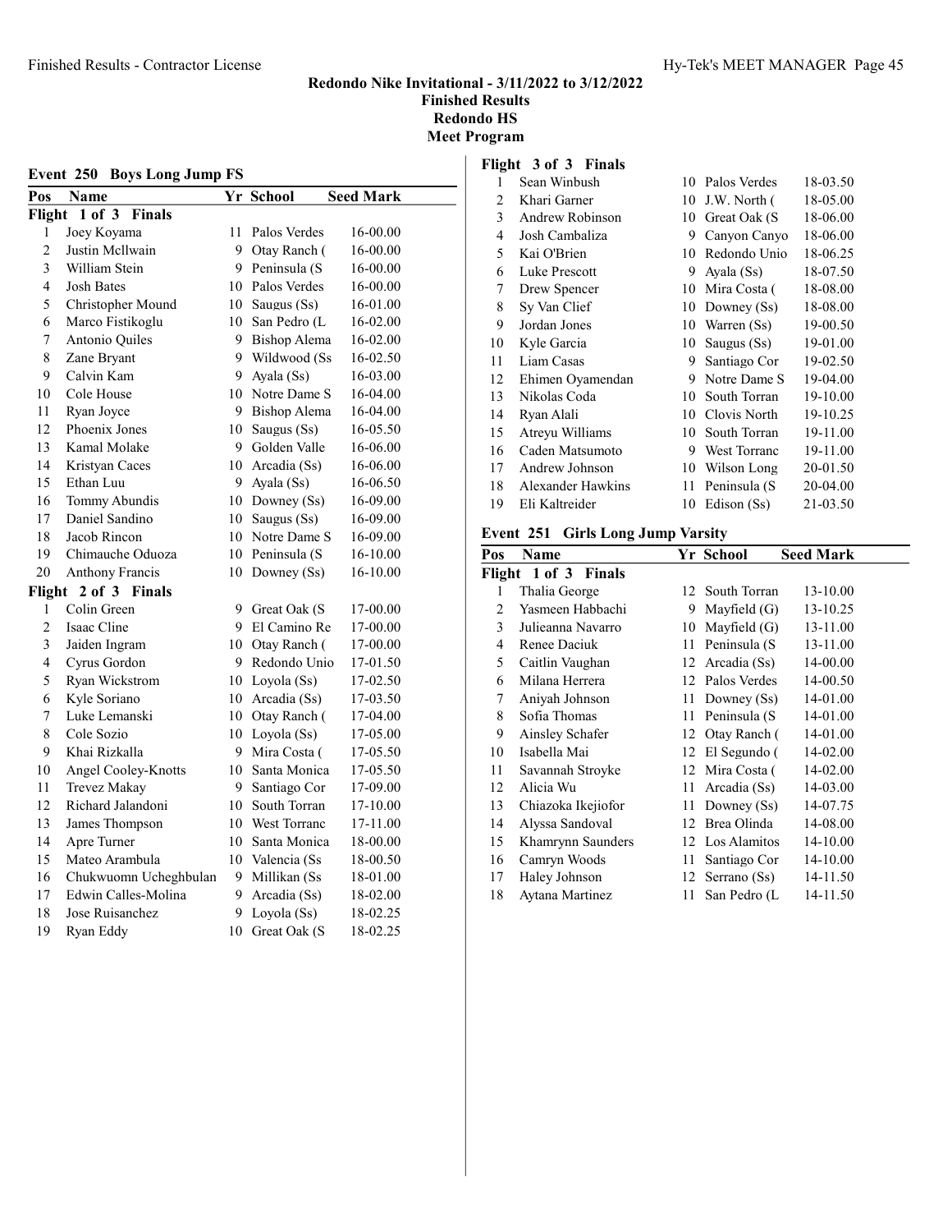**Redondo Nike Invitational - 3/11/2022 to 3/12/2022**
**Finished Results**
**Redondo HS**
**Meet Program**

## Event 250 Boys Long Jump FS

| Pos | Name | Yr | School | Seed Mark |
|---|---|---|---|---|
| **Flight 1 of 3 Finals** | | | | |
| 1 | Joey Koyama | 11 | Palos Verdes | 16-00.00 |
| 2 | Justin Mcllwain | 9 | Otay Ranch ( | 16-00.00 |
| 3 | William Stein | 9 | Peninsula (S | 16-00.00 |
| 4 | Josh Bates | 10 | Palos Verdes | 16-00.00 |
| 5 | Christopher Mound | 10 | Saugus (Ss) | 16-01.00 |
| 6 | Marco Fistikoglu | 10 | San Pedro (L | 16-02.00 |
| 7 | Antonio Quiles | 9 | Bishop Alema | 16-02.00 |
| 8 | Zane Bryant | 9 | Wildwood (Ss | 16-02.50 |
| 9 | Calvin Kam | 9 | Ayala (Ss) | 16-03.00 |
| 10 | Cole House | 10 | Notre Dame S | 16-04.00 |
| 11 | Ryan Joyce | 9 | Bishop Alema | 16-04.00 |
| 12 | Phoenix Jones | 10 | Saugus (Ss) | 16-05.50 |
| 13 | Kamal Molake | 9 | Golden Valle | 16-06.00 |
| 14 | Kristyan Caces | 10 | Arcadia (Ss) | 16-06.00 |
| 15 | Ethan Luu | 9 | Ayala (Ss) | 16-06.50 |
| 16 | Tommy Abundis | 10 | Downey (Ss) | 16-09.00 |
| 17 | Daniel Sandino | 10 | Saugus (Ss) | 16-09.00 |
| 18 | Jacob Rincon | 10 | Notre Dame S | 16-09.00 |
| 19 | Chimauche Oduoza | 10 | Peninsula (S | 16-10.00 |
| 20 | Anthony Francis | 10 | Downey (Ss) | 16-10.00 |
| **Flight 2 of 3 Finals** | | | | |
| 1 | Colin Green | 9 | Great Oak (S | 17-00.00 |
| 2 | Isaac Cline | 9 | El Camino Re | 17-00.00 |
| 3 | Jaiden Ingram | 10 | Otay Ranch ( | 17-00.00 |
| 4 | Cyrus Gordon | 9 | Redondo Unio | 17-01.50 |
| 5 | Ryan Wickstrom | 10 | Loyola (Ss) | 17-02.50 |
| 6 | Kyle Soriano | 10 | Arcadia (Ss) | 17-03.50 |
| 7 | Luke Lemanski | 10 | Otay Ranch ( | 17-04.00 |
| 8 | Cole Sozio | 10 | Loyola (Ss) | 17-05.00 |
| 9 | Khai Rizkalla | 9 | Mira Costa ( | 17-05.50 |
| 10 | Angel Cooley-Knotts | 10 | Santa Monica | 17-05.50 |
| 11 | Trevez Makay | 9 | Santiago Cor | 17-09.00 |
| 12 | Richard Jalandoni | 10 | South Torran | 17-10.00 |
| 13 | James Thompson | 10 | West Torranc | 17-11.00 |
| 14 | Apre Turner | 10 | Santa Monica | 18-00.00 |
| 15 | Mateo Arambula | 10 | Valencia (Ss | 18-00.50 |
| 16 | Chukwuomn Ucheghbulan | 9 | Millikan (Ss | 18-01.00 |
| 17 | Edwin Calles-Molina | 9 | Arcadia (Ss) | 18-02.00 |
| 18 | Jose Ruisanchez | 9 | Loyola (Ss) | 18-02.25 |
| 19 | Ryan Eddy | 10 | Great Oak (S | 18-02.25 |
| **Flight 3 of 3 Finals** | | | | |
| 1 | Sean Winbush | 10 | Palos Verdes | 18-03.50 |
| 2 | Khari Garner | 10 | J.W. North ( | 18-05.00 |
| 3 | Andrew Robinson | 10 | Great Oak (S | 18-06.00 |
| 4 | Josh Cambaliza | 9 | Canyon Canyo | 18-06.00 |
| 5 | Kai O'Brien | 10 | Redondo Unio | 18-06.25 |
| 6 | Luke Prescott | 9 | Ayala (Ss) | 18-07.50 |
| 7 | Drew Spencer | 10 | Mira Costa ( | 18-08.00 |
| 8 | Sy Van Clief | 10 | Downey (Ss) | 18-08.00 |
| 9 | Jordan Jones | 10 | Warren (Ss) | 19-00.50 |
| 10 | Kyle Garcia | 10 | Saugus (Ss) | 19-01.00 |
| 11 | Liam Casas | 9 | Santiago Cor | 19-02.50 |
| 12 | Ehimen Oyamendan | 9 | Notre Dame S | 19-04.00 |
| 13 | Nikolas Coda | 10 | South Torran | 19-10.00 |
| 14 | Ryan Alali | 10 | Clovis North | 19-10.25 |
| 15 | Atreyu Williams | 10 | South Torran | 19-11.00 |
| 16 | Caden Matsumoto | 9 | West Torranc | 19-11.00 |
| 17 | Andrew Johnson | 10 | Wilson Long | 20-01.50 |
| 18 | Alexander Hawkins | 11 | Peninsula (S | 20-04.00 |
| 19 | Eli Kaltreider | 10 | Edison (Ss) | 21-03.50 |

## Event 251 Girls Long Jump Varsity

| Pos | Name | Yr | School | Seed Mark |
|---|---|---|---|---|
| **Flight 1 of 3 Finals** | | | | |
| 1 | Thalia George | 12 | South Torran | 13-10.00 |
| 2 | Yasmeen Habbachi | 9 | Mayfield (G) | 13-10.25 |
| 3 | Julieanna Navarro | 10 | Mayfield (G) | 13-11.00 |
| 4 | Renee Daciuk | 11 | Peninsula (S | 13-11.00 |
| 5 | Caitlin Vaughan | 12 | Arcadia (Ss) | 14-00.00 |
| 6 | Milana Herrera | 12 | Palos Verdes | 14-00.50 |
| 7 | Aniyah Johnson | 11 | Downey (Ss) | 14-01.00 |
| 8 | Sofia Thomas | 11 | Peninsula (S | 14-01.00 |
| 9 | Ainsley Schafer | 12 | Otay Ranch ( | 14-01.00 |
| 10 | Isabella Mai | 12 | El Segundo ( | 14-02.00 |
| 11 | Savannah Stroyke | 12 | Mira Costa ( | 14-02.00 |
| 12 | Alicia Wu | 11 | Arcadia (Ss) | 14-03.00 |
| 13 | Chiazoka Ikejiofor | 11 | Downey (Ss) | 14-07.75 |
| 14 | Alyssa Sandoval | 12 | Brea Olinda | 14-08.00 |
| 15 | Khamrynn Saunders | 12 | Los Alamitos | 14-10.00 |
| 16 | Camryn Woods | 11 | Santiago Cor | 14-10.00 |
| 17 | Haley Johnson | 12 | Serrano (Ss) | 14-11.50 |
| 18 | Aytana Martinez | 11 | San Pedro (L | 14-11.50 |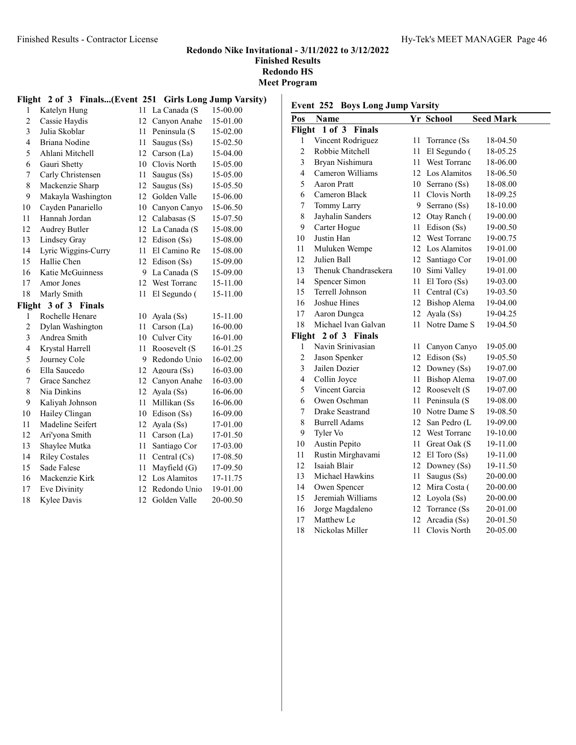# Redondo Nike Invitational - 3/11/2022 to 3/12/2022

## Finished Results

## Redondo HS

## Meet Program

### Flight 2 of 3 Finals...(Event 251 Girls Long Jump Varsity)

| Pos | Name | Yr | School | Seed Mark |
|---|---|---|---|---|
| 1 | Katelyn Hung | 11 | La Canada (S | 15-00.00 |
| 2 | Cassie Haydis | 12 | Canyon Anahe | 15-01.00 |
| 3 | Julia Skoblar | 11 | Peninsula (S | 15-02.00 |
| 4 | Briana Nodine | 11 | Saugus (Ss) | 15-02.50 |
| 5 | Ahlani Mitchell | 12 | Carson (La) | 15-04.00 |
| 6 | Gauri Shetty | 10 | Clovis North | 15-05.00 |
| 7 | Carly Christensen | 11 | Saugus (Ss) | 15-05.00 |
| 8 | Mackenzie Sharp | 12 | Saugus (Ss) | 15-05.50 |
| 9 | Makayla Washington | 12 | Golden Valle | 15-06.00 |
| 10 | Cayden Panariello | 10 | Canyon Canyo | 15-06.50 |
| 11 | Hannah Jordan | 12 | Calabasas (S | 15-07.50 |
| 12 | Audrey Butler | 12 | La Canada (S | 15-08.00 |
| 13 | Lindsey Gray | 12 | Edison (Ss) | 15-08.00 |
| 14 | Lyric Wiggins-Curry | 11 | El Camino Re | 15-08.00 |
| 15 | Hallie Chen | 12 | Edison (Ss) | 15-09.00 |
| 16 | Katie McGuinness | 9 | La Canada (S | 15-09.00 |
| 17 | Amor Jones | 12 | West Torranc | 15-11.00 |
| 18 | Marly Smith | 11 | El Segundo ( | 15-11.00 |

### Flight 3 of 3 Finals

| Pos | Name | Yr | School | Seed Mark |
|---|---|---|---|---|
| 1 | Rochelle Henare | 10 | Ayala (Ss) | 15-11.00 |
| 2 | Dylan Washington | 11 | Carson (La) | 16-00.00 |
| 3 | Andrea Smith | 10 | Culver City | 16-01.00 |
| 4 | Krystal Harrell | 11 | Roosevelt (S | 16-01.25 |
| 5 | Journey Cole | 9 | Redondo Unio | 16-02.00 |
| 6 | Ella Saucedo | 12 | Agoura (Ss) | 16-03.00 |
| 7 | Grace Sanchez | 12 | Canyon Anahe | 16-03.00 |
| 8 | Nia Dinkins | 12 | Ayala (Ss) | 16-06.00 |
| 9 | Kaliyah Johnson | 11 | Millikan (Ss | 16-06.00 |
| 10 | Hailey Clingan | 10 | Edison (Ss) | 16-09.00 |
| 11 | Madeline Seifert | 12 | Ayala (Ss) | 17-01.00 |
| 12 | Ari'yona Smith | 11 | Carson (La) | 17-01.50 |
| 13 | Shaylee Mutka | 11 | Santiago Cor | 17-03.00 |
| 14 | Riley Costales | 11 | Central (Cs) | 17-08.50 |
| 15 | Sade Falese | 11 | Mayfield (G) | 17-09.50 |
| 16 | Mackenzie Kirk | 12 | Los Alamitos | 17-11.75 |
| 17 | Eve Divinity | 12 | Redondo Unio | 19-01.00 |
| 18 | Kylee Davis | 12 | Golden Valle | 20-00.50 |

### Event 252 Boys Long Jump Varsity

| Pos | Name | Yr | School | Seed Mark |
|---|---|---|---|---|
| **Flight 1 of 3 Finals** | | | | |
| 1 | Vincent Rodriguez | 11 | Torrance (Ss | 18-04.50 |
| 2 | Robbie Mitchell | 11 | El Segundo ( | 18-05.25 |
| 3 | Bryan Nishimura | 11 | West Torranc | 18-06.00 |
| 4 | Cameron Williams | 12 | Los Alamitos | 18-06.50 |
| 5 | Aaron Pratt | 10 | Serrano (Ss) | 18-08.00 |
| 6 | Cameron Black | 11 | Clovis North | 18-09.25 |
| 7 | Tommy Larry | 9 | Serrano (Ss) | 18-10.00 |
| 8 | Jayhalin Sanders | 12 | Otay Ranch ( | 19-00.00 |
| 9 | Carter Hogue | 11 | Edison (Ss) | 19-00.50 |
| 10 | Justin Han | 12 | West Torranc | 19-00.75 |
| 11 | Muluken Wempe | 12 | Los Alamitos | 19-01.00 |
| 12 | Julien Ball | 12 | Santiago Cor | 19-01.00 |
| 13 | Thenuk Chandrasekera | 10 | Simi Valley | 19-01.00 |
| 14 | Spencer Simon | 11 | El Toro (Ss) | 19-03.00 |
| 15 | Terrell Johnson | 11 | Central (Cs) | 19-03.50 |
| 16 | Joshue Hines | 12 | Bishop Alema | 19-04.00 |
| 17 | Aaron Dungca | 12 | Ayala (Ss) | 19-04.25 |
| 18 | Michael Ivan Galvan | 11 | Notre Dame S | 19-04.50 |
| **Flight 2 of 3 Finals** | | | | |
| 1 | Navin Srinivasian | 11 | Canyon Canyo | 19-05.00 |
| 2 | Jason Spenker | 12 | Edison (Ss) | 19-05.50 |
| 3 | Jailen Dozier | 12 | Downey (Ss) | 19-07.00 |
| 4 | Collin Joyce | 11 | Bishop Alema | 19-07.00 |
| 5 | Vincent Garcia | 12 | Roosevelt (S | 19-07.00 |
| 6 | Owen Oschman | 11 | Peninsula (S | 19-08.00 |
| 7 | Drake Seastrand | 10 | Notre Dame S | 19-08.50 |
| 8 | Burrell Adams | 12 | San Pedro (L | 19-09.00 |
| 9 | Tyler Vo | 12 | West Torranc | 19-10.00 |
| 10 | Austin Pepito | 11 | Great Oak (S | 19-11.00 |
| 11 | Rustin Mirghavami | 12 | El Toro (Ss) | 19-11.00 |
| 12 | Isaiah Blair | 12 | Downey (Ss) | 19-11.50 |
| 13 | Michael Hawkins | 11 | Saugus (Ss) | 20-00.00 |
| 14 | Owen Spencer | 12 | Mira Costa ( | 20-00.00 |
| 15 | Jeremiah Williams | 12 | Loyola (Ss) | 20-00.00 |
| 16 | Jorge Magdaleno | 12 | Torrance (Ss | 20-01.00 |
| 17 | Matthew Le | 12 | Arcadia (Ss) | 20-01.50 |
| 18 | Nickolas Miller | 11 | Clovis North | 20-05.00 |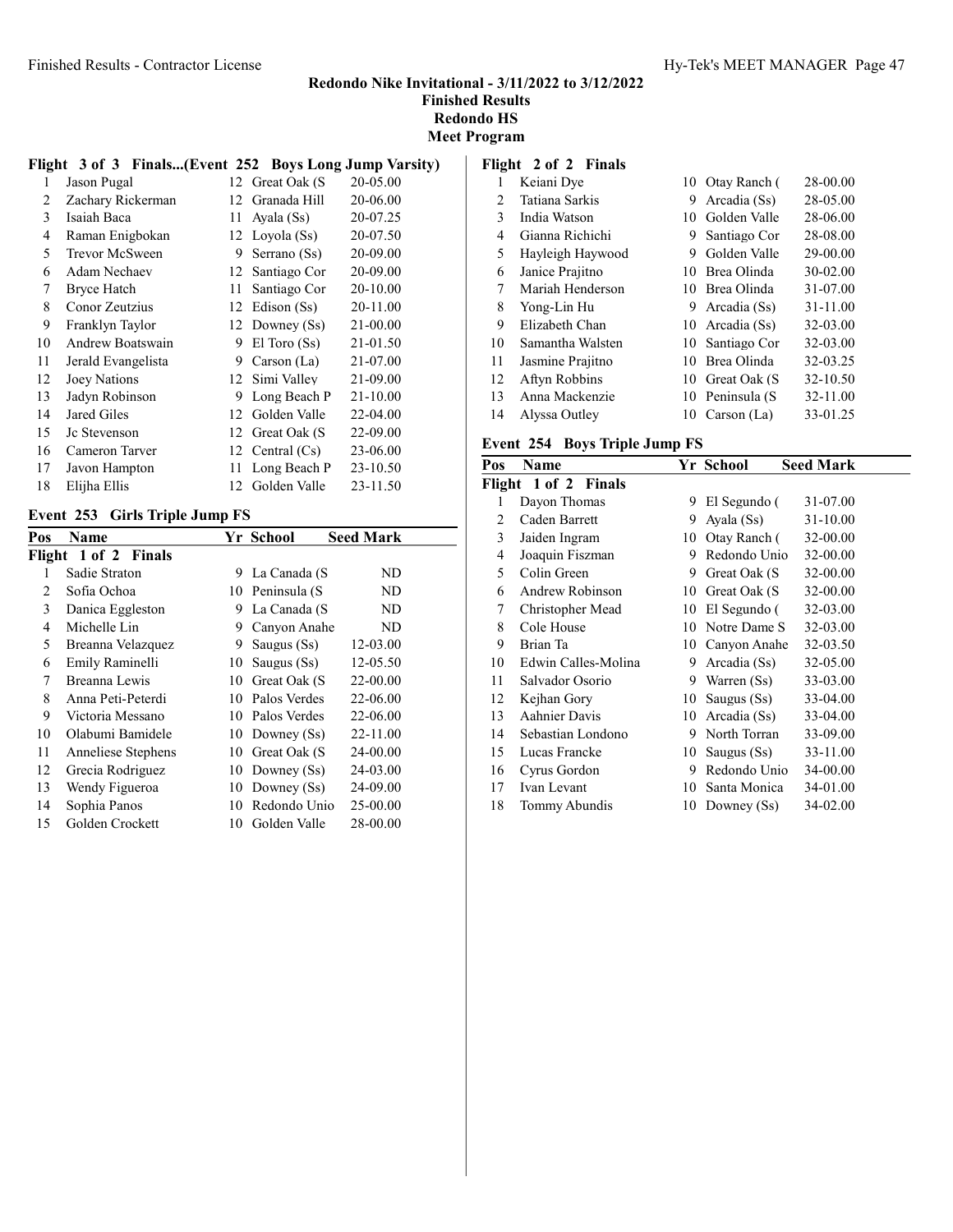## Redondo Nike Invitational - 3/11/2022 to 3/12/2022
## Finished Results
## Redondo HS
## Meet Program

### Flight 3 of 3 Finals...(Event 252 Boys Long Jump Varsity)

| Pos | Name | Yr | School | Seed Mark |
|---|---|---|---|---|
| 1 | Jason Pugal | 12 | Great Oak (S | 20-05.00 |
| 2 | Zachary Rickerman | 12 | Granada Hill | 20-06.00 |
| 3 | Isaiah Baca | 11 | Ayala (Ss) | 20-07.25 |
| 4 | Raman Enigbokan | 12 | Loyola (Ss) | 20-07.50 |
| 5 | Trevor McSween | 9 | Serrano (Ss) | 20-09.00 |
| 6 | Adam Nechaev | 12 | Santiago Cor | 20-09.00 |
| 7 | Bryce Hatch | 11 | Santiago Cor | 20-10.00 |
| 8 | Conor Zeutzius | 12 | Edison (Ss) | 20-11.00 |
| 9 | Franklyn Taylor | 12 | Downey (Ss) | 21-00.00 |
| 10 | Andrew Boatswain | 9 | El Toro (Ss) | 21-01.50 |
| 11 | Jerald Evangelista | 9 | Carson (La) | 21-07.00 |
| 12 | Joey Nations | 12 | Simi Valley | 21-09.00 |
| 13 | Jadyn Robinson | 9 | Long Beach P | 21-10.00 |
| 14 | Jared Giles | 12 | Golden Valle | 22-04.00 |
| 15 | Jc Stevenson | 12 | Great Oak (S | 22-09.00 |
| 16 | Cameron Tarver | 12 | Central (Cs) | 23-06.00 |
| 17 | Javon Hampton | 11 | Long Beach P | 23-10.50 |
| 18 | Elijha Ellis | 12 | Golden Valle | 23-11.50 |

### Event 253 Girls Triple Jump FS

| Pos | Name | Yr | School | Seed Mark |
|---|---|---|---|---|
| **Flight 1 of 2 Finals** | | | | |
| 1 | Sadie Straton | 9 | La Canada (S | ND |
| 2 | Sofia Ochoa | 10 | Peninsula (S | ND |
| 3 | Danica Eggleston | 9 | La Canada (S | ND |
| 4 | Michelle Lin | 9 | Canyon Anahe | ND |
| 5 | Breanna Velazquez | 9 | Saugus (Ss) | 12-03.00 |
| 6 | Emily Raminelli | 10 | Saugus (Ss) | 12-05.50 |
| 7 | Breanna Lewis | 10 | Great Oak (S | 22-00.00 |
| 8 | Anna Peti-Peterdi | 10 | Palos Verdes | 22-06.00 |
| 9 | Victoria Messano | 10 | Palos Verdes | 22-06.00 |
| 10 | Olabumi Bamidele | 10 | Downey (Ss) | 22-11.00 |
| 11 | Anneliese Stephens | 10 | Great Oak (S | 24-00.00 |
| 12 | Grecia Rodriguez | 10 | Downey (Ss) | 24-03.00 |
| 13 | Wendy Figueroa | 10 | Downey (Ss) | 24-09.00 |
| 14 | Sophia Panos | 10 | Redondo Unio | 25-00.00 |
| 15 | Golden Crockett | 10 | Golden Valle | 28-00.00 |
| **Flight 2 of 2 Finals** | | | | |
| 1 | Keiani Dye | 10 | Otay Ranch ( | 28-00.00 |
| 2 | Tatiana Sarkis | 9 | Arcadia (Ss) | 28-05.00 |
| 3 | India Watson | 10 | Golden Valle | 28-06.00 |
| 4 | Gianna Richichi | 9 | Santiago Cor | 28-08.00 |
| 5 | Hayleigh Haywood | 9 | Golden Valle | 29-00.00 |
| 6 | Janice Prajitno | 10 | Brea Olinda | 30-02.00 |
| 7 | Mariah Henderson | 10 | Brea Olinda | 31-07.00 |
| 8 | Yong-Lin Hu | 9 | Arcadia (Ss) | 31-11.00 |
| 9 | Elizabeth Chan | 10 | Arcadia (Ss) | 32-03.00 |
| 10 | Samantha Walsten | 10 | Santiago Cor | 32-03.00 |
| 11 | Jasmine Prajitno | 10 | Brea Olinda | 32-03.25 |
| 12 | Aftyn Robbins | 10 | Great Oak (S | 32-10.50 |
| 13 | Anna Mackenzie | 10 | Peninsula (S | 32-11.00 |
| 14 | Alyssa Outley | 10 | Carson (La) | 33-01.25 |

### Event 254 Boys Triple Jump FS

| Pos | Name | Yr | School | Seed Mark |
|---|---|---|---|---|
| **Flight 1 of 2 Finals** | | | | |
| 1 | Dayon Thomas | 9 | El Segundo ( | 31-07.00 |
| 2 | Caden Barrett | 9 | Ayala (Ss) | 31-10.00 |
| 3 | Jaiden Ingram | 10 | Otay Ranch ( | 32-00.00 |
| 4 | Joaquin Fiszman | 9 | Redondo Unio | 32-00.00 |
| 5 | Colin Green | 9 | Great Oak (S | 32-00.00 |
| 6 | Andrew Robinson | 10 | Great Oak (S | 32-00.00 |
| 7 | Christopher Mead | 10 | El Segundo ( | 32-03.00 |
| 8 | Cole House | 10 | Notre Dame S | 32-03.00 |
| 9 | Brian Ta | 10 | Canyon Anahe | 32-03.50 |
| 10 | Edwin Calles-Molina | 9 | Arcadia (Ss) | 32-05.00 |
| 11 | Salvador Osorio | 9 | Warren (Ss) | 33-03.00 |
| 12 | Kejhan Gory | 10 | Saugus (Ss) | 33-04.00 |
| 13 | Aahnier Davis | 10 | Arcadia (Ss) | 33-04.00 |
| 14 | Sebastian Londono | 9 | North Torran | 33-09.00 |
| 15 | Lucas Francke | 10 | Saugus (Ss) | 33-11.00 |
| 16 | Cyrus Gordon | 9 | Redondo Unio | 34-00.00 |
| 17 | Ivan Levant | 10 | Santa Monica | 34-01.00 |
| 18 | Tommy Abundis | 10 | Downey (Ss) | 34-02.00 |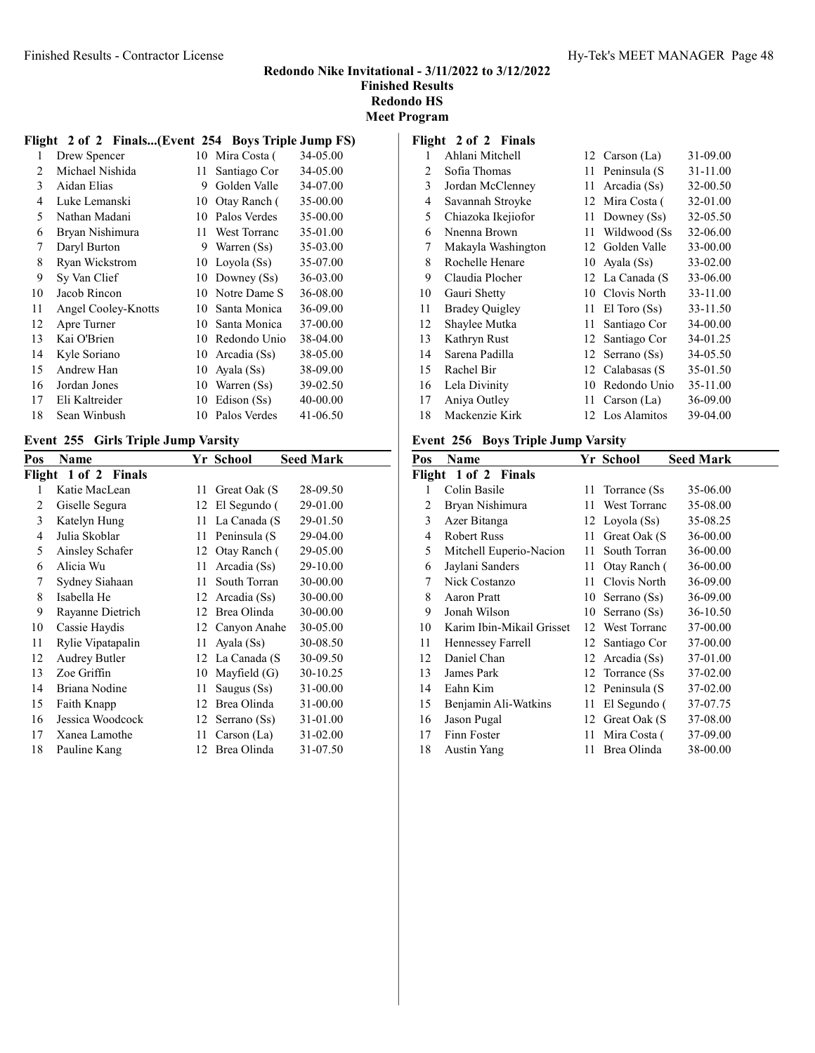## Redondo Nike Invitational - 3/11/2022 to 3/12/2022

**Finished Results**

**Redondo HS**

**Meet Program**

### Flight 2 of 2 Finals...(Event 254 Boys Triple Jump FS)

| Pos | Name | Yr | School | Seed Mark |
|---|---|---|---|---|
| 1 | Drew Spencer | 10 | Mira Costa ( | 34-05.00 |
| 2 | Michael Nishida | 11 | Santiago Cor | 34-05.00 |
| 3 | Aidan Elias | 9 | Golden Valle | 34-07.00 |
| 4 | Luke Lemanski | 10 | Otay Ranch ( | 35-00.00 |
| 5 | Nathan Madani | 10 | Palos Verdes | 35-00.00 |
| 6 | Bryan Nishimura | 11 | West Torranc | 35-01.00 |
| 7 | Daryl Burton | 9 | Warren (Ss) | 35-03.00 |
| 8 | Ryan Wickstrom | 10 | Loyola (Ss) | 35-07.00 |
| 9 | Sy Van Clief | 10 | Downey (Ss) | 36-03.00 |
| 10 | Jacob Rincon | 10 | Notre Dame S | 36-08.00 |
| 11 | Angel Cooley-Knotts | 10 | Santa Monica | 36-09.00 |
| 12 | Apre Turner | 10 | Santa Monica | 37-00.00 |
| 13 | Kai O'Brien | 10 | Redondo Unio | 38-04.00 |
| 14 | Kyle Soriano | 10 | Arcadia (Ss) | 38-05.00 |
| 15 | Andrew Han | 10 | Ayala (Ss) | 38-09.00 |
| 16 | Jordan Jones | 10 | Warren (Ss) | 39-02.50 |
| 17 | Eli Kaltreider | 10 | Edison (Ss) | 40-00.00 |
| 18 | Sean Winbush | 10 | Palos Verdes | 41-06.50 |

### Event 255 Girls Triple Jump Varsity

| Pos | Name | Yr | School | Seed Mark |
|---|---|---|---|---|
| **Flight 1 of 2 Finals** | | | | |
| 1 | Katie MacLean | 11 | Great Oak (S | 28-09.50 |
| 2 | Giselle Segura | 12 | El Segundo ( | 29-01.00 |
| 3 | Katelyn Hung | 11 | La Canada (S | 29-01.50 |
| 4 | Julia Skoblar | 11 | Peninsula (S | 29-04.00 |
| 5 | Ainsley Schafer | 12 | Otay Ranch ( | 29-05.00 |
| 6 | Alicia Wu | 11 | Arcadia (Ss) | 29-10.00 |
| 7 | Sydney Siahaan | 11 | South Torran | 30-00.00 |
| 8 | Isabella He | 12 | Arcadia (Ss) | 30-00.00 |
| 9 | Rayanne Dietrich | 12 | Brea Olinda | 30-00.00 |
| 10 | Cassie Haydis | 12 | Canyon Anahe | 30-05.00 |
| 11 | Rylie Vipatapalin | 11 | Ayala (Ss) | 30-08.50 |
| 12 | Audrey Butler | 12 | La Canada (S | 30-09.50 |
| 13 | Zoe Griffin | 10 | Mayfield (G) | 30-10.25 |
| 14 | Briana Nodine | 11 | Saugus (Ss) | 31-00.00 |
| 15 | Faith Knapp | 12 | Brea Olinda | 31-00.00 |
| 16 | Jessica Woodcock | 12 | Serrano (Ss) | 31-01.00 |
| 17 | Xanea Lamothe | 11 | Carson (La) | 31-02.00 |
| 18 | Pauline Kang | 12 | Brea Olinda | 31-07.50 |
| **Flight 2 of 2 Finals** | | | | |
| 1 | Ahlani Mitchell | 12 | Carson (La) | 31-09.00 |
| 2 | Sofia Thomas | 11 | Peninsula (S | 31-11.00 |
| 3 | Jordan McClenney | 11 | Arcadia (Ss) | 32-00.50 |
| 4 | Savannah Stroyke | 12 | Mira Costa ( | 32-01.00 |
| 5 | Chiazoka Ikejiofor | 11 | Downey (Ss) | 32-05.50 |
| 6 | Nnenna Brown | 11 | Wildwood (Ss | 32-06.00 |
| 7 | Makayla Washington | 12 | Golden Valle | 33-00.00 |
| 8 | Rochelle Henare | 10 | Ayala (Ss) | 33-02.00 |
| 9 | Claudia Plocher | 12 | La Canada (S | 33-06.00 |
| 10 | Gauri Shetty | 10 | Clovis North | 33-11.00 |
| 11 | Bradey Quigley | 11 | El Toro (Ss) | 33-11.50 |
| 12 | Shaylee Mutka | 11 | Santiago Cor | 34-00.00 |
| 13 | Kathryn Rust | 12 | Santiago Cor | 34-01.25 |
| 14 | Sarena Padilla | 12 | Serrano (Ss) | 34-05.50 |
| 15 | Rachel Bir | 12 | Calabasas (S | 35-01.50 |
| 16 | Lela Divinity | 10 | Redondo Unio | 35-11.00 |
| 17 | Aniya Outley | 11 | Carson (La) | 36-09.00 |
| 18 | Mackenzie Kirk | 12 | Los Alamitos | 39-04.00 |

### Event 256 Boys Triple Jump Varsity

| Pos | Name | Yr | School | Seed Mark |
|---|---|---|---|---|
| **Flight 1 of 2 Finals** | | | | |
| 1 | Colin Basile | 11 | Torrance (Ss | 35-06.00 |
| 2 | Bryan Nishimura | 11 | West Torranc | 35-08.00 |
| 3 | Azer Bitanga | 12 | Loyola (Ss) | 35-08.25 |
| 4 | Robert Russ | 11 | Great Oak (S | 36-00.00 |
| 5 | Mitchell Euperio-Nacion | 11 | South Torran | 36-00.00 |
| 6 | Jaylani Sanders | 11 | Otay Ranch ( | 36-00.00 |
| 7 | Nick Costanzo | 11 | Clovis North | 36-09.00 |
| 8 | Aaron Pratt | 10 | Serrano (Ss) | 36-09.00 |
| 9 | Jonah Wilson | 10 | Serrano (Ss) | 36-10.50 |
| 10 | Karim Ibin-Mikail Grisset | 12 | West Torranc | 37-00.00 |
| 11 | Hennessey Farrell | 12 | Santiago Cor | 37-00.00 |
| 12 | Daniel Chan | 12 | Arcadia (Ss) | 37-01.00 |
| 13 | James Park | 12 | Torrance (Ss | 37-02.00 |
| 14 | Eahn Kim | 12 | Peninsula (S | 37-02.00 |
| 15 | Benjamin Ali-Watkins | 11 | El Segundo ( | 37-07.75 |
| 16 | Jason Pugal | 12 | Great Oak (S | 37-08.00 |
| 17 | Finn Foster | 11 | Mira Costa ( | 37-09.00 |
| 18 | Austin Yang | 11 | Brea Olinda | 38-00.00 |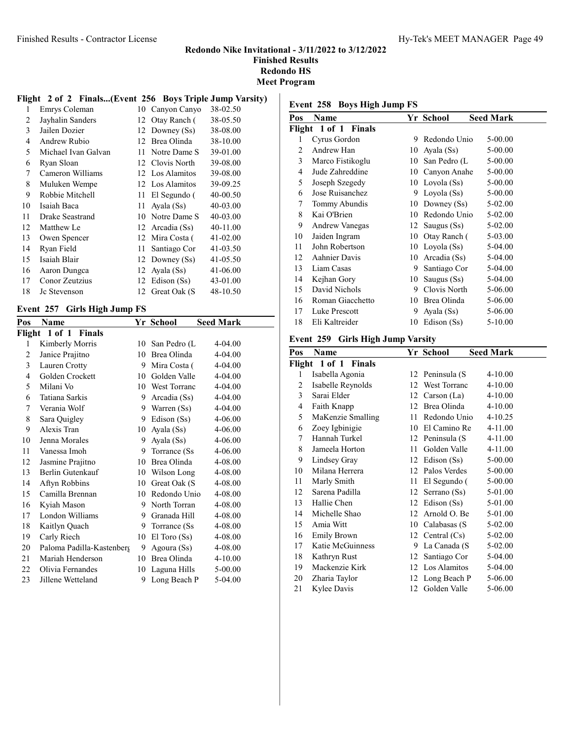## Redondo Nike Invitational - 3/11/2022 to 3/12/2022
**Finished Results**
**Redondo HS**
**Meet Program**

### Flight 2 of 2 Finals...(Event 256 Boys Triple Jump Varsity)

| Pos | Name | Yr | School | Seed Mark |
|---|---|---|---|---|
| 1 | Emrys Coleman | 10 | Canyon Canyo | 38-02.50 |
| 2 | Jayhalin Sanders | 12 | Otay Ranch ( | 38-05.50 |
| 3 | Jailen Dozier | 12 | Downey (Ss) | 38-08.00 |
| 4 | Andrew Rubio | 12 | Brea Olinda | 38-10.00 |
| 5 | Michael Ivan Galvan | 11 | Notre Dame S | 39-01.00 |
| 6 | Ryan Sloan | 12 | Clovis North | 39-08.00 |
| 7 | Cameron Williams | 12 | Los Alamitos | 39-08.00 |
| 8 | Muluken Wempe | 12 | Los Alamitos | 39-09.25 |
| 9 | Robbie Mitchell | 11 | El Segundo ( | 40-00.50 |
| 10 | Isaiah Baca | 11 | Ayala (Ss) | 40-03.00 |
| 11 | Drake Seastrand | 10 | Notre Dame S | 40-03.00 |
| 12 | Matthew Le | 12 | Arcadia (Ss) | 40-11.00 |
| 13 | Owen Spencer | 12 | Mira Costa ( | 41-02.00 |
| 14 | Ryan Field | 11 | Santiago Cor | 41-03.50 |
| 15 | Isaiah Blair | 12 | Downey (Ss) | 41-05.50 |
| 16 | Aaron Dungca | 12 | Ayala (Ss) | 41-06.00 |
| 17 | Conor Zeutzius | 12 | Edison (Ss) | 43-01.00 |
| 18 | Jc Stevenson | 12 | Great Oak (S | 48-10.50 |

### Event 257 Girls High Jump FS

| Pos | Name | Yr | School | Seed Mark |
|---|---|---|---|---|
| **Flight 1 of 1 Finals** | | | | |
| 1 | Kimberly Morris | 10 | San Pedro (L | 4-04.00 |
| 2 | Janice Prajitno | 10 | Brea Olinda | 4-04.00 |
| 3 | Lauren Crotty | 9 | Mira Costa ( | 4-04.00 |
| 4 | Golden Crockett | 10 | Golden Valle | 4-04.00 |
| 5 | Milani Vo | 10 | West Torranc | 4-04.00 |
| 6 | Tatiana Sarkis | 9 | Arcadia (Ss) | 4-04.00 |
| 7 | Verania Wolf | 9 | Warren (Ss) | 4-04.00 |
| 8 | Sara Quigley | 9 | Edison (Ss) | 4-06.00 |
| 9 | Alexis Tran | 10 | Ayala (Ss) | 4-06.00 |
| 10 | Jenna Morales | 9 | Ayala (Ss) | 4-06.00 |
| 11 | Vanessa Imoh | 9 | Torrance (Ss | 4-06.00 |
| 12 | Jasmine Prajitno | 10 | Brea Olinda | 4-08.00 |
| 13 | Berlin Gutenkauf | 10 | Wilson Long | 4-08.00 |
| 14 | Aftyn Robbins | 10 | Great Oak (S | 4-08.00 |
| 15 | Camilla Brennan | 10 | Redondo Unio | 4-08.00 |
| 16 | Kyiah Mason | 9 | North Torran | 4-08.00 |
| 17 | London Williams | 9 | Granada Hill | 4-08.00 |
| 18 | Kaitlyn Quach | 9 | Torrance (Ss | 4-08.00 |
| 19 | Carly Riech | 10 | El Toro (Ss) | 4-08.00 |
| 20 | Paloma Padilla-Kastenberg | 9 | Agoura (Ss) | 4-08.00 |
| 21 | Mariah Henderson | 10 | Brea Olinda | 4-10.00 |
| 22 | Olivia Fernandes | 10 | Laguna Hills | 5-00.00 |
| 23 | Jillene Wetteland | 9 | Long Beach P | 5-04.00 |

### Event 258 Boys High Jump FS

| Pos | Name | Yr | School | Seed Mark |
|---|---|---|---|---|
| **Flight 1 of 1 Finals** | | | | |
| 1 | Cyrus Gordon | 9 | Redondo Unio | 5-00.00 |
| 2 | Andrew Han | 10 | Ayala (Ss) | 5-00.00 |
| 3 | Marco Fistikoglu | 10 | San Pedro (L | 5-00.00 |
| 4 | Jude Zahreddine | 10 | Canyon Anahe | 5-00.00 |
| 5 | Joseph Szegedy | 10 | Loyola (Ss) | 5-00.00 |
| 6 | Jose Ruisanchez | 9 | Loyola (Ss) | 5-00.00 |
| 7 | Tommy Abundis | 10 | Downey (Ss) | 5-02.00 |
| 8 | Kai O'Brien | 10 | Redondo Unio | 5-02.00 |
| 9 | Andrew Vanegas | 12 | Saugus (Ss) | 5-02.00 |
| 10 | Jaiden Ingram | 10 | Otay Ranch ( | 5-03.00 |
| 11 | John Robertson | 10 | Loyola (Ss) | 5-04.00 |
| 12 | Aahnier Davis | 10 | Arcadia (Ss) | 5-04.00 |
| 13 | Liam Casas | 9 | Santiago Cor | 5-04.00 |
| 14 | Kejhan Gory | 10 | Saugus (Ss) | 5-04.00 |
| 15 | David Nichols | 9 | Clovis North | 5-06.00 |
| 16 | Roman Giacchetto | 10 | Brea Olinda | 5-06.00 |
| 17 | Luke Prescott | 9 | Ayala (Ss) | 5-06.00 |
| 18 | Eli Kaltreider | 10 | Edison (Ss) | 5-10.00 |

### Event 259 Girls High Jump Varsity

| Pos | Name | Yr | School | Seed Mark |
|---|---|---|---|---|
| **Flight 1 of 1 Finals** | | | | |
| 1 | Isabella Agonia | 12 | Peninsula (S | 4-10.00 |
| 2 | Isabelle Reynolds | 12 | West Torranc | 4-10.00 |
| 3 | Sarai Elder | 12 | Carson (La) | 4-10.00 |
| 4 | Faith Knapp | 12 | Brea Olinda | 4-10.00 |
| 5 | MaKenzie Smalling | 11 | Redondo Unio | 4-10.25 |
| 6 | Zoey Igbinigie | 10 | El Camino Re | 4-11.00 |
| 7 | Hannah Turkel | 12 | Peninsula (S | 4-11.00 |
| 8 | Jameela Horton | 11 | Golden Valle | 4-11.00 |
| 9 | Lindsey Gray | 12 | Edison (Ss) | 5-00.00 |
| 10 | Milana Herrera | 12 | Palos Verdes | 5-00.00 |
| 11 | Marly Smith | 11 | El Segundo ( | 5-00.00 |
| 12 | Sarena Padilla | 12 | Serrano (Ss) | 5-01.00 |
| 13 | Hallie Chen | 12 | Edison (Ss) | 5-01.00 |
| 14 | Michelle Shao | 12 | Arnold O. Be | 5-01.00 |
| 15 | Amia Witt | 10 | Calabasas (S | 5-02.00 |
| 16 | Emily Brown | 12 | Central (Cs) | 5-02.00 |
| 17 | Katie McGuinness | 9 | La Canada (S | 5-02.00 |
| 18 | Kathryn Rust | 12 | Santiago Cor | 5-04.00 |
| 19 | Mackenzie Kirk | 12 | Los Alamitos | 5-04.00 |
| 20 | Zharia Taylor | 12 | Long Beach P | 5-06.00 |
| 21 | Kylee Davis | 12 | Golden Valle | 5-06.00 |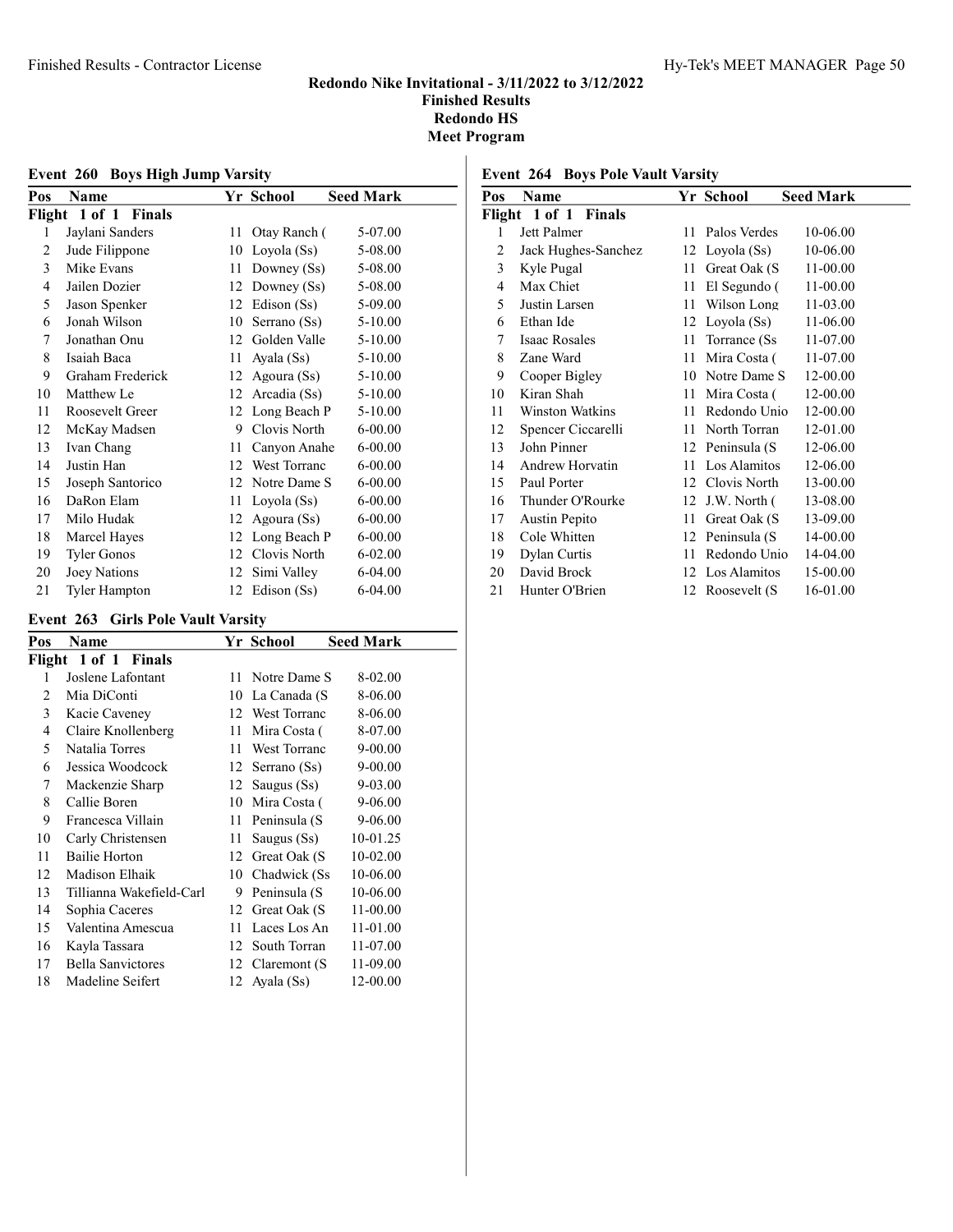## Redondo Nike Invitational - 3/11/2022 to 3/12/2022
### Finished Results
### Redondo HS
### Meet Program

### Event 260 Boys High Jump Varsity

| Pos | Name | Yr | School | Seed Mark |
|---|---|---|---|---|
| **Flight 1 of 1 Finals** | | | | |
| 1 | Jaylani Sanders | 11 | Otay Ranch ( | 5-07.00 |
| 2 | Jude Filippone | 10 | Loyola (Ss) | 5-08.00 |
| 3 | Mike Evans | 11 | Downey (Ss) | 5-08.00 |
| 4 | Jailen Dozier | 12 | Downey (Ss) | 5-08.00 |
| 5 | Jason Spenker | 12 | Edison (Ss) | 5-09.00 |
| 6 | Jonah Wilson | 10 | Serrano (Ss) | 5-10.00 |
| 7 | Jonathan Onu | 12 | Golden Valle | 5-10.00 |
| 8 | Isaiah Baca | 11 | Ayala (Ss) | 5-10.00 |
| 9 | Graham Frederick | 12 | Agoura (Ss) | 5-10.00 |
| 10 | Matthew Le | 12 | Arcadia (Ss) | 5-10.00 |
| 11 | Roosevelt Greer | 12 | Long Beach P | 5-10.00 |
| 12 | McKay Madsen | 9 | Clovis North | 6-00.00 |
| 13 | Ivan Chang | 11 | Canyon Anahe | 6-00.00 |
| 14 | Justin Han | 12 | West Torranc | 6-00.00 |
| 15 | Joseph Santorico | 12 | Notre Dame S | 6-00.00 |
| 16 | DaRon Elam | 11 | Loyola (Ss) | 6-00.00 |
| 17 | Milo Hudak | 12 | Agoura (Ss) | 6-00.00 |
| 18 | Marcel Hayes | 12 | Long Beach P | 6-00.00 |
| 19 | Tyler Gonos | 12 | Clovis North | 6-02.00 |
| 20 | Joey Nations | 12 | Simi Valley | 6-04.00 |
| 21 | Tyler Hampton | 12 | Edison (Ss) | 6-04.00 |

### Event 263 Girls Pole Vault Varsity

| Pos | Name | Yr | School | Seed Mark |
|---|---|---|---|---|
| **Flight 1 of 1 Finals** | | | | |
| 1 | Joslene Lafontant | 11 | Notre Dame S | 8-02.00 |
| 2 | Mia DiConti | 10 | La Canada (S | 8-06.00 |
| 3 | Kacie Caveney | 12 | West Torranc | 8-06.00 |
| 4 | Claire Knollenberg | 11 | Mira Costa ( | 8-07.00 |
| 5 | Natalia Torres | 11 | West Torranc | 9-00.00 |
| 6 | Jessica Woodcock | 12 | Serrano (Ss) | 9-00.00 |
| 7 | Mackenzie Sharp | 12 | Saugus (Ss) | 9-03.00 |
| 8 | Callie Boren | 10 | Mira Costa ( | 9-06.00 |
| 9 | Francesca Villain | 11 | Peninsula (S | 9-06.00 |
| 10 | Carly Christensen | 11 | Saugus (Ss) | 10-01.25 |
| 11 | Bailie Horton | 12 | Great Oak (S | 10-02.00 |
| 12 | Madison Elhaik | 10 | Chadwick (Ss | 10-06.00 |
| 13 | Tillianna Wakefield-Carl | 9 | Peninsula (S | 10-06.00 |
| 14 | Sophia Caceres | 12 | Great Oak (S | 11-00.00 |
| 15 | Valentina Amescua | 11 | Laces Los An | 11-01.00 |
| 16 | Kayla Tassara | 12 | South Torran | 11-07.00 |
| 17 | Bella Sanvictores | 12 | Claremont (S | 11-09.00 |
| 18 | Madeline Seifert | 12 | Ayala (Ss) | 12-00.00 |

### Event 264 Boys Pole Vault Varsity

| Pos | Name | Yr | School | Seed Mark |
|---|---|---|---|---|
| **Flight 1 of 1 Finals** | | | | |
| 1 | Jett Palmer | 11 | Palos Verdes | 10-06.00 |
| 2 | Jack Hughes-Sanchez | 12 | Loyola (Ss) | 10-06.00 |
| 3 | Kyle Pugal | 11 | Great Oak (S | 11-00.00 |
| 4 | Max Chiet | 11 | El Segundo ( | 11-00.00 |
| 5 | Justin Larsen | 11 | Wilson Long | 11-03.00 |
| 6 | Ethan Ide | 12 | Loyola (Ss) | 11-06.00 |
| 7 | Isaac Rosales | 11 | Torrance (Ss | 11-07.00 |
| 8 | Zane Ward | 11 | Mira Costa ( | 11-07.00 |
| 9 | Cooper Bigley | 10 | Notre Dame S | 12-00.00 |
| 10 | Kiran Shah | 11 | Mira Costa ( | 12-00.00 |
| 11 | Winston Watkins | 11 | Redondo Unio | 12-00.00 |
| 12 | Spencer Ciccarelli | 11 | North Torran | 12-01.00 |
| 13 | John Pinner | 12 | Peninsula (S | 12-06.00 |
| 14 | Andrew Horvatin | 11 | Los Alamitos | 12-06.00 |
| 15 | Paul Porter | 12 | Clovis North | 13-00.00 |
| 16 | Thunder O'Rourke | 12 | J.W. North ( | 13-08.00 |
| 17 | Austin Pepito | 11 | Great Oak (S | 13-09.00 |
| 18 | Cole Whitten | 12 | Peninsula (S | 14-00.00 |
| 19 | Dylan Curtis | 11 | Redondo Unio | 14-04.00 |
| 20 | David Brock | 12 | Los Alamitos | 15-00.00 |
| 21 | Hunter O'Brien | 12 | Roosevelt (S | 16-01.00 |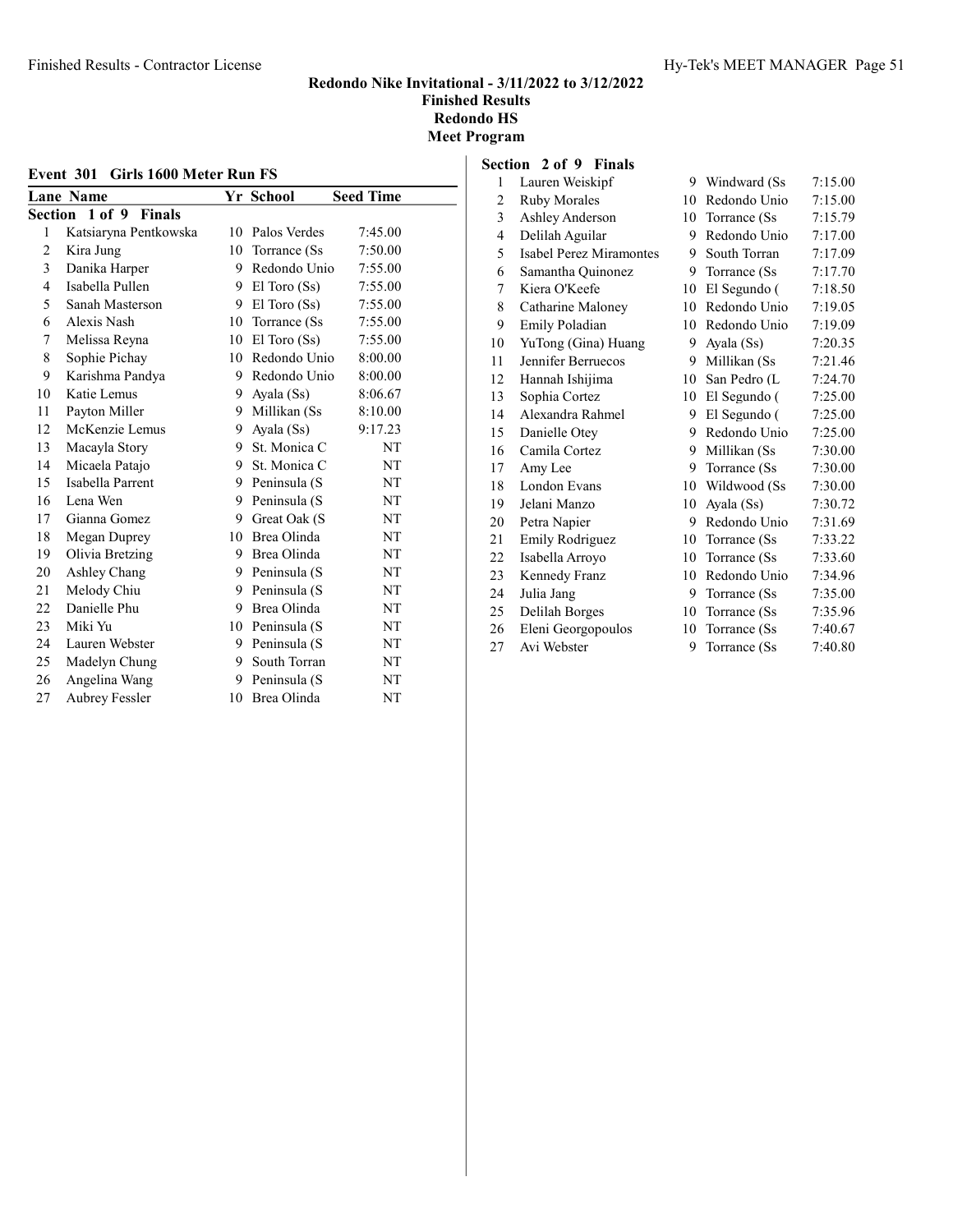**Redondo Nike Invitational - 3/11/2022 to 3/12/2022**
**Finished Results**
**Redondo HS**
**Meet Program**

## Event 301 Girls 1600 Meter Run FS

| Lane | Name | Yr | School | Seed Time |
|---|---|---|---|---|
| **Section 1 of 9 Finals** | | | | |
| 1 | Katsiaryna Pentkowska | 10 | Palos Verdes | 7:45.00 |
| 2 | Kira Jung | 10 | Torrance (Ss | 7:50.00 |
| 3 | Danika Harper | 9 | Redondo Unio | 7:55.00 |
| 4 | Isabella Pullen | 9 | El Toro (Ss) | 7:55.00 |
| 5 | Sanah Masterson | 9 | El Toro (Ss) | 7:55.00 |
| 6 | Alexis Nash | 10 | Torrance (Ss | 7:55.00 |
| 7 | Melissa Reyna | 10 | El Toro (Ss) | 7:55.00 |
| 8 | Sophie Pichay | 10 | Redondo Unio | 8:00.00 |
| 9 | Karishma Pandya | 9 | Redondo Unio | 8:00.00 |
| 10 | Katie Lemus | 9 | Ayala (Ss) | 8:06.67 |
| 11 | Payton Miller | 9 | Millikan (Ss | 8:10.00 |
| 12 | McKenzie Lemus | 9 | Ayala (Ss) | 9:17.23 |
| 13 | Macayla Story | 9 | St. Monica C | NT |
| 14 | Micaela Patajo | 9 | St. Monica C | NT |
| 15 | Isabella Parrent | 9 | Peninsula (S | NT |
| 16 | Lena Wen | 9 | Peninsula (S | NT |
| 17 | Gianna Gomez | 9 | Great Oak (S | NT |
| 18 | Megan Duprey | 10 | Brea Olinda | NT |
| 19 | Olivia Bretzing | 9 | Brea Olinda | NT |
| 20 | Ashley Chang | 9 | Peninsula (S | NT |
| 21 | Melody Chiu | 9 | Peninsula (S | NT |
| 22 | Danielle Phu | 9 | Brea Olinda | NT |
| 23 | Miki Yu | 10 | Peninsula (S | NT |
| 24 | Lauren Webster | 9 | Peninsula (S | NT |
| 25 | Madelyn Chung | 9 | South Torran | NT |
| 26 | Angelina Wang | 9 | Peninsula (S | NT |
| 27 | Aubrey Fessler | 10 | Brea Olinda | NT |
| **Section 2 of 9 Finals** | | | | |
| 1 | Lauren Weiskipf | 9 | Windward (Ss | 7:15.00 |
| 2 | Ruby Morales | 10 | Redondo Unio | 7:15.00 |
| 3 | Ashley Anderson | 10 | Torrance (Ss | 7:15.79 |
| 4 | Delilah Aguilar | 9 | Redondo Unio | 7:17.00 |
| 5 | Isabel Perez Miramontes | 9 | South Torran | 7:17.09 |
| 6 | Samantha Quinonez | 9 | Torrance (Ss | 7:17.70 |
| 7 | Kiera O'Keefe | 10 | El Segundo ( | 7:18.50 |
| 8 | Catharine Maloney | 10 | Redondo Unio | 7:19.05 |
| 9 | Emily Poladian | 10 | Redondo Unio | 7:19.09 |
| 10 | YuTong (Gina) Huang | 9 | Ayala (Ss) | 7:20.35 |
| 11 | Jennifer Berruecos | 9 | Millikan (Ss | 7:21.46 |
| 12 | Hannah Ishijima | 10 | San Pedro (L | 7:24.70 |
| 13 | Sophia Cortez | 10 | El Segundo ( | 7:25.00 |
| 14 | Alexandra Rahmel | 9 | El Segundo ( | 7:25.00 |
| 15 | Danielle Otey | 9 | Redondo Unio | 7:25.00 |
| 16 | Camila Cortez | 9 | Millikan (Ss | 7:30.00 |
| 17 | Amy Lee | 9 | Torrance (Ss | 7:30.00 |
| 18 | London Evans | 10 | Wildwood (Ss | 7:30.00 |
| 19 | Jelani Manzo | 10 | Ayala (Ss) | 7:30.72 |
| 20 | Petra Napier | 9 | Redondo Unio | 7:31.69 |
| 21 | Emily Rodriguez | 10 | Torrance (Ss | 7:33.22 |
| 22 | Isabella Arroyo | 10 | Torrance (Ss | 7:33.60 |
| 23 | Kennedy Franz | 10 | Redondo Unio | 7:34.96 |
| 24 | Julia Jang | 9 | Torrance (Ss | 7:35.00 |
| 25 | Delilah Borges | 10 | Torrance (Ss | 7:35.96 |
| 26 | Eleni Georgopoulos | 10 | Torrance (Ss | 7:40.67 |
| 27 | Avi Webster | 9 | Torrance (Ss | 7:40.80 |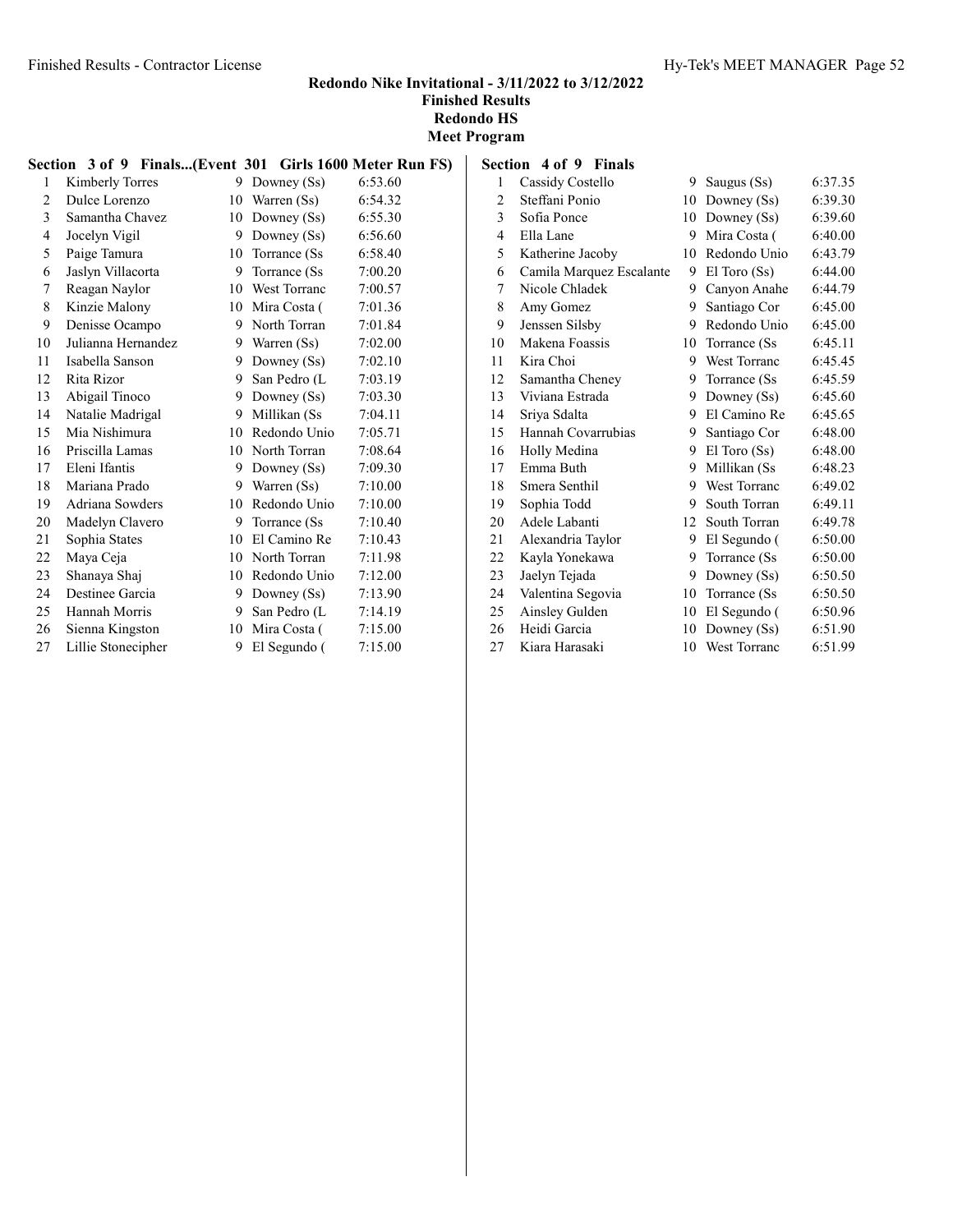# Redondo Nike Invitational - 3/11/2022 to 3/12/2022

**Finished Results**
**Redondo HS**
**Meet Program**

### Section 3 of 9 Finals...(Event 301 Girls 1600 Meter Run FS)

| | Name | Yr | School | Time |
|---|---|---|---|---|
| 1 | Kimberly Torres | 9 | Downey (Ss) | 6:53.60 |
| 2 | Dulce Lorenzo | 10 | Warren (Ss) | 6:54.32 |
| 3 | Samantha Chavez | 10 | Downey (Ss) | 6:55.30 |
| 4 | Jocelyn Vigil | 9 | Downey (Ss) | 6:56.60 |
| 5 | Paige Tamura | 10 | Torrance (Ss | 6:58.40 |
| 6 | Jaslyn Villacorta | 9 | Torrance (Ss | 7:00.20 |
| 7 | Reagan Naylor | 10 | West Torranc | 7:00.57 |
| 8 | Kinzie Malony | 10 | Mira Costa ( | 7:01.36 |
| 9 | Denisse Ocampo | 9 | North Torran | 7:01.84 |
| 10 | Julianna Hernandez | 9 | Warren (Ss) | 7:02.00 |
| 11 | Isabella Sanson | 9 | Downey (Ss) | 7:02.10 |
| 12 | Rita Rizor | 9 | San Pedro (L | 7:03.19 |
| 13 | Abigail Tinoco | 9 | Downey (Ss) | 7:03.30 |
| 14 | Natalie Madrigal | 9 | Millikan (Ss | 7:04.11 |
| 15 | Mia Nishimura | 10 | Redondo Unio | 7:05.71 |
| 16 | Priscilla Lamas | 10 | North Torran | 7:08.64 |
| 17 | Eleni Ifantis | 9 | Downey (Ss) | 7:09.30 |
| 18 | Mariana Prado | 9 | Warren (Ss) | 7:10.00 |
| 19 | Adriana Sowders | 10 | Redondo Unio | 7:10.00 |
| 20 | Madelyn Clavero | 9 | Torrance (Ss | 7:10.40 |
| 21 | Sophia States | 10 | El Camino Re | 7:10.43 |
| 22 | Maya Ceja | 10 | North Torran | 7:11.98 |
| 23 | Shanaya Shaj | 10 | Redondo Unio | 7:12.00 |
| 24 | Destinee Garcia | 9 | Downey (Ss) | 7:13.90 |
| 25 | Hannah Morris | 9 | San Pedro (L | 7:14.19 |
| 26 | Sienna Kingston | 10 | Mira Costa ( | 7:15.00 |
| 27 | Lillie Stonecipher | 9 | El Segundo ( | 7:15.00 |

### Section 4 of 9 Finals

| | Name | Yr | School | Time |
|---|---|---|---|---|
| 1 | Cassidy Costello | 9 | Saugus (Ss) | 6:37.35 |
| 2 | Steffani Ponio | 10 | Downey (Ss) | 6:39.30 |
| 3 | Sofia Ponce | 10 | Downey (Ss) | 6:39.60 |
| 4 | Ella Lane | 9 | Mira Costa ( | 6:40.00 |
| 5 | Katherine Jacoby | 10 | Redondo Unio | 6:43.79 |
| 6 | Camila Marquez Escalante | 9 | El Toro (Ss) | 6:44.00 |
| 7 | Nicole Chladek | 9 | Canyon Anahe | 6:44.79 |
| 8 | Amy Gomez | 9 | Santiago Cor | 6:45.00 |
| 9 | Jenssen Silsby | 9 | Redondo Unio | 6:45.00 |
| 10 | Makena Foassis | 10 | Torrance (Ss | 6:45.11 |
| 11 | Kira Choi | 9 | West Torranc | 6:45.45 |
| 12 | Samantha Cheney | 9 | Torrance (Ss | 6:45.59 |
| 13 | Viviana Estrada | 9 | Downey (Ss) | 6:45.60 |
| 14 | Sriya Sdalta | 9 | El Camino Re | 6:45.65 |
| 15 | Hannah Covarrubias | 9 | Santiago Cor | 6:48.00 |
| 16 | Holly Medina | 9 | El Toro (Ss) | 6:48.00 |
| 17 | Emma Buth | 9 | Millikan (Ss | 6:48.23 |
| 18 | Smera Senthil | 9 | West Torranc | 6:49.02 |
| 19 | Sophia Todd | 9 | South Torran | 6:49.11 |
| 20 | Adele Labanti | 12 | South Torran | 6:49.78 |
| 21 | Alexandria Taylor | 9 | El Segundo ( | 6:50.00 |
| 22 | Kayla Yonekawa | 9 | Torrance (Ss | 6:50.00 |
| 23 | Jaelyn Tejada | 9 | Downey (Ss) | 6:50.50 |
| 24 | Valentina Segovia | 10 | Torrance (Ss | 6:50.50 |
| 25 | Ainsley Gulden | 10 | El Segundo ( | 6:50.96 |
| 26 | Heidi Garcia | 10 | Downey (Ss) | 6:51.90 |
| 27 | Kiara Harasaki | 10 | West Torranc | 6:51.99 |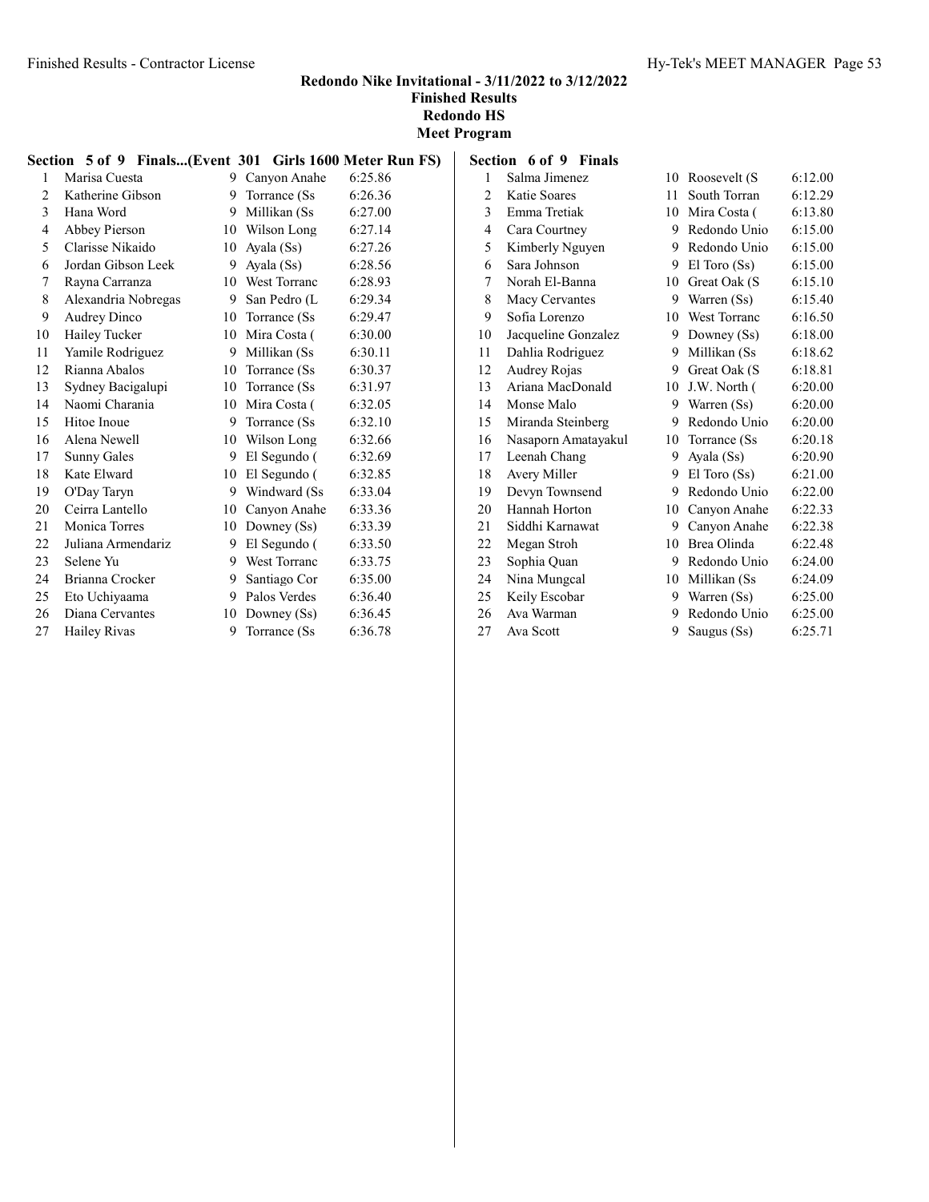## Redondo Nike Invitational - 3/11/2022 to 3/12/2022
### Finished Results
### Redondo HS
### Meet Program

**Section 5 of 9 Finals...(Event 301 Girls 1600 Meter Run FS)**

| | Name | Yr | School | Time |
|---|---|---|---|---|
| 1 | Marisa Cuesta | 9 | Canyon Anahe | 6:25.86 |
| 2 | Katherine Gibson | 9 | Torrance (Ss | 6:26.36 |
| 3 | Hana Word | 9 | Millikan (Ss | 6:27.00 |
| 4 | Abbey Pierson | 10 | Wilson Long | 6:27.14 |
| 5 | Clarisse Nikaido | 10 | Ayala (Ss) | 6:27.26 |
| 6 | Jordan Gibson Leek | 9 | Ayala (Ss) | 6:28.56 |
| 7 | Rayna Carranza | 10 | West Torranc | 6:28.93 |
| 8 | Alexandria Nobregas | 9 | San Pedro (L | 6:29.34 |
| 9 | Audrey Dinco | 10 | Torrance (Ss | 6:29.47 |
| 10 | Hailey Tucker | 10 | Mira Costa ( | 6:30.00 |
| 11 | Yamile Rodriguez | 9 | Millikan (Ss | 6:30.11 |
| 12 | Rianna Abalos | 10 | Torrance (Ss | 6:30.37 |
| 13 | Sydney Bacigalupi | 10 | Torrance (Ss | 6:31.97 |
| 14 | Naomi Charania | 10 | Mira Costa ( | 6:32.05 |
| 15 | Hitoe Inoue | 9 | Torrance (Ss | 6:32.10 |
| 16 | Alena Newell | 10 | Wilson Long | 6:32.66 |
| 17 | Sunny Gales | 9 | El Segundo ( | 6:32.69 |
| 18 | Kate Elward | 10 | El Segundo ( | 6:32.85 |
| 19 | O'Day Taryn | 9 | Windward (Ss | 6:33.04 |
| 20 | Ceirra Lantello | 10 | Canyon Anahe | 6:33.36 |
| 21 | Monica Torres | 10 | Downey (Ss) | 6:33.39 |
| 22 | Juliana Armendariz | 9 | El Segundo ( | 6:33.50 |
| 23 | Selene Yu | 9 | West Torranc | 6:33.75 |
| 24 | Brianna Crocker | 9 | Santiago Cor | 6:35.00 |
| 25 | Eto Uchiyaama | 9 | Palos Verdes | 6:36.40 |
| 26 | Diana Cervantes | 10 | Downey (Ss) | 6:36.45 |
| 27 | Hailey Rivas | 9 | Torrance (Ss | 6:36.78 |

**Section 6 of 9 Finals**

| | Name | Yr | School | Time |
|---|---|---|---|---|
| 1 | Salma Jimenez | 10 | Roosevelt (S | 6:12.00 |
| 2 | Katie Soares | 11 | South Torran | 6:12.29 |
| 3 | Emma Tretiak | 10 | Mira Costa ( | 6:13.80 |
| 4 | Cara Courtney | 9 | Redondo Unio | 6:15.00 |
| 5 | Kimberly Nguyen | 9 | Redondo Unio | 6:15.00 |
| 6 | Sara Johnson | 9 | El Toro (Ss) | 6:15.00 |
| 7 | Norah El-Banna | 10 | Great Oak (S | 6:15.10 |
| 8 | Macy Cervantes | 9 | Warren (Ss) | 6:15.40 |
| 9 | Sofia Lorenzo | 10 | West Torranc | 6:16.50 |
| 10 | Jacqueline Gonzalez | 9 | Downey (Ss) | 6:18.00 |
| 11 | Dahlia Rodriguez | 9 | Millikan (Ss | 6:18.62 |
| 12 | Audrey Rojas | 9 | Great Oak (S | 6:18.81 |
| 13 | Ariana MacDonald | 10 | J.W. North ( | 6:20.00 |
| 14 | Monse Malo | 9 | Warren (Ss) | 6:20.00 |
| 15 | Miranda Steinberg | 9 | Redondo Unio | 6:20.00 |
| 16 | Nasaporn Amatayakul | 10 | Torrance (Ss | 6:20.18 |
| 17 | Leenah Chang | 9 | Ayala (Ss) | 6:20.90 |
| 18 | Avery Miller | 9 | El Toro (Ss) | 6:21.00 |
| 19 | Devyn Townsend | 9 | Redondo Unio | 6:22.00 |
| 20 | Hannah Horton | 10 | Canyon Anahe | 6:22.33 |
| 21 | Siddhi Karnawat | 9 | Canyon Anahe | 6:22.38 |
| 22 | Megan Stroh | 10 | Brea Olinda | 6:22.48 |
| 23 | Sophia Quan | 9 | Redondo Unio | 6:24.00 |
| 24 | Nina Mungcal | 10 | Millikan (Ss | 6:24.09 |
| 25 | Keily Escobar | 9 | Warren (Ss) | 6:25.00 |
| 26 | Ava Warman | 9 | Redondo Unio | 6:25.00 |
| 27 | Ava Scott | 9 | Saugus (Ss) | 6:25.71 |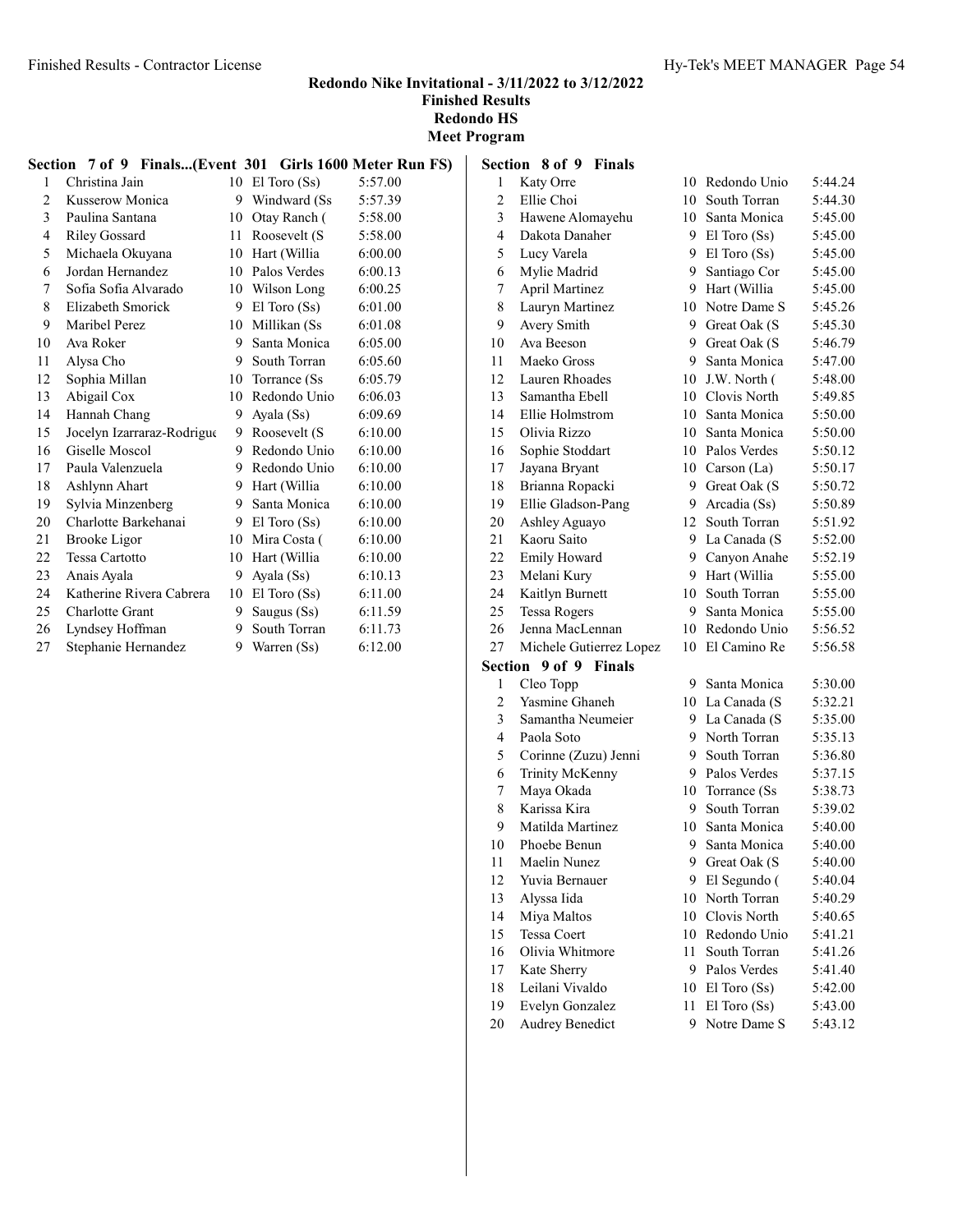**Redondo Nike Invitational - 3/11/2022 to 3/12/2022**
**Finished Results**
**Redondo HS**
**Meet Program**

### Section 7 of 9 Finals...(Event 301 Girls 1600 Meter Run FS)

| | Name | Yr | School | Seed |
|---|---|---|---|---|
| 1 | Christina Jain | 10 | El Toro (Ss) | 5:57.00 |
| 2 | Kusserow Monica | 9 | Windward (Ss | 5:57.39 |
| 3 | Paulina Santana | 10 | Otay Ranch ( | 5:58.00 |
| 4 | Riley Gossard | 11 | Roosevelt (S | 5:58.00 |
| 5 | Michaela Okuyana | 10 | Hart (Willia | 6:00.00 |
| 6 | Jordan Hernandez | 10 | Palos Verdes | 6:00.13 |
| 7 | Sofia Sofia Alvarado | 10 | Wilson Long | 6:00.25 |
| 8 | Elizabeth Smorick | 9 | El Toro (Ss) | 6:01.00 |
| 9 | Maribel Perez | 10 | Millikan (Ss | 6:01.08 |
| 10 | Ava Roker | 9 | Santa Monica | 6:05.00 |
| 11 | Alysa Cho | 9 | South Torran | 6:05.60 |
| 12 | Sophia Millan | 10 | Torrance (Ss | 6:05.79 |
| 13 | Abigail Cox | 10 | Redondo Unio | 6:06.03 |
| 14 | Hannah Chang | 9 | Ayala (Ss) | 6:09.69 |
| 15 | Jocelyn Izarraraz-Rodrigue | 9 | Roosevelt (S | 6:10.00 |
| 16 | Giselle Moscol | 9 | Redondo Unio | 6:10.00 |
| 17 | Paula Valenzuela | 9 | Redondo Unio | 6:10.00 |
| 18 | Ashlynn Ahart | 9 | Hart (Willia | 6:10.00 |
| 19 | Sylvia Minzenberg | 9 | Santa Monica | 6:10.00 |
| 20 | Charlotte Barkehanai | 9 | El Toro (Ss) | 6:10.00 |
| 21 | Brooke Ligor | 10 | Mira Costa ( | 6:10.00 |
| 22 | Tessa Cartotto | 10 | Hart (Willia | 6:10.00 |
| 23 | Anais Ayala | 9 | Ayala (Ss) | 6:10.13 |
| 24 | Katherine Rivera Cabrera | 10 | El Toro (Ss) | 6:11.00 |
| 25 | Charlotte Grant | 9 | Saugus (Ss) | 6:11.59 |
| 26 | Lyndsey Hoffman | 9 | South Torran | 6:11.73 |
| 27 | Stephanie Hernandez | 9 | Warren (Ss) | 6:12.00 |

### Section 8 of 9 Finals

| | Name | Yr | School | Seed |
|---|---|---|---|---|
| 1 | Katy Orre | 10 | Redondo Unio | 5:44.24 |
| 2 | Ellie Choi | 10 | South Torran | 5:44.30 |
| 3 | Hawene Alomayehu | 10 | Santa Monica | 5:45.00 |
| 4 | Dakota Danaher | 9 | El Toro (Ss) | 5:45.00 |
| 5 | Lucy Varela | 9 | El Toro (Ss) | 5:45.00 |
| 6 | Mylie Madrid | 9 | Santiago Cor | 5:45.00 |
| 7 | April Martinez | 9 | Hart (Willia | 5:45.00 |
| 8 | Lauryn Martinez | 10 | Notre Dame S | 5:45.26 |
| 9 | Avery Smith | 9 | Great Oak (S | 5:45.30 |
| 10 | Ava Beeson | 9 | Great Oak (S | 5:46.79 |
| 11 | Maeko Gross | 9 | Santa Monica | 5:47.00 |
| 12 | Lauren Rhoades | 10 | J.W. North ( | 5:48.00 |
| 13 | Samantha Ebell | 10 | Clovis North | 5:49.85 |
| 14 | Ellie Holmstrom | 10 | Santa Monica | 5:50.00 |
| 15 | Olivia Rizzo | 10 | Santa Monica | 5:50.00 |
| 16 | Sophie Stoddart | 10 | Palos Verdes | 5:50.12 |
| 17 | Jayana Bryant | 10 | Carson (La) | 5:50.17 |
| 18 | Brianna Ropacki | 9 | Great Oak (S | 5:50.72 |
| 19 | Ellie Gladson-Pang | 9 | Arcadia (Ss) | 5:50.89 |
| 20 | Ashley Aguayo | 12 | South Torran | 5:51.92 |
| 21 | Kaoru Saito | 9 | La Canada (S | 5:52.00 |
| 22 | Emily Howard | 9 | Canyon Anahe | 5:52.19 |
| 23 | Melani Kury | 9 | Hart (Willia | 5:55.00 |
| 24 | Kaitlyn Burnett | 10 | South Torran | 5:55.00 |
| 25 | Tessa Rogers | 9 | Santa Monica | 5:55.00 |
| 26 | Jenna MacLennan | 10 | Redondo Unio | 5:56.52 |
| 27 | Michele Gutierrez Lopez | 10 | El Camino Re | 5:56.58 |

### Section 9 of 9 Finals

| | Name | Yr | School | Seed |
|---|---|---|---|---|
| 1 | Cleo Topp | 9 | Santa Monica | 5:30.00 |
| 2 | Yasmine Ghaneh | 10 | La Canada (S | 5:32.21 |
| 3 | Samantha Neumeier | 9 | La Canada (S | 5:35.00 |
| 4 | Paola Soto | 9 | North Torran | 5:35.13 |
| 5 | Corinne (Zuzu) Jenni | 9 | South Torran | 5:36.80 |
| 6 | Trinity McKenny | 9 | Palos Verdes | 5:37.15 |
| 7 | Maya Okada | 10 | Torrance (Ss | 5:38.73 |
| 8 | Karissa Kira | 9 | South Torran | 5:39.02 |
| 9 | Matilda Martinez | 10 | Santa Monica | 5:40.00 |
| 10 | Phoebe Benun | 9 | Santa Monica | 5:40.00 |
| 11 | Maelin Nunez | 9 | Great Oak (S | 5:40.00 |
| 12 | Yuvia Bernauer | 9 | El Segundo ( | 5:40.04 |
| 13 | Alyssa Iida | 10 | North Torran | 5:40.29 |
| 14 | Miya Maltos | 10 | Clovis North | 5:40.65 |
| 15 | Tessa Coert | 10 | Redondo Unio | 5:41.21 |
| 16 | Olivia Whitmore | 11 | South Torran | 5:41.26 |
| 17 | Kate Sherry | 9 | Palos Verdes | 5:41.40 |
| 18 | Leilani Vivaldo | 10 | El Toro (Ss) | 5:42.00 |
| 19 | Evelyn Gonzalez | 11 | El Toro (Ss) | 5:43.00 |
| 20 | Audrey Benedict | 9 | Notre Dame S | 5:43.12 |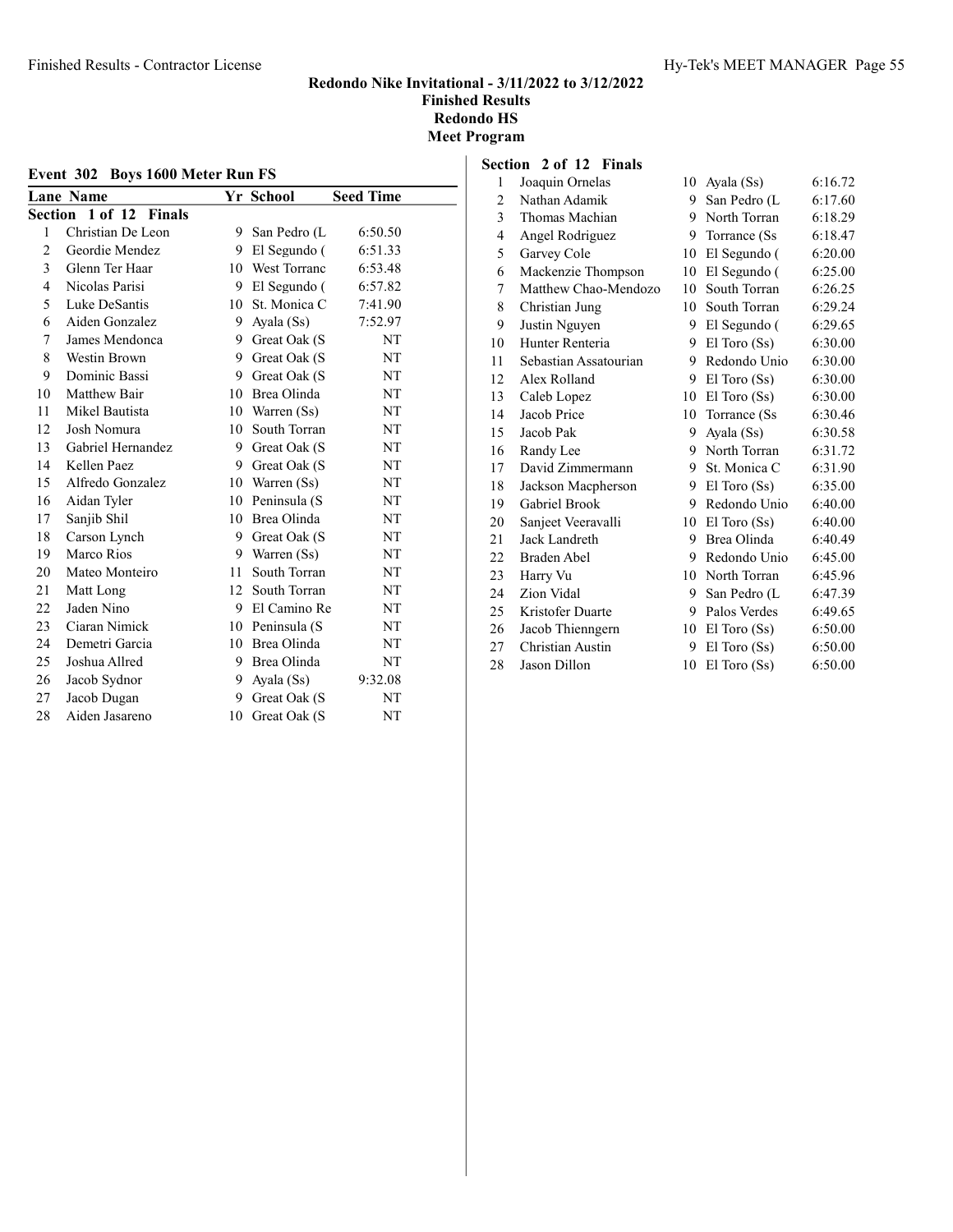**Redondo Nike Invitational - 3/11/2022 to 3/12/2022**
**Finished Results**
**Redondo HS**
**Meet Program**

## Event 302 Boys 1600 Meter Run FS

### Section 1 of 12 Finals

| Lane | Name | Yr | School | Seed Time |
|---|---|---|---|---|
| 1 | Christian De Leon | 9 | San Pedro (L | 6:50.50 |
| 2 | Geordie Mendez | 9 | El Segundo ( | 6:51.33 |
| 3 | Glenn Ter Haar | 10 | West Torranc | 6:53.48 |
| 4 | Nicolas Parisi | 9 | El Segundo ( | 6:57.82 |
| 5 | Luke DeSantis | 10 | St. Monica C | 7:41.90 |
| 6 | Aiden Gonzalez | 9 | Ayala (Ss) | 7:52.97 |
| 7 | James Mendonca | 9 | Great Oak (S | NT |
| 8 | Westin Brown | 9 | Great Oak (S | NT |
| 9 | Dominic Bassi | 9 | Great Oak (S | NT |
| 10 | Matthew Bair | 10 | Brea Olinda | NT |
| 11 | Mikel Bautista | 10 | Warren (Ss) | NT |
| 12 | Josh Nomura | 10 | South Torran | NT |
| 13 | Gabriel Hernandez | 9 | Great Oak (S | NT |
| 14 | Kellen Paez | 9 | Great Oak (S | NT |
| 15 | Alfredo Gonzalez | 10 | Warren (Ss) | NT |
| 16 | Aidan Tyler | 10 | Peninsula (S | NT |
| 17 | Sanjib Shil | 10 | Brea Olinda | NT |
| 18 | Carson Lynch | 9 | Great Oak (S | NT |
| 19 | Marco Rios | 9 | Warren (Ss) | NT |
| 20 | Mateo Monteiro | 11 | South Torran | NT |
| 21 | Matt Long | 12 | South Torran | NT |
| 22 | Jaden Nino | 9 | El Camino Re | NT |
| 23 | Ciaran Nimick | 10 | Peninsula (S | NT |
| 24 | Demetri Garcia | 10 | Brea Olinda | NT |
| 25 | Joshua Allred | 9 | Brea Olinda | NT |
| 26 | Jacob Sydnor | 9 | Ayala (Ss) | 9:32.08 |
| 27 | Jacob Dugan | 9 | Great Oak (S | NT |
| 28 | Aiden Jasareno | 10 | Great Oak (S | NT |

### Section 2 of 12 Finals

| Lane | Name | Yr | School | Seed Time |
|---|---|---|---|---|
| 1 | Joaquin Ornelas | 10 | Ayala (Ss) | 6:16.72 |
| 2 | Nathan Adamik | 9 | San Pedro (L | 6:17.60 |
| 3 | Thomas Machian | 9 | North Torran | 6:18.29 |
| 4 | Angel Rodriguez | 9 | Torrance (Ss | 6:18.47 |
| 5 | Garvey Cole | 10 | El Segundo ( | 6:20.00 |
| 6 | Mackenzie Thompson | 10 | El Segundo ( | 6:25.00 |
| 7 | Matthew Chao-Mendozo | 10 | South Torran | 6:26.25 |
| 8 | Christian Jung | 10 | South Torran | 6:29.24 |
| 9 | Justin Nguyen | 9 | El Segundo ( | 6:29.65 |
| 10 | Hunter Renteria | 9 | El Toro (Ss) | 6:30.00 |
| 11 | Sebastian Assatourian | 9 | Redondo Unio | 6:30.00 |
| 12 | Alex Rolland | 9 | El Toro (Ss) | 6:30.00 |
| 13 | Caleb Lopez | 10 | El Toro (Ss) | 6:30.00 |
| 14 | Jacob Price | 10 | Torrance (Ss | 6:30.46 |
| 15 | Jacob Pak | 9 | Ayala (Ss) | 6:30.58 |
| 16 | Randy Lee | 9 | North Torran | 6:31.72 |
| 17 | David Zimmermann | 9 | St. Monica C | 6:31.90 |
| 18 | Jackson Macpherson | 9 | El Toro (Ss) | 6:35.00 |
| 19 | Gabriel Brook | 9 | Redondo Unio | 6:40.00 |
| 20 | Sanjeet Veeravalli | 10 | El Toro (Ss) | 6:40.00 |
| 21 | Jack Landreth | 9 | Brea Olinda | 6:40.49 |
| 22 | Braden Abel | 9 | Redondo Unio | 6:45.00 |
| 23 | Harry Vu | 10 | North Torran | 6:45.96 |
| 24 | Zion Vidal | 9 | San Pedro (L | 6:47.39 |
| 25 | Kristofer Duarte | 9 | Palos Verdes | 6:49.65 |
| 26 | Jacob Thienngern | 10 | El Toro (Ss) | 6:50.00 |
| 27 | Christian Austin | 9 | El Toro (Ss) | 6:50.00 |
| 28 | Jason Dillon | 10 | El Toro (Ss) | 6:50.00 |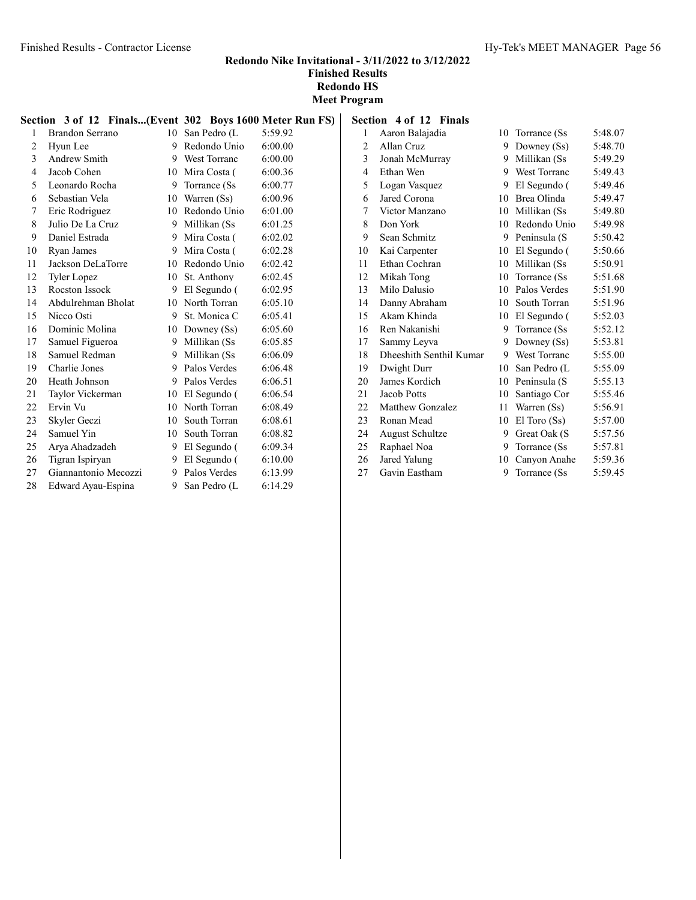## Redondo Nike Invitational - 3/11/2022 to 3/12/2022

**Finished Results**

**Redondo HS**

**Meet Program**

### Section 3 of 12 Finals...(Event 302 Boys 1600 Meter Run FS)

| | Name | Yr | School | Time |
|---|---|---|---|---|
| 1 | Brandon Serrano | 10 | San Pedro (L | 5:59.92 |
| 2 | Hyun Lee | 9 | Redondo Unio | 6:00.00 |
| 3 | Andrew Smith | 9 | West Torranc | 6:00.00 |
| 4 | Jacob Cohen | 10 | Mira Costa ( | 6:00.36 |
| 5 | Leonardo Rocha | 9 | Torrance (Ss | 6:00.77 |
| 6 | Sebastian Vela | 10 | Warren (Ss) | 6:00.96 |
| 7 | Eric Rodriguez | 10 | Redondo Unio | 6:01.00 |
| 8 | Julio De La Cruz | 9 | Millikan (Ss | 6:01.25 |
| 9 | Daniel Estrada | 9 | Mira Costa ( | 6:02.02 |
| 10 | Ryan James | 9 | Mira Costa ( | 6:02.28 |
| 11 | Jackson DeLaTorre | 10 | Redondo Unio | 6:02.42 |
| 12 | Tyler Lopez | 10 | St. Anthony | 6:02.45 |
| 13 | Rocston Issock | 9 | El Segundo ( | 6:02.95 |
| 14 | Abdulrehman Bholat | 10 | North Torran | 6:05.10 |
| 15 | Nicco Osti | 9 | St. Monica C | 6:05.41 |
| 16 | Dominic Molina | 10 | Downey (Ss) | 6:05.60 |
| 17 | Samuel Figueroa | 9 | Millikan (Ss | 6:05.85 |
| 18 | Samuel Redman | 9 | Millikan (Ss | 6:06.09 |
| 19 | Charlie Jones | 9 | Palos Verdes | 6:06.48 |
| 20 | Heath Johnson | 9 | Palos Verdes | 6:06.51 |
| 21 | Taylor Vickerman | 10 | El Segundo ( | 6:06.54 |
| 22 | Ervin Vu | 10 | North Torran | 6:08.49 |
| 23 | Skyler Geczi | 10 | South Torran | 6:08.61 |
| 24 | Samuel Yin | 10 | South Torran | 6:08.82 |
| 25 | Arya Ahadzadeh | 9 | El Segundo ( | 6:09.34 |
| 26 | Tigran Ispiryan | 9 | El Segundo ( | 6:10.00 |
| 27 | Giannantonio Mecozzi | 9 | Palos Verdes | 6:13.99 |
| 28 | Edward Ayau-Espina | 9 | San Pedro (L | 6:14.29 |

### Section 4 of 12 Finals

| | Name | Yr | School | Time |
|---|---|---|---|---|
| 1 | Aaron Balajadia | 10 | Torrance (Ss | 5:48.07 |
| 2 | Allan Cruz | 9 | Downey (Ss) | 5:48.70 |
| 3 | Jonah McMurray | 9 | Millikan (Ss | 5:49.29 |
| 4 | Ethan Wen | 9 | West Torranc | 5:49.43 |
| 5 | Logan Vasquez | 9 | El Segundo ( | 5:49.46 |
| 6 | Jared Corona | 10 | Brea Olinda | 5:49.47 |
| 7 | Victor Manzano | 10 | Millikan (Ss | 5:49.80 |
| 8 | Don York | 10 | Redondo Unio | 5:49.98 |
| 9 | Sean Schmitz | 9 | Peninsula (S | 5:50.42 |
| 10 | Kai Carpenter | 10 | El Segundo ( | 5:50.66 |
| 11 | Ethan Cochran | 10 | Millikan (Ss | 5:50.91 |
| 12 | Mikah Tong | 10 | Torrance (Ss | 5:51.68 |
| 13 | Milo Dalusio | 10 | Palos Verdes | 5:51.90 |
| 14 | Danny Abraham | 10 | South Torran | 5:51.96 |
| 15 | Akam Khinda | 10 | El Segundo ( | 5:52.03 |
| 16 | Ren Nakanishi | 9 | Torrance (Ss | 5:52.12 |
| 17 | Sammy Leyva | 9 | Downey (Ss) | 5:53.81 |
| 18 | Dheeshith Senthil Kumar | 9 | West Torranc | 5:55.00 |
| 19 | Dwight Durr | 10 | San Pedro (L | 5:55.09 |
| 20 | James Kordich | 10 | Peninsula (S | 5:55.13 |
| 21 | Jacob Potts | 10 | Santiago Cor | 5:55.46 |
| 22 | Matthew Gonzalez | 11 | Warren (Ss) | 5:56.91 |
| 23 | Ronan Mead | 10 | El Toro (Ss) | 5:57.00 |
| 24 | August Schultze | 9 | Great Oak (S | 5:57.56 |
| 25 | Raphael Noa | 9 | Torrance (Ss | 5:57.81 |
| 26 | Jared Yalung | 10 | Canyon Anahe | 5:59.36 |
| 27 | Gavin Eastham | 9 | Torrance (Ss | 5:59.45 |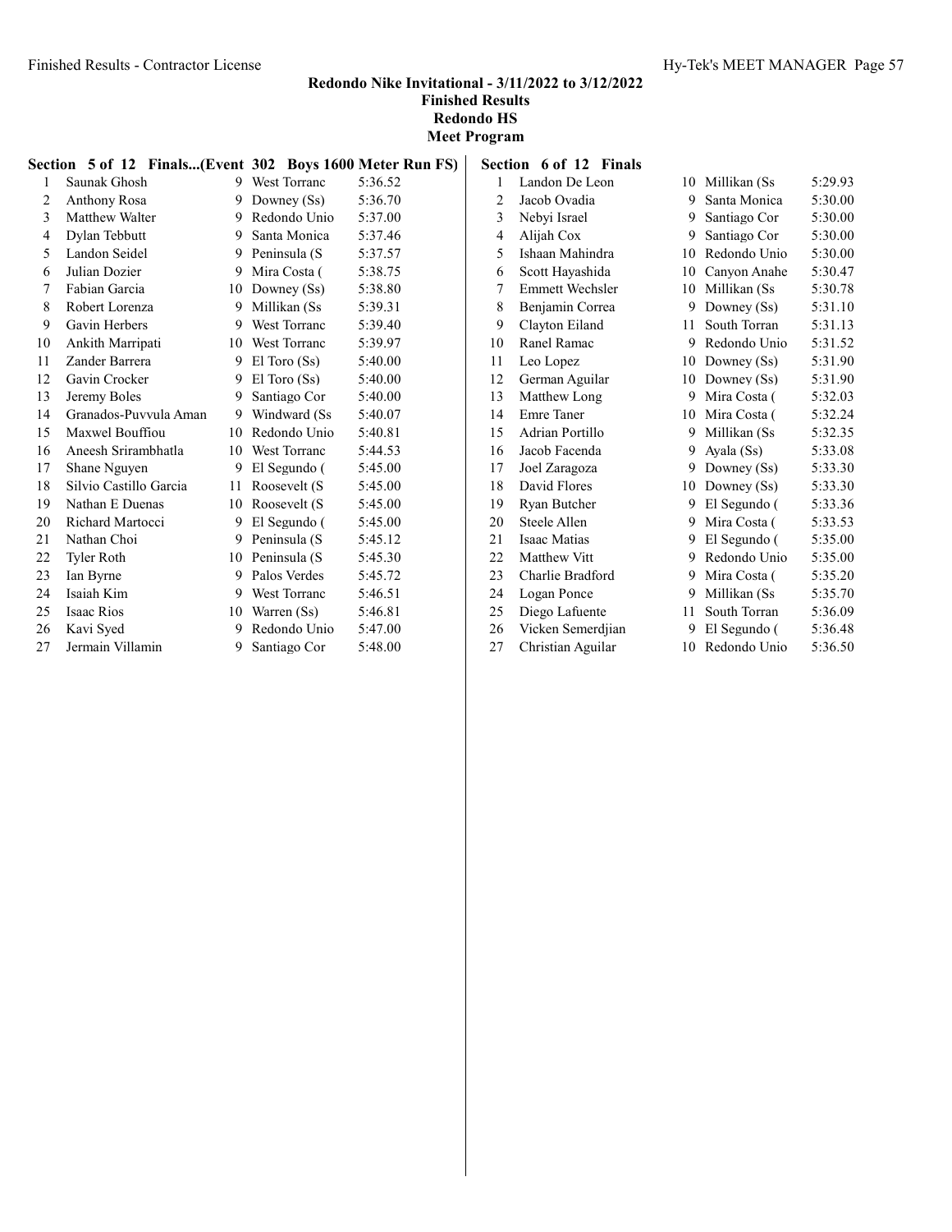## Redondo Nike Invitational - 3/11/2022 to 3/12/2022

**Finished Results**
**Redondo HS**
**Meet Program**

### Section 5 of 12 Finals...(Event 302 Boys 1600 Meter Run FS)

| | Name | Yr | School | Seed |
|---|---|---|---|---|
| 1 | Saunak Ghosh | 9 | West Torranc | 5:36.52 |
| 2 | Anthony Rosa | 9 | Downey (Ss) | 5:36.70 |
| 3 | Matthew Walter | 9 | Redondo Unio | 5:37.00 |
| 4 | Dylan Tebbutt | 9 | Santa Monica | 5:37.46 |
| 5 | Landon Seidel | 9 | Peninsula (S | 5:37.57 |
| 6 | Julian Dozier | 9 | Mira Costa ( | 5:38.75 |
| 7 | Fabian Garcia | 10 | Downey (Ss) | 5:38.80 |
| 8 | Robert Lorenza | 9 | Millikan (Ss | 5:39.31 |
| 9 | Gavin Herbers | 9 | West Torranc | 5:39.40 |
| 10 | Ankith Marripati | 10 | West Torranc | 5:39.97 |
| 11 | Zander Barrera | 9 | El Toro (Ss) | 5:40.00 |
| 12 | Gavin Crocker | 9 | El Toro (Ss) | 5:40.00 |
| 13 | Jeremy Boles | 9 | Santiago Cor | 5:40.00 |
| 14 | Granados-Puvvula Aman | 9 | Windward (Ss | 5:40.07 |
| 15 | Maxwel Bouffiou | 10 | Redondo Unio | 5:40.81 |
| 16 | Aneesh Srirambhatla | 10 | West Torranc | 5:44.53 |
| 17 | Shane Nguyen | 9 | El Segundo ( | 5:45.00 |
| 18 | Silvio Castillo Garcia | 11 | Roosevelt (S | 5:45.00 |
| 19 | Nathan E Duenas | 10 | Roosevelt (S | 5:45.00 |
| 20 | Richard Martocci | 9 | El Segundo ( | 5:45.00 |
| 21 | Nathan Choi | 9 | Peninsula (S | 5:45.12 |
| 22 | Tyler Roth | 10 | Peninsula (S | 5:45.30 |
| 23 | Ian Byrne | 9 | Palos Verdes | 5:45.72 |
| 24 | Isaiah Kim | 9 | West Torranc | 5:46.51 |
| 25 | Isaac Rios | 10 | Warren (Ss) | 5:46.81 |
| 26 | Kavi Syed | 9 | Redondo Unio | 5:47.00 |
| 27 | Jermain Villamin | 9 | Santiago Cor | 5:48.00 |

### Section 6 of 12 Finals

| | Name | Yr | School | Seed |
|---|---|---|---|---|
| 1 | Landon De Leon | 10 | Millikan (Ss | 5:29.93 |
| 2 | Jacob Ovadia | 9 | Santa Monica | 5:30.00 |
| 3 | Nebyi Israel | 9 | Santiago Cor | 5:30.00 |
| 4 | Alijah Cox | 9 | Santiago Cor | 5:30.00 |
| 5 | Ishaan Mahindra | 10 | Redondo Unio | 5:30.00 |
| 6 | Scott Hayashida | 10 | Canyon Anahe | 5:30.47 |
| 7 | Emmett Wechsler | 10 | Millikan (Ss | 5:30.78 |
| 8 | Benjamin Correa | 9 | Downey (Ss) | 5:31.10 |
| 9 | Clayton Eiland | 11 | South Torran | 5:31.13 |
| 10 | Ranel Ramac | 9 | Redondo Unio | 5:31.52 |
| 11 | Leo Lopez | 10 | Downey (Ss) | 5:31.90 |
| 12 | German Aguilar | 10 | Downey (Ss) | 5:31.90 |
| 13 | Matthew Long | 9 | Mira Costa ( | 5:32.03 |
| 14 | Emre Taner | 10 | Mira Costa ( | 5:32.24 |
| 15 | Adrian Portillo | 9 | Millikan (Ss | 5:32.35 |
| 16 | Jacob Facenda | 9 | Ayala (Ss) | 5:33.08 |
| 17 | Joel Zaragoza | 9 | Downey (Ss) | 5:33.30 |
| 18 | David Flores | 10 | Downey (Ss) | 5:33.30 |
| 19 | Ryan Butcher | 9 | El Segundo ( | 5:33.36 |
| 20 | Steele Allen | 9 | Mira Costa ( | 5:33.53 |
| 21 | Isaac Matias | 9 | El Segundo ( | 5:35.00 |
| 22 | Matthew Vitt | 9 | Redondo Unio | 5:35.00 |
| 23 | Charlie Bradford | 9 | Mira Costa ( | 5:35.20 |
| 24 | Logan Ponce | 9 | Millikan (Ss | 5:35.70 |
| 25 | Diego Lafuente | 11 | South Torran | 5:36.09 |
| 26 | Vicken Semerdjian | 9 | El Segundo ( | 5:36.48 |
| 27 | Christian Aguilar | 10 | Redondo Unio | 5:36.50 |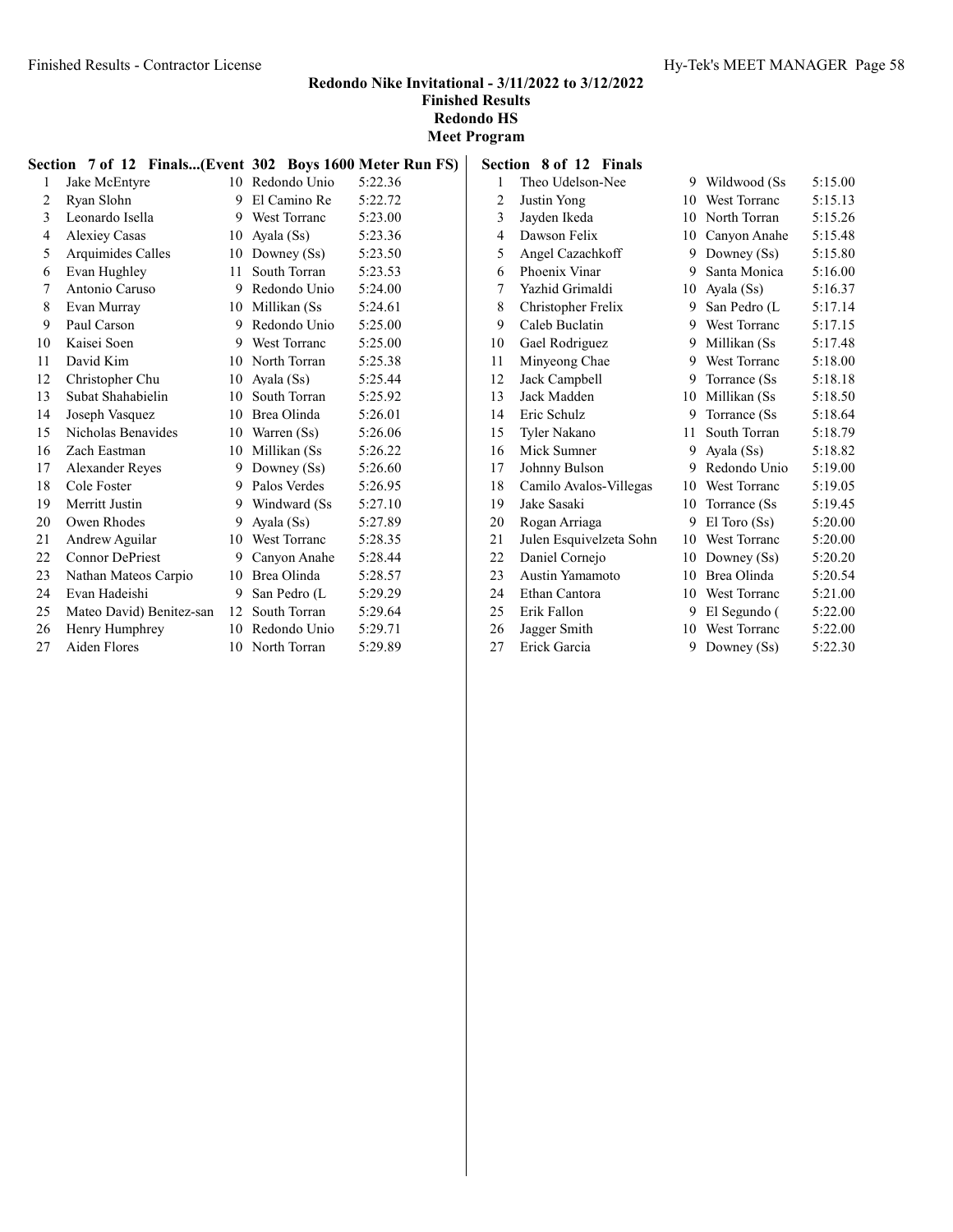**Redondo Nike Invitational - 3/11/2022 to 3/12/2022**
**Finished Results**
**Redondo HS**
**Meet Program**

### Section 7 of 12 Finals...(Event 302 Boys 1600 Meter Run FS)

| | Name | Yr | School | Time |
|---|---|---|---|---|
| 1 | Jake McEntyre | 10 | Redondo Unio | 5:22.36 |
| 2 | Ryan Slohn | 9 | El Camino Re | 5:22.72 |
| 3 | Leonardo Isella | 9 | West Torranc | 5:23.00 |
| 4 | Alexiey Casas | 10 | Ayala (Ss) | 5:23.36 |
| 5 | Arquimides Calles | 10 | Downey (Ss) | 5:23.50 |
| 6 | Evan Hughley | 11 | South Torran | 5:23.53 |
| 7 | Antonio Caruso | 9 | Redondo Unio | 5:24.00 |
| 8 | Evan Murray | 10 | Millikan (Ss | 5:24.61 |
| 9 | Paul Carson | 9 | Redondo Unio | 5:25.00 |
| 10 | Kaisei Soen | 9 | West Torranc | 5:25.00 |
| 11 | David Kim | 10 | North Torran | 5:25.38 |
| 12 | Christopher Chu | 10 | Ayala (Ss) | 5:25.44 |
| 13 | Subat Shahabielin | 10 | South Torran | 5:25.92 |
| 14 | Joseph Vasquez | 10 | Brea Olinda | 5:26.01 |
| 15 | Nicholas Benavides | 10 | Warren (Ss) | 5:26.06 |
| 16 | Zach Eastman | 10 | Millikan (Ss | 5:26.22 |
| 17 | Alexander Reyes | 9 | Downey (Ss) | 5:26.60 |
| 18 | Cole Foster | 9 | Palos Verdes | 5:26.95 |
| 19 | Merritt Justin | 9 | Windward (Ss | 5:27.10 |
| 20 | Owen Rhodes | 9 | Ayala (Ss) | 5:27.89 |
| 21 | Andrew Aguilar | 10 | West Torranc | 5:28.35 |
| 22 | Connor DePriest | 9 | Canyon Anahe | 5:28.44 |
| 23 | Nathan Mateos Carpio | 10 | Brea Olinda | 5:28.57 |
| 24 | Evan Hadeishi | 9 | San Pedro (L | 5:29.29 |
| 25 | Mateo David) Benitez-san | 12 | South Torran | 5:29.64 |
| 26 | Henry Humphrey | 10 | Redondo Unio | 5:29.71 |
| 27 | Aiden Flores | 10 | North Torran | 5:29.89 |

### Section 8 of 12 Finals

| | Name | Yr | School | Time |
|---|---|---|---|---|
| 1 | Theo Udelson-Nee | 9 | Wildwood (Ss | 5:15.00 |
| 2 | Justin Yong | 10 | West Torranc | 5:15.13 |
| 3 | Jayden Ikeda | 10 | North Torran | 5:15.26 |
| 4 | Dawson Felix | 10 | Canyon Anahe | 5:15.48 |
| 5 | Angel Cazachkoff | 9 | Downey (Ss) | 5:15.80 |
| 6 | Phoenix Vinar | 9 | Santa Monica | 5:16.00 |
| 7 | Yazhid Grimaldi | 10 | Ayala (Ss) | 5:16.37 |
| 8 | Christopher Frelix | 9 | San Pedro (L | 5:17.14 |
| 9 | Caleb Buclatin | 9 | West Torranc | 5:17.15 |
| 10 | Gael Rodriguez | 9 | Millikan (Ss | 5:17.48 |
| 11 | Minyeong Chae | 9 | West Torranc | 5:18.00 |
| 12 | Jack Campbell | 9 | Torrance (Ss | 5:18.18 |
| 13 | Jack Madden | 10 | Millikan (Ss | 5:18.50 |
| 14 | Eric Schulz | 9 | Torrance (Ss | 5:18.64 |
| 15 | Tyler Nakano | 11 | South Torran | 5:18.79 |
| 16 | Mick Sumner | 9 | Ayala (Ss) | 5:18.82 |
| 17 | Johnny Bulson | 9 | Redondo Unio | 5:19.00 |
| 18 | Camilo Avalos-Villegas | 10 | West Torranc | 5:19.05 |
| 19 | Jake Sasaki | 10 | Torrance (Ss | 5:19.45 |
| 20 | Rogan Arriaga | 9 | El Toro (Ss) | 5:20.00 |
| 21 | Julen Esquivelzeta Sohn | 10 | West Torranc | 5:20.00 |
| 22 | Daniel Cornejo | 10 | Downey (Ss) | 5:20.20 |
| 23 | Austin Yamamoto | 10 | Brea Olinda | 5:20.54 |
| 24 | Ethan Cantora | 10 | West Torranc | 5:21.00 |
| 25 | Erik Fallon | 9 | El Segundo ( | 5:22.00 |
| 26 | Jagger Smith | 10 | West Torranc | 5:22.00 |
| 27 | Erick Garcia | 9 | Downey (Ss) | 5:22.30 |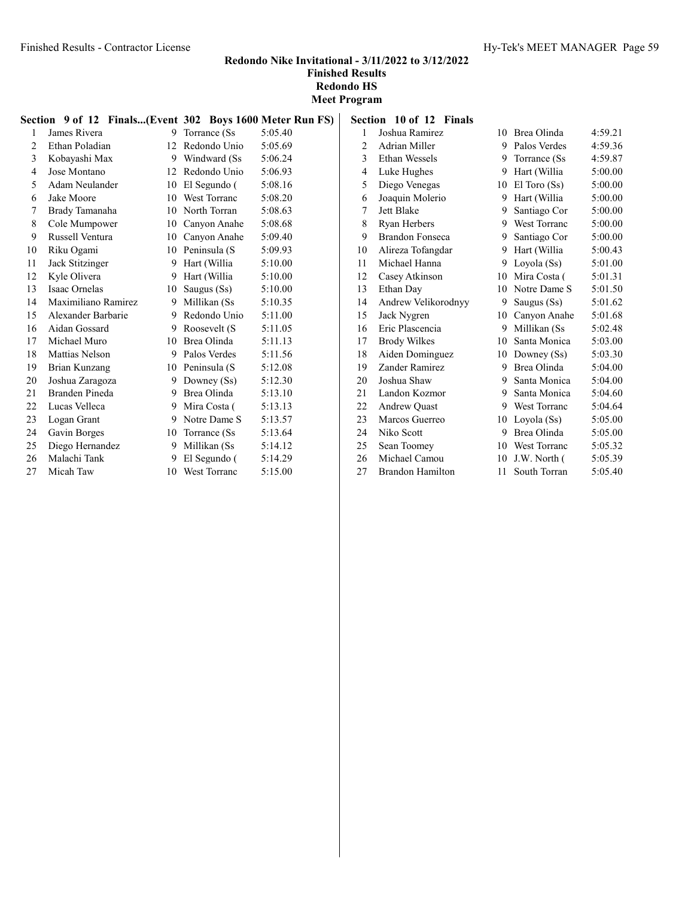## Redondo Nike Invitational - 3/11/2022 to 3/12/2022
### Finished Results
### Redondo HS
### Meet Program

**Section 9 of 12 Finals...(Event 302 Boys 1600 Meter Run FS)**

| | Name | Yr | School | Finals |
|---|---|---|---|---|
| 1 | James Rivera | 9 | Torrance (Ss | 5:05.40 |
| 2 | Ethan Poladian | 12 | Redondo Unio | 5:05.69 |
| 3 | Kobayashi Max | 9 | Windward (Ss | 5:06.24 |
| 4 | Jose Montano | 12 | Redondo Unio | 5:06.93 |
| 5 | Adam Neulander | 10 | El Segundo ( | 5:08.16 |
| 6 | Jake Moore | 10 | West Torranc | 5:08.20 |
| 7 | Brady Tamanaha | 10 | North Torran | 5:08.63 |
| 8 | Cole Mumpower | 10 | Canyon Anahe | 5:08.68 |
| 9 | Russell Ventura | 10 | Canyon Anahe | 5:09.40 |
| 10 | Riku Ogami | 10 | Peninsula (S | 5:09.93 |
| 11 | Jack Stitzinger | 9 | Hart (Willia | 5:10.00 |
| 12 | Kyle Olivera | 9 | Hart (Willia | 5:10.00 |
| 13 | Isaac Ornelas | 10 | Saugus (Ss) | 5:10.00 |
| 14 | Maximiliano Ramirez | 9 | Millikan (Ss | 5:10.35 |
| 15 | Alexander Barbarie | 9 | Redondo Unio | 5:11.00 |
| 16 | Aidan Gossard | 9 | Roosevelt (S | 5:11.05 |
| 17 | Michael Muro | 10 | Brea Olinda | 5:11.13 |
| 18 | Mattias Nelson | 9 | Palos Verdes | 5:11.56 |
| 19 | Brian Kunzang | 10 | Peninsula (S | 5:12.08 |
| 20 | Joshua Zaragoza | 9 | Downey (Ss) | 5:12.30 |
| 21 | Branden Pineda | 9 | Brea Olinda | 5:13.10 |
| 22 | Lucas Velleca | 9 | Mira Costa ( | 5:13.13 |
| 23 | Logan Grant | 9 | Notre Dame S | 5:13.57 |
| 24 | Gavin Borges | 10 | Torrance (Ss | 5:13.64 |
| 25 | Diego Hernandez | 9 | Millikan (Ss | 5:14.12 |
| 26 | Malachi Tank | 9 | El Segundo ( | 5:14.29 |
| 27 | Micah Taw | 10 | West Torranc | 5:15.00 |

**Section 10 of 12 Finals**

| | Name | Yr | School | Finals |
|---|---|---|---|---|
| 1 | Joshua Ramirez | 10 | Brea Olinda | 4:59.21 |
| 2 | Adrian Miller | 9 | Palos Verdes | 4:59.36 |
| 3 | Ethan Wessels | 9 | Torrance (Ss | 4:59.87 |
| 4 | Luke Hughes | 9 | Hart (Willia | 5:00.00 |
| 5 | Diego Venegas | 10 | El Toro (Ss) | 5:00.00 |
| 6 | Joaquin Molerio | 9 | Hart (Willia | 5:00.00 |
| 7 | Jett Blake | 9 | Santiago Cor | 5:00.00 |
| 8 | Ryan Herbers | 9 | West Torranc | 5:00.00 |
| 9 | Brandon Fonseca | 9 | Santiago Cor | 5:00.00 |
| 10 | Alireza Tofangdar | 9 | Hart (Willia | 5:00.43 |
| 11 | Michael Hanna | 9 | Loyola (Ss) | 5:01.00 |
| 12 | Casey Atkinson | 10 | Mira Costa ( | 5:01.31 |
| 13 | Ethan Day | 10 | Notre Dame S | 5:01.50 |
| 14 | Andrew Velikorodnyy | 9 | Saugus (Ss) | 5:01.62 |
| 15 | Jack Nygren | 10 | Canyon Anahe | 5:01.68 |
| 16 | Eric Plascencia | 9 | Millikan (Ss | 5:02.48 |
| 17 | Brody Wilkes | 10 | Santa Monica | 5:03.00 |
| 18 | Aiden Dominguez | 10 | Downey (Ss) | 5:03.30 |
| 19 | Zander Ramirez | 9 | Brea Olinda | 5:04.00 |
| 20 | Joshua Shaw | 9 | Santa Monica | 5:04.00 |
| 21 | Landon Kozmor | 9 | Santa Monica | 5:04.60 |
| 22 | Andrew Quast | 9 | West Torranc | 5:04.64 |
| 23 | Marcos Guerreo | 10 | Loyola (Ss) | 5:05.00 |
| 24 | Niko Scott | 9 | Brea Olinda | 5:05.00 |
| 25 | Sean Toomey | 10 | West Torranc | 5:05.32 |
| 26 | Michael Camou | 10 | J.W. North ( | 5:05.39 |
| 27 | Brandon Hamilton | 11 | South Torran | 5:05.40 |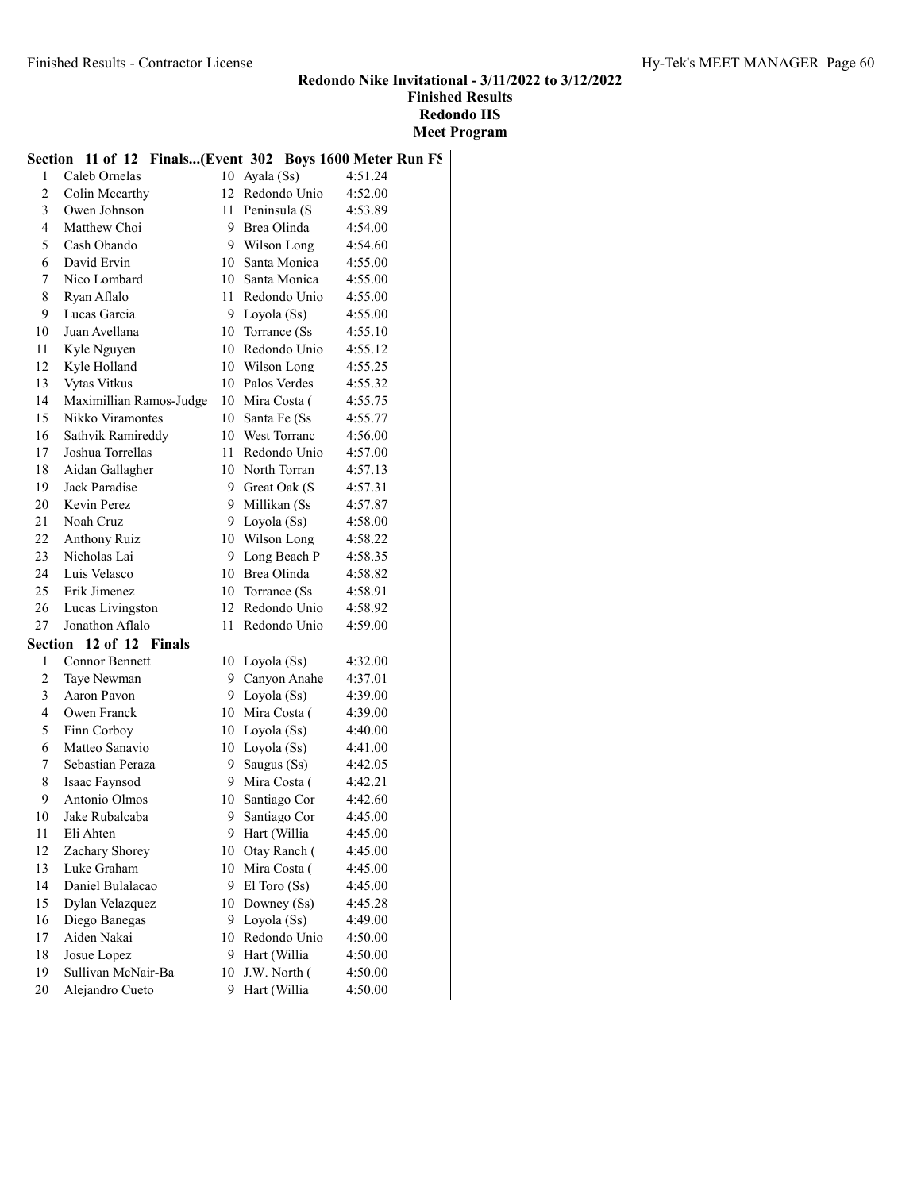## Redondo Nike Invitational - 3/11/2022 to 3/12/2022
### Finished Results
### Redondo HS
### Meet Program

**Section 11 of 12 Finals...(Event 302 Boys 1600 Meter Run FS**

| | | | | |
|---|---|---|---|---|
| 1 | Caleb Ornelas | 10 | Ayala (Ss) | 4:51.24 |
| 2 | Colin Mccarthy | 12 | Redondo Unio | 4:52.00 |
| 3 | Owen Johnson | 11 | Peninsula (S | 4:53.89 |
| 4 | Matthew Choi | 9 | Brea Olinda | 4:54.00 |
| 5 | Cash Obando | 9 | Wilson Long | 4:54.60 |
| 6 | David Ervin | 10 | Santa Monica | 4:55.00 |
| 7 | Nico Lombard | 10 | Santa Monica | 4:55.00 |
| 8 | Ryan Aflalo | 11 | Redondo Unio | 4:55.00 |
| 9 | Lucas Garcia | 9 | Loyola (Ss) | 4:55.00 |
| 10 | Juan Avellana | 10 | Torrance (Ss | 4:55.10 |
| 11 | Kyle Nguyen | 10 | Redondo Unio | 4:55.12 |
| 12 | Kyle Holland | 10 | Wilson Long | 4:55.25 |
| 13 | Vytas Vitkus | 10 | Palos Verdes | 4:55.32 |
| 14 | Maximillian Ramos-Judge | 10 | Mira Costa ( | 4:55.75 |
| 15 | Nikko Viramontes | 10 | Santa Fe (Ss | 4:55.77 |
| 16 | Sathvik Ramireddy | 10 | West Torranc | 4:56.00 |
| 17 | Joshua Torrellas | 11 | Redondo Unio | 4:57.00 |
| 18 | Aidan Gallagher | 10 | North Torran | 4:57.13 |
| 19 | Jack Paradise | 9 | Great Oak (S | 4:57.31 |
| 20 | Kevin Perez | 9 | Millikan (Ss | 4:57.87 |
| 21 | Noah Cruz | 9 | Loyola (Ss) | 4:58.00 |
| 22 | Anthony Ruiz | 10 | Wilson Long | 4:58.22 |
| 23 | Nicholas Lai | 9 | Long Beach P | 4:58.35 |
| 24 | Luis Velasco | 10 | Brea Olinda | 4:58.82 |
| 25 | Erik Jimenez | 10 | Torrance (Ss | 4:58.91 |
| 26 | Lucas Livingston | 12 | Redondo Unio | 4:58.92 |
| 27 | Jonathon Aflalo | 11 | Redondo Unio | 4:59.00 |

**Section 12 of 12 Finals**

| | | | | |
|---|---|---|---|---|
| 1 | Connor Bennett | 10 | Loyola (Ss) | 4:32.00 |
| 2 | Taye Newman | 9 | Canyon Anahe | 4:37.01 |
| 3 | Aaron Pavon | 9 | Loyola (Ss) | 4:39.00 |
| 4 | Owen Franck | 10 | Mira Costa ( | 4:39.00 |
| 5 | Finn Corboy | 10 | Loyola (Ss) | 4:40.00 |
| 6 | Matteo Sanavio | 10 | Loyola (Ss) | 4:41.00 |
| 7 | Sebastian Peraza | 9 | Saugus (Ss) | 4:42.05 |
| 8 | Isaac Faynsod | 9 | Mira Costa ( | 4:42.21 |
| 9 | Antonio Olmos | 10 | Santiago Cor | 4:42.60 |
| 10 | Jake Rubalcaba | 9 | Santiago Cor | 4:45.00 |
| 11 | Eli Ahten | 9 | Hart (Willia | 4:45.00 |
| 12 | Zachary Shorey | 10 | Otay Ranch ( | 4:45.00 |
| 13 | Luke Graham | 10 | Mira Costa ( | 4:45.00 |
| 14 | Daniel Bulalacao | 9 | El Toro (Ss) | 4:45.00 |
| 15 | Dylan Velazquez | 10 | Downey (Ss) | 4:45.28 |
| 16 | Diego Banegas | 9 | Loyola (Ss) | 4:49.00 |
| 17 | Aiden Nakai | 10 | Redondo Unio | 4:50.00 |
| 18 | Josue Lopez | 9 | Hart (Willia | 4:50.00 |
| 19 | Sullivan McNair-Ba | 10 | J.W. North ( | 4:50.00 |
| 20 | Alejandro Cueto | 9 | Hart (Willia | 4:50.00 |